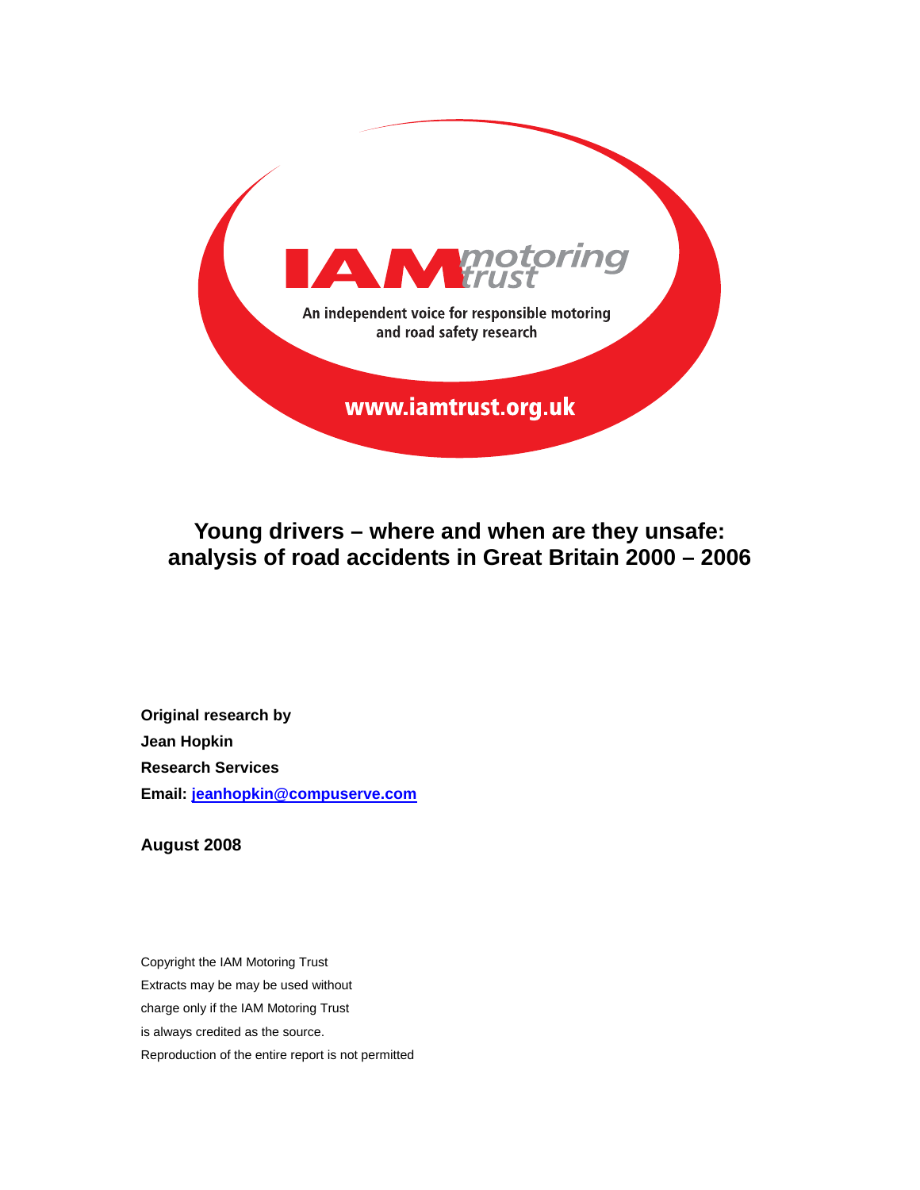IAM motoring trust

An independent voice for responsible motoring and road safety research

www.iamtrust.org.uk

# Young drivers – where and when are they unsafe: analysis of road accidents in Great Britain 2000 – 2006

**Original research by**

**Jean Hopkin**

**Research Services**

**Email: jeanhopkin@compuserve.com**

**August 2008**

Copyright the IAM Motoring Trust
Extracts may be may be used without
charge only if the IAM Motoring Trust
is always credited as the source.
Reproduction of the entire report is not permitted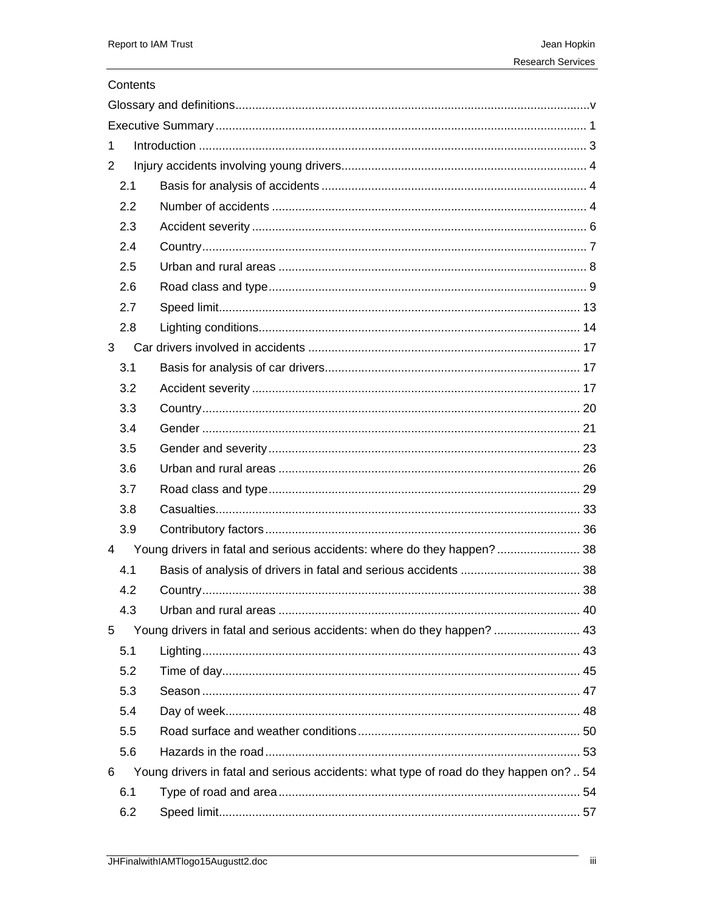Contents

Glossary and definitions.........v

Executive Summary......... 1

1 Introduction......... 3

2 Injury accidents involving young drivers......... 4

- 2.1 Basis for analysis of accidents......... 4
- 2.2 Number of accidents......... 4
- 2.3 Accident severity......... 6
- 2.4 Country......... 7
- 2.5 Urban and rural areas......... 8
- 2.6 Road class and type......... 9
- 2.7 Speed limit......... 13
- 2.8 Lighting conditions......... 14

3 Car drivers involved in accidents......... 17

- 3.1 Basis for analysis of car drivers......... 17
- 3.2 Accident severity......... 17
- 3.3 Country......... 20
- 3.4 Gender......... 21
- 3.5 Gender and severity......... 23
- 3.6 Urban and rural areas......... 26
- 3.7 Road class and type......... 29
- 3.8 Casualties......... 33
- 3.9 Contributory factors......... 36

4 Young drivers in fatal and serious accidents: where do they happen?......... 38

- 4.1 Basis of analysis of drivers in fatal and serious accidents......... 38
- 4.2 Country......... 38
- 4.3 Urban and rural areas......... 40

5 Young drivers in fatal and serious accidents: when do they happen?......... 43

- 5.1 Lighting......... 43
- 5.2 Time of day......... 45
- 5.3 Season......... 47
- 5.4 Day of week......... 48
- 5.5 Road surface and weather conditions......... 50
- 5.6 Hazards in the road......... 53

6 Young drivers in fatal and serious accidents: what type of road do they happen on?......... 54

- 6.1 Type of road and area......... 54
- 6.2 Speed limit......... 57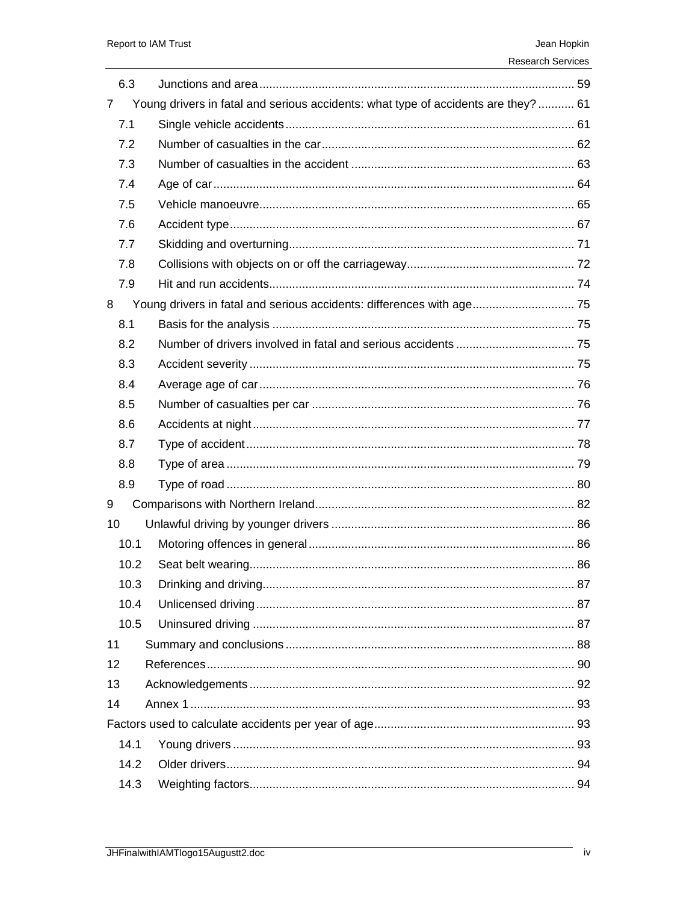| | | |
|---|---|---|
| 6.3 | Junctions and area | 59 |
| 7 | Young drivers in fatal and serious accidents: what type of accidents are they? | 61 |
| 7.1 | Single vehicle accidents | 61 |
| 7.2 | Number of casualties in the car | 62 |
| 7.3 | Number of casualties in the accident | 63 |
| 7.4 | Age of car | 64 |
| 7.5 | Vehicle manoeuvre | 65 |
| 7.6 | Accident type | 67 |
| 7.7 | Skidding and overturning | 71 |
| 7.8 | Collisions with objects on or off the carriageway | 72 |
| 7.9 | Hit and run accidents | 74 |
| 8 | Young drivers in fatal and serious accidents: differences with age | 75 |
| 8.1 | Basis for the analysis | 75 |
| 8.2 | Number of drivers involved in fatal and serious accidents | 75 |
| 8.3 | Accident severity | 75 |
| 8.4 | Average age of car | 76 |
| 8.5 | Number of casualties per car | 76 |
| 8.6 | Accidents at night | 77 |
| 8.7 | Type of accident | 78 |
| 8.8 | Type of area | 79 |
| 8.9 | Type of road | 80 |
| 9 | Comparisons with Northern Ireland | 82 |
| 10 | Unlawful driving by younger drivers | 86 |
| 10.1 | Motoring offences in general | 86 |
| 10.2 | Seat belt wearing | 86 |
| 10.3 | Drinking and driving | 87 |
| 10.4 | Unlicensed driving | 87 |
| 10.5 | Uninsured driving | 87 |
| 11 | Summary and conclusions | 88 |
| 12 | References | 90 |
| 13 | Acknowledgements | 92 |
| 14 | Annex 1 | 93 |
| | Factors used to calculate accidents per year of age | 93 |
| 14.1 | Young drivers | 93 |
| 14.2 | Older drivers | 94 |
| 14.3 | Weighting factors | 94 |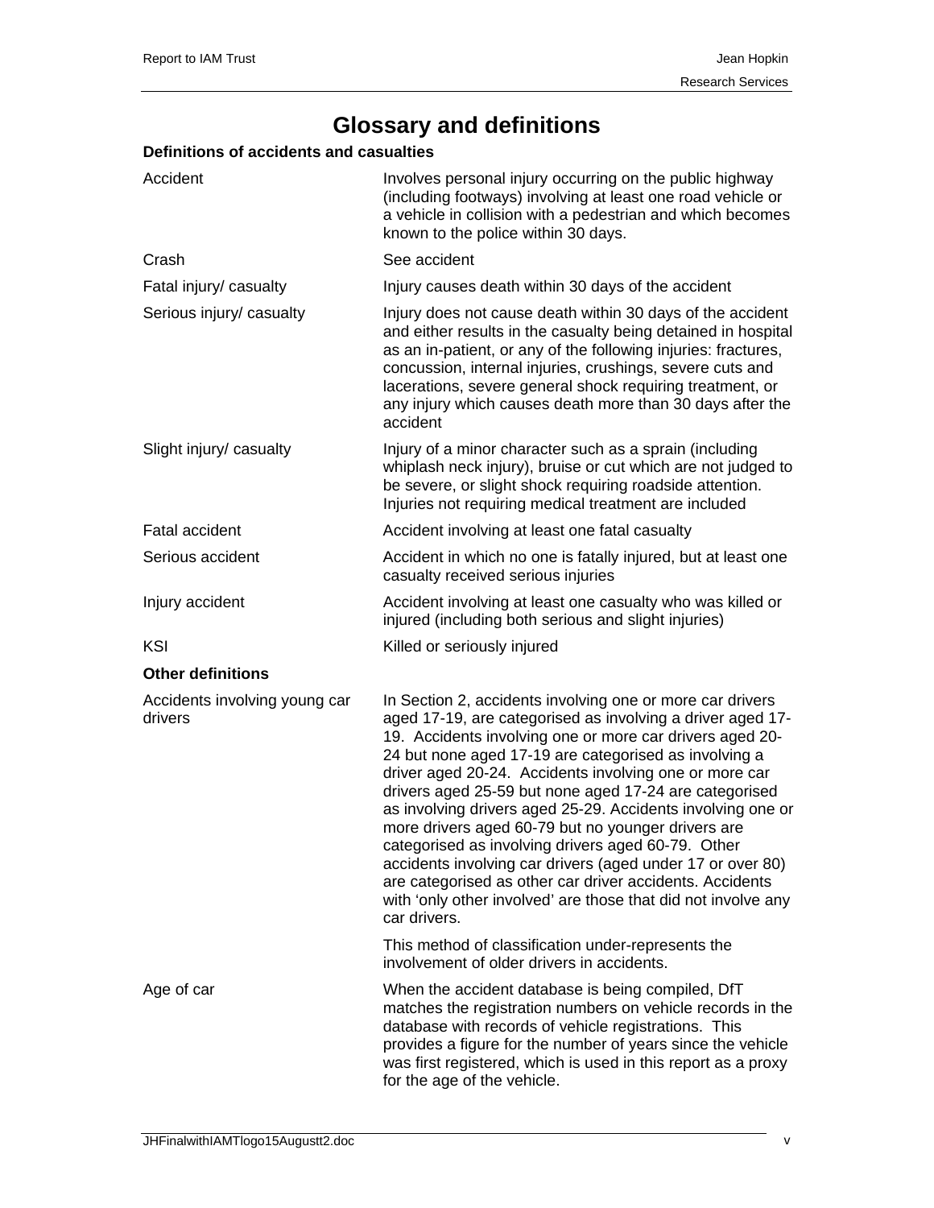# Glossary and definitions

**Definitions of accidents and casualties**

| | |
|---|---|
| Accident | Involves personal injury occurring on the public highway (including footways) involving at least one road vehicle or a vehicle in collision with a pedestrian and which becomes known to the police within 30 days. |
| Crash | See accident |
| Fatal injury/ casualty | Injury causes death within 30 days of the accident |
| Serious injury/ casualty | Injury does not cause death within 30 days of the accident and either results in the casualty being detained in hospital as an in-patient, or any of the following injuries: fractures, concussion, internal injuries, crushings, severe cuts and lacerations, severe general shock requiring treatment, or any injury which causes death more than 30 days after the accident |
| Slight injury/ casualty | Injury of a minor character such as a sprain (including whiplash neck injury), bruise or cut which are not judged to be severe, or slight shock requiring roadside attention. Injuries not requiring medical treatment are included |
| Fatal accident | Accident involving at least one fatal casualty |
| Serious accident | Accident in which no one is fatally injured, but at least one casualty received serious injuries |
| Injury accident | Accident involving at least one casualty who was killed or injured (including both serious and slight injuries) |
| KSI | Killed or seriously injured |

**Other definitions**

| | |
|---|---|
| Accidents involving young car drivers | In Section 2, accidents involving one or more car drivers aged 17-19, are categorised as involving a driver aged 17-19. Accidents involving one or more car drivers aged 20-24 but none aged 17-19 are categorised as involving a driver aged 20-24. Accidents involving one or more car drivers aged 25-59 but none aged 17-24 are categorised as involving drivers aged 25-29. Accidents involving one or more drivers aged 60-79 but no younger drivers are categorised as involving drivers aged 60-79. Other accidents involving car drivers (aged under 17 or over 80) are categorised as other car driver accidents. Accidents with 'only other involved' are those that did not involve any car drivers.<br><br>This method of classification under-represents the involvement of older drivers in accidents. |
| Age of car | When the accident database is being compiled, DfT matches the registration numbers on vehicle records in the database with records of vehicle registrations. This provides a figure for the number of years since the vehicle was first registered, which is used in this report as a proxy for the age of the vehicle. |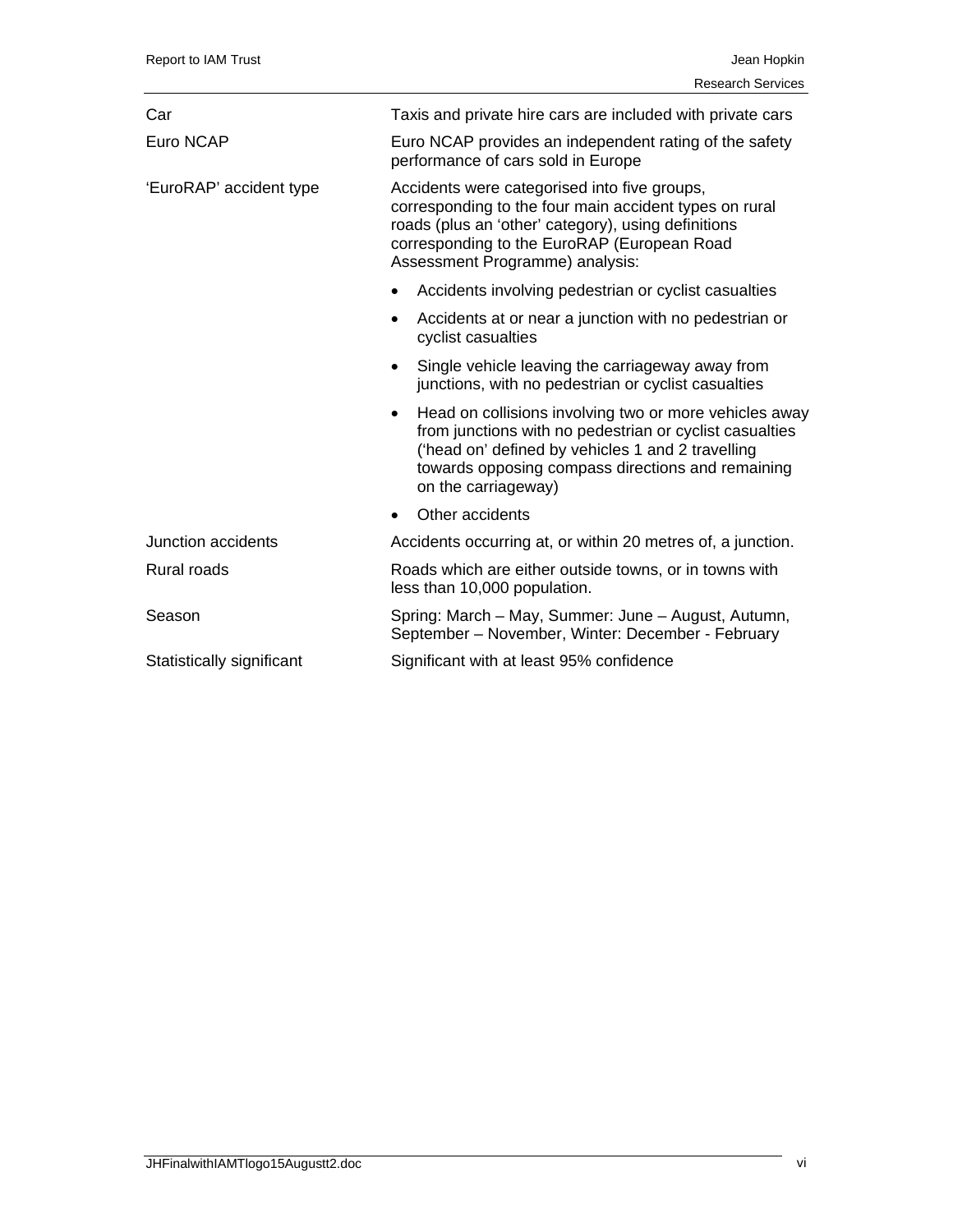| | |
|---|---|
| Car | Taxis and private hire cars are included with private cars |
| Euro NCAP | Euro NCAP provides an independent rating of the safety performance of cars sold in Europe |
| 'EuroRAP' accident type | Accidents were categorised into five groups, corresponding to the four main accident types on rural roads (plus an 'other' category), using definitions corresponding to the EuroRAP (European Road Assessment Programme) analysis: <br>• Accidents involving pedestrian or cyclist casualties <br>• Accidents at or near a junction with no pedestrian or cyclist casualties <br>• Single vehicle leaving the carriageway away from junctions, with no pedestrian or cyclist casualties <br>• Head on collisions involving two or more vehicles away from junctions with no pedestrian or cyclist casualties ('head on' defined by vehicles 1 and 2 travelling towards opposing compass directions and remaining on the carriageway) <br>• Other accidents |
| Junction accidents | Accidents occurring at, or within 20 metres of, a junction. |
| Rural roads | Roads which are either outside towns, or in towns with less than 10,000 population. |
| Season | Spring: March – May, Summer: June – August, Autumn, September – November, Winter: December - February |
| Statistically significant | Significant with at least 95% confidence |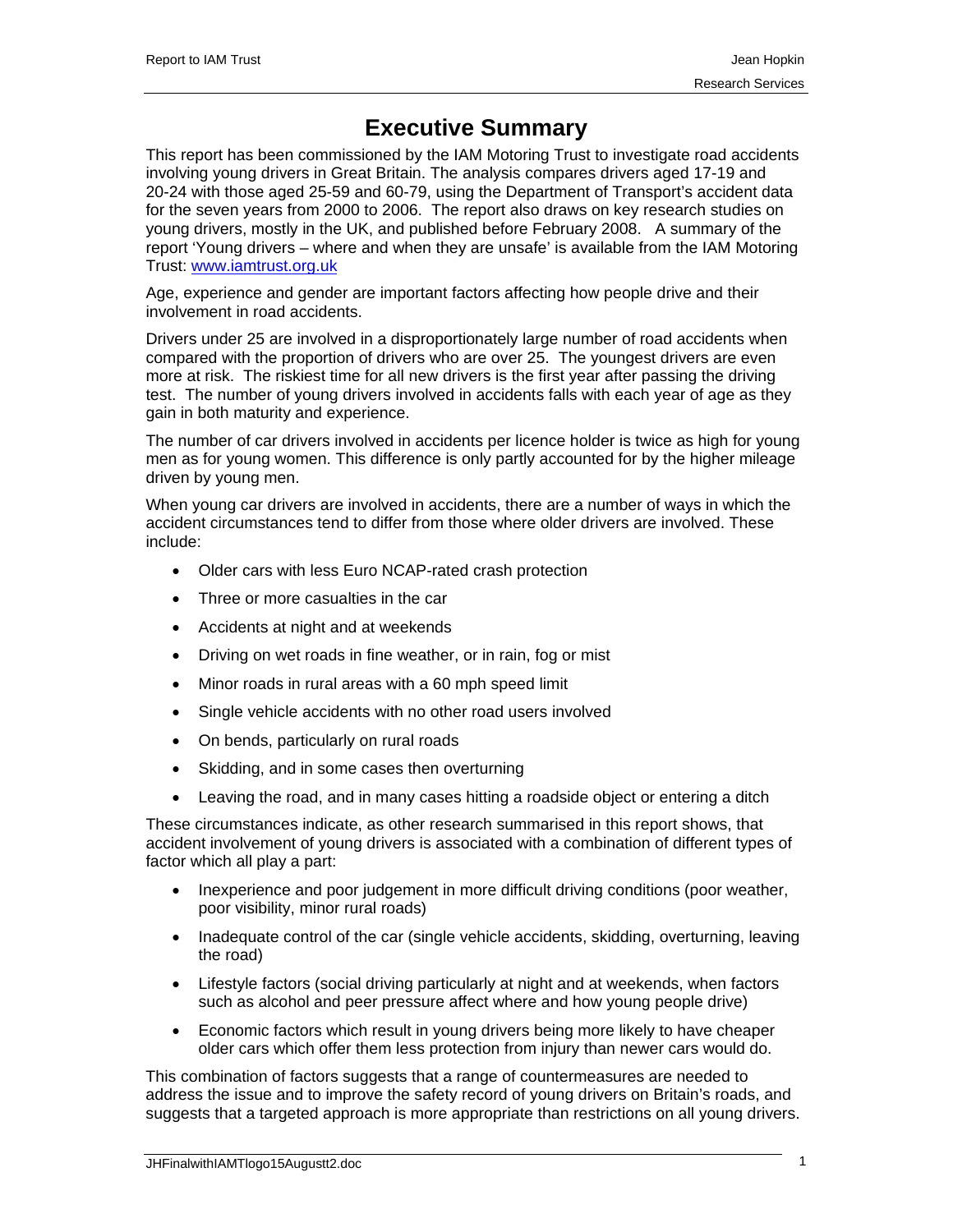# Executive Summary

This report has been commissioned by the IAM Motoring Trust to investigate road accidents involving young drivers in Great Britain. The analysis compares drivers aged 17-19 and 20-24 with those aged 25-59 and 60-79, using the Department of Transport's accident data for the seven years from 2000 to 2006. The report also draws on key research studies on young drivers, mostly in the UK, and published before February 2008. A summary of the report 'Young drivers – where and when they are unsafe' is available from the IAM Motoring Trust: www.iamtrust.org.uk

Age, experience and gender are important factors affecting how people drive and their involvement in road accidents.

Drivers under 25 are involved in a disproportionately large number of road accidents when compared with the proportion of drivers who are over 25. The youngest drivers are even more at risk. The riskiest time for all new drivers is the first year after passing the driving test. The number of young drivers involved in accidents falls with each year of age as they gain in both maturity and experience.

The number of car drivers involved in accidents per licence holder is twice as high for young men as for young women. This difference is only partly accounted for by the higher mileage driven by young men.

When young car drivers are involved in accidents, there are a number of ways in which the accident circumstances tend to differ from those where older drivers are involved. These include:

- Older cars with less Euro NCAP-rated crash protection
- Three or more casualties in the car
- Accidents at night and at weekends
- Driving on wet roads in fine weather, or in rain, fog or mist
- Minor roads in rural areas with a 60 mph speed limit
- Single vehicle accidents with no other road users involved
- On bends, particularly on rural roads
- Skidding, and in some cases then overturning
- Leaving the road, and in many cases hitting a roadside object or entering a ditch

These circumstances indicate, as other research summarised in this report shows, that accident involvement of young drivers is associated with a combination of different types of factor which all play a part:

- Inexperience and poor judgement in more difficult driving conditions (poor weather, poor visibility, minor rural roads)
- Inadequate control of the car (single vehicle accidents, skidding, overturning, leaving the road)
- Lifestyle factors (social driving particularly at night and at weekends, when factors such as alcohol and peer pressure affect where and how young people drive)
- Economic factors which result in young drivers being more likely to have cheaper older cars which offer them less protection from injury than newer cars would do.

This combination of factors suggests that a range of countermeasures are needed to address the issue and to improve the safety record of young drivers on Britain's roads, and suggests that a targeted approach is more appropriate than restrictions on all young drivers.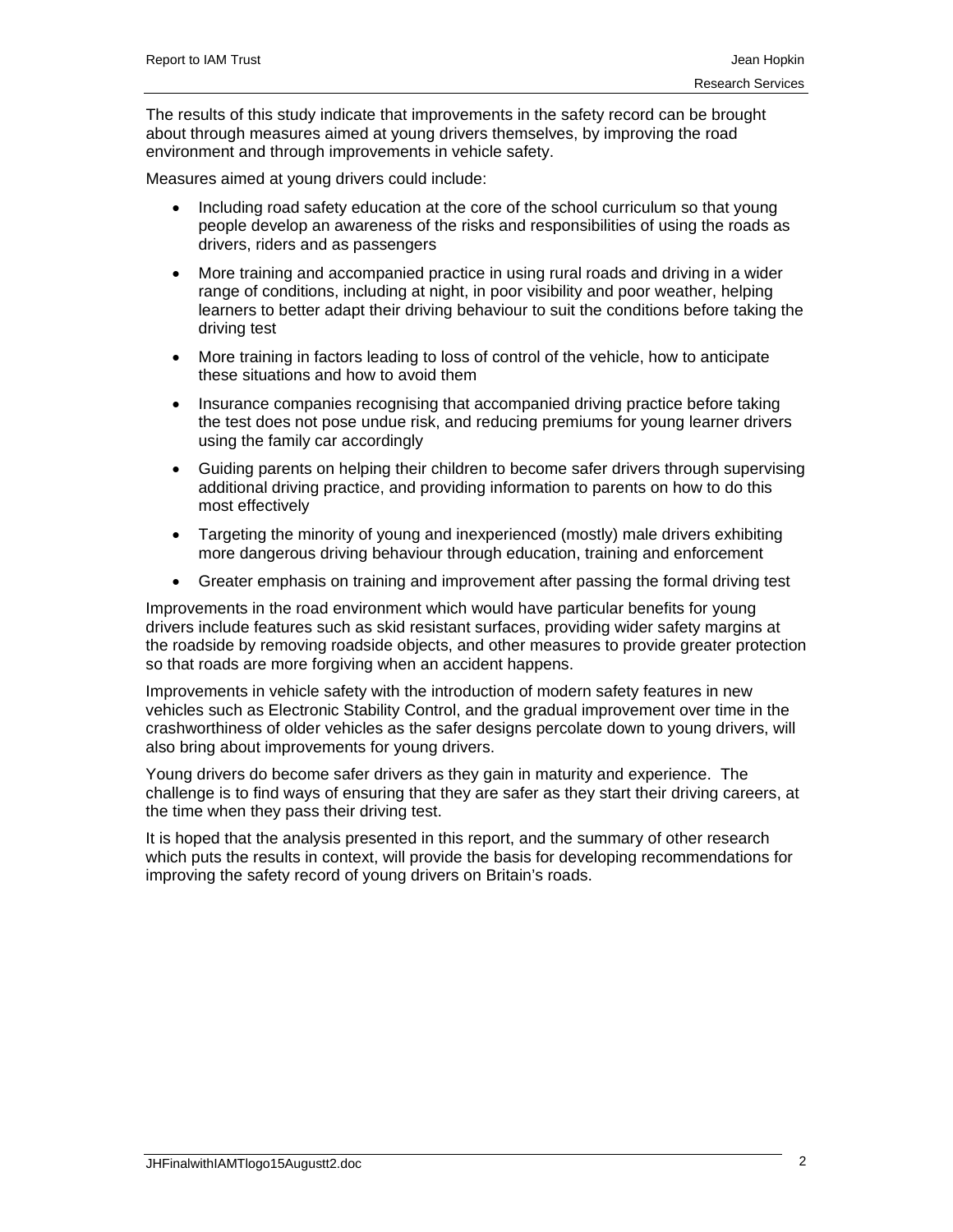The results of this study indicate that improvements in the safety record can be brought about through measures aimed at young drivers themselves, by improving the road environment and through improvements in vehicle safety.

Measures aimed at young drivers could include:

- Including road safety education at the core of the school curriculum so that young people develop an awareness of the risks and responsibilities of using the roads as drivers, riders and as passengers
- More training and accompanied practice in using rural roads and driving in a wider range of conditions, including at night, in poor visibility and poor weather, helping learners to better adapt their driving behaviour to suit the conditions before taking the driving test
- More training in factors leading to loss of control of the vehicle, how to anticipate these situations and how to avoid them
- Insurance companies recognising that accompanied driving practice before taking the test does not pose undue risk, and reducing premiums for young learner drivers using the family car accordingly
- Guiding parents on helping their children to become safer drivers through supervising additional driving practice, and providing information to parents on how to do this most effectively
- Targeting the minority of young and inexperienced (mostly) male drivers exhibiting more dangerous driving behaviour through education, training and enforcement
- Greater emphasis on training and improvement after passing the formal driving test

Improvements in the road environment which would have particular benefits for young drivers include features such as skid resistant surfaces, providing wider safety margins at the roadside by removing roadside objects, and other measures to provide greater protection so that roads are more forgiving when an accident happens.

Improvements in vehicle safety with the introduction of modern safety features in new vehicles such as Electronic Stability Control, and the gradual improvement over time in the crashworthiness of older vehicles as the safer designs percolate down to young drivers, will also bring about improvements for young drivers.

Young drivers do become safer drivers as they gain in maturity and experience. The challenge is to find ways of ensuring that they are safer as they start their driving careers, at the time when they pass their driving test.

It is hoped that the analysis presented in this report, and the summary of other research which puts the results in context, will provide the basis for developing recommendations for improving the safety record of young drivers on Britain's roads.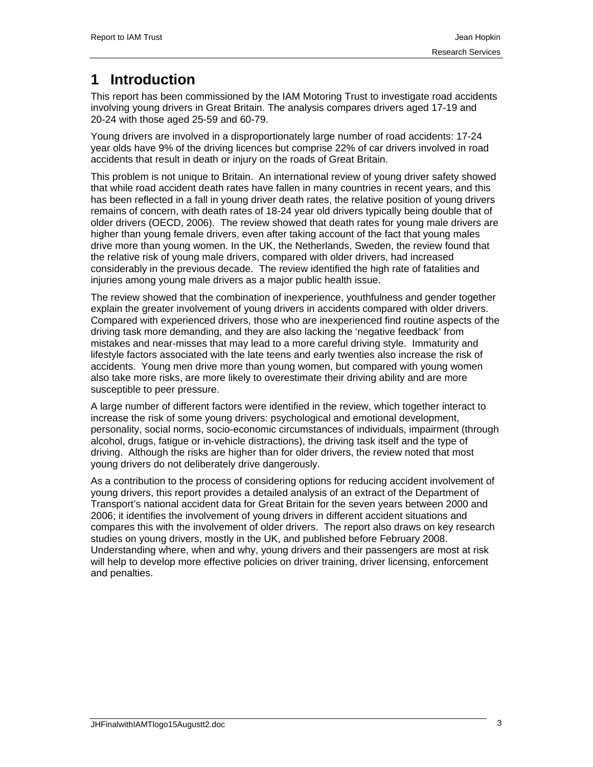# 1 Introduction

This report has been commissioned by the IAM Motoring Trust to investigate road accidents involving young drivers in Great Britain. The analysis compares drivers aged 17-19 and 20-24 with those aged 25-59 and 60-79.

Young drivers are involved in a disproportionately large number of road accidents: 17-24 year olds have 9% of the driving licences but comprise 22% of car drivers involved in road accidents that result in death or injury on the roads of Great Britain.

This problem is not unique to Britain. An international review of young driver safety showed that while road accident death rates have fallen in many countries in recent years, and this has been reflected in a fall in young driver death rates, the relative position of young drivers remains of concern, with death rates of 18-24 year old drivers typically being double that of older drivers (OECD, 2006). The review showed that death rates for young male drivers are higher than young female drivers, even after taking account of the fact that young males drive more than young women. In the UK, the Netherlands, Sweden, the review found that the relative risk of young male drivers, compared with older drivers, had increased considerably in the previous decade. The review identified the high rate of fatalities and injuries among young male drivers as a major public health issue.

The review showed that the combination of inexperience, youthfulness and gender together explain the greater involvement of young drivers in accidents compared with older drivers. Compared with experienced drivers, those who are inexperienced find routine aspects of the driving task more demanding, and they are also lacking the 'negative feedback' from mistakes and near-misses that may lead to a more careful driving style. Immaturity and lifestyle factors associated with the late teens and early twenties also increase the risk of accidents. Young men drive more than young women, but compared with young women also take more risks, are more likely to overestimate their driving ability and are more susceptible to peer pressure.

A large number of different factors were identified in the review, which together interact to increase the risk of some young drivers: psychological and emotional development, personality, social norms, socio-economic circumstances of individuals, impairment (through alcohol, drugs, fatigue or in-vehicle distractions), the driving task itself and the type of driving. Although the risks are higher than for older drivers, the review noted that most young drivers do not deliberately drive dangerously.

As a contribution to the process of considering options for reducing accident involvement of young drivers, this report provides a detailed analysis of an extract of the Department of Transport's national accident data for Great Britain for the seven years between 2000 and 2006; it identifies the involvement of young drivers in different accident situations and compares this with the involvement of older drivers. The report also draws on key research studies on young drivers, mostly in the UK, and published before February 2008. Understanding where, when and why, young drivers and their passengers are most at risk will help to develop more effective policies on driver training, driver licensing, enforcement and penalties.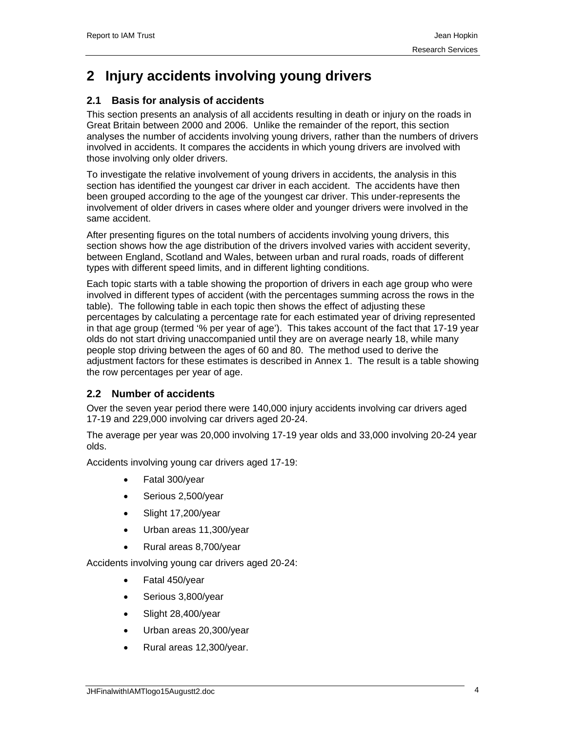# 2 Injury accidents involving young drivers

## 2.1 Basis for analysis of accidents

This section presents an analysis of all accidents resulting in death or injury on the roads in Great Britain between 2000 and 2006. Unlike the remainder of the report, this section analyses the number of accidents involving young drivers, rather than the numbers of drivers involved in accidents. It compares the accidents in which young drivers are involved with those involving only older drivers.

To investigate the relative involvement of young drivers in accidents, the analysis in this section has identified the youngest car driver in each accident. The accidents have then been grouped according to the age of the youngest car driver. This under-represents the involvement of older drivers in cases where older and younger drivers were involved in the same accident.

After presenting figures on the total numbers of accidents involving young drivers, this section shows how the age distribution of the drivers involved varies with accident severity, between England, Scotland and Wales, between urban and rural roads, roads of different types with different speed limits, and in different lighting conditions.

Each topic starts with a table showing the proportion of drivers in each age group who were involved in different types of accident (with the percentages summing across the rows in the table). The following table in each topic then shows the effect of adjusting these percentages by calculating a percentage rate for each estimated year of driving represented in that age group (termed '% per year of age'). This takes account of the fact that 17-19 year olds do not start driving unaccompanied until they are on average nearly 18, while many people stop driving between the ages of 60 and 80. The method used to derive the adjustment factors for these estimates is described in Annex 1. The result is a table showing the row percentages per year of age.

## 2.2 Number of accidents

Over the seven year period there were 140,000 injury accidents involving car drivers aged 17-19 and 229,000 involving car drivers aged 20-24.

The average per year was 20,000 involving 17-19 year olds and 33,000 involving 20-24 year olds.

Accidents involving young car drivers aged 17-19:

- Fatal 300/year
- Serious 2,500/year
- Slight 17,200/year
- Urban areas 11,300/year
- Rural areas 8,700/year

Accidents involving young car drivers aged 20-24:

- Fatal 450/year
- Serious 3,800/year
- Slight 28,400/year
- Urban areas 20,300/year
- Rural areas 12,300/year.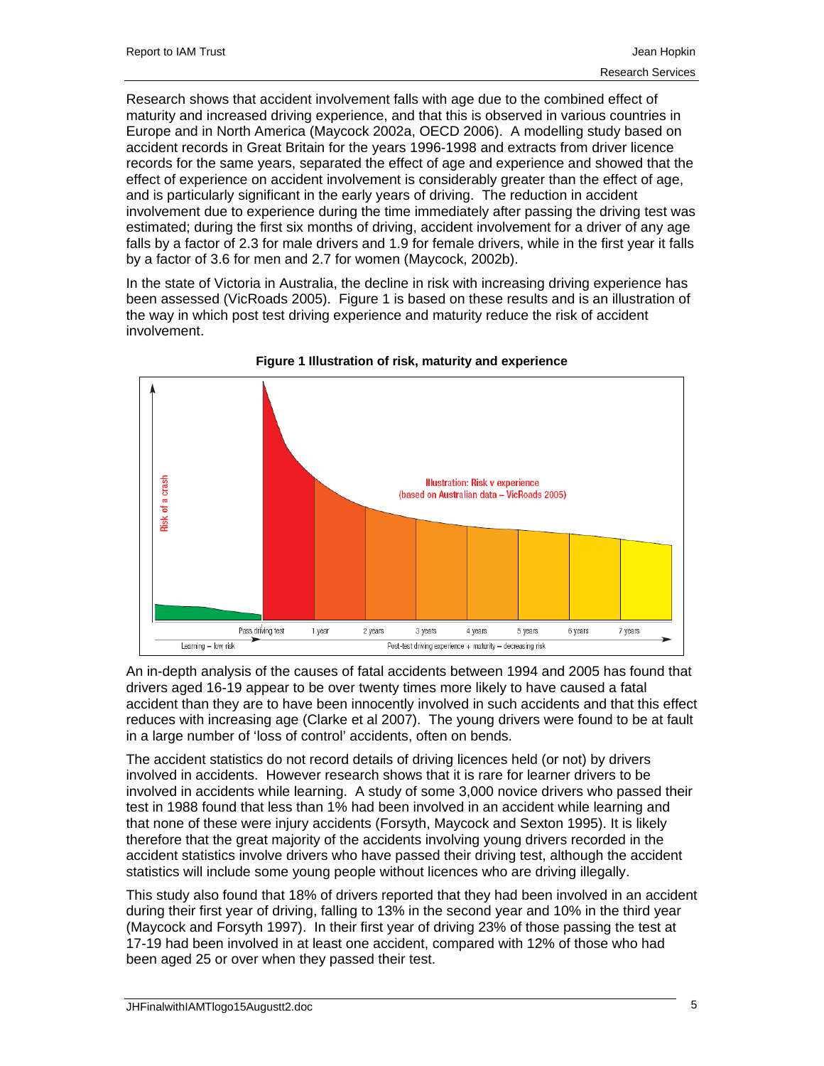Research shows that accident involvement falls with age due to the combined effect of maturity and increased driving experience, and that this is observed in various countries in Europe and in North America (Maycock 2002a, OECD 2006). A modelling study based on accident records in Great Britain for the years 1996-1998 and extracts from driver licence records for the same years, separated the effect of age and experience and showed that the effect of experience on accident involvement is considerably greater than the effect of age, and is particularly significant in the early years of driving. The reduction in accident involvement due to experience during the time immediately after passing the driving test was estimated; during the first six months of driving, accident involvement for a driver of any age falls by a factor of 2.3 for male drivers and 1.9 for female drivers, while in the first year it falls by a factor of 3.6 for men and 2.7 for women (Maycock, 2002b).

In the state of Victoria in Australia, the decline in risk with increasing driving experience has been assessed (VicRoads 2005). Figure 1 is based on these results and is an illustration of the way in which post test driving experience and maturity reduce the risk of accident involvement.

**Figure 1 Illustration of risk, maturity and experience**

An in-depth analysis of the causes of fatal accidents between 1994 and 2005 has found that drivers aged 16-19 appear to be over twenty times more likely to have caused a fatal accident than they are to have been innocently involved in such accidents and that this effect reduces with increasing age (Clarke et al 2007). The young drivers were found to be at fault in a large number of 'loss of control' accidents, often on bends.

The accident statistics do not record details of driving licences held (or not) by drivers involved in accidents. However research shows that it is rare for learner drivers to be involved in accidents while learning. A study of some 3,000 novice drivers who passed their test in 1988 found that less than 1% had been involved in an accident while learning and that none of these were injury accidents (Forsyth, Maycock and Sexton 1995). It is likely therefore that the great majority of the accidents involving young drivers recorded in the accident statistics involve drivers who have passed their driving test, although the accident statistics will include some young people without licences who are driving illegally.

This study also found that 18% of drivers reported that they had been involved in an accident during their first year of driving, falling to 13% in the second year and 10% in the third year (Maycock and Forsyth 1997). In their first year of driving 23% of those passing the test at 17-19 had been involved in at least one accident, compared with 12% of those who had been aged 25 or over when they passed their test.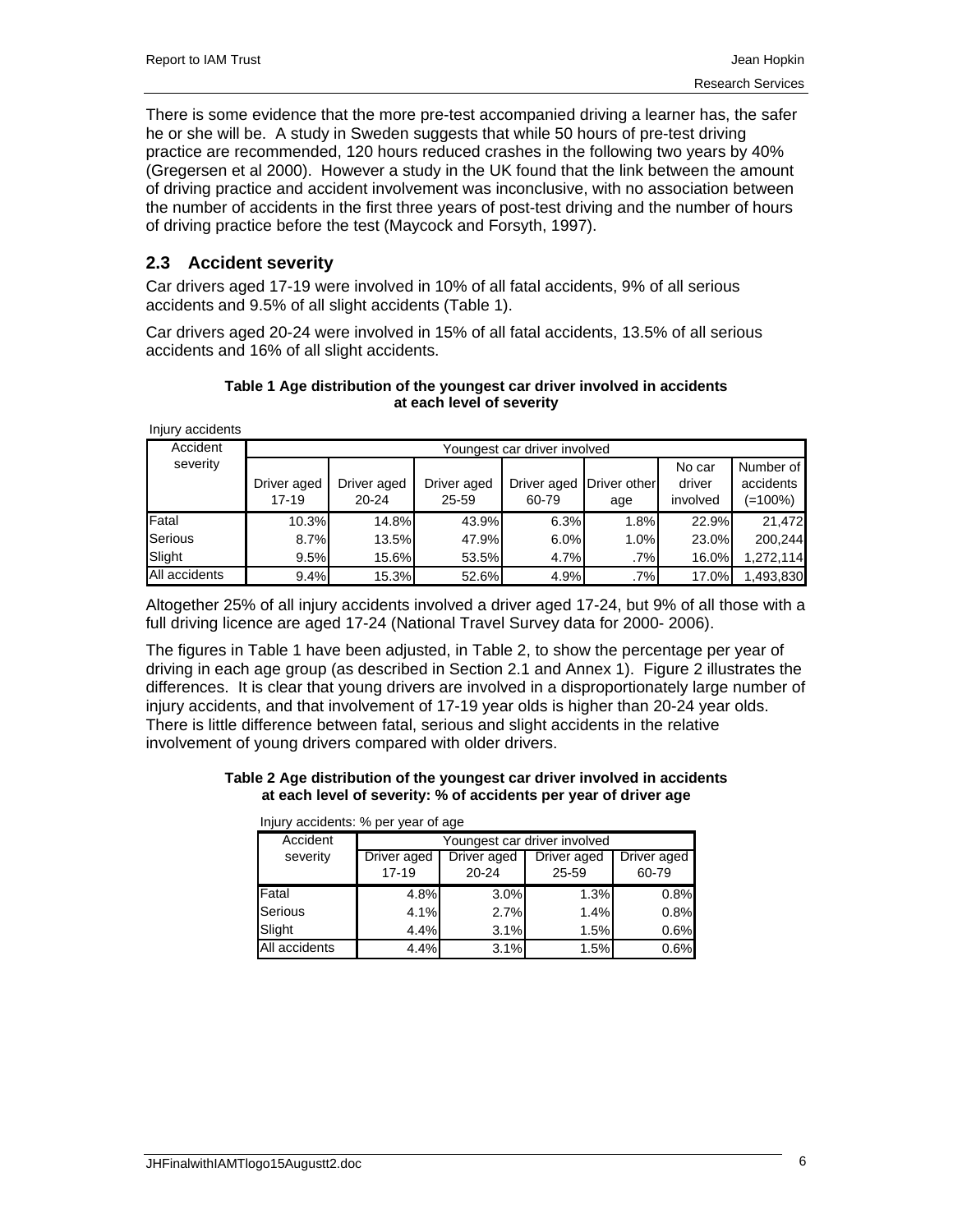There is some evidence that the more pre-test accompanied driving a learner has, the safer he or she will be. A study in Sweden suggests that while 50 hours of pre-test driving practice are recommended, 120 hours reduced crashes in the following two years by 40% (Gregersen et al 2000). However a study in the UK found that the link between the amount of driving practice and accident involvement was inconclusive, with no association between the number of accidents in the first three years of post-test driving and the number of hours of driving practice before the test (Maycock and Forsyth, 1997).

## 2.3 Accident severity

Car drivers aged 17-19 were involved in 10% of all fatal accidents, 9% of all serious accidents and 9.5% of all slight accidents (Table 1).

Car drivers aged 20-24 were involved in 15% of all fatal accidents, 13.5% of all serious accidents and 16% of all slight accidents.

**Table 1 Age distribution of the youngest car driver involved in accidents at each level of severity**

Injury accidents

| Accident severity | Youngest car driver involved | | | | | | |
|---|---|---|---|---|---|---|---|
| | Driver aged 17-19 | Driver aged 20-24 | Driver aged 25-59 | Driver aged 60-79 | Driver other age | No car driver involved | Number of accidents (=100%) |
| Fatal | 10.3% | 14.8% | 43.9% | 6.3% | 1.8% | 22.9% | 21,472 |
| Serious | 8.7% | 13.5% | 47.9% | 6.0% | 1.0% | 23.0% | 200,244 |
| Slight | 9.5% | 15.6% | 53.5% | 4.7% | .7% | 16.0% | 1,272,114 |
| All accidents | 9.4% | 15.3% | 52.6% | 4.9% | .7% | 17.0% | 1,493,830 |

Altogether 25% of all injury accidents involved a driver aged 17-24, but 9% of all those with a full driving licence are aged 17-24 (National Travel Survey data for 2000- 2006).

The figures in Table 1 have been adjusted, in Table 2, to show the percentage per year of driving in each age group (as described in Section 2.1 and Annex 1). Figure 2 illustrates the differences. It is clear that young drivers are involved in a disproportionately large number of injury accidents, and that involvement of 17-19 year olds is higher than 20-24 year olds. There is little difference between fatal, serious and slight accidents in the relative involvement of young drivers compared with older drivers.

**Table 2 Age distribution of the youngest car driver involved in accidents at each level of severity: % of accidents per year of driver age**

Injury accidents: % per year of age

| Accident severity | Youngest car driver involved | | | |
|---|---|---|---|---|
| | Driver aged 17-19 | Driver aged 20-24 | Driver aged 25-59 | Driver aged 60-79 |
| Fatal | 4.8% | 3.0% | 1.3% | 0.8% |
| Serious | 4.1% | 2.7% | 1.4% | 0.8% |
| Slight | 4.4% | 3.1% | 1.5% | 0.6% |
| All accidents | 4.4% | 3.1% | 1.5% | 0.6% |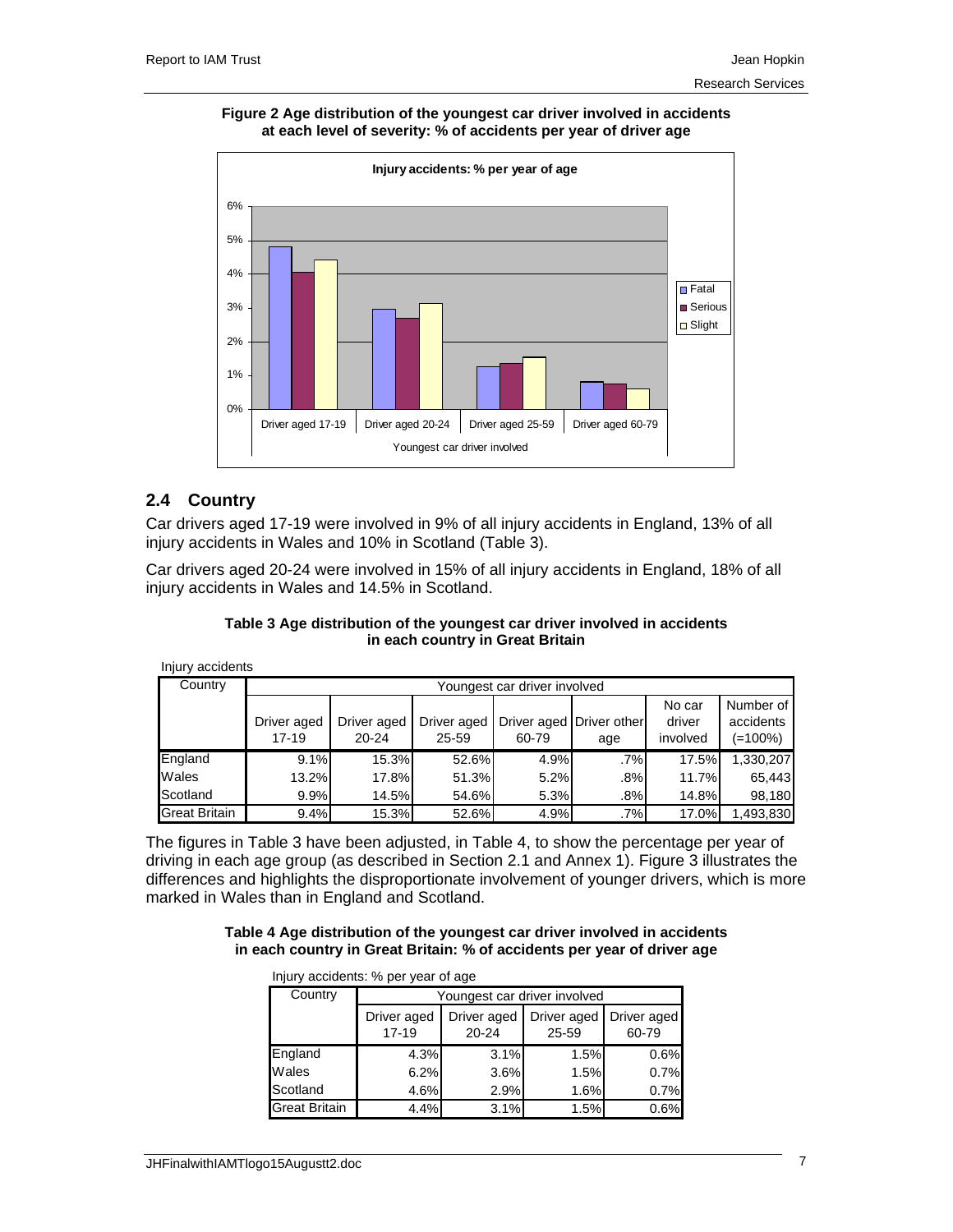**Figure 2 Age distribution of the youngest car driver involved in accidents at each level of severity: % of accidents per year of driver age**

## 2.4 Country

Car drivers aged 17-19 were involved in 9% of all injury accidents in England, 13% of all injury accidents in Wales and 10% in Scotland (Table 3).

Car drivers aged 20-24 were involved in 15% of all injury accidents in England, 18% of all injury accidents in Wales and 14.5% in Scotland.

**Table 3 Age distribution of the youngest car driver involved in accidents in each country in Great Britain**

Injury accidents

| Country | Youngest car driver involved | | | | | | |
|---|---|---|---|---|---|---|---|
| | Driver aged 17-19 | Driver aged 20-24 | Driver aged 25-59 | Driver aged 60-79 | Driver other age | No car driver involved | Number of accidents (=100%) |
| England | 9.1% | 15.3% | 52.6% | 4.9% | .7% | 17.5% | 1,330,207 |
| Wales | 13.2% | 17.8% | 51.3% | 5.2% | .8% | 11.7% | 65,443 |
| Scotland | 9.9% | 14.5% | 54.6% | 5.3% | .8% | 14.8% | 98,180 |
| Great Britain | 9.4% | 15.3% | 52.6% | 4.9% | .7% | 17.0% | 1,493,830 |

The figures in Table 3 have been adjusted, in Table 4, to show the percentage per year of driving in each age group (as described in Section 2.1 and Annex 1). Figure 3 illustrates the differences and highlights the disproportionate involvement of younger drivers, which is more marked in Wales than in England and Scotland.

**Table 4 Age distribution of the youngest car driver involved in accidents in each country in Great Britain: % of accidents per year of driver age**

Injury accidents: % per year of age

| Country | Youngest car driver involved | | | |
|---|---|---|---|---|
| | Driver aged 17-19 | Driver aged 20-24 | Driver aged 25-59 | Driver aged 60-79 |
| England | 4.3% | 3.1% | 1.5% | 0.6% |
| Wales | 6.2% | 3.6% | 1.5% | 0.7% |
| Scotland | 4.6% | 2.9% | 1.6% | 0.7% |
| Great Britain | 4.4% | 3.1% | 1.5% | 0.6% |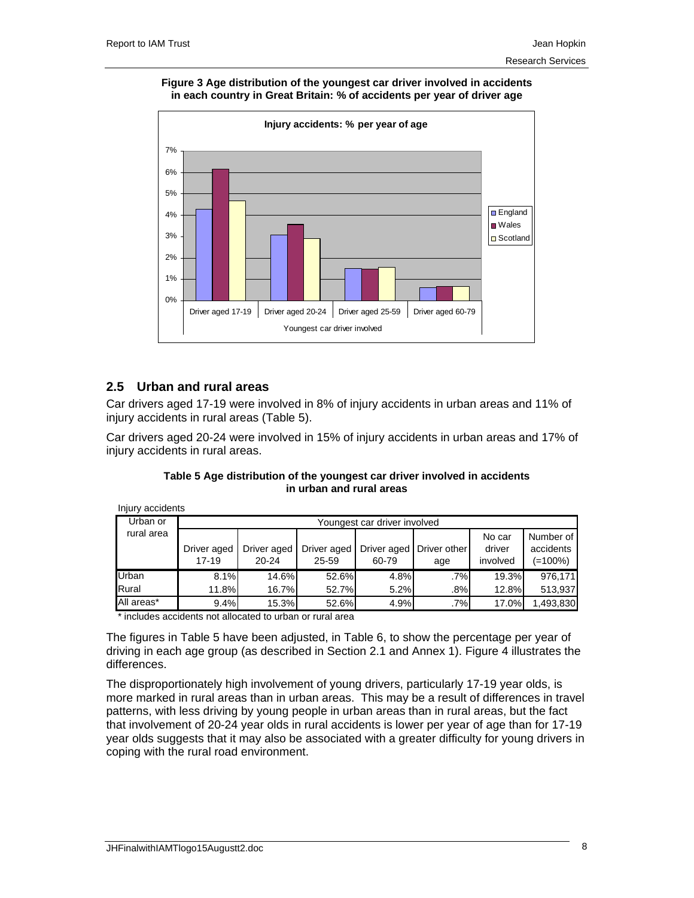**Figure 3 Age distribution of the youngest car driver involved in accidents in each country in Great Britain: % of accidents per year of driver age**

## 2.5 Urban and rural areas

Car drivers aged 17-19 were involved in 8% of injury accidents in urban areas and 11% of injury accidents in rural areas (Table 5).

Car drivers aged 20-24 were involved in 15% of injury accidents in urban areas and 17% of injury accidents in rural areas.

**Table 5 Age distribution of the youngest car driver involved in accidents in urban and rural areas**

Injury accidents

| Urban or rural area | Youngest car driver involved | | | | | | |
|---|---|---|---|---|---|---|---|
| | Driver aged 17-19 | Driver aged 20-24 | Driver aged 25-59 | Driver aged 60-79 | Driver other age | No car driver involved | Number of accidents (=100%) |
| Urban | 8.1% | 14.6% | 52.6% | 4.8% | .7% | 19.3% | 976,171 |
| Rural | 11.8% | 16.7% | 52.7% | 5.2% | .8% | 12.8% | 513,937 |
| All areas* | 9.4% | 15.3% | 52.6% | 4.9% | .7% | 17.0% | 1,493,830 |

* includes accidents not allocated to urban or rural area

The figures in Table 5 have been adjusted, in Table 6, to show the percentage per year of driving in each age group (as described in Section 2.1 and Annex 1). Figure 4 illustrates the differences.

The disproportionately high involvement of young drivers, particularly 17-19 year olds, is more marked in rural areas than in urban areas. This may be a result of differences in travel patterns, with less driving by young people in urban areas than in rural areas, but the fact that involvement of 20-24 year olds in rural accidents is lower per year of age than for 17-19 year olds suggests that it may also be associated with a greater difficulty for young drivers in coping with the rural road environment.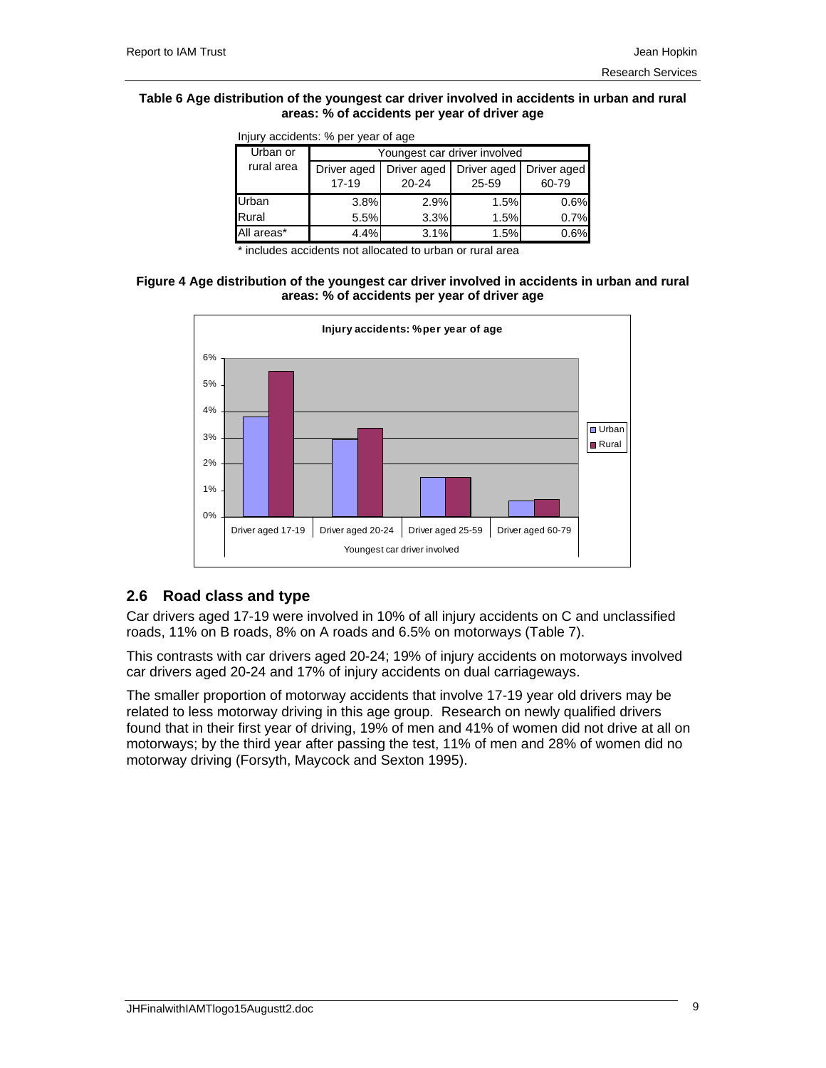**Table 6 Age distribution of the youngest car driver involved in accidents in urban and rural areas: % of accidents per year of driver age**

Injury accidents: % per year of age

| Urban or rural area | Youngest car driver involved | | | |
|---|---|---|---|---|
| | Driver aged 17-19 | Driver aged 20-24 | Driver aged 25-59 | Driver aged 60-79 |
| Urban | 3.8% | 2.9% | 1.5% | 0.6% |
| Rural | 5.5% | 3.3% | 1.5% | 0.7% |
| All areas* | 4.4% | 3.1% | 1.5% | 0.6% |

* includes accidents not allocated to urban or rural area

**Figure 4 Age distribution of the youngest car driver involved in accidents in urban and rural areas: % of accidents per year of driver age**

## 2.6 Road class and type

Car drivers aged 17-19 were involved in 10% of all injury accidents on C and unclassified roads, 11% on B roads, 8% on A roads and 6.5% on motorways (Table 7).

This contrasts with car drivers aged 20-24; 19% of injury accidents on motorways involved car drivers aged 20-24 and 17% of injury accidents on dual carriageways.

The smaller proportion of motorway accidents that involve 17-19 year old drivers may be related to less motorway driving in this age group. Research on newly qualified drivers found that in their first year of driving, 19% of men and 41% of women did not drive at all on motorways; by the third year after passing the test, 11% of men and 28% of women did no motorway driving (Forsyth, Maycock and Sexton 1995).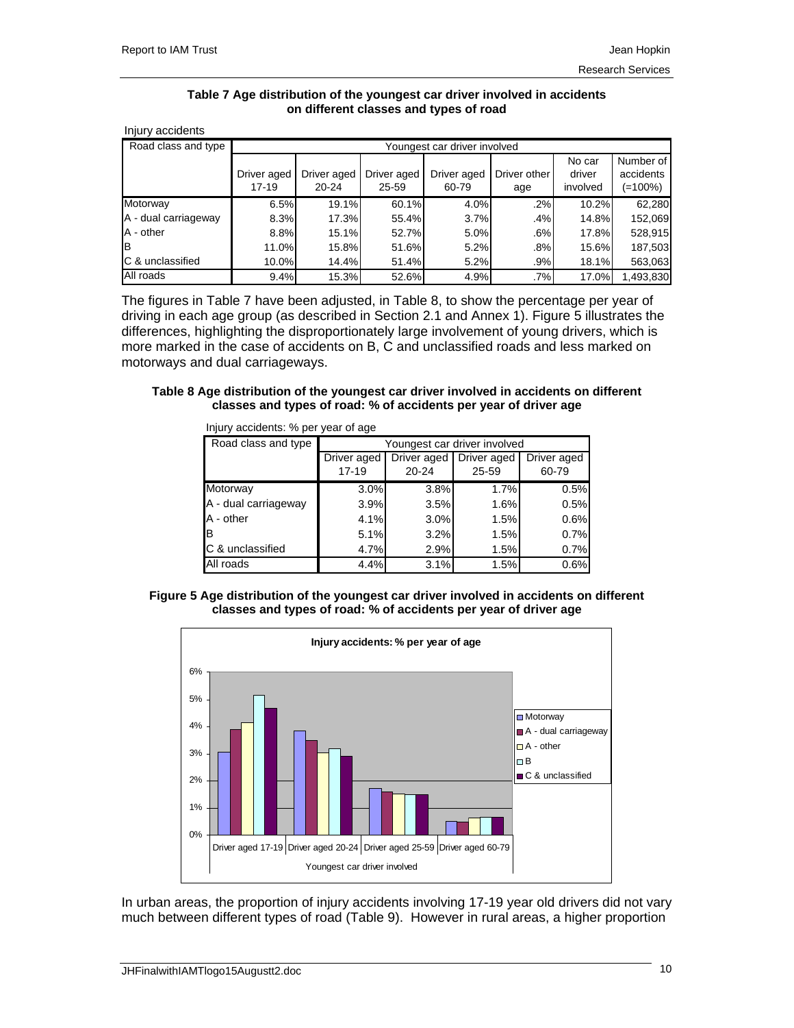**Table 7 Age distribution of the youngest car driver involved in accidents on different classes and types of road**

Injury accidents

| Road class and type | Youngest car driver involved | | | | | | |
|---|---|---|---|---|---|---|---|
| | Driver aged 17-19 | Driver aged 20-24 | Driver aged 25-59 | Driver aged 60-79 | Driver other age | No car driver involved | Number of accidents (=100%) |
| Motorway | 6.5% | 19.1% | 60.1% | 4.0% | .2% | 10.2% | 62,280 |
| A - dual carriageway | 8.3% | 17.3% | 55.4% | 3.7% | .4% | 14.8% | 152,069 |
| A - other | 8.8% | 15.1% | 52.7% | 5.0% | .6% | 17.8% | 528,915 |
| B | 11.0% | 15.8% | 51.6% | 5.2% | .8% | 15.6% | 187,503 |
| C & unclassified | 10.0% | 14.4% | 51.4% | 5.2% | .9% | 18.1% | 563,063 |
| All roads | 9.4% | 15.3% | 52.6% | 4.9% | .7% | 17.0% | 1,493,830 |

The figures in Table 7 have been adjusted, in Table 8, to show the percentage per year of driving in each age group (as described in Section 2.1 and Annex 1). Figure 5 illustrates the differences, highlighting the disproportionately large involvement of young drivers, which is more marked in the case of accidents on B, C and unclassified roads and less marked on motorways and dual carriageways.

**Table 8 Age distribution of the youngest car driver involved in accidents on different classes and types of road: % of accidents per year of driver age**

Injury accidents: % per year of age

| Road class and type | Youngest car driver involved | | | |
|---|---|---|---|---|
| | Driver aged 17-19 | Driver aged 20-24 | Driver aged 25-59 | Driver aged 60-79 |
| Motorway | 3.0% | 3.8% | 1.7% | 0.5% |
| A - dual carriageway | 3.9% | 3.5% | 1.6% | 0.5% |
| A - other | 4.1% | 3.0% | 1.5% | 0.6% |
| B | 5.1% | 3.2% | 1.5% | 0.7% |
| C & unclassified | 4.7% | 2.9% | 1.5% | 0.7% |
| All roads | 4.4% | 3.1% | 1.5% | 0.6% |

**Figure 5 Age distribution of the youngest car driver involved in accidents on different classes and types of road: % of accidents per year of driver age**

In urban areas, the proportion of injury accidents involving 17-19 year old drivers did not vary much between different types of road (Table 9). However in rural areas, a higher proportion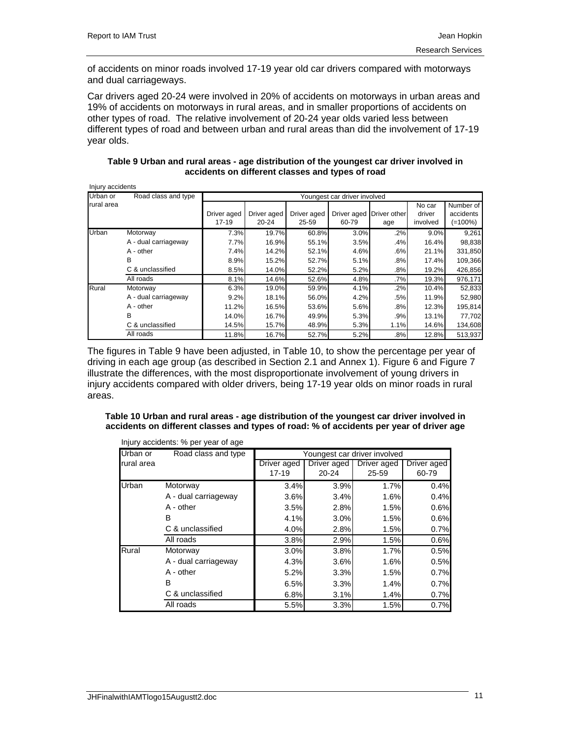of accidents on minor roads involved 17-19 year old car drivers compared with motorways and dual carriageways.

Car drivers aged 20-24 were involved in 20% of accidents on motorways in urban areas and 19% of accidents on motorways in rural areas, and in smaller proportions of accidents on other types of road. The relative involvement of 20-24 year olds varied less between different types of road and between urban and rural areas than did the involvement of 17-19 year olds.

**Table 9 Urban and rural areas - age distribution of the youngest car driver involved in accidents on different classes and types of road**

Injury accidents

| Urban or rural area | Road class and type | Youngest car driver involved | | | | | | |
|---|---|---|---|---|---|---|---|---|
| | | Driver aged 17-19 | Driver aged 20-24 | Driver aged 25-59 | Driver aged 60-79 | Driver other age | No car driver involved | Number of accidents (=100%) |
| Urban | Motorway | 7.3% | 19.7% | 60.8% | 3.0% | .2% | 9.0% | 9,261 |
| | A - dual carriageway | 7.7% | 16.9% | 55.1% | 3.5% | .4% | 16.4% | 98,838 |
| | A - other | 7.4% | 14.2% | 52.1% | 4.6% | .6% | 21.1% | 331,850 |
| | B | 8.9% | 15.2% | 52.7% | 5.1% | .8% | 17.4% | 109,366 |
| | C & unclassified | 8.5% | 14.0% | 52.2% | 5.2% | .8% | 19.2% | 426,856 |
| | All roads | 8.1% | 14.6% | 52.6% | 4.8% | .7% | 19.3% | 976,171 |
| Rural | Motorway | 6.3% | 19.0% | 59.9% | 4.1% | .2% | 10.4% | 52,833 |
| | A - dual carriageway | 9.2% | 18.1% | 56.0% | 4.2% | .5% | 11.9% | 52,980 |
| | A - other | 11.2% | 16.5% | 53.6% | 5.6% | .8% | 12.3% | 195,814 |
| | B | 14.0% | 16.7% | 49.9% | 5.3% | .9% | 13.1% | 77,702 |
| | C & unclassified | 14.5% | 15.7% | 48.9% | 5.3% | 1.1% | 14.6% | 134,608 |
| | All roads | 11.8% | 16.7% | 52.7% | 5.2% | .8% | 12.8% | 513,937 |

The figures in Table 9 have been adjusted, in Table 10, to show the percentage per year of driving in each age group (as described in Section 2.1 and Annex 1). Figure 6 and Figure 7 illustrate the differences, with the most disproportionate involvement of young drivers in injury accidents compared with older drivers, being 17-19 year olds on minor roads in rural areas.

**Table 10 Urban and rural areas - age distribution of the youngest car driver involved in accidents on different classes and types of road: % of accidents per year of driver age**

Injury accidents: % per year of age

| Urban or rural area | Road class and type | Youngest car driver involved | | | |
|---|---|---|---|---|---|
| | | Driver aged 17-19 | Driver aged 20-24 | Driver aged 25-59 | Driver aged 60-79 |
| Urban | Motorway | 3.4% | 3.9% | 1.7% | 0.4% |
| | A - dual carriageway | 3.6% | 3.4% | 1.6% | 0.4% |
| | A - other | 3.5% | 2.8% | 1.5% | 0.6% |
| | B | 4.1% | 3.0% | 1.5% | 0.6% |
| | C & unclassified | 4.0% | 2.8% | 1.5% | 0.7% |
| | All roads | 3.8% | 2.9% | 1.5% | 0.6% |
| Rural | Motorway | 3.0% | 3.8% | 1.7% | 0.5% |
| | A - dual carriageway | 4.3% | 3.6% | 1.6% | 0.5% |
| | A - other | 5.2% | 3.3% | 1.5% | 0.7% |
| | B | 6.5% | 3.3% | 1.4% | 0.7% |
| | C & unclassified | 6.8% | 3.1% | 1.4% | 0.7% |
| | All roads | 5.5% | 3.3% | 1.5% | 0.7% |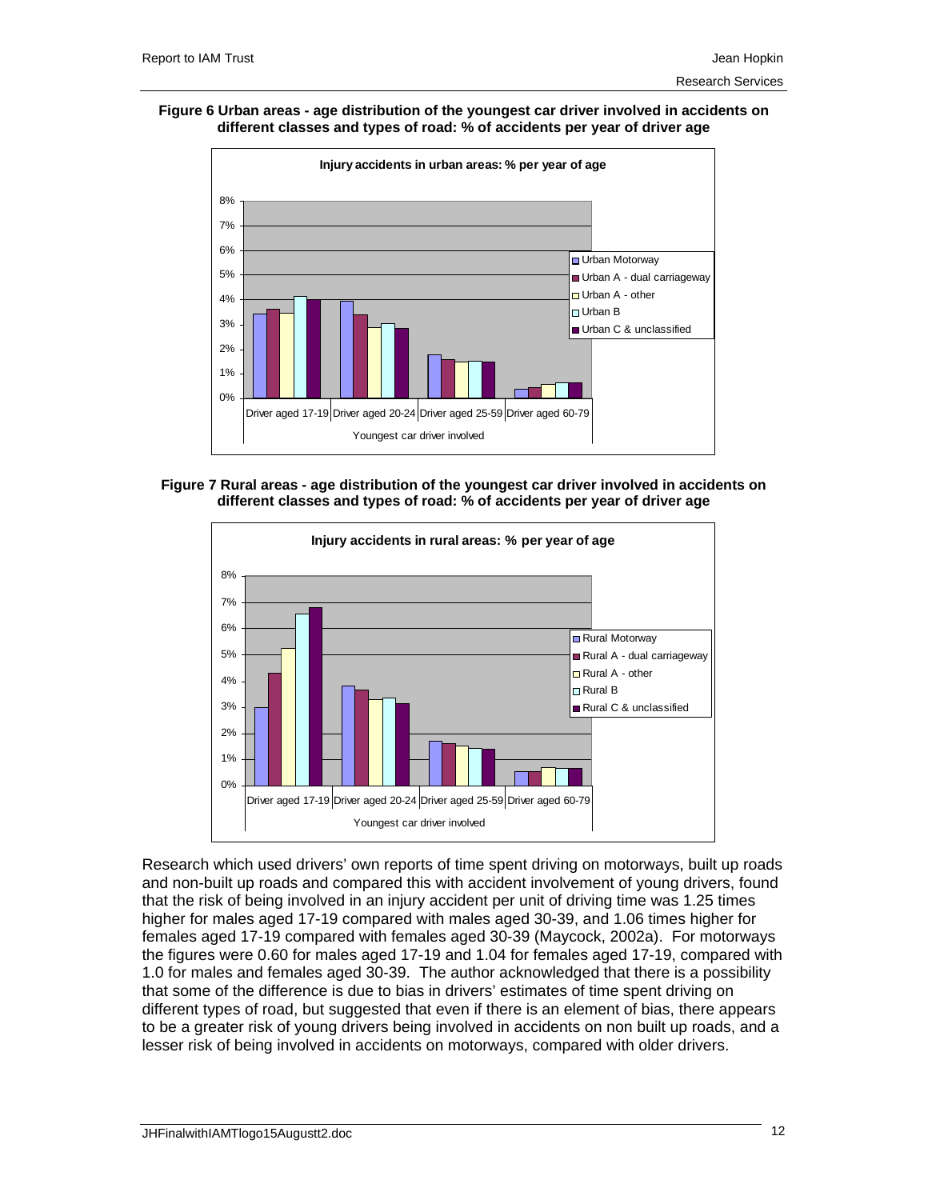**Figure 6 Urban areas - age distribution of the youngest car driver involved in accidents on different classes and types of road: % of accidents per year of driver age**

**Figure 7 Rural areas - age distribution of the youngest car driver involved in accidents on different classes and types of road: % of accidents per year of driver age**

Research which used drivers' own reports of time spent driving on motorways, built up roads and non-built up roads and compared this with accident involvement of young drivers, found that the risk of being involved in an injury accident per unit of driving time was 1.25 times higher for males aged 17-19 compared with males aged 30-39, and 1.06 times higher for females aged 17-19 compared with females aged 30-39 (Maycock, 2002a). For motorways the figures were 0.60 for males aged 17-19 and 1.04 for females aged 17-19, compared with 1.0 for males and females aged 30-39. The author acknowledged that there is a possibility that some of the difference is due to bias in drivers' estimates of time spent driving on different types of road, but suggested that even if there is an element of bias, there appears to be a greater risk of young drivers being involved in accidents on non built up roads, and a lesser risk of being involved in accidents on motorways, compared with older drivers.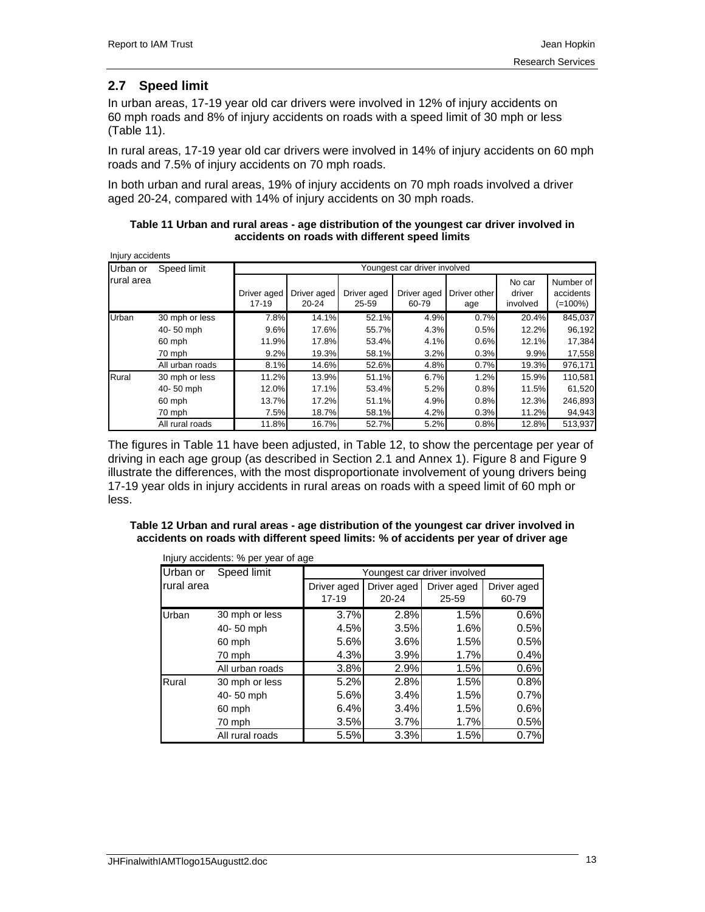## 2.7 Speed limit

In urban areas, 17-19 year old car drivers were involved in 12% of injury accidents on 60 mph roads and 8% of injury accidents on roads with a speed limit of 30 mph or less (Table 11).

In rural areas, 17-19 year old car drivers were involved in 14% of injury accidents on 60 mph roads and 7.5% of injury accidents on 70 mph roads.

In both urban and rural areas, 19% of injury accidents on 70 mph roads involved a driver aged 20-24, compared with 14% of injury accidents on 30 mph roads.

**Table 11 Urban and rural areas - age distribution of the youngest car driver involved in accidents on roads with different speed limits**

Injury accidents

| Urban or rural area | Speed limit | Youngest car driver involved | | | | | | |
|---|---|---|---|---|---|---|---|---|
| | | Driver aged 17-19 | Driver aged 20-24 | Driver aged 25-59 | Driver aged 60-79 | Driver other age | No car driver involved | Number of accidents (=100%) |
| Urban | 30 mph or less | 7.8% | 14.1% | 52.1% | 4.9% | 0.7% | 20.4% | 845,037 |
| | 40- 50 mph | 9.6% | 17.6% | 55.7% | 4.3% | 0.5% | 12.2% | 96,192 |
| | 60 mph | 11.9% | 17.8% | 53.4% | 4.1% | 0.6% | 12.1% | 17,384 |
| | 70 mph | 9.2% | 19.3% | 58.1% | 3.2% | 0.3% | 9.9% | 17,558 |
| | All urban roads | 8.1% | 14.6% | 52.6% | 4.8% | 0.7% | 19.3% | 976,171 |
| Rural | 30 mph or less | 11.2% | 13.9% | 51.1% | 6.7% | 1.2% | 15.9% | 110,581 |
| | 40- 50 mph | 12.0% | 17.1% | 53.4% | 5.2% | 0.8% | 11.5% | 61,520 |
| | 60 mph | 13.7% | 17.2% | 51.1% | 4.9% | 0.8% | 12.3% | 246,893 |
| | 70 mph | 7.5% | 18.7% | 58.1% | 4.2% | 0.3% | 11.2% | 94,943 |
| | All rural roads | 11.8% | 16.7% | 52.7% | 5.2% | 0.8% | 12.8% | 513,937 |

The figures in Table 11 have been adjusted, in Table 12, to show the percentage per year of driving in each age group (as described in Section 2.1 and Annex 1). Figure 8 and Figure 9 illustrate the differences, with the most disproportionate involvement of young drivers being 17-19 year olds in injury accidents in rural areas on roads with a speed limit of 60 mph or less.

**Table 12 Urban and rural areas - age distribution of the youngest car driver involved in accidents on roads with different speed limits: % of accidents per year of driver age**

Injury accidents: % per year of age

| Urban or rural area | Speed limit | Youngest car driver involved | | | |
|---|---|---|---|---|---|
| | | Driver aged 17-19 | Driver aged 20-24 | Driver aged 25-59 | Driver aged 60-79 |
| Urban | 30 mph or less | 3.7% | 2.8% | 1.5% | 0.6% |
| | 40- 50 mph | 4.5% | 3.5% | 1.6% | 0.5% |
| | 60 mph | 5.6% | 3.6% | 1.5% | 0.5% |
| | 70 mph | 4.3% | 3.9% | 1.7% | 0.4% |
| | All urban roads | 3.8% | 2.9% | 1.5% | 0.6% |
| Rural | 30 mph or less | 5.2% | 2.8% | 1.5% | 0.8% |
| | 40- 50 mph | 5.6% | 3.4% | 1.5% | 0.7% |
| | 60 mph | 6.4% | 3.4% | 1.5% | 0.6% |
| | 70 mph | 3.5% | 3.7% | 1.7% | 0.5% |
| | All rural roads | 5.5% | 3.3% | 1.5% | 0.7% |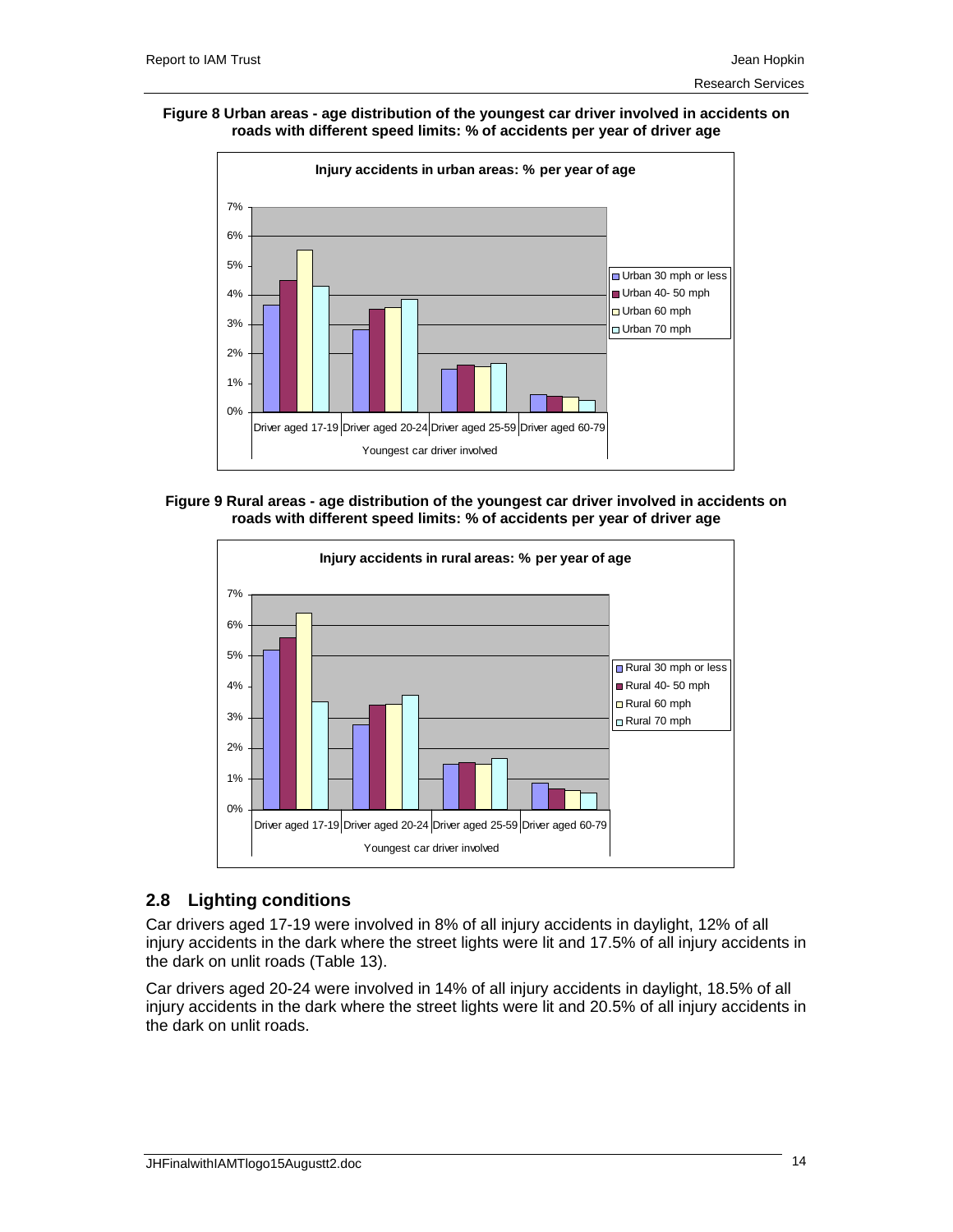**Figure 8 Urban areas - age distribution of the youngest car driver involved in accidents on roads with different speed limits: % of accidents per year of driver age**

**Figure 9 Rural areas - age distribution of the youngest car driver involved in accidents on roads with different speed limits: % of accidents per year of driver age**

## 2.8 Lighting conditions

Car drivers aged 17-19 were involved in 8% of all injury accidents in daylight, 12% of all injury accidents in the dark where the street lights were lit and 17.5% of all injury accidents in the dark on unlit roads (Table 13).

Car drivers aged 20-24 were involved in 14% of all injury accidents in daylight, 18.5% of all injury accidents in the dark where the street lights were lit and 20.5% of all injury accidents in the dark on unlit roads.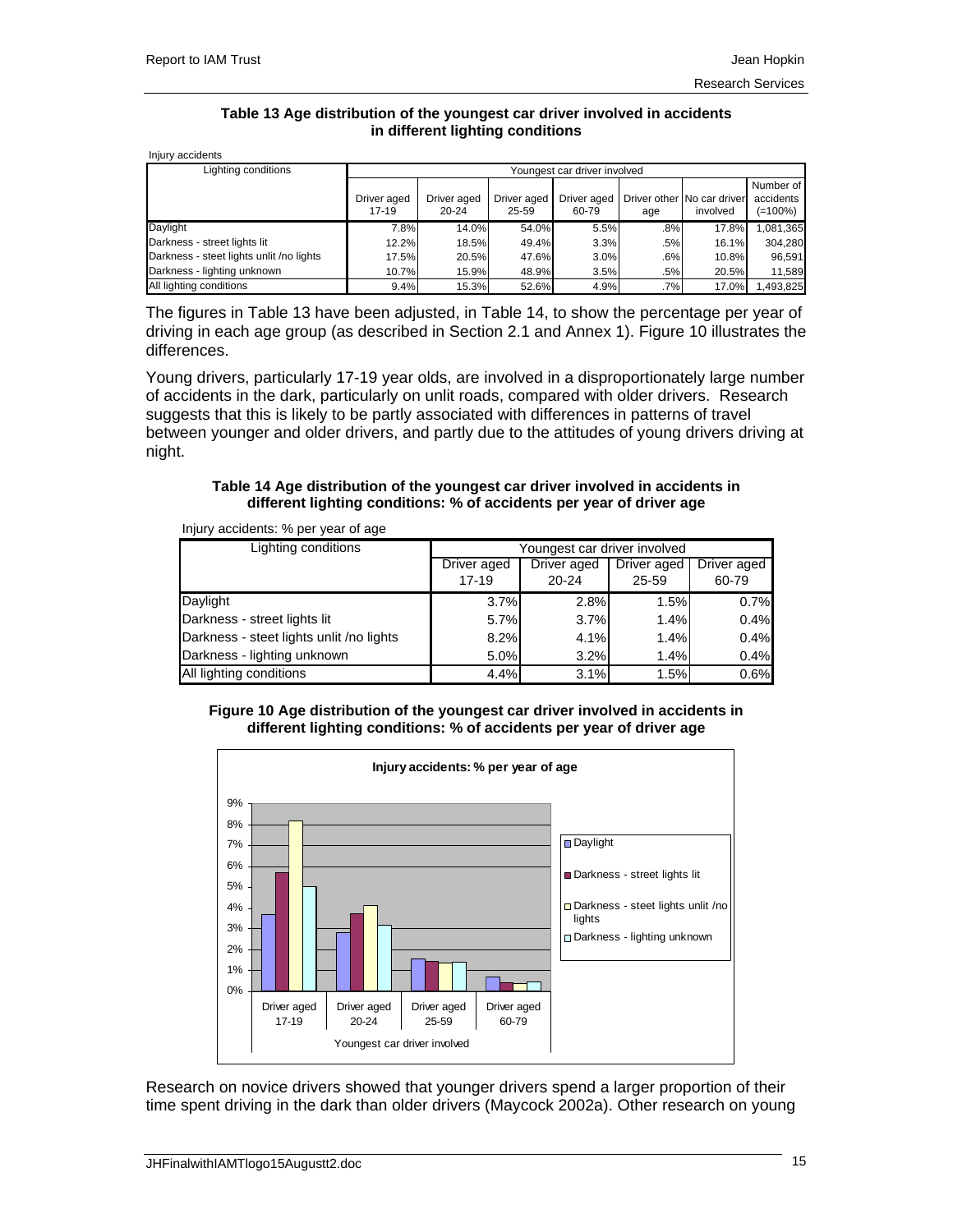**Table 13 Age distribution of the youngest car driver involved in accidents in different lighting conditions**

Injury accidents

| Lighting conditions | Youngest car driver involved | | | | | | |
|---|---|---|---|---|---|---|---|
| | Driver aged 17-19 | Driver aged 20-24 | Driver aged 25-59 | Driver aged 60-79 | Driver other age | No car driver involved | Number of accidents (=100%) |
| Daylight | 7.8% | 14.0% | 54.0% | 5.5% | .8% | 17.8% | 1,081,365 |
| Darkness - street lights lit | 12.2% | 18.5% | 49.4% | 3.3% | .5% | 16.1% | 304,280 |
| Darkness - steet lights unlit /no lights | 17.5% | 20.5% | 47.6% | 3.0% | .6% | 10.8% | 96,591 |
| Darkness - lighting unknown | 10.7% | 15.9% | 48.9% | 3.5% | .5% | 20.5% | 11,589 |
| All lighting conditions | 9.4% | 15.3% | 52.6% | 4.9% | .7% | 17.0% | 1,493,825 |

The figures in Table 13 have been adjusted, in Table 14, to show the percentage per year of driving in each age group (as described in Section 2.1 and Annex 1). Figure 10 illustrates the differences.

Young drivers, particularly 17-19 year olds, are involved in a disproportionately large number of accidents in the dark, particularly on unlit roads, compared with older drivers. Research suggests that this is likely to be partly associated with differences in patterns of travel between younger and older drivers, and partly due to the attitudes of young drivers driving at night.

**Table 14 Age distribution of the youngest car driver involved in accidents in different lighting conditions: % of accidents per year of driver age**

Injury accidents: % per year of age

| Lighting conditions | Youngest car driver involved | | | |
|---|---|---|---|---|
| | Driver aged 17-19 | Driver aged 20-24 | Driver aged 25-59 | Driver aged 60-79 |
| Daylight | 3.7% | 2.8% | 1.5% | 0.7% |
| Darkness - street lights lit | 5.7% | 3.7% | 1.4% | 0.4% |
| Darkness - steet lights unlit /no lights | 8.2% | 4.1% | 1.4% | 0.4% |
| Darkness - lighting unknown | 5.0% | 3.2% | 1.4% | 0.4% |
| All lighting conditions | 4.4% | 3.1% | 1.5% | 0.6% |

**Figure 10 Age distribution of the youngest car driver involved in accidents in different lighting conditions: % of accidents per year of driver age**

Research on novice drivers showed that younger drivers spend a larger proportion of their time spent driving in the dark than older drivers (Maycock 2002a). Other research on young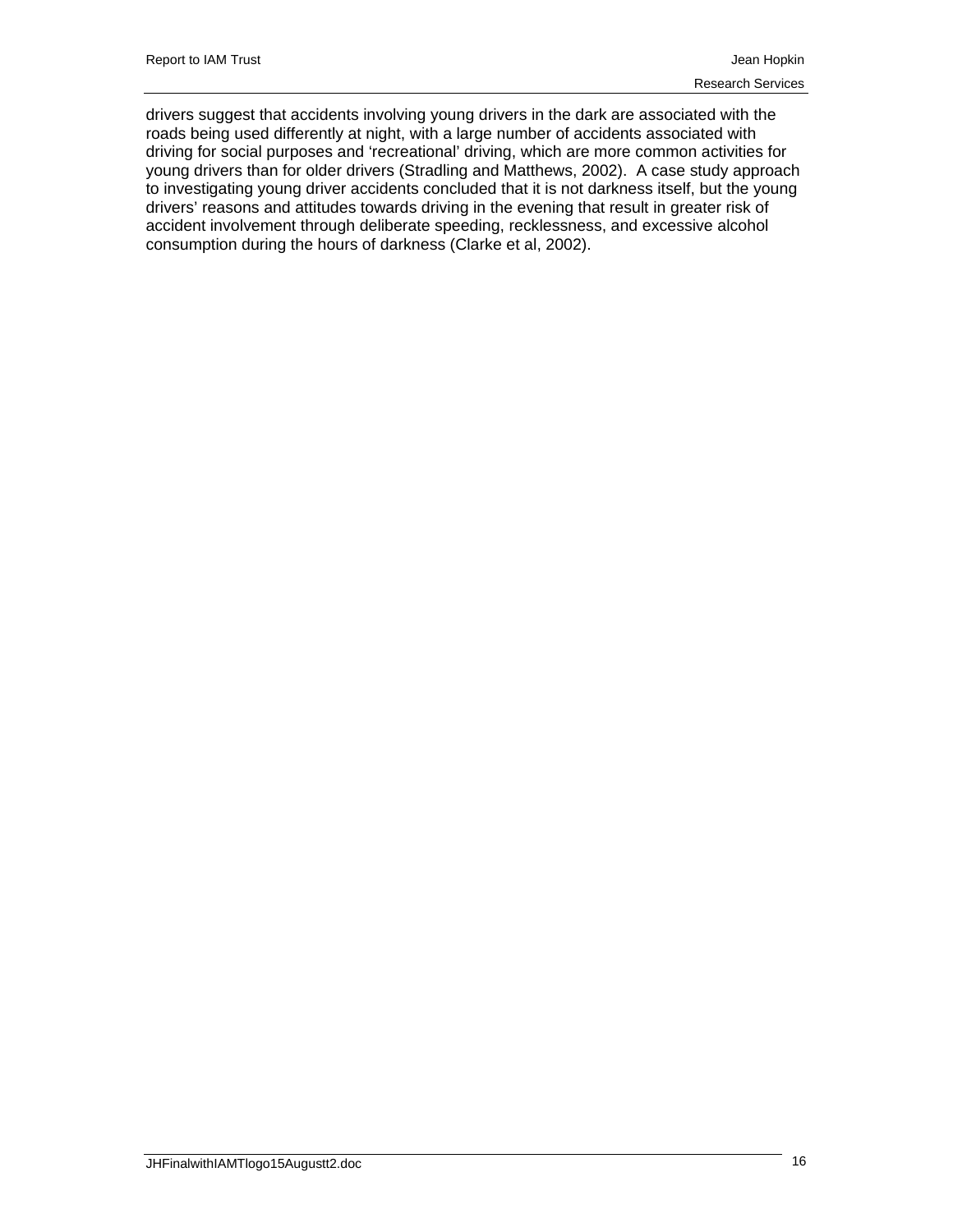drivers suggest that accidents involving young drivers in the dark are associated with the roads being used differently at night, with a large number of accidents associated with driving for social purposes and 'recreational' driving, which are more common activities for young drivers than for older drivers (Stradling and Matthews, 2002). A case study approach to investigating young driver accidents concluded that it is not darkness itself, but the young drivers' reasons and attitudes towards driving in the evening that result in greater risk of accident involvement through deliberate speeding, recklessness, and excessive alcohol consumption during the hours of darkness (Clarke et al, 2002).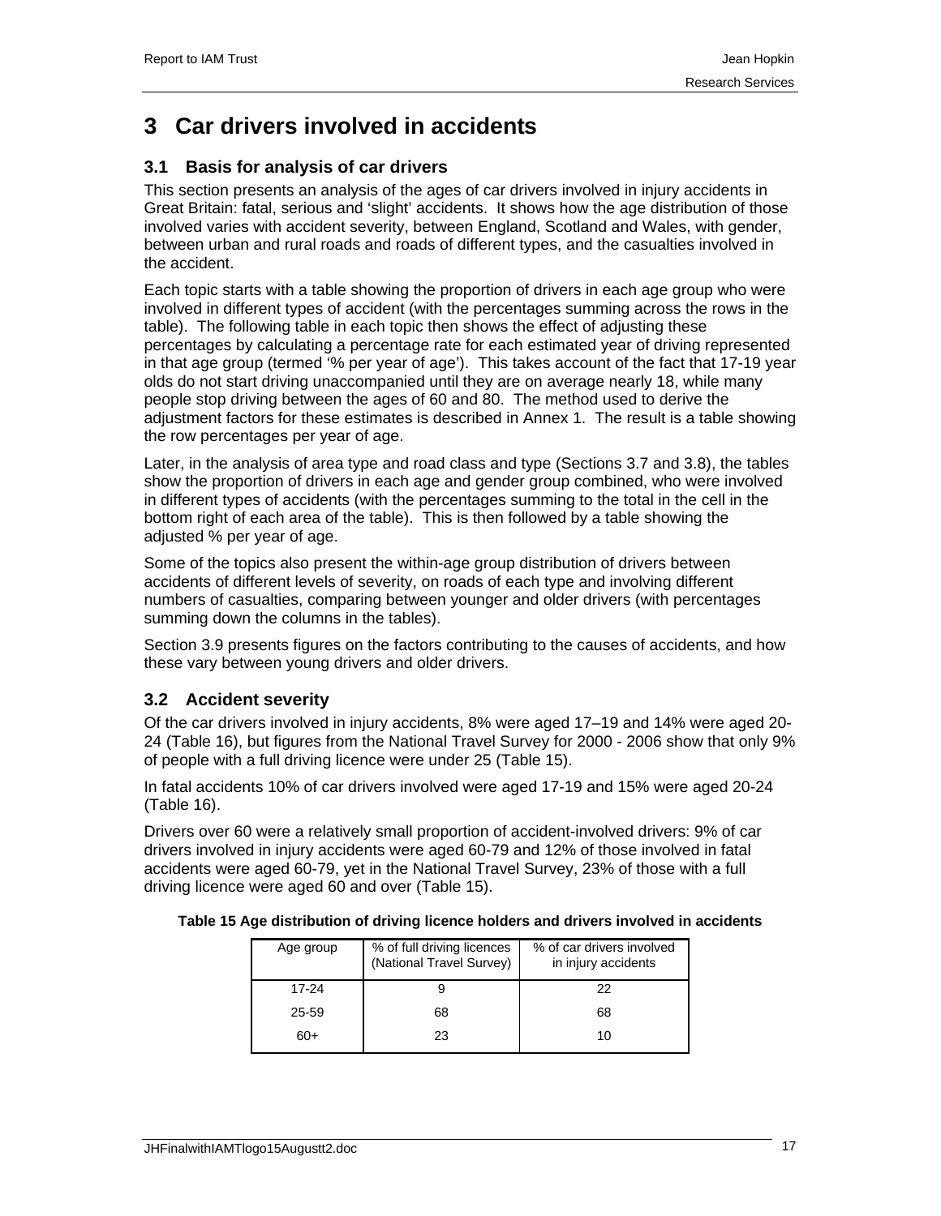# 3 Car drivers involved in accidents

## 3.1 Basis for analysis of car drivers

This section presents an analysis of the ages of car drivers involved in injury accidents in Great Britain: fatal, serious and 'slight' accidents. It shows how the age distribution of those involved varies with accident severity, between England, Scotland and Wales, with gender, between urban and rural roads and roads of different types, and the casualties involved in the accident.

Each topic starts with a table showing the proportion of drivers in each age group who were involved in different types of accident (with the percentages summing across the rows in the table). The following table in each topic then shows the effect of adjusting these percentages by calculating a percentage rate for each estimated year of driving represented in that age group (termed '% per year of age'). This takes account of the fact that 17-19 year olds do not start driving unaccompanied until they are on average nearly 18, while many people stop driving between the ages of 60 and 80. The method used to derive the adjustment factors for these estimates is described in Annex 1. The result is a table showing the row percentages per year of age.

Later, in the analysis of area type and road class and type (Sections 3.7 and 3.8), the tables show the proportion of drivers in each age and gender group combined, who were involved in different types of accidents (with the percentages summing to the total in the cell in the bottom right of each area of the table). This is then followed by a table showing the adjusted % per year of age.

Some of the topics also present the within-age group distribution of drivers between accidents of different levels of severity, on roads of each type and involving different numbers of casualties, comparing between younger and older drivers (with percentages summing down the columns in the tables).

Section 3.9 presents figures on the factors contributing to the causes of accidents, and how these vary between young drivers and older drivers.

## 3.2 Accident severity

Of the car drivers involved in injury accidents, 8% were aged 17–19 and 14% were aged 20-24 (Table 16), but figures from the National Travel Survey for 2000 - 2006 show that only 9% of people with a full driving licence were under 25 (Table 15).

In fatal accidents 10% of car drivers involved were aged 17-19 and 15% were aged 20-24 (Table 16).

Drivers over 60 were a relatively small proportion of accident-involved drivers: 9% of car drivers involved in injury accidents were aged 60-79 and 12% of those involved in fatal accidents were aged 60-79, yet in the National Travel Survey, 23% of those with a full driving licence were aged 60 and over (Table 15).

**Table 15 Age distribution of driving licence holders and drivers involved in accidents**

| Age group | % of full driving licences (National Travel Survey) | % of car drivers involved in injury accidents |
|---|---|---|
| 17-24 | 9 | 22 |
| 25-59 | 68 | 68 |
| 60+ | 23 | 10 |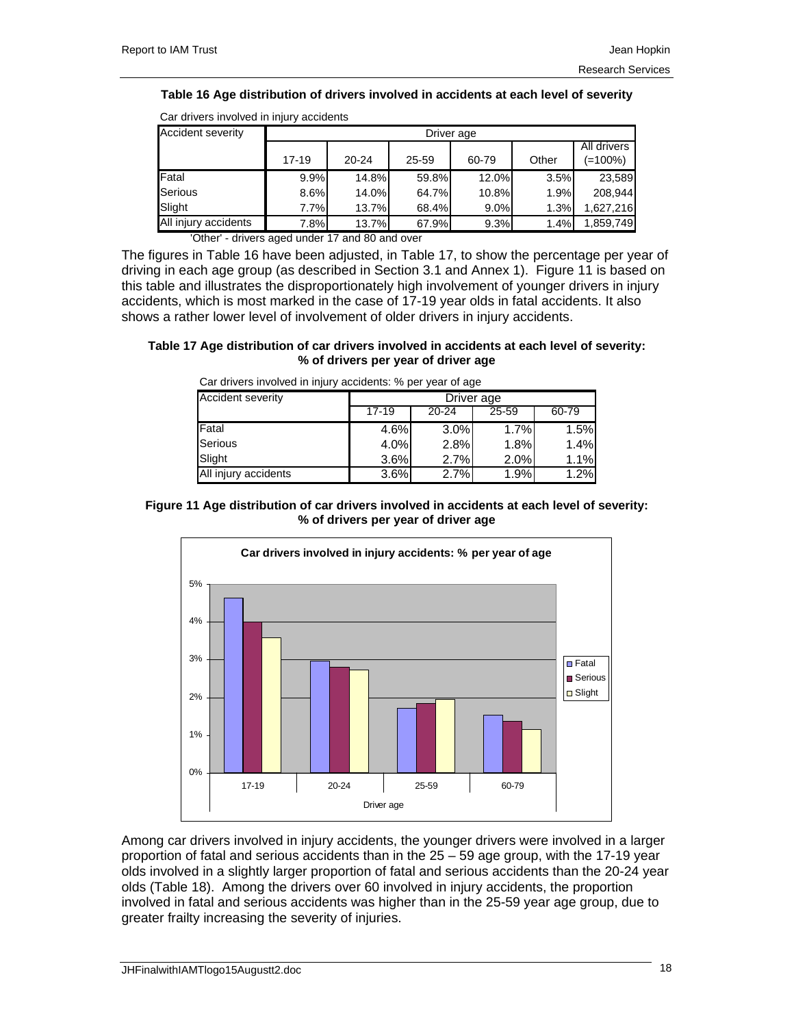**Table 16 Age distribution of drivers involved in accidents at each level of severity**

Car drivers involved in injury accidents

| Accident severity | Driver age | | | | | |
|---|---|---|---|---|---|---|
| | 17-19 | 20-24 | 25-59 | 60-79 | Other | All drivers (=100%) |
| Fatal | 9.9% | 14.8% | 59.8% | 12.0% | 3.5% | 23,589 |
| Serious | 8.6% | 14.0% | 64.7% | 10.8% | 1.9% | 208,944 |
| Slight | 7.7% | 13.7% | 68.4% | 9.0% | 1.3% | 1,627,216 |
| All injury accidents | 7.8% | 13.7% | 67.9% | 9.3% | 1.4% | 1,859,749 |

'Other' - drivers aged under 17 and 80 and over

The figures in Table 16 have been adjusted, in Table 17, to show the percentage per year of driving in each age group (as described in Section 3.1 and Annex 1). Figure 11 is based on this table and illustrates the disproportionately high involvement of younger drivers in injury accidents, which is most marked in the case of 17-19 year olds in fatal accidents. It also shows a rather lower level of involvement of older drivers in injury accidents.

**Table 17 Age distribution of car drivers involved in accidents at each level of severity: % of drivers per year of driver age**

Car drivers involved in injury accidents: % per year of age

| Accident severity | Driver age | | | |
|---|---|---|---|---|
| | 17-19 | 20-24 | 25-59 | 60-79 |
| Fatal | 4.6% | 3.0% | 1.7% | 1.5% |
| Serious | 4.0% | 2.8% | 1.8% | 1.4% |
| Slight | 3.6% | 2.7% | 2.0% | 1.1% |
| All injury accidents | 3.6% | 2.7% | 1.9% | 1.2% |

**Figure 11 Age distribution of car drivers involved in accidents at each level of severity: % of drivers per year of driver age**

Among car drivers involved in injury accidents, the younger drivers were involved in a larger proportion of fatal and serious accidents than in the 25 – 59 age group, with the 17-19 year olds involved in a slightly larger proportion of fatal and serious accidents than the 20-24 year olds (Table 18). Among the drivers over 60 involved in injury accidents, the proportion involved in fatal and serious accidents was higher than in the 25-59 year age group, due to greater frailty increasing the severity of injuries.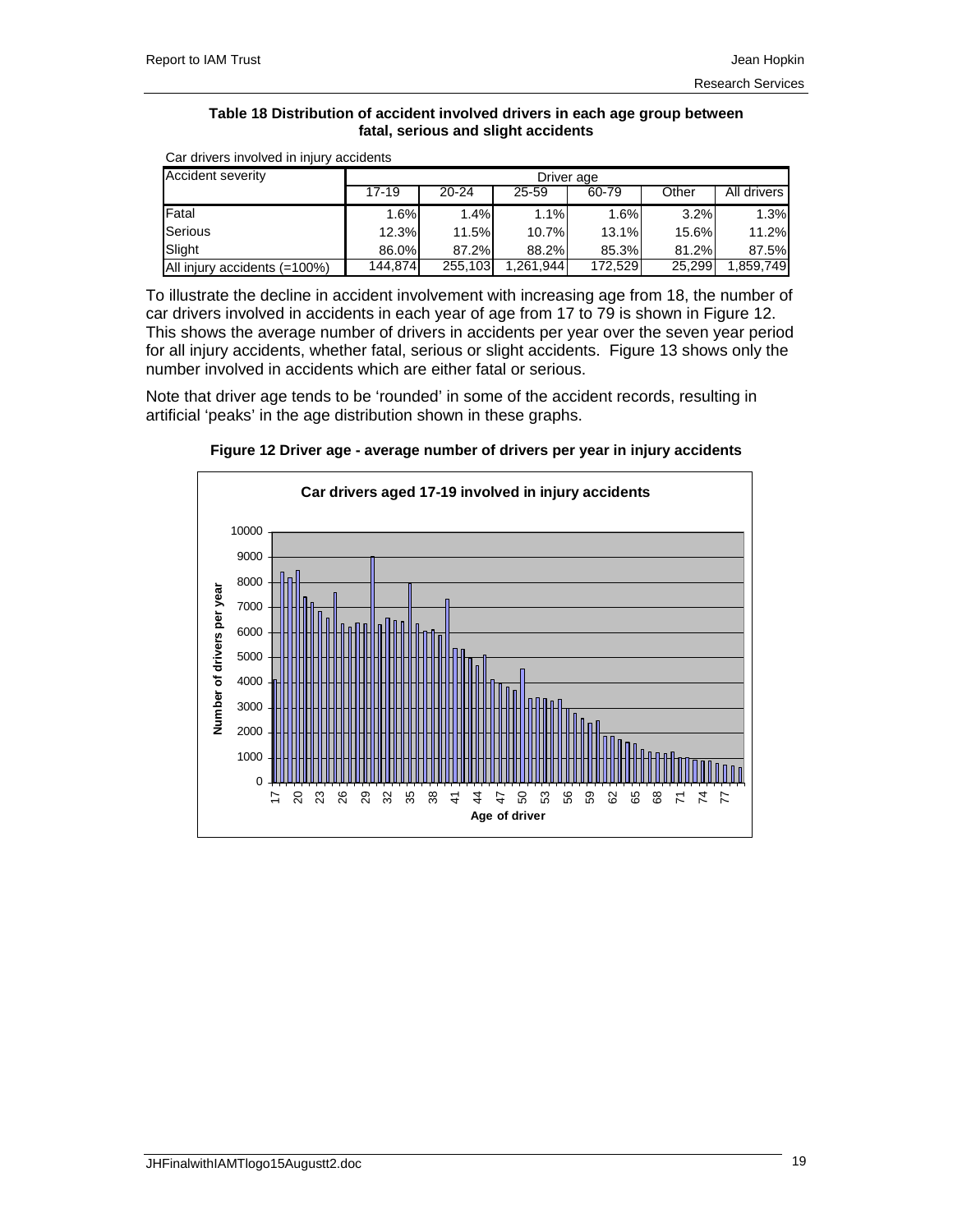**Table 18 Distribution of accident involved drivers in each age group between fatal, serious and slight accidents**

Car drivers involved in injury accidents

| Accident severity | Driver age | | | | | |
|---|---|---|---|---|---|---|
| | 17-19 | 20-24 | 25-59 | 60-79 | Other | All drivers |
| Fatal | 1.6% | 1.4% | 1.1% | 1.6% | 3.2% | 1.3% |
| Serious | 12.3% | 11.5% | 10.7% | 13.1% | 15.6% | 11.2% |
| Slight | 86.0% | 87.2% | 88.2% | 85.3% | 81.2% | 87.5% |
| All injury accidents (=100%) | 144,874 | 255,103 | 1,261,944 | 172,529 | 25,299 | 1,859,749 |

To illustrate the decline in accident involvement with increasing age from 18, the number of car drivers involved in accidents in each year of age from 17 to 79 is shown in Figure 12. This shows the average number of drivers in accidents per year over the seven year period for all injury accidents, whether fatal, serious or slight accidents. Figure 13 shows only the number involved in accidents which are either fatal or serious.

Note that driver age tends to be 'rounded' in some of the accident records, resulting in artificial 'peaks' in the age distribution shown in these graphs.

**Figure 12 Driver age - average number of drivers per year in injury accidents**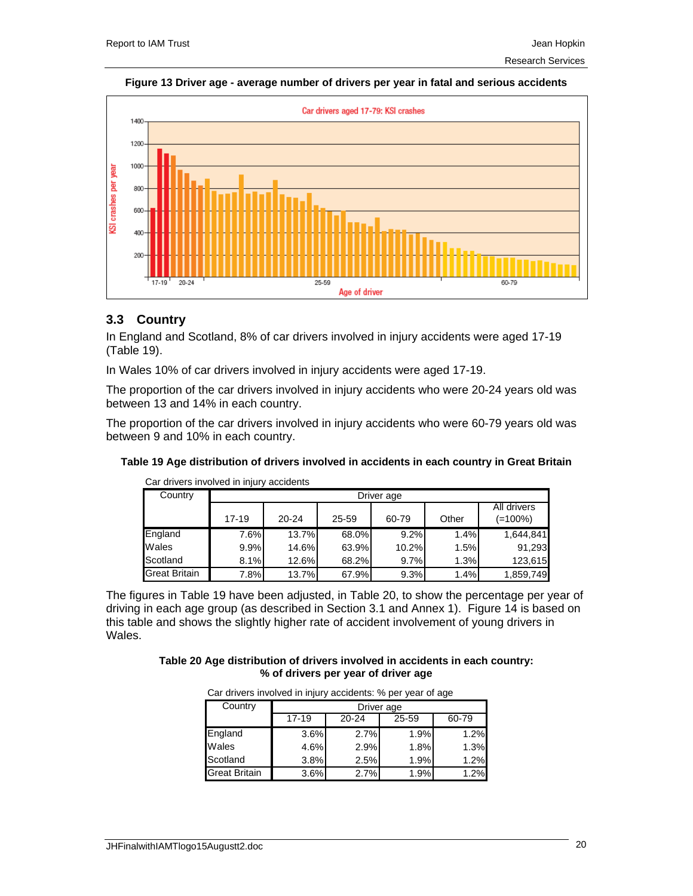**Figure 13 Driver age - average number of drivers per year in fatal and serious accidents**

## 3.3 Country

In England and Scotland, 8% of car drivers involved in injury accidents were aged 17-19 (Table 19).

In Wales 10% of car drivers involved in injury accidents were aged 17-19.

The proportion of the car drivers involved in injury accidents who were 20-24 years old was between 13 and 14% in each country.

The proportion of the car drivers involved in injury accidents who were 60-79 years old was between 9 and 10% in each country.

**Table 19 Age distribution of drivers involved in accidents in each country in Great Britain**

Car drivers involved in injury accidents

| Country | Driver age | | | | | |
|---|---|---|---|---|---|---|
| | 17-19 | 20-24 | 25-59 | 60-79 | Other | All drivers (=100%) |
| England | 7.6% | 13.7% | 68.0% | 9.2% | 1.4% | 1,644,841 |
| Wales | 9.9% | 14.6% | 63.9% | 10.2% | 1.5% | 91,293 |
| Scotland | 8.1% | 12.6% | 68.2% | 9.7% | 1.3% | 123,615 |
| Great Britain | 7.8% | 13.7% | 67.9% | 9.3% | 1.4% | 1,859,749 |

The figures in Table 19 have been adjusted, in Table 20, to show the percentage per year of driving in each age group (as described in Section 3.1 and Annex 1). Figure 14 is based on this table and shows the slightly higher rate of accident involvement of young drivers in Wales.

**Table 20 Age distribution of drivers involved in accidents in each country: % of drivers per year of driver age**

Car drivers involved in injury accidents: % per year of age

| Country | Driver age | | | |
|---|---|---|---|---|
| | 17-19 | 20-24 | 25-59 | 60-79 |
| England | 3.6% | 2.7% | 1.9% | 1.2% |
| Wales | 4.6% | 2.9% | 1.8% | 1.3% |
| Scotland | 3.8% | 2.5% | 1.9% | 1.2% |
| Great Britain | 3.6% | 2.7% | 1.9% | 1.2% |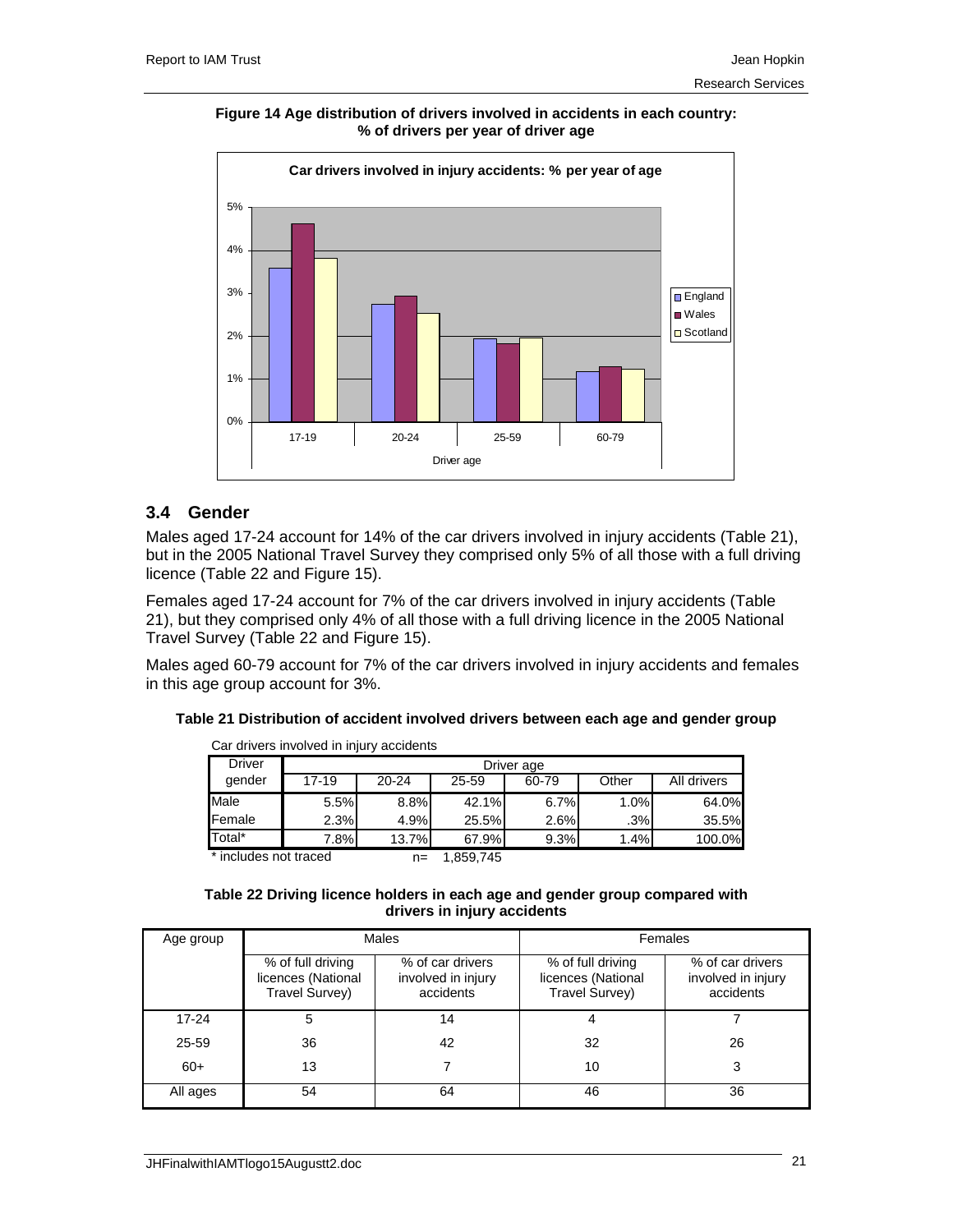**Figure 14 Age distribution of drivers involved in accidents in each country: % of drivers per year of driver age**

## 3.4 Gender

Males aged 17-24 account for 14% of the car drivers involved in injury accidents (Table 21), but in the 2005 National Travel Survey they comprised only 5% of all those with a full driving licence (Table 22 and Figure 15).

Females aged 17-24 account for 7% of the car drivers involved in injury accidents (Table 21), but they comprised only 4% of all those with a full driving licence in the 2005 National Travel Survey (Table 22 and Figure 15).

Males aged 60-79 account for 7% of the car drivers involved in injury accidents and females in this age group account for 3%.

**Table 21 Distribution of accident involved drivers between each age and gender group**

Car drivers involved in injury accidents

| Driver gender | Driver age | | | | | |
|---|---|---|---|---|---|---|
| | 17-19 | 20-24 | 25-59 | 60-79 | Other | All drivers |
| Male | 5.5% | 8.8% | 42.1% | 6.7% | 1.0% | 64.0% |
| Female | 2.3% | 4.9% | 25.5% | 2.6% | .3% | 35.5% |
| Total* | 7.8% | 13.7% | 67.9% | 9.3% | 1.4% | 100.0% |

\* includes not traced n= 1,859,745

**Table 22 Driving licence holders in each age and gender group compared with drivers in injury accidents**

| Age group | Males | | Females | |
|---|---|---|---|---|
| | % of full driving licences (National Travel Survey) | % of car drivers involved in injury accidents | % of full driving licences (National Travel Survey) | % of car drivers involved in injury accidents |
| 17-24 | 5 | 14 | 4 | 7 |
| 25-59 | 36 | 42 | 32 | 26 |
| 60+ | 13 | 7 | 10 | 3 |
| All ages | 54 | 64 | 46 | 36 |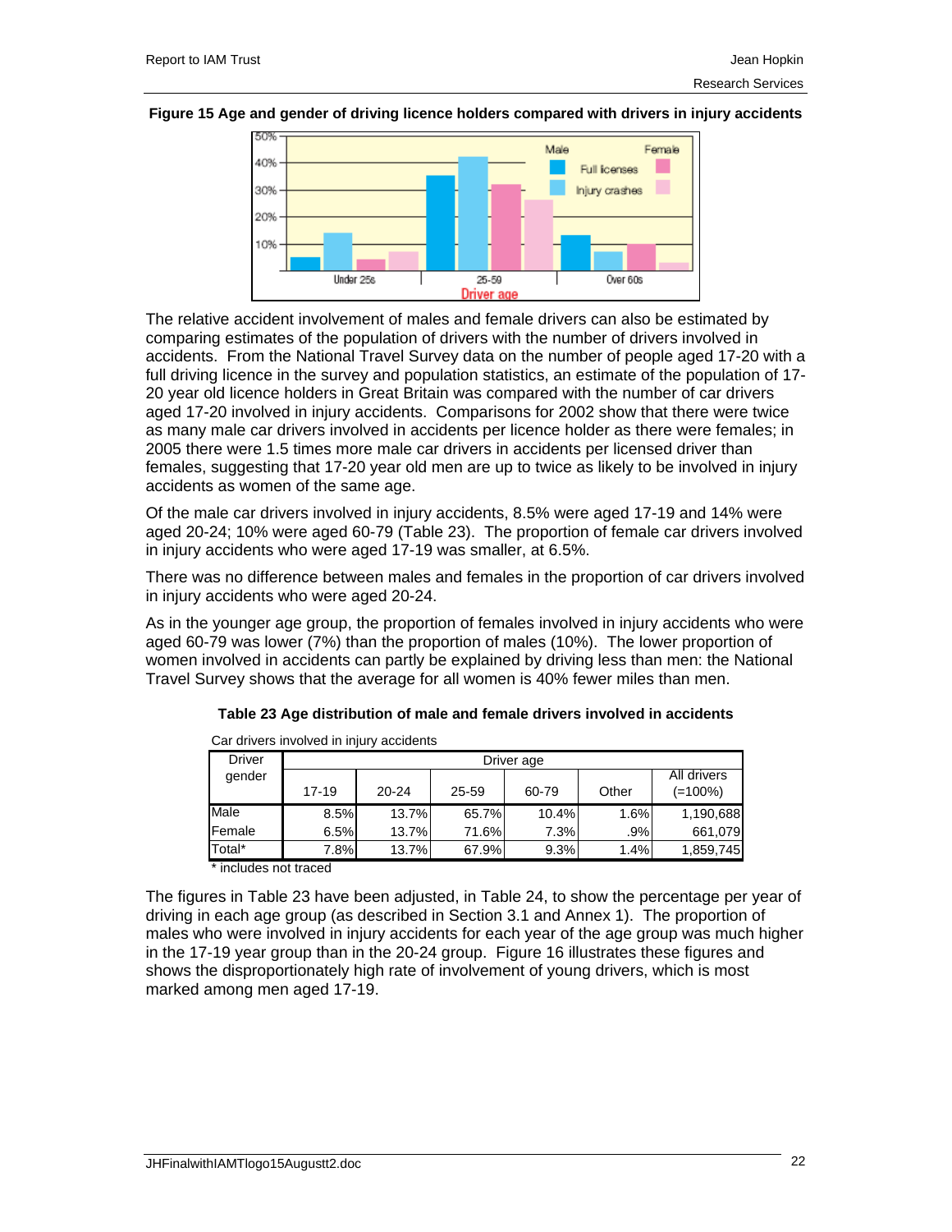**Figure 15 Age and gender of driving licence holders compared with drivers in injury accidents**

The relative accident involvement of males and female drivers can also be estimated by comparing estimates of the population of drivers with the number of drivers involved in accidents. From the National Travel Survey data on the number of people aged 17-20 with a full driving licence in the survey and population statistics, an estimate of the population of 17-20 year old licence holders in Great Britain was compared with the number of car drivers aged 17-20 involved in injury accidents. Comparisons for 2002 show that there were twice as many male car drivers involved in accidents per licence holder as there were females; in 2005 there were 1.5 times more male car drivers in accidents per licensed driver than females, suggesting that 17-20 year old men are up to twice as likely to be involved in injury accidents as women of the same age.

Of the male car drivers involved in injury accidents, 8.5% were aged 17-19 and 14% were aged 20-24; 10% were aged 60-79 (Table 23). The proportion of female car drivers involved in injury accidents who were aged 17-19 was smaller, at 6.5%.

There was no difference between males and females in the proportion of car drivers involved in injury accidents who were aged 20-24.

As in the younger age group, the proportion of females involved in injury accidents who were aged 60-79 was lower (7%) than the proportion of males (10%). The lower proportion of women involved in accidents can partly be explained by driving less than men: the National Travel Survey shows that the average for all women is 40% fewer miles than men.

**Table 23 Age distribution of male and female drivers involved in accidents**

Car drivers involved in injury accidents

| Driver gender | Driver age | | | | | |
|---|---|---|---|---|---|---|
| | 17-19 | 20-24 | 25-59 | 60-79 | Other | All drivers (=100%) |
| Male | 8.5% | 13.7% | 65.7% | 10.4% | 1.6% | 1,190,688 |
| Female | 6.5% | 13.7% | 71.6% | 7.3% | .9% | 661,079 |
| Total* | 7.8% | 13.7% | 67.9% | 9.3% | 1.4% | 1,859,745 |

* includes not traced

The figures in Table 23 have been adjusted, in Table 24, to show the percentage per year of driving in each age group (as described in Section 3.1 and Annex 1). The proportion of males who were involved in injury accidents for each year of the age group was much higher in the 17-19 year group than in the 20-24 group. Figure 16 illustrates these figures and shows the disproportionately high rate of involvement of young drivers, which is most marked among men aged 17-19.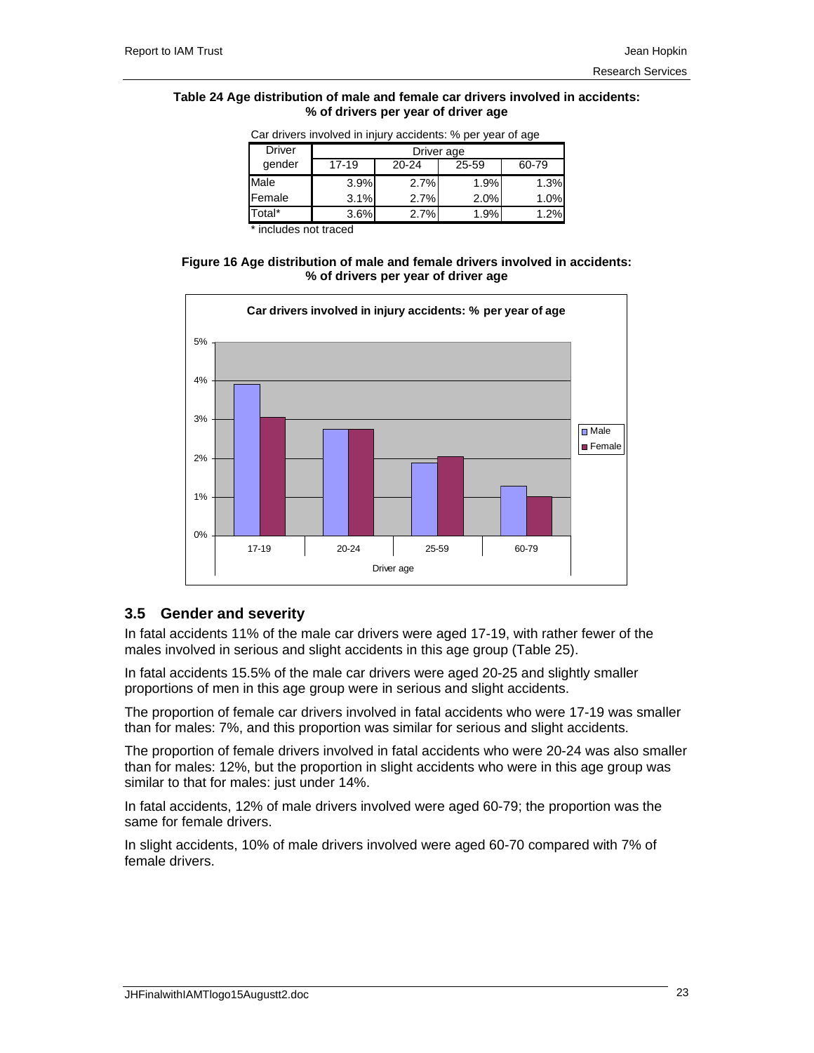**Table 24 Age distribution of male and female car drivers involved in accidents: % of drivers per year of driver age**

Car drivers involved in injury accidents: % per year of age

| Driver gender | Driver age | | | |
|---|---|---|---|---|
| | 17-19 | 20-24 | 25-59 | 60-79 |
| Male | 3.9% | 2.7% | 1.9% | 1.3% |
| Female | 3.1% | 2.7% | 2.0% | 1.0% |
| Total* | 3.6% | 2.7% | 1.9% | 1.2% |

\* includes not traced

**Figure 16 Age distribution of male and female drivers involved in accidents: % of drivers per year of driver age**

**Car drivers involved in injury accidents: % per year of age**

## 3.5 Gender and severity

In fatal accidents 11% of the male car drivers were aged 17-19, with rather fewer of the males involved in serious and slight accidents in this age group (Table 25).

In fatal accidents 15.5% of the male car drivers were aged 20-25 and slightly smaller proportions of men in this age group were in serious and slight accidents.

The proportion of female car drivers involved in fatal accidents who were 17-19 was smaller than for males: 7%, and this proportion was similar for serious and slight accidents.

The proportion of female drivers involved in fatal accidents who were 20-24 was also smaller than for males: 12%, but the proportion in slight accidents who were in this age group was similar to that for males: just under 14%.

In fatal accidents, 12% of male drivers involved were aged 60-79; the proportion was the same for female drivers.

In slight accidents, 10% of male drivers involved were aged 60-70 compared with 7% of female drivers.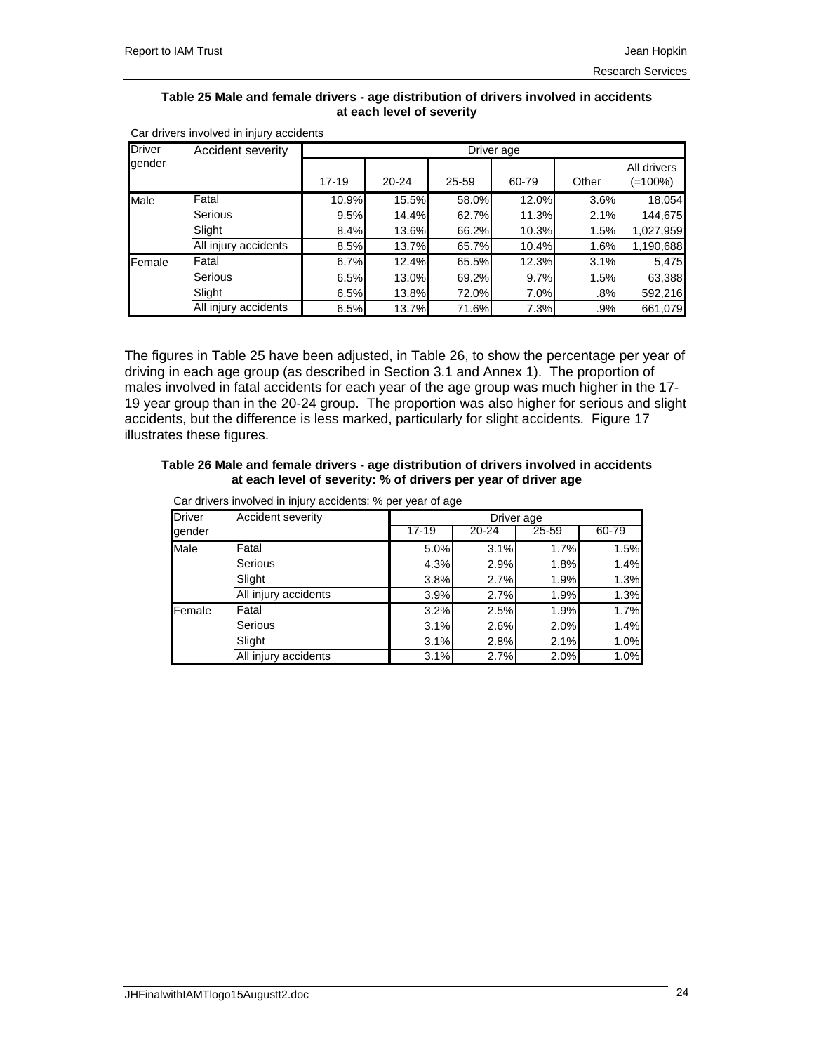**Table 25 Male and female drivers - age distribution of drivers involved in accidents at each level of severity**

Car drivers involved in injury accidents

| Driver gender | Accident severity | Driver age | | | | | |
|---|---|---|---|---|---|---|---|
| | | 17-19 | 20-24 | 25-59 | 60-79 | Other | All drivers (=100%) |
| Male | Fatal | 10.9% | 15.5% | 58.0% | 12.0% | 3.6% | 18,054 |
| | Serious | 9.5% | 14.4% | 62.7% | 11.3% | 2.1% | 144,675 |
| | Slight | 8.4% | 13.6% | 66.2% | 10.3% | 1.5% | 1,027,959 |
| | All injury accidents | 8.5% | 13.7% | 65.7% | 10.4% | 1.6% | 1,190,688 |
| Female | Fatal | 6.7% | 12.4% | 65.5% | 12.3% | 3.1% | 5,475 |
| | Serious | 6.5% | 13.0% | 69.2% | 9.7% | 1.5% | 63,388 |
| | Slight | 6.5% | 13.8% | 72.0% | 7.0% | .8% | 592,216 |
| | All injury accidents | 6.5% | 13.7% | 71.6% | 7.3% | .9% | 661,079 |

The figures in Table 25 have been adjusted, in Table 26, to show the percentage per year of driving in each age group (as described in Section 3.1 and Annex 1). The proportion of males involved in fatal accidents for each year of the age group was much higher in the 17-19 year group than in the 20-24 group. The proportion was also higher for serious and slight accidents, but the difference is less marked, particularly for slight accidents. Figure 17 illustrates these figures.

**Table 26 Male and female drivers - age distribution of drivers involved in accidents at each level of severity: % of drivers per year of driver age**

Car drivers involved in injury accidents: % per year of age

| Driver gender | Accident severity | Driver age | | | |
|---|---|---|---|---|---|
| | | 17-19 | 20-24 | 25-59 | 60-79 |
| Male | Fatal | 5.0% | 3.1% | 1.7% | 1.5% |
| | Serious | 4.3% | 2.9% | 1.8% | 1.4% |
| | Slight | 3.8% | 2.7% | 1.9% | 1.3% |
| | All injury accidents | 3.9% | 2.7% | 1.9% | 1.3% |
| Female | Fatal | 3.2% | 2.5% | 1.9% | 1.7% |
| | Serious | 3.1% | 2.6% | 2.0% | 1.4% |
| | Slight | 3.1% | 2.8% | 2.1% | 1.0% |
| | All injury accidents | 3.1% | 2.7% | 2.0% | 1.0% |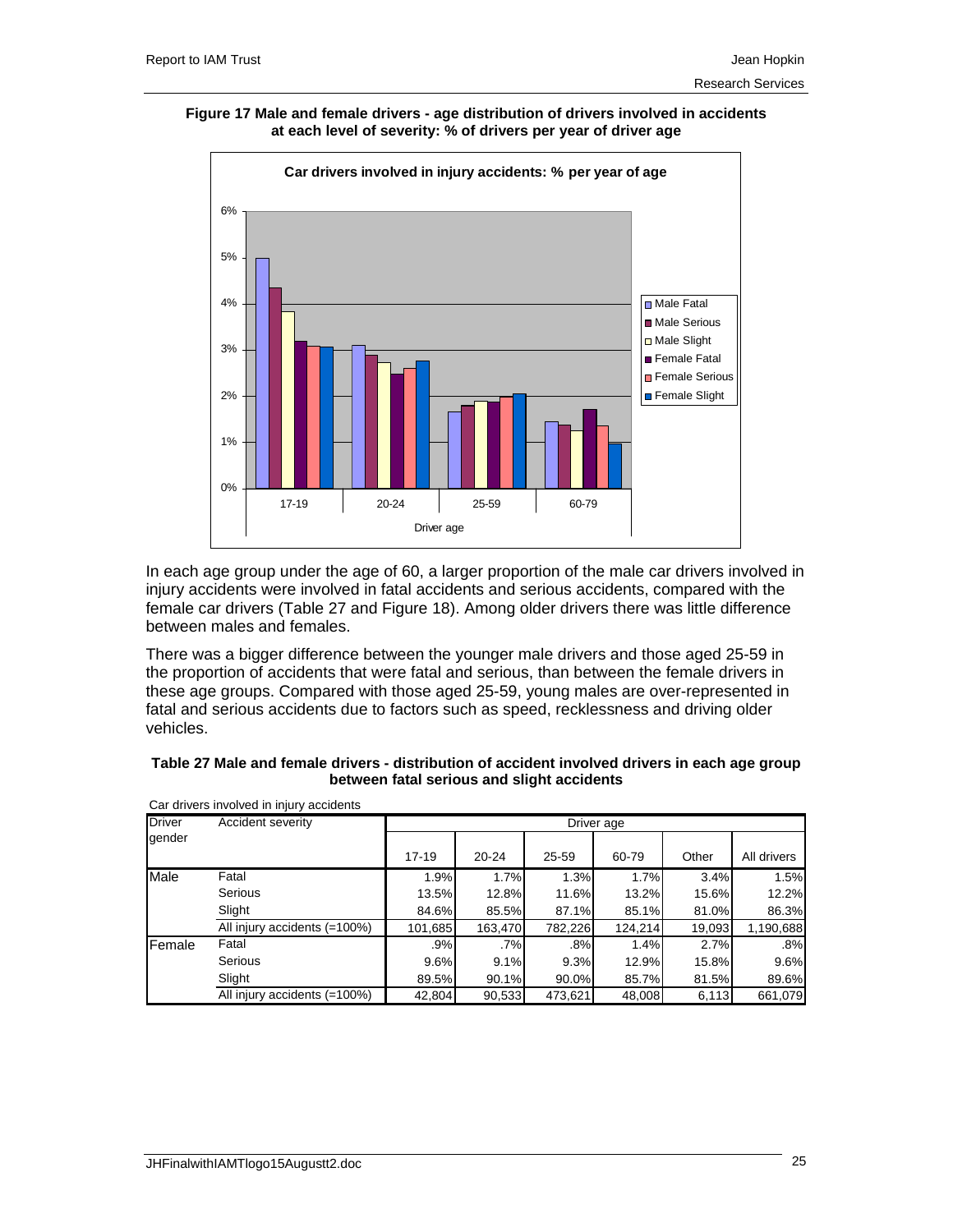**Figure 17 Male and female drivers - age distribution of drivers involved in accidents at each level of severity: % of drivers per year of driver age**

In each age group under the age of 60, a larger proportion of the male car drivers involved in injury accidents were involved in fatal accidents and serious accidents, compared with the female car drivers (Table 27 and Figure 18). Among older drivers there was little difference between males and females.

There was a bigger difference between the younger male drivers and those aged 25-59 in the proportion of accidents that were fatal and serious, than between the female drivers in these age groups. Compared with those aged 25-59, young males are over-represented in fatal and serious accidents due to factors such as speed, recklessness and driving older vehicles.

**Table 27 Male and female drivers - distribution of accident involved drivers in each age group between fatal serious and slight accidents**

Car drivers involved in injury accidents

| Driver gender | Accident severity | Driver age | | | | | |
|---|---|---|---|---|---|---|---|
| | | 17-19 | 20-24 | 25-59 | 60-79 | Other | All drivers |
| Male | Fatal | 1.9% | 1.7% | 1.3% | 1.7% | 3.4% | 1.5% |
| | Serious | 13.5% | 12.8% | 11.6% | 13.2% | 15.6% | 12.2% |
| | Slight | 84.6% | 85.5% | 87.1% | 85.1% | 81.0% | 86.3% |
| | All injury accidents (=100%) | 101,685 | 163,470 | 782,226 | 124,214 | 19,093 | 1,190,688 |
| Female | Fatal | .9% | .7% | .8% | 1.4% | 2.7% | .8% |
| | Serious | 9.6% | 9.1% | 9.3% | 12.9% | 15.8% | 9.6% |
| | Slight | 89.5% | 90.1% | 90.0% | 85.7% | 81.5% | 89.6% |
| | All injury accidents (=100%) | 42,804 | 90,533 | 473,621 | 48,008 | 6,113 | 661,079 |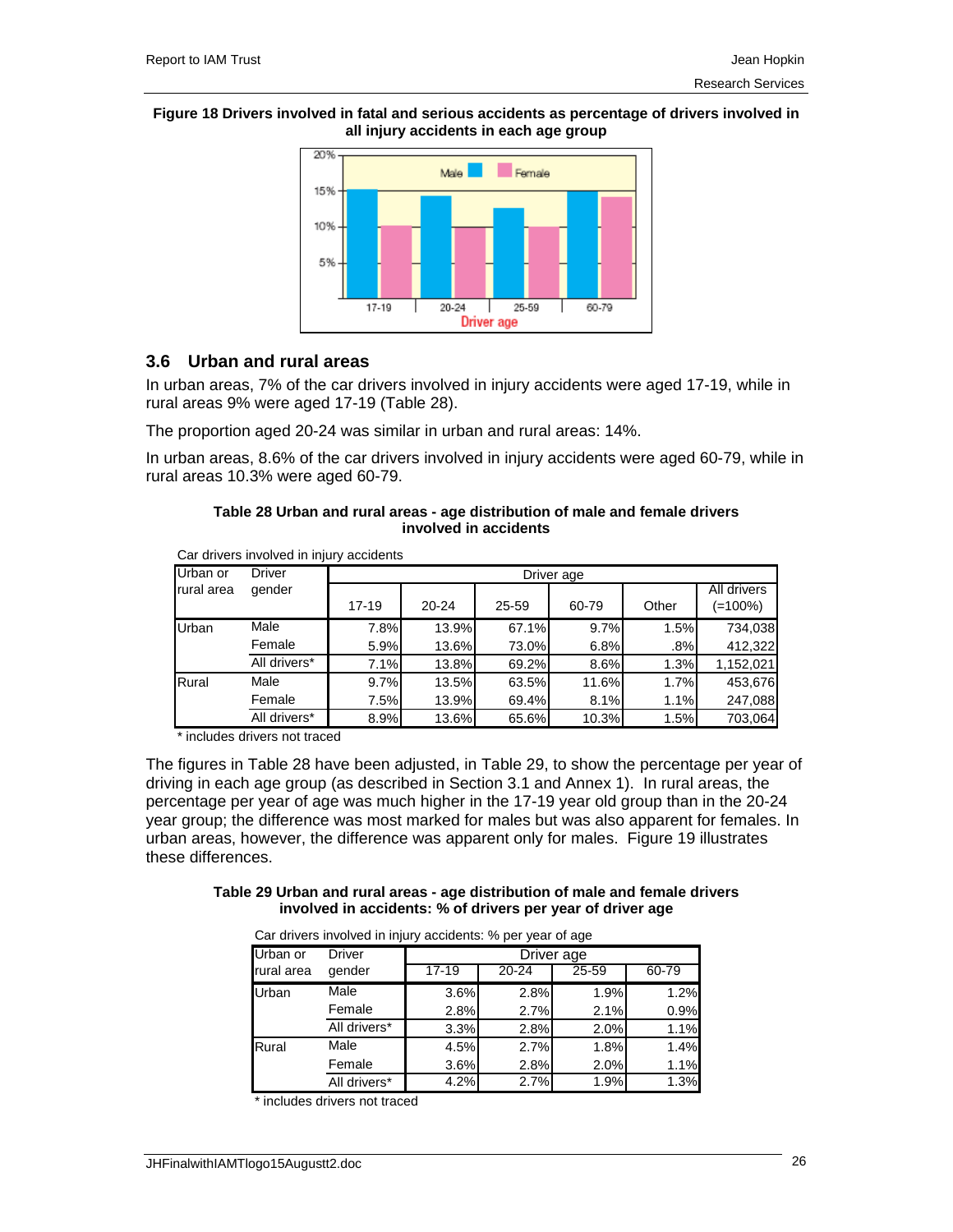**Figure 18 Drivers involved in fatal and serious accidents as percentage of drivers involved in all injury accidents in each age group**

## 3.6 Urban and rural areas

In urban areas, 7% of the car drivers involved in injury accidents were aged 17-19, while in rural areas 9% were aged 17-19 (Table 28).

The proportion aged 20-24 was similar in urban and rural areas: 14%.

In urban areas, 8.6% of the car drivers involved in injury accidents were aged 60-79, while in rural areas 10.3% were aged 60-79.

**Table 28 Urban and rural areas - age distribution of male and female drivers involved in accidents**

Car drivers involved in injury accidents

| Urban or rural area | Driver gender | Driver age | | | | | |
|---|---|---|---|---|---|---|---|
| | | 17-19 | 20-24 | 25-59 | 60-79 | Other | All drivers (=100%) |
| Urban | Male | 7.8% | 13.9% | 67.1% | 9.7% | 1.5% | 734,038 |
| | Female | 5.9% | 13.6% | 73.0% | 6.8% | .8% | 412,322 |
| | All drivers* | 7.1% | 13.8% | 69.2% | 8.6% | 1.3% | 1,152,021 |
| Rural | Male | 9.7% | 13.5% | 63.5% | 11.6% | 1.7% | 453,676 |
| | Female | 7.5% | 13.9% | 69.4% | 8.1% | 1.1% | 247,088 |
| | All drivers* | 8.9% | 13.6% | 65.6% | 10.3% | 1.5% | 703,064 |

* includes drivers not traced

The figures in Table 28 have been adjusted, in Table 29, to show the percentage per year of driving in each age group (as described in Section 3.1 and Annex 1). In rural areas, the percentage per year of age was much higher in the 17-19 year old group than in the 20-24 year group; the difference was most marked for males but was also apparent for females. In urban areas, however, the difference was apparent only for males. Figure 19 illustrates these differences.

**Table 29 Urban and rural areas - age distribution of male and female drivers involved in accidents: % of drivers per year of driver age**

Car drivers involved in injury accidents: % per year of age

| Urban or rural area | Driver gender | Driver age | | | |
|---|---|---|---|---|---|
| | | 17-19 | 20-24 | 25-59 | 60-79 |
| Urban | Male | 3.6% | 2.8% | 1.9% | 1.2% |
| | Female | 2.8% | 2.7% | 2.1% | 0.9% |
| | All drivers* | 3.3% | 2.8% | 2.0% | 1.1% |
| Rural | Male | 4.5% | 2.7% | 1.8% | 1.4% |
| | Female | 3.6% | 2.8% | 2.0% | 1.1% |
| | All drivers* | 4.2% | 2.7% | 1.9% | 1.3% |

* includes drivers not traced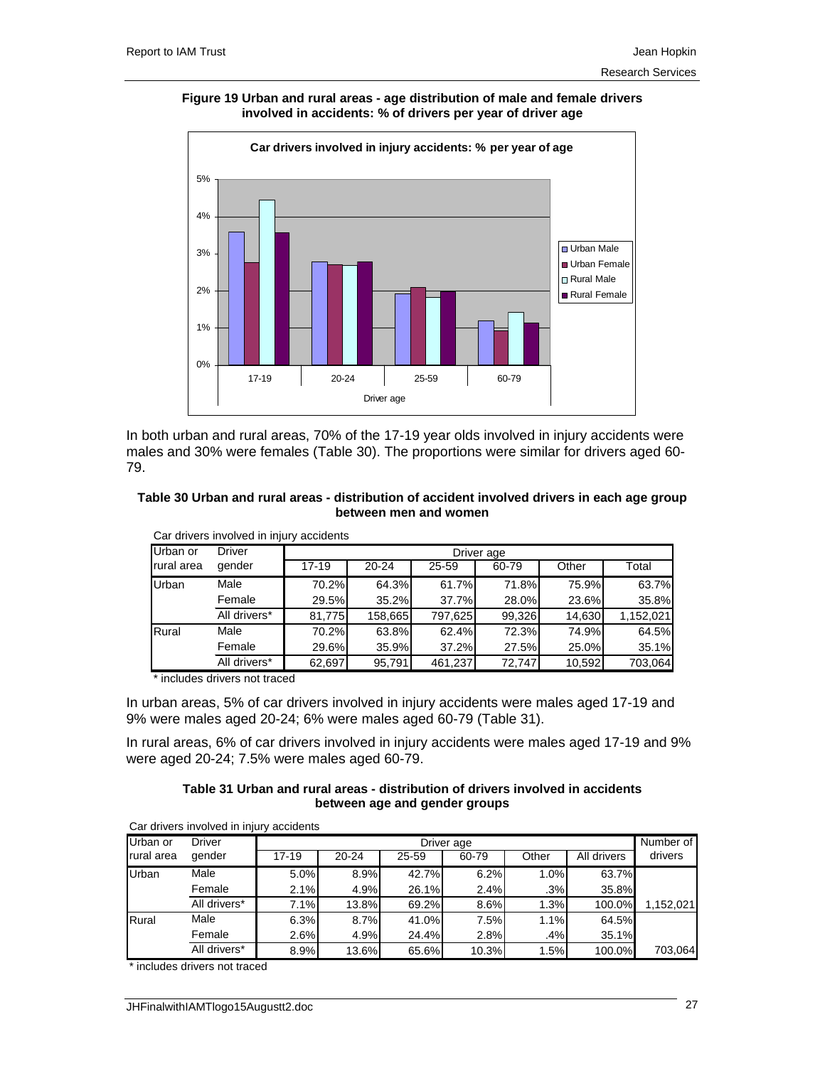**Figure 19 Urban and rural areas - age distribution of male and female drivers involved in accidents: % of drivers per year of driver age**

In both urban and rural areas, 70% of the 17-19 year olds involved in injury accidents were males and 30% were females (Table 30). The proportions were similar for drivers aged 60-79.

**Table 30 Urban and rural areas - distribution of accident involved drivers in each age group between men and women**

Car drivers involved in injury accidents

| Urban or rural area | Driver gender | Driver age 17-19 | 20-24 | 25-59 | 60-79 | Other | Total |
|---|---|---|---|---|---|---|---|
| Urban | Male | 70.2% | 64.3% | 61.7% | 71.8% | 75.9% | 63.7% |
| | Female | 29.5% | 35.2% | 37.7% | 28.0% | 23.6% | 35.8% |
| | All drivers* | 81,775 | 158,665 | 797,625 | 99,326 | 14,630 | 1,152,021 |
| Rural | Male | 70.2% | 63.8% | 62.4% | 72.3% | 74.9% | 64.5% |
| | Female | 29.6% | 35.9% | 37.2% | 27.5% | 25.0% | 35.1% |
| | All drivers* | 62,697 | 95,791 | 461,237 | 72,747 | 10,592 | 703,064 |

\* includes drivers not traced

In urban areas, 5% of car drivers involved in injury accidents were males aged 17-19 and 9% were males aged 20-24; 6% were males aged 60-79 (Table 31).

In rural areas, 6% of car drivers involved in injury accidents were males aged 17-19 and 9% were aged 20-24; 7.5% were males aged 60-79.

**Table 31 Urban and rural areas - distribution of drivers involved in accidents between age and gender groups**

Car drivers involved in injury accidents

| Urban or rural area | Driver gender | Driver age 17-19 | 20-24 | 25-59 | 60-79 | Other | All drivers | Number of drivers |
|---|---|---|---|---|---|---|---|---|
| Urban | Male | 5.0% | 8.9% | 42.7% | 6.2% | 1.0% | 63.7% | |
| | Female | 2.1% | 4.9% | 26.1% | 2.4% | .3% | 35.8% | |
| | All drivers* | 7.1% | 13.8% | 69.2% | 8.6% | 1.3% | 100.0% | 1,152,021 |
| Rural | Male | 6.3% | 8.7% | 41.0% | 7.5% | 1.1% | 64.5% | |
| | Female | 2.6% | 4.9% | 24.4% | 2.8% | .4% | 35.1% | |
| | All drivers* | 8.9% | 13.6% | 65.6% | 10.3% | 1.5% | 100.0% | 703,064 |

\* includes drivers not traced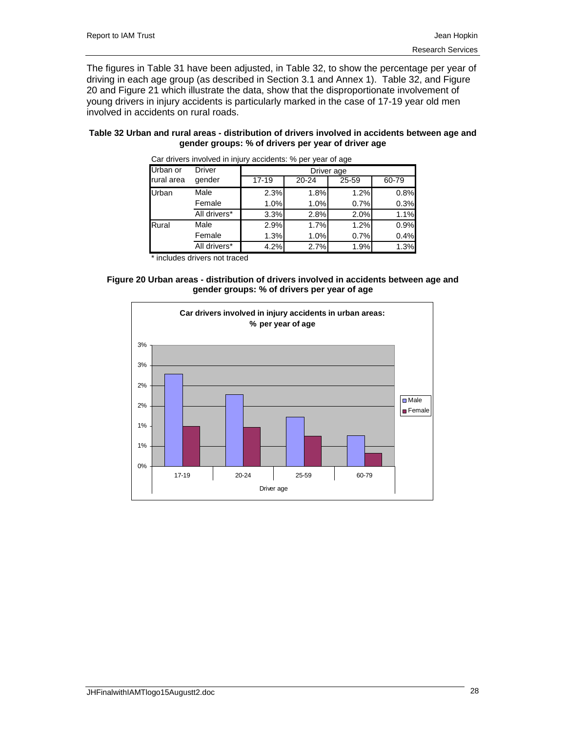The figures in Table 31 have been adjusted, in Table 32, to show the percentage per year of driving in each age group (as described in Section 3.1 and Annex 1). Table 32, and Figure 20 and Figure 21 which illustrate the data, show that the disproportionate involvement of young drivers in injury accidents is particularly marked in the case of 17-19 year old men involved in accidents on rural roads.

**Table 32 Urban and rural areas - distribution of drivers involved in accidents between age and gender groups: % of drivers per year of driver age**

Car drivers involved in injury accidents: % per year of age

| Urban or rural area | Driver gender | Driver age | | | |
|---|---|---|---|---|---|
| | | 17-19 | 20-24 | 25-59 | 60-79 |
| Urban | Male | 2.3% | 1.8% | 1.2% | 0.8% |
| | Female | 1.0% | 1.0% | 0.7% | 0.3% |
| | All drivers* | 3.3% | 2.8% | 2.0% | 1.1% |
| Rural | Male | 2.9% | 1.7% | 1.2% | 0.9% |
| | Female | 1.3% | 1.0% | 0.7% | 0.4% |
| | All drivers* | 4.2% | 2.7% | 1.9% | 1.3% |

\* includes drivers not traced

**Figure 20 Urban areas - distribution of drivers involved in accidents between age and gender groups: % of drivers per year of age**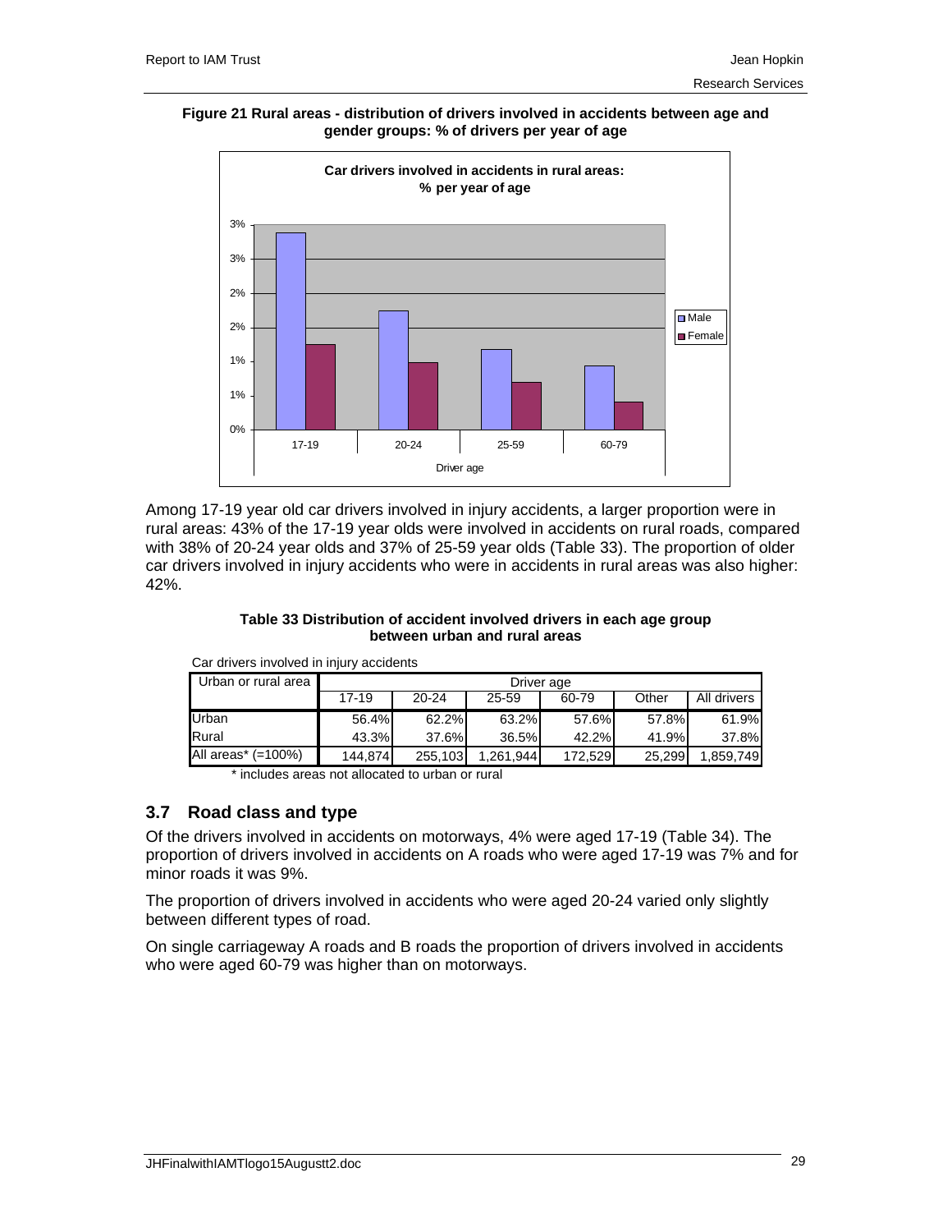**Figure 21 Rural areas - distribution of drivers involved in accidents between age and gender groups: % of drivers per year of age**

Among 17-19 year old car drivers involved in injury accidents, a larger proportion were in rural areas: 43% of the 17-19 year olds were involved in accidents on rural roads, compared with 38% of 20-24 year olds and 37% of 25-59 year olds (Table 33). The proportion of older car drivers involved in injury accidents who were in accidents in rural areas was also higher: 42%.

**Table 33 Distribution of accident involved drivers in each age group between urban and rural areas**

Car drivers involved in injury accidents

| Urban or rural area | Driver age | | | | | |
|---|---|---|---|---|---|---|
| | 17-19 | 20-24 | 25-59 | 60-79 | Other | All drivers |
| Urban | 56.4% | 62.2% | 63.2% | 57.6% | 57.8% | 61.9% |
| Rural | 43.3% | 37.6% | 36.5% | 42.2% | 41.9% | 37.8% |
| All areas* (=100%) | 144,874 | 255,103 | 1,261,944 | 172,529 | 25,299 | 1,859,749 |

\* includes areas not allocated to urban or rural

## 3.7 Road class and type

Of the drivers involved in accidents on motorways, 4% were aged 17-19 (Table 34). The proportion of drivers involved in accidents on A roads who were aged 17-19 was 7% and for minor roads it was 9%.

The proportion of drivers involved in accidents who were aged 20-24 varied only slightly between different types of road.

On single carriageway A roads and B roads the proportion of drivers involved in accidents who were aged 60-79 was higher than on motorways.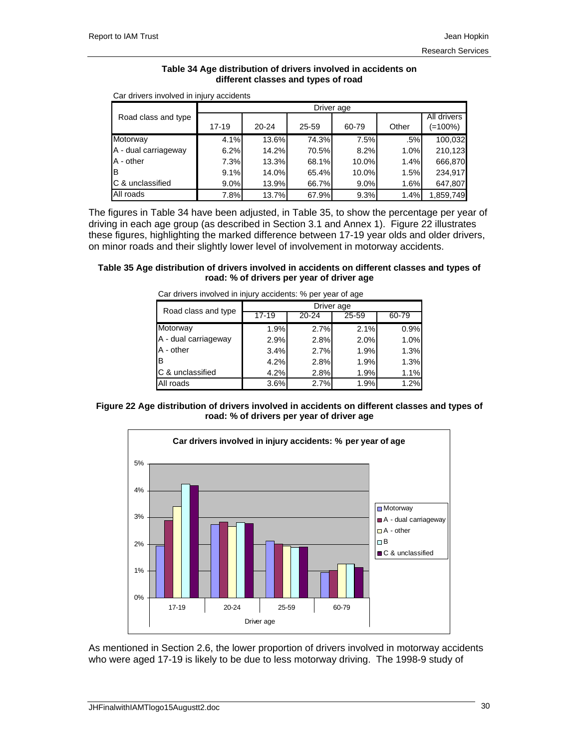**Table 34 Age distribution of drivers involved in accidents on different classes and types of road**

Car drivers involved in injury accidents

| Road class and type | Driver age | | | | | |
|---|---|---|---|---|---|---|
| | 17-19 | 20-24 | 25-59 | 60-79 | Other | All drivers (=100%) |
| Motorway | 4.1% | 13.6% | 74.3% | 7.5% | .5% | 100,032 |
| A - dual carriageway | 6.2% | 14.2% | 70.5% | 8.2% | 1.0% | 210,123 |
| A - other | 7.3% | 13.3% | 68.1% | 10.0% | 1.4% | 666,870 |
| B | 9.1% | 14.0% | 65.4% | 10.0% | 1.5% | 234,917 |
| C & unclassified | 9.0% | 13.9% | 66.7% | 9.0% | 1.6% | 647,807 |
| All roads | 7.8% | 13.7% | 67.9% | 9.3% | 1.4% | 1,859,749 |

The figures in Table 34 have been adjusted, in Table 35, to show the percentage per year of driving in each age group (as described in Section 3.1 and Annex 1). Figure 22 illustrates these figures, highlighting the marked difference between 17-19 year olds and older drivers, on minor roads and their slightly lower level of involvement in motorway accidents.

**Table 35 Age distribution of drivers involved in accidents on different classes and types of road: % of drivers per year of driver age**

Car drivers involved in injury accidents: % per year of age

| Road class and type | Driver age | | | |
|---|---|---|---|---|
| | 17-19 | 20-24 | 25-59 | 60-79 |
| Motorway | 1.9% | 2.7% | 2.1% | 0.9% |
| A - dual carriageway | 2.9% | 2.8% | 2.0% | 1.0% |
| A - other | 3.4% | 2.7% | 1.9% | 1.3% |
| B | 4.2% | 2.8% | 1.9% | 1.3% |
| C & unclassified | 4.2% | 2.8% | 1.9% | 1.1% |
| All roads | 3.6% | 2.7% | 1.9% | 1.2% |

**Figure 22 Age distribution of drivers involved in accidents on different classes and types of road: % of drivers per year of driver age**

As mentioned in Section 2.6, the lower proportion of drivers involved in motorway accidents who were aged 17-19 is likely to be due to less motorway driving. The 1998-9 study of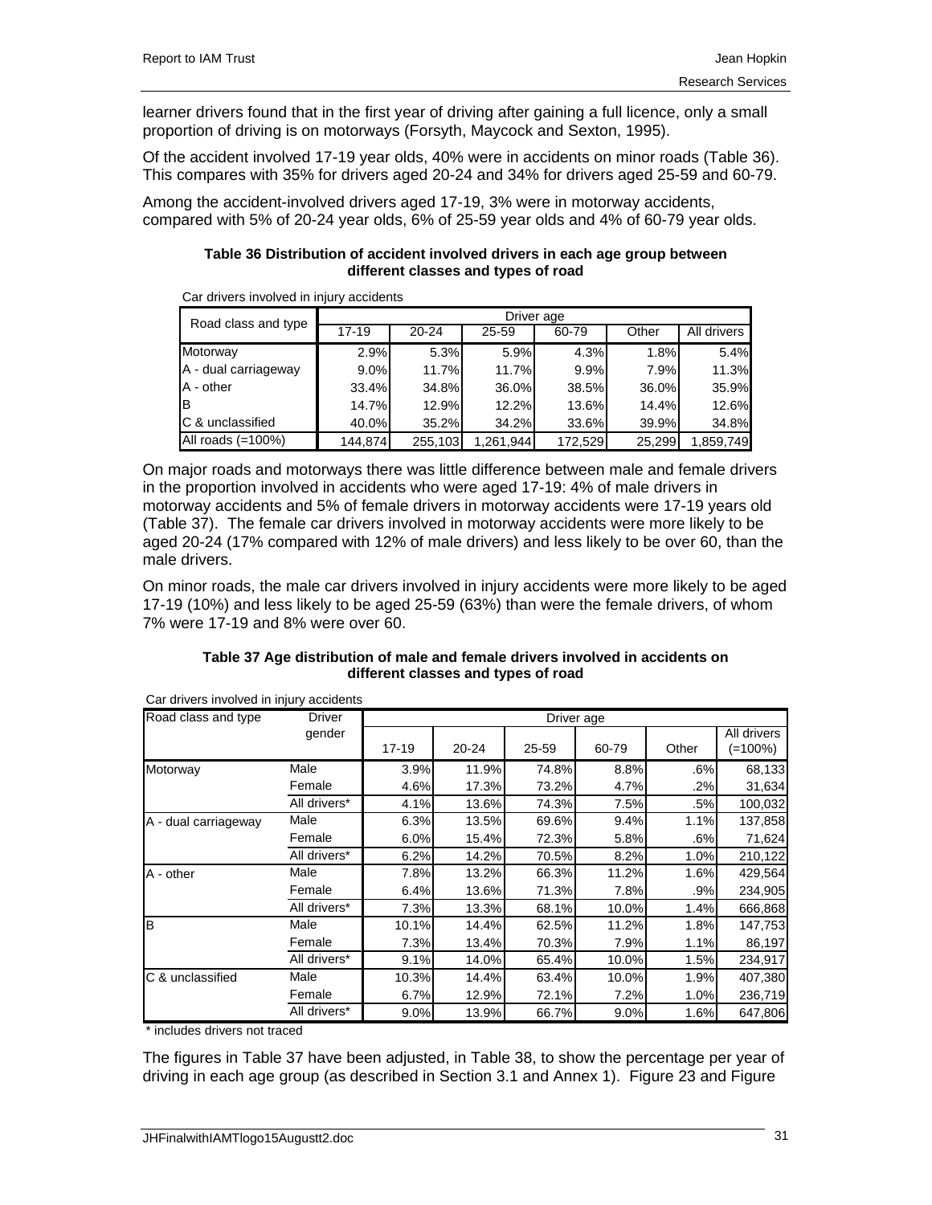learner drivers found that in the first year of driving after gaining a full licence, only a small proportion of driving is on motorways (Forsyth, Maycock and Sexton, 1995).

Of the accident involved 17-19 year olds, 40% were in accidents on minor roads (Table 36). This compares with 35% for drivers aged 20-24 and 34% for drivers aged 25-59 and 60-79.

Among the accident-involved drivers aged 17-19, 3% were in motorway accidents, compared with 5% of 20-24 year olds, 6% of 25-59 year olds and 4% of 60-79 year olds.

**Table 36 Distribution of accident involved drivers in each age group between different classes and types of road**

Car drivers involved in injury accidents

| Road class and type | Driver age | | | | | |
|---|---|---|---|---|---|---|
| | 17-19 | 20-24 | 25-59 | 60-79 | Other | All drivers |
| Motorway | 2.9% | 5.3% | 5.9% | 4.3% | 1.8% | 5.4% |
| A - dual carriageway | 9.0% | 11.7% | 11.7% | 9.9% | 7.9% | 11.3% |
| A - other | 33.4% | 34.8% | 36.0% | 38.5% | 36.0% | 35.9% |
| B | 14.7% | 12.9% | 12.2% | 13.6% | 14.4% | 12.6% |
| C & unclassified | 40.0% | 35.2% | 34.2% | 33.6% | 39.9% | 34.8% |
| All roads (=100%) | 144,874 | 255,103 | 1,261,944 | 172,529 | 25,299 | 1,859,749 |

On major roads and motorways there was little difference between male and female drivers in the proportion involved in accidents who were aged 17-19: 4% of male drivers in motorway accidents and 5% of female drivers in motorway accidents were 17-19 years old (Table 37). The female car drivers involved in motorway accidents were more likely to be aged 20-24 (17% compared with 12% of male drivers) and less likely to be over 60, than the male drivers.

On minor roads, the male car drivers involved in injury accidents were more likely to be aged 17-19 (10%) and less likely to be aged 25-59 (63%) than were the female drivers, of whom 7% were 17-19 and 8% were over 60.

**Table 37 Age distribution of male and female drivers involved in accidents on different classes and types of road**

Car drivers involved in injury accidents

| Road class and type | Driver gender | Driver age | | | | | |
|---|---|---|---|---|---|---|---|
| | | 17-19 | 20-24 | 25-59 | 60-79 | Other | All drivers (=100%) |
| Motorway | Male | 3.9% | 11.9% | 74.8% | 8.8% | .6% | 68,133 |
| | Female | 4.6% | 17.3% | 73.2% | 4.7% | .2% | 31,634 |
| | All drivers* | 4.1% | 13.6% | 74.3% | 7.5% | .5% | 100,032 |
| A - dual carriageway | Male | 6.3% | 13.5% | 69.6% | 9.4% | 1.1% | 137,858 |
| | Female | 6.0% | 15.4% | 72.3% | 5.8% | .6% | 71,624 |
| | All drivers* | 6.2% | 14.2% | 70.5% | 8.2% | 1.0% | 210,122 |
| A - other | Male | 7.8% | 13.2% | 66.3% | 11.2% | 1.6% | 429,564 |
| | Female | 6.4% | 13.6% | 71.3% | 7.8% | .9% | 234,905 |
| | All drivers* | 7.3% | 13.3% | 68.1% | 10.0% | 1.4% | 666,868 |
| B | Male | 10.1% | 14.4% | 62.5% | 11.2% | 1.8% | 147,753 |
| | Female | 7.3% | 13.4% | 70.3% | 7.9% | 1.1% | 86,197 |
| | All drivers* | 9.1% | 14.0% | 65.4% | 10.0% | 1.5% | 234,917 |
| C & unclassified | Male | 10.3% | 14.4% | 63.4% | 10.0% | 1.9% | 407,380 |
| | Female | 6.7% | 12.9% | 72.1% | 7.2% | 1.0% | 236,719 |
| | All drivers* | 9.0% | 13.9% | 66.7% | 9.0% | 1.6% | 647,806 |

\* includes drivers not traced

The figures in Table 37 have been adjusted, in Table 38, to show the percentage per year of driving in each age group (as described in Section 3.1 and Annex 1). Figure 23 and Figure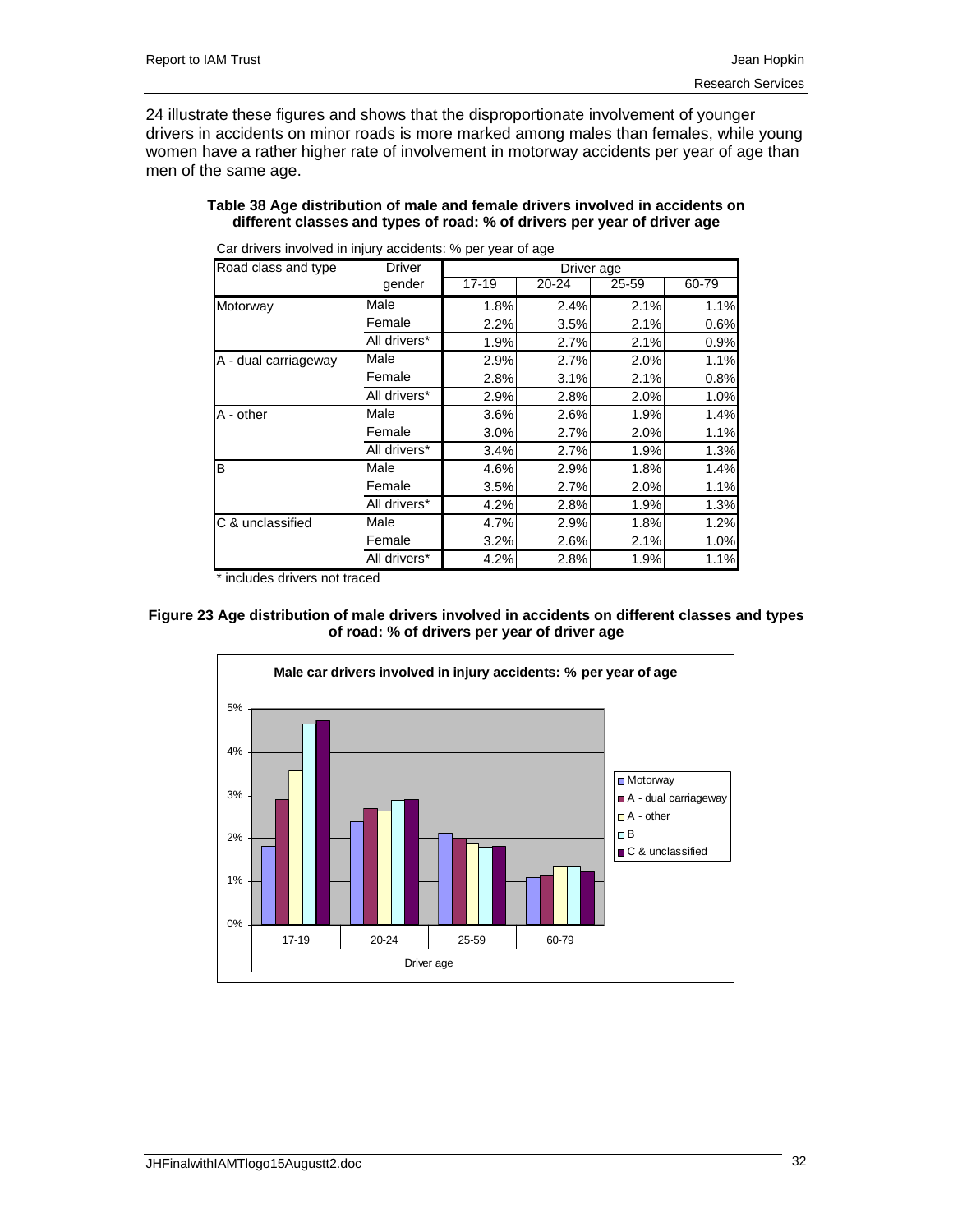24 illustrate these figures and shows that the disproportionate involvement of younger drivers in accidents on minor roads is more marked among males than females, while young women have a rather higher rate of involvement in motorway accidents per year of age than men of the same age.

**Table 38 Age distribution of male and female drivers involved in accidents on different classes and types of road: % of drivers per year of driver age**

Car drivers involved in injury accidents: % per year of age

| Road class and type | Driver gender | Driver age | | | |
|---|---|---|---|---|---|
| | | 17-19 | 20-24 | 25-59 | 60-79 |
| Motorway | Male | 1.8% | 2.4% | 2.1% | 1.1% |
| | Female | 2.2% | 3.5% | 2.1% | 0.6% |
| | All drivers* | 1.9% | 2.7% | 2.1% | 0.9% |
| A - dual carriageway | Male | 2.9% | 2.7% | 2.0% | 1.1% |
| | Female | 2.8% | 3.1% | 2.1% | 0.8% |
| | All drivers* | 2.9% | 2.8% | 2.0% | 1.0% |
| A - other | Male | 3.6% | 2.6% | 1.9% | 1.4% |
| | Female | 3.0% | 2.7% | 2.0% | 1.1% |
| | All drivers* | 3.4% | 2.7% | 1.9% | 1.3% |
| B | Male | 4.6% | 2.9% | 1.8% | 1.4% |
| | Female | 3.5% | 2.7% | 2.0% | 1.1% |
| | All drivers* | 4.2% | 2.8% | 1.9% | 1.3% |
| C & unclassified | Male | 4.7% | 2.9% | 1.8% | 1.2% |
| | Female | 3.2% | 2.6% | 2.1% | 1.0% |
| | All drivers* | 4.2% | 2.8% | 1.9% | 1.1% |

\* includes drivers not traced

**Figure 23 Age distribution of male drivers involved in accidents on different classes and types of road: % of drivers per year of driver age**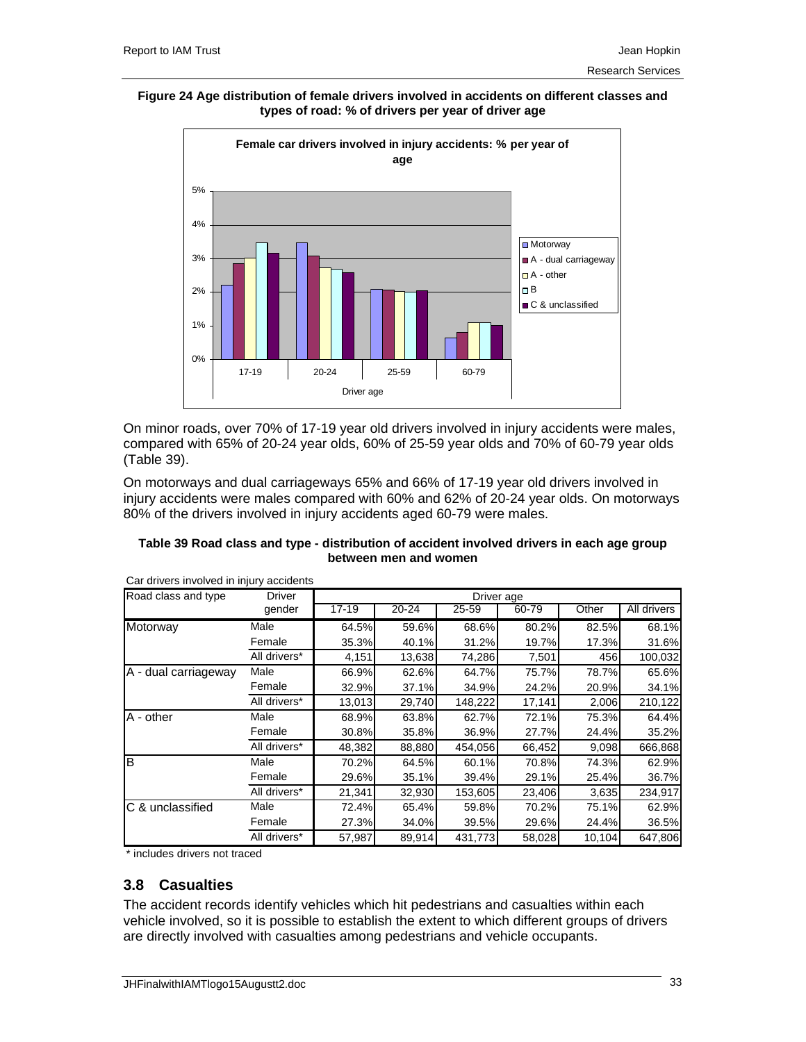**Figure 24 Age distribution of female drivers involved in accidents on different classes and types of road: % of drivers per year of driver age**

On minor roads, over 70% of 17-19 year old drivers involved in injury accidents were males, compared with 65% of 20-24 year olds, 60% of 25-59 year olds and 70% of 60-79 year olds (Table 39).

On motorways and dual carriageways 65% and 66% of 17-19 year old drivers involved in injury accidents were males compared with 60% and 62% of 20-24 year olds. On motorways 80% of the drivers involved in injury accidents aged 60-79 were males.

**Table 39 Road class and type - distribution of accident involved drivers in each age group between men and women**

Car drivers involved in injury accidents

| Road class and type | Driver gender | Driver age | | | | | |
|---|---|---|---|---|---|---|---|
| | | 17-19 | 20-24 | 25-59 | 60-79 | Other | All drivers |
| Motorway | Male | 64.5% | 59.6% | 68.6% | 80.2% | 82.5% | 68.1% |
| | Female | 35.3% | 40.1% | 31.2% | 19.7% | 17.3% | 31.6% |
| | All drivers* | 4,151 | 13,638 | 74,286 | 7,501 | 456 | 100,032 |
| A - dual carriageway | Male | 66.9% | 62.6% | 64.7% | 75.7% | 78.7% | 65.6% |
| | Female | 32.9% | 37.1% | 34.9% | 24.2% | 20.9% | 34.1% |
| | All drivers* | 13,013 | 29,740 | 148,222 | 17,141 | 2,006 | 210,122 |
| A - other | Male | 68.9% | 63.8% | 62.7% | 72.1% | 75.3% | 64.4% |
| | Female | 30.8% | 35.8% | 36.9% | 27.7% | 24.4% | 35.2% |
| | All drivers* | 48,382 | 88,880 | 454,056 | 66,452 | 9,098 | 666,868 |
| B | Male | 70.2% | 64.5% | 60.1% | 70.8% | 74.3% | 62.9% |
| | Female | 29.6% | 35.1% | 39.4% | 29.1% | 25.4% | 36.7% |
| | All drivers* | 21,341 | 32,930 | 153,605 | 23,406 | 3,635 | 234,917 |
| C & unclassified | Male | 72.4% | 65.4% | 59.8% | 70.2% | 75.1% | 62.9% |
| | Female | 27.3% | 34.0% | 39.5% | 29.6% | 24.4% | 36.5% |
| | All drivers* | 57,987 | 89,914 | 431,773 | 58,028 | 10,104 | 647,806 |

\* includes drivers not traced

## 3.8 Casualties

The accident records identify vehicles which hit pedestrians and casualties within each vehicle involved, so it is possible to establish the extent to which different groups of drivers are directly involved with casualties among pedestrians and vehicle occupants.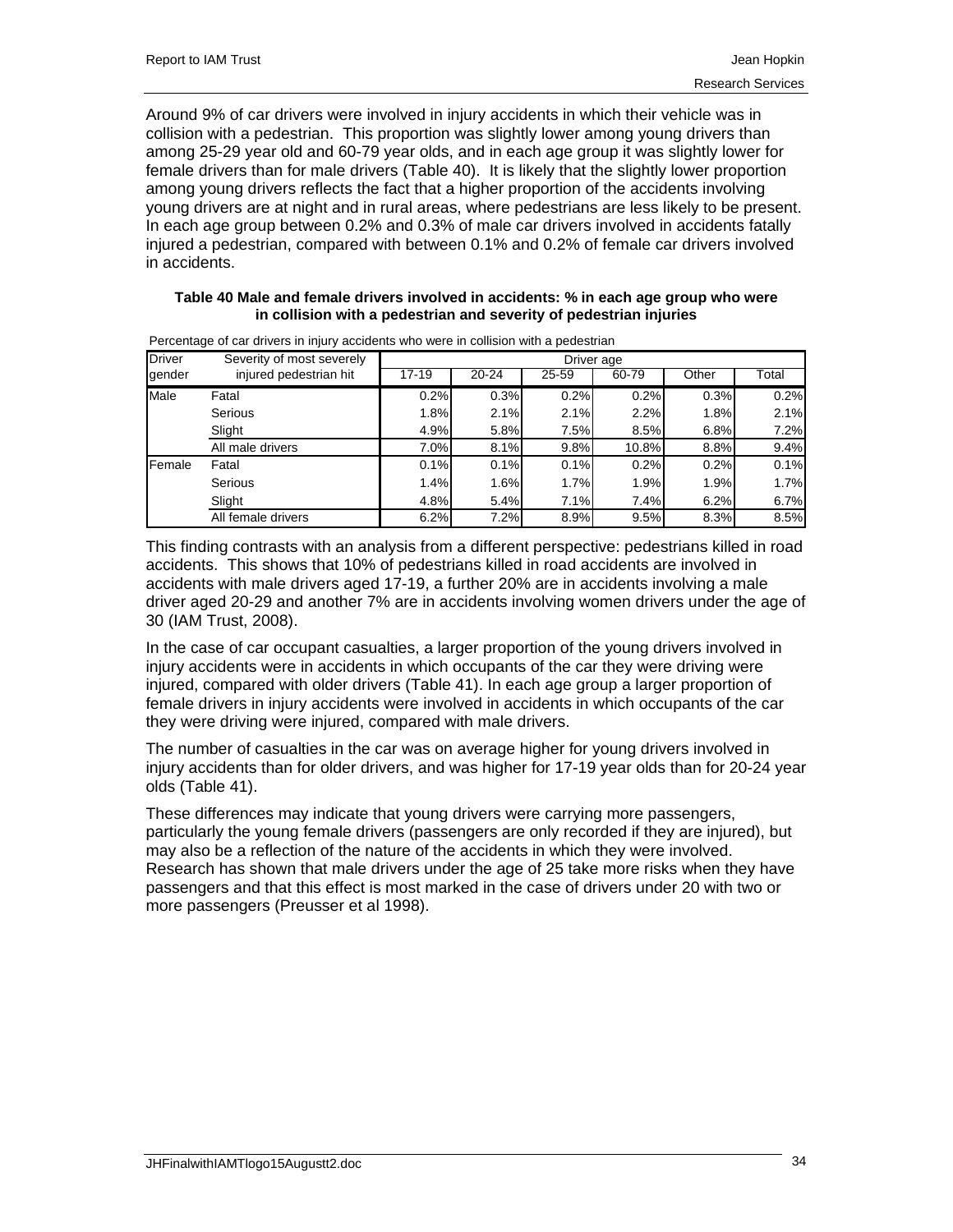Around 9% of car drivers were involved in injury accidents in which their vehicle was in collision with a pedestrian. This proportion was slightly lower among young drivers than among 25-29 year old and 60-79 year olds, and in each age group it was slightly lower for female drivers than for male drivers (Table 40). It is likely that the slightly lower proportion among young drivers reflects the fact that a higher proportion of the accidents involving young drivers are at night and in rural areas, where pedestrians are less likely to be present. In each age group between 0.2% and 0.3% of male car drivers involved in accidents fatally injured a pedestrian, compared with between 0.1% and 0.2% of female car drivers involved in accidents.

**Table 40 Male and female drivers involved in accidents: % in each age group who were in collision with a pedestrian and severity of pedestrian injuries**

Percentage of car drivers in injury accidents who were in collision with a pedestrian

| Driver gender | Severity of most severely injured pedestrian hit | Driver age | | | | | |
|---|---|---|---|---|---|---|---|
| | | 17-19 | 20-24 | 25-59 | 60-79 | Other | Total |
| Male | Fatal | 0.2% | 0.3% | 0.2% | 0.2% | 0.3% | 0.2% |
| | Serious | 1.8% | 2.1% | 2.1% | 2.2% | 1.8% | 2.1% |
| | Slight | 4.9% | 5.8% | 7.5% | 8.5% | 6.8% | 7.2% |
| | All male drivers | 7.0% | 8.1% | 9.8% | 10.8% | 8.8% | 9.4% |
| Female | Fatal | 0.1% | 0.1% | 0.1% | 0.2% | 0.2% | 0.1% |
| | Serious | 1.4% | 1.6% | 1.7% | 1.9% | 1.9% | 1.7% |
| | Slight | 4.8% | 5.4% | 7.1% | 7.4% | 6.2% | 6.7% |
| | All female drivers | 6.2% | 7.2% | 8.9% | 9.5% | 8.3% | 8.5% |

This finding contrasts with an analysis from a different perspective: pedestrians killed in road accidents. This shows that 10% of pedestrians killed in road accidents are involved in accidents with male drivers aged 17-19, a further 20% are in accidents involving a male driver aged 20-29 and another 7% are in accidents involving women drivers under the age of 30 (IAM Trust, 2008).

In the case of car occupant casualties, a larger proportion of the young drivers involved in injury accidents were in accidents in which occupants of the car they were driving were injured, compared with older drivers (Table 41). In each age group a larger proportion of female drivers in injury accidents were involved in accidents in which occupants of the car they were driving were injured, compared with male drivers.

The number of casualties in the car was on average higher for young drivers involved in injury accidents than for older drivers, and was higher for 17-19 year olds than for 20-24 year olds (Table 41).

These differences may indicate that young drivers were carrying more passengers, particularly the young female drivers (passengers are only recorded if they are injured), but may also be a reflection of the nature of the accidents in which they were involved. Research has shown that male drivers under the age of 25 take more risks when they have passengers and that this effect is most marked in the case of drivers under 20 with two or more passengers (Preusser et al 1998).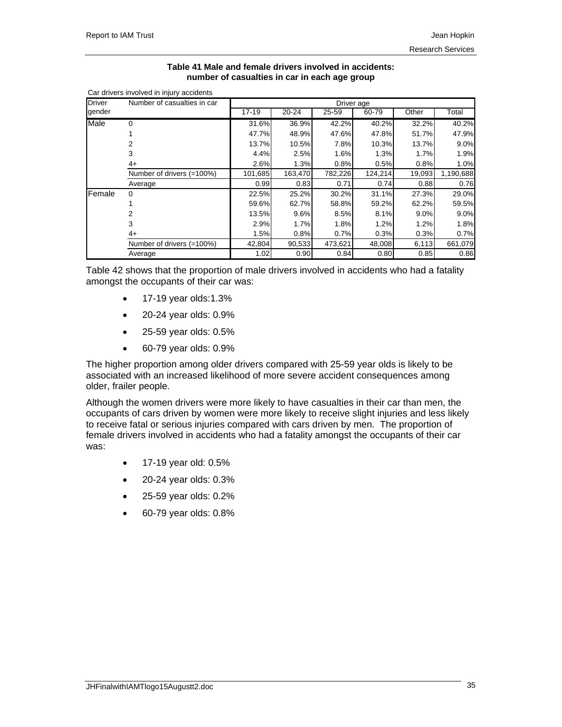**Table 41 Male and female drivers involved in accidents: number of casualties in car in each age group**

Car drivers involved in injury accidents

| Driver gender | Number of casualties in car | Driver age | | | | | |
|---|---|---|---|---|---|---|---|
| | | 17-19 | 20-24 | 25-59 | 60-79 | Other | Total |
| Male | 0 | 31.6% | 36.9% | 42.2% | 40.2% | 32.2% | 40.2% |
| | 1 | 47.7% | 48.9% | 47.6% | 47.8% | 51.7% | 47.9% |
| | 2 | 13.7% | 10.5% | 7.8% | 10.3% | 13.7% | 9.0% |
| | 3 | 4.4% | 2.5% | 1.6% | 1.3% | 1.7% | 1.9% |
| | 4+ | 2.6% | 1.3% | 0.8% | 0.5% | 0.8% | 1.0% |
| | Number of drivers (=100%) | 101,685 | 163,470 | 782,226 | 124,214 | 19,093 | 1,190,688 |
| | Average | 0.99 | 0.83 | 0.71 | 0.74 | 0.88 | 0.76 |
| Female | 0 | 22.5% | 25.2% | 30.2% | 31.1% | 27.3% | 29.0% |
| | 1 | 59.6% | 62.7% | 58.8% | 59.2% | 62.2% | 59.5% |
| | 2 | 13.5% | 9.6% | 8.5% | 8.1% | 9.0% | 9.0% |
| | 3 | 2.9% | 1.7% | 1.8% | 1.2% | 1.2% | 1.8% |
| | 4+ | 1.5% | 0.8% | 0.7% | 0.3% | 0.3% | 0.7% |
| | Number of drivers (=100%) | 42,804 | 90,533 | 473,621 | 48,008 | 6,113 | 661,079 |
| | Average | 1.02 | 0.90 | 0.84 | 0.80 | 0.85 | 0.86 |

Table 42 shows that the proportion of male drivers involved in accidents who had a fatality amongst the occupants of their car was:

- 17-19 year olds:1.3%
- 20-24 year olds: 0.9%
- 25-59 year olds: 0.5%
- 60-79 year olds: 0.9%

The higher proportion among older drivers compared with 25-59 year olds is likely to be associated with an increased likelihood of more severe accident consequences among older, frailer people.

Although the women drivers were more likely to have casualties in their car than men, the occupants of cars driven by women were more likely to receive slight injuries and less likely to receive fatal or serious injuries compared with cars driven by men. The proportion of female drivers involved in accidents who had a fatality amongst the occupants of their car was:

- 17-19 year old: 0.5%
- 20-24 year olds: 0.3%
- 25-59 year olds: 0.2%
- 60-79 year olds: 0.8%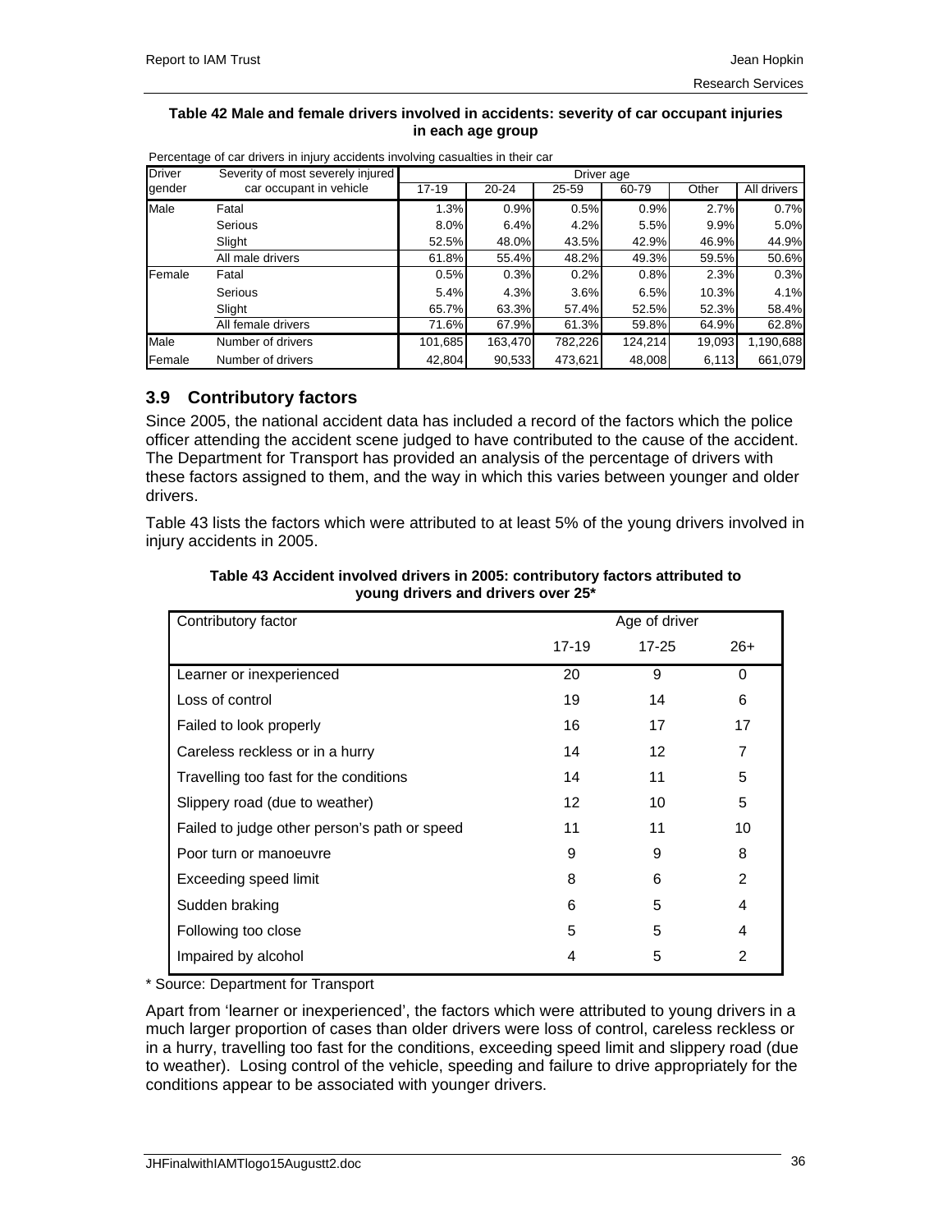**Table 42 Male and female drivers involved in accidents: severity of car occupant injuries in each age group**

Percentage of car drivers in injury accidents involving casualties in their car

| Driver gender | Severity of most severely injured car occupant in vehicle | Driver age | | | | | |
|---|---|---|---|---|---|---|---|
| | | 17-19 | 20-24 | 25-59 | 60-79 | Other | All drivers |
| Male | Fatal | 1.3% | 0.9% | 0.5% | 0.9% | 2.7% | 0.7% |
| | Serious | 8.0% | 6.4% | 4.2% | 5.5% | 9.9% | 5.0% |
| | Slight | 52.5% | 48.0% | 43.5% | 42.9% | 46.9% | 44.9% |
| | All male drivers | 61.8% | 55.4% | 48.2% | 49.3% | 59.5% | 50.6% |
| Female | Fatal | 0.5% | 0.3% | 0.2% | 0.8% | 2.3% | 0.3% |
| | Serious | 5.4% | 4.3% | 3.6% | 6.5% | 10.3% | 4.1% |
| | Slight | 65.7% | 63.3% | 57.4% | 52.5% | 52.3% | 58.4% |
| | All female drivers | 71.6% | 67.9% | 61.3% | 59.8% | 64.9% | 62.8% |
| Male | Number of drivers | 101,685 | 163,470 | 782,226 | 124,214 | 19,093 | 1,190,688 |
| Female | Number of drivers | 42,804 | 90,533 | 473,621 | 48,008 | 6,113 | 661,079 |

## 3.9 Contributory factors

Since 2005, the national accident data has included a record of the factors which the police officer attending the accident scene judged to have contributed to the cause of the accident. The Department for Transport has provided an analysis of the percentage of drivers with these factors assigned to them, and the way in which this varies between younger and older drivers.

Table 43 lists the factors which were attributed to at least 5% of the young drivers involved in injury accidents in 2005.

**Table 43 Accident involved drivers in 2005: contributory factors attributed to young drivers and drivers over 25***

| Contributory factor | Age of driver | | |
|---|---|---|---|
| | 17-19 | 17-25 | 26+ |
| Learner or inexperienced | 20 | 9 | 0 |
| Loss of control | 19 | 14 | 6 |
| Failed to look properly | 16 | 17 | 17 |
| Careless reckless or in a hurry | 14 | 12 | 7 |
| Travelling too fast for the conditions | 14 | 11 | 5 |
| Slippery road (due to weather) | 12 | 10 | 5 |
| Failed to judge other person's path or speed | 11 | 11 | 10 |
| Poor turn or manoeuvre | 9 | 9 | 8 |
| Exceeding speed limit | 8 | 6 | 2 |
| Sudden braking | 6 | 5 | 4 |
| Following too close | 5 | 5 | 4 |
| Impaired by alcohol | 4 | 5 | 2 |

* Source: Department for Transport

Apart from 'learner or inexperienced', the factors which were attributed to young drivers in a much larger proportion of cases than older drivers were loss of control, careless reckless or in a hurry, travelling too fast for the conditions, exceeding speed limit and slippery road (due to weather). Losing control of the vehicle, speeding and failure to drive appropriately for the conditions appear to be associated with younger drivers.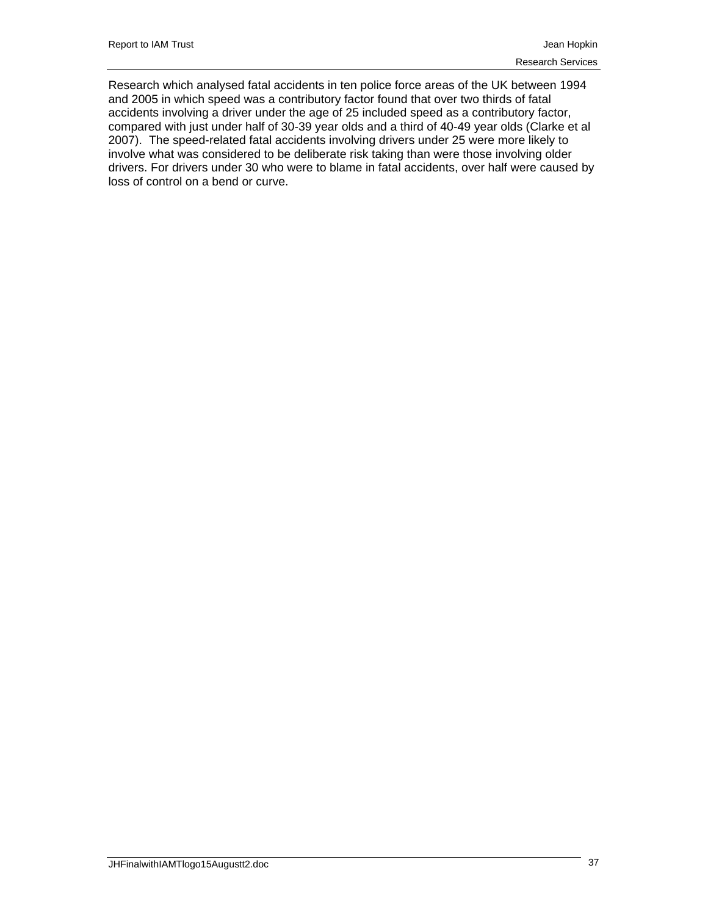Research which analysed fatal accidents in ten police force areas of the UK between 1994 and 2005 in which speed was a contributory factor found that over two thirds of fatal accidents involving a driver under the age of 25 included speed as a contributory factor, compared with just under half of 30-39 year olds and a third of 40-49 year olds (Clarke et al 2007). The speed-related fatal accidents involving drivers under 25 were more likely to involve what was considered to be deliberate risk taking than were those involving older drivers. For drivers under 30 who were to blame in fatal accidents, over half were caused by loss of control on a bend or curve.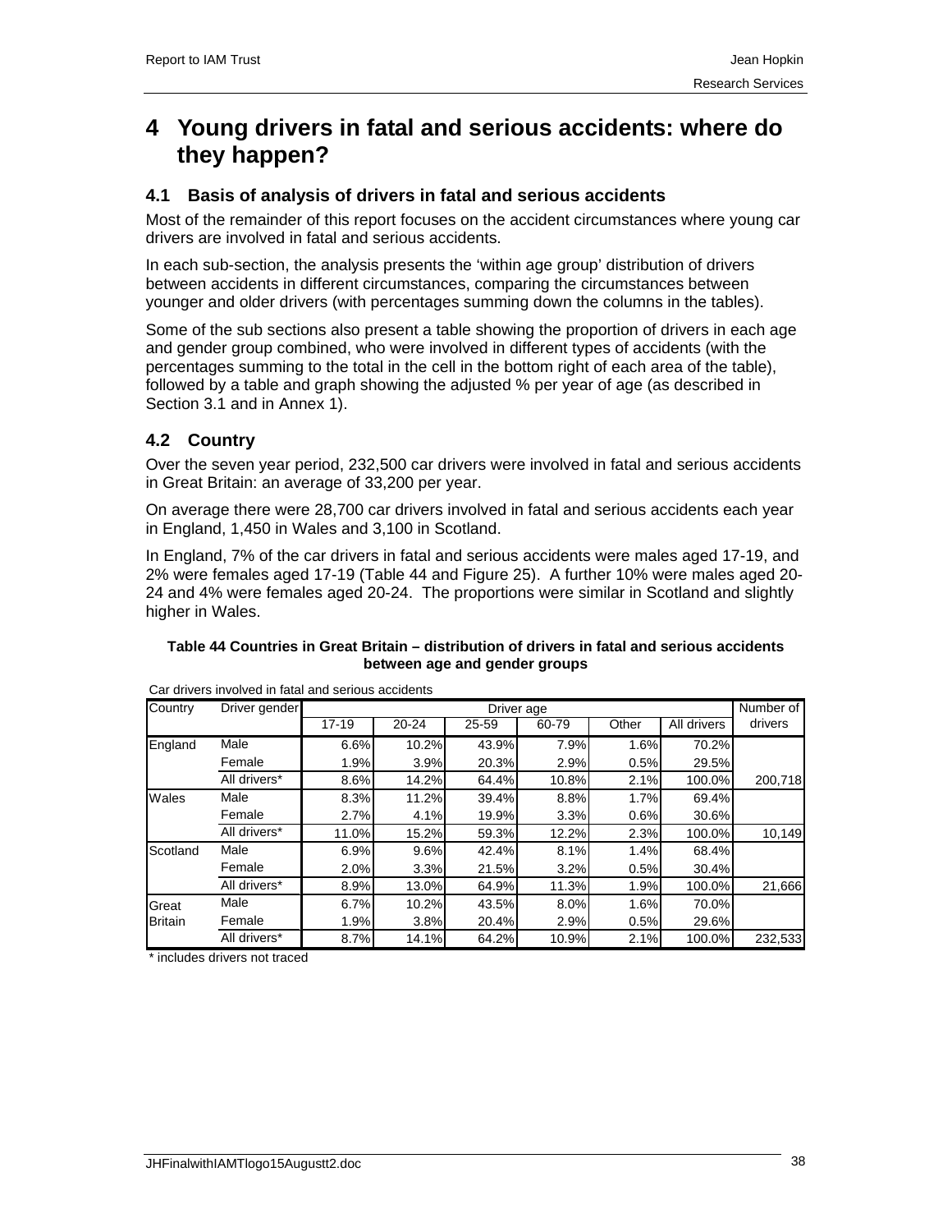# 4 Young drivers in fatal and serious accidents: where do they happen?

## 4.1 Basis of analysis of drivers in fatal and serious accidents

Most of the remainder of this report focuses on the accident circumstances where young car drivers are involved in fatal and serious accidents.

In each sub-section, the analysis presents the 'within age group' distribution of drivers between accidents in different circumstances, comparing the circumstances between younger and older drivers (with percentages summing down the columns in the tables).

Some of the sub sections also present a table showing the proportion of drivers in each age and gender group combined, who were involved in different types of accidents (with the percentages summing to the total in the cell in the bottom right of each area of the table), followed by a table and graph showing the adjusted % per year of age (as described in Section 3.1 and in Annex 1).

## 4.2 Country

Over the seven year period, 232,500 car drivers were involved in fatal and serious accidents in Great Britain: an average of 33,200 per year.

On average there were 28,700 car drivers involved in fatal and serious accidents each year in England, 1,450 in Wales and 3,100 in Scotland.

In England, 7% of the car drivers in fatal and serious accidents were males aged 17-19, and 2% were females aged 17-19 (Table 44 and Figure 25). A further 10% were males aged 20-24 and 4% were females aged 20-24. The proportions were similar in Scotland and slightly higher in Wales.

**Table 44 Countries in Great Britain – distribution of drivers in fatal and serious accidents between age and gender groups**

Car drivers involved in fatal and serious accidents

| Country | Driver gender | Driver age | | | | | | Number of drivers |
|---|---|---|---|---|---|---|---|---|
| | | 17-19 | 20-24 | 25-59 | 60-79 | Other | All drivers | |
| England | Male | 6.6% | 10.2% | 43.9% | 7.9% | 1.6% | 70.2% | |
| | Female | 1.9% | 3.9% | 20.3% | 2.9% | 0.5% | 29.5% | |
| | All drivers* | 8.6% | 14.2% | 64.4% | 10.8% | 2.1% | 100.0% | 200,718 |
| Wales | Male | 8.3% | 11.2% | 39.4% | 8.8% | 1.7% | 69.4% | |
| | Female | 2.7% | 4.1% | 19.9% | 3.3% | 0.6% | 30.6% | |
| | All drivers* | 11.0% | 15.2% | 59.3% | 12.2% | 2.3% | 100.0% | 10,149 |
| Scotland | Male | 6.9% | 9.6% | 42.4% | 8.1% | 1.4% | 68.4% | |
| | Female | 2.0% | 3.3% | 21.5% | 3.2% | 0.5% | 30.4% | |
| | All drivers* | 8.9% | 13.0% | 64.9% | 11.3% | 1.9% | 100.0% | 21,666 |
| Great Britain | Male | 6.7% | 10.2% | 43.5% | 8.0% | 1.6% | 70.0% | |
| | Female | 1.9% | 3.8% | 20.4% | 2.9% | 0.5% | 29.6% | |
| | All drivers* | 8.7% | 14.1% | 64.2% | 10.9% | 2.1% | 100.0% | 232,533 |

* includes drivers not traced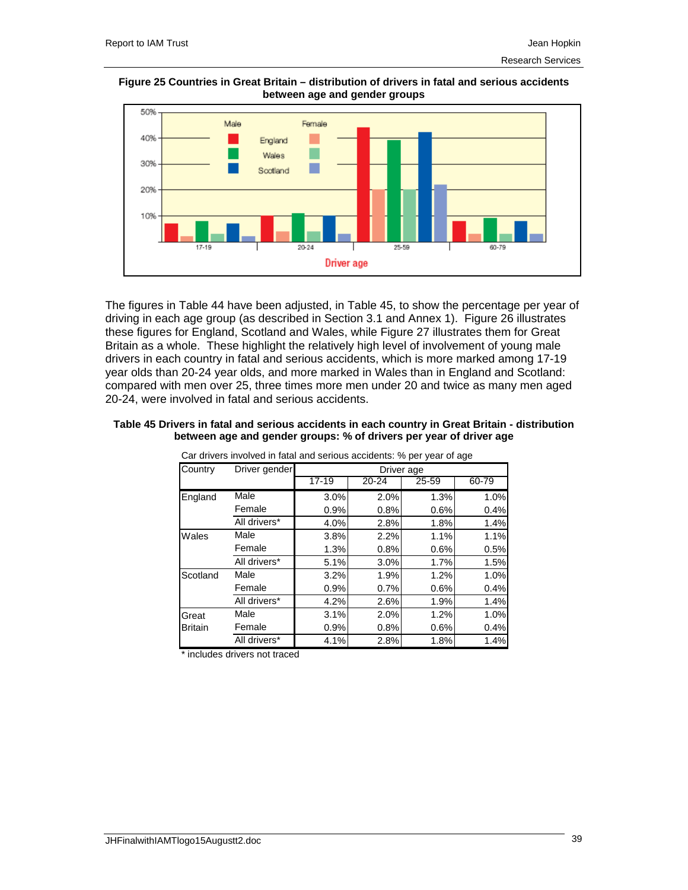**Figure 25 Countries in Great Britain – distribution of drivers in fatal and serious accidents between age and gender groups**

The figures in Table 44 have been adjusted, in Table 45, to show the percentage per year of driving in each age group (as described in Section 3.1 and Annex 1). Figure 26 illustrates these figures for England, Scotland and Wales, while Figure 27 illustrates them for Great Britain as a whole. These highlight the relatively high level of involvement of young male drivers in each country in fatal and serious accidents, which is more marked among 17-19 year olds than 20-24 year olds, and more marked in Wales than in England and Scotland: compared with men over 25, three times more men under 20 and twice as many men aged 20-24, were involved in fatal and serious accidents.

**Table 45 Drivers in fatal and serious accidents in each country in Great Britain - distribution between age and gender groups: % of drivers per year of driver age**

Car drivers involved in fatal and serious accidents: % per year of age

| Country | Driver gender | Driver age | | | |
|---|---|---|---|---|---|
| | | 17-19 | 20-24 | 25-59 | 60-79 |
| England | Male | 3.0% | 2.0% | 1.3% | 1.0% |
| | Female | 0.9% | 0.8% | 0.6% | 0.4% |
| | All drivers* | 4.0% | 2.8% | 1.8% | 1.4% |
| Wales | Male | 3.8% | 2.2% | 1.1% | 1.1% |
| | Female | 1.3% | 0.8% | 0.6% | 0.5% |
| | All drivers* | 5.1% | 3.0% | 1.7% | 1.5% |
| Scotland | Male | 3.2% | 1.9% | 1.2% | 1.0% |
| | Female | 0.9% | 0.7% | 0.6% | 0.4% |
| | All drivers* | 4.2% | 2.6% | 1.9% | 1.4% |
| Great Britain | Male | 3.1% | 2.0% | 1.2% | 1.0% |
| | Female | 0.9% | 0.8% | 0.6% | 0.4% |
| | All drivers* | 4.1% | 2.8% | 1.8% | 1.4% |

* includes drivers not traced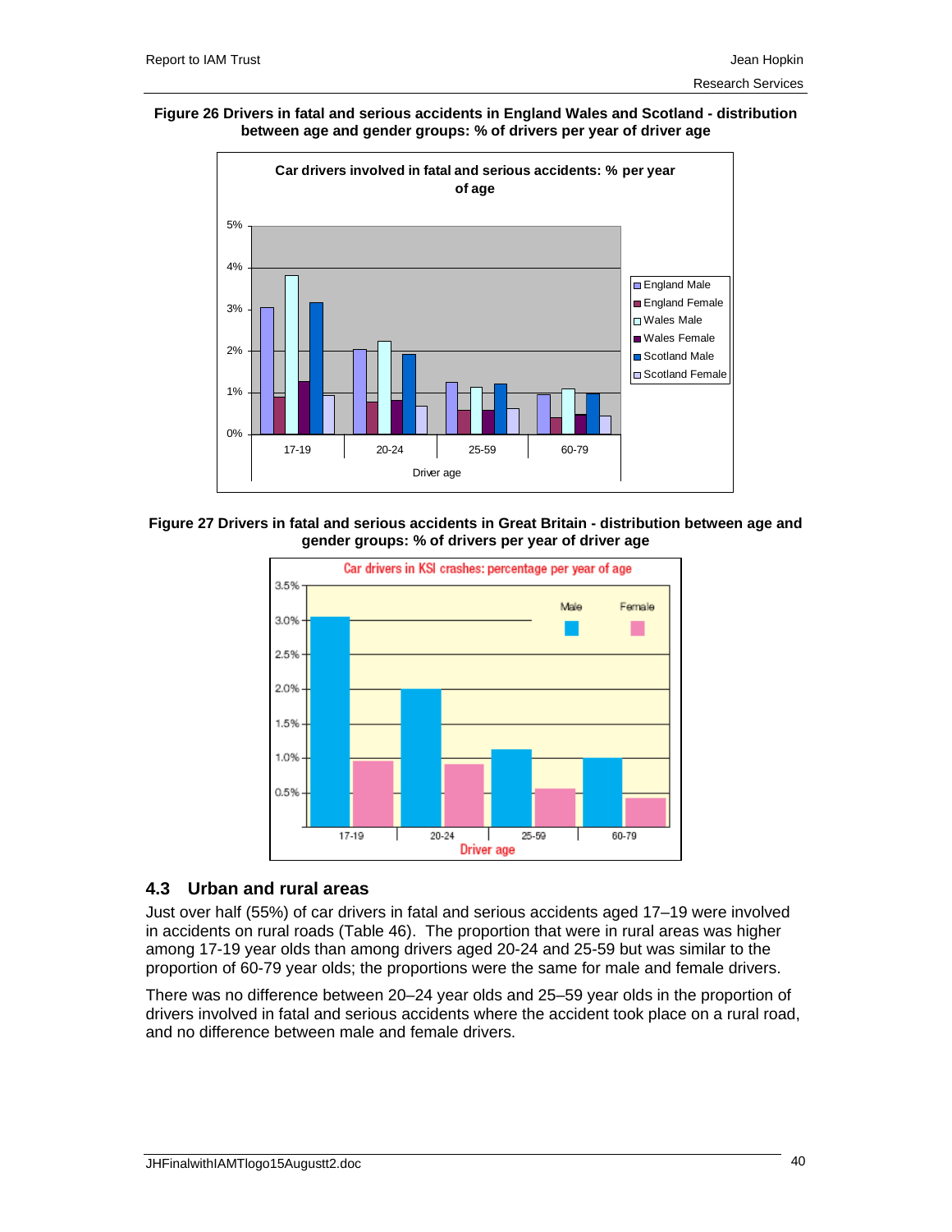**Figure 26 Drivers in fatal and serious accidents in England Wales and Scotland - distribution between age and gender groups: % of drivers per year of driver age**

**Figure 27 Drivers in fatal and serious accidents in Great Britain - distribution between age and gender groups: % of drivers per year of driver age**

## 4.3 Urban and rural areas

Just over half (55%) of car drivers in fatal and serious accidents aged 17–19 were involved in accidents on rural roads (Table 46). The proportion that were in rural areas was higher among 17-19 year olds than among drivers aged 20-24 and 25-59 but was similar to the proportion of 60-79 year olds; the proportions were the same for male and female drivers.

There was no difference between 20–24 year olds and 25–59 year olds in the proportion of drivers involved in fatal and serious accidents where the accident took place on a rural road, and no difference between male and female drivers.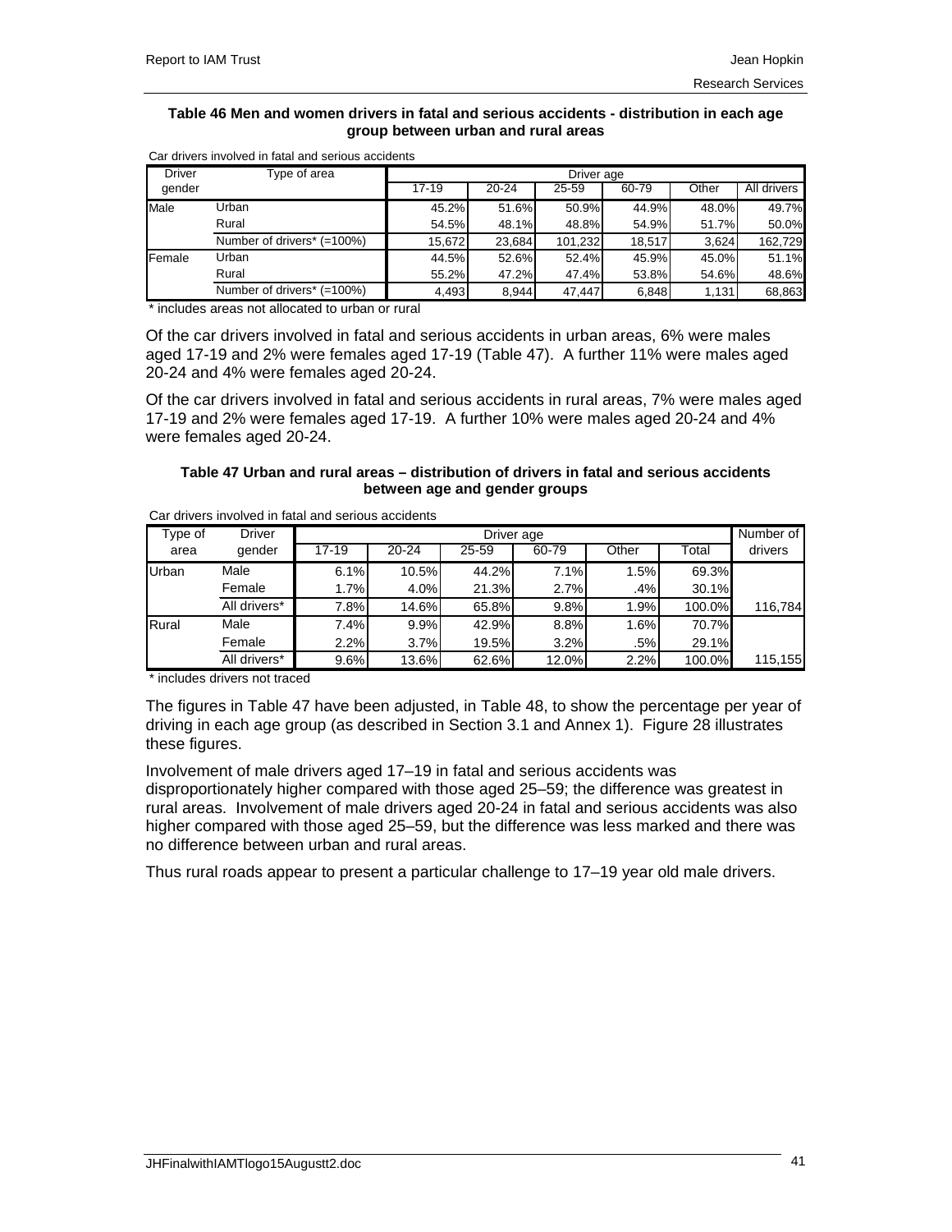**Table 46 Men and women drivers in fatal and serious accidents - distribution in each age group between urban and rural areas**

Car drivers involved in fatal and serious accidents

| Driver gender | Type of area | Driver age | | | | | |
|---|---|---|---|---|---|---|---|
| | | 17-19 | 20-24 | 25-59 | 60-79 | Other | All drivers |
| Male | Urban | 45.2% | 51.6% | 50.9% | 44.9% | 48.0% | 49.7% |
| | Rural | 54.5% | 48.1% | 48.8% | 54.9% | 51.7% | 50.0% |
| | Number of drivers* (=100%) | 15,672 | 23,684 | 101,232 | 18,517 | 3,624 | 162,729 |
| Female | Urban | 44.5% | 52.6% | 52.4% | 45.9% | 45.0% | 51.1% |
| | Rural | 55.2% | 47.2% | 47.4% | 53.8% | 54.6% | 48.6% |
| | Number of drivers* (=100%) | 4,493 | 8,944 | 47,447 | 6,848 | 1,131 | 68,863 |

* includes areas not allocated to urban or rural

Of the car drivers involved in fatal and serious accidents in urban areas, 6% were males aged 17-19 and 2% were females aged 17-19 (Table 47). A further 11% were males aged 20-24 and 4% were females aged 20-24.

Of the car drivers involved in fatal and serious accidents in rural areas, 7% were males aged 17-19 and 2% were females aged 17-19. A further 10% were males aged 20-24 and 4% were females aged 20-24.

**Table 47 Urban and rural areas – distribution of drivers in fatal and serious accidents between age and gender groups**

Car drivers involved in fatal and serious accidents

| Type of area | Driver gender | Driver age | | | | | | Number of drivers |
|---|---|---|---|---|---|---|---|---|
| | | 17-19 | 20-24 | 25-59 | 60-79 | Other | Total | |
| Urban | Male | 6.1% | 10.5% | 44.2% | 7.1% | 1.5% | 69.3% | |
| | Female | 1.7% | 4.0% | 21.3% | 2.7% | .4% | 30.1% | |
| | All drivers* | 7.8% | 14.6% | 65.8% | 9.8% | 1.9% | 100.0% | 116,784 |
| Rural | Male | 7.4% | 9.9% | 42.9% | 8.8% | 1.6% | 70.7% | |
| | Female | 2.2% | 3.7% | 19.5% | 3.2% | .5% | 29.1% | |
| | All drivers* | 9.6% | 13.6% | 62.6% | 12.0% | 2.2% | 100.0% | 115,155 |

* includes drivers not traced

The figures in Table 47 have been adjusted, in Table 48, to show the percentage per year of driving in each age group (as described in Section 3.1 and Annex 1). Figure 28 illustrates these figures.

Involvement of male drivers aged 17–19 in fatal and serious accidents was disproportionately higher compared with those aged 25–59; the difference was greatest in rural areas. Involvement of male drivers aged 20-24 in fatal and serious accidents was also higher compared with those aged 25–59, but the difference was less marked and there was no difference between urban and rural areas.

Thus rural roads appear to present a particular challenge to 17–19 year old male drivers.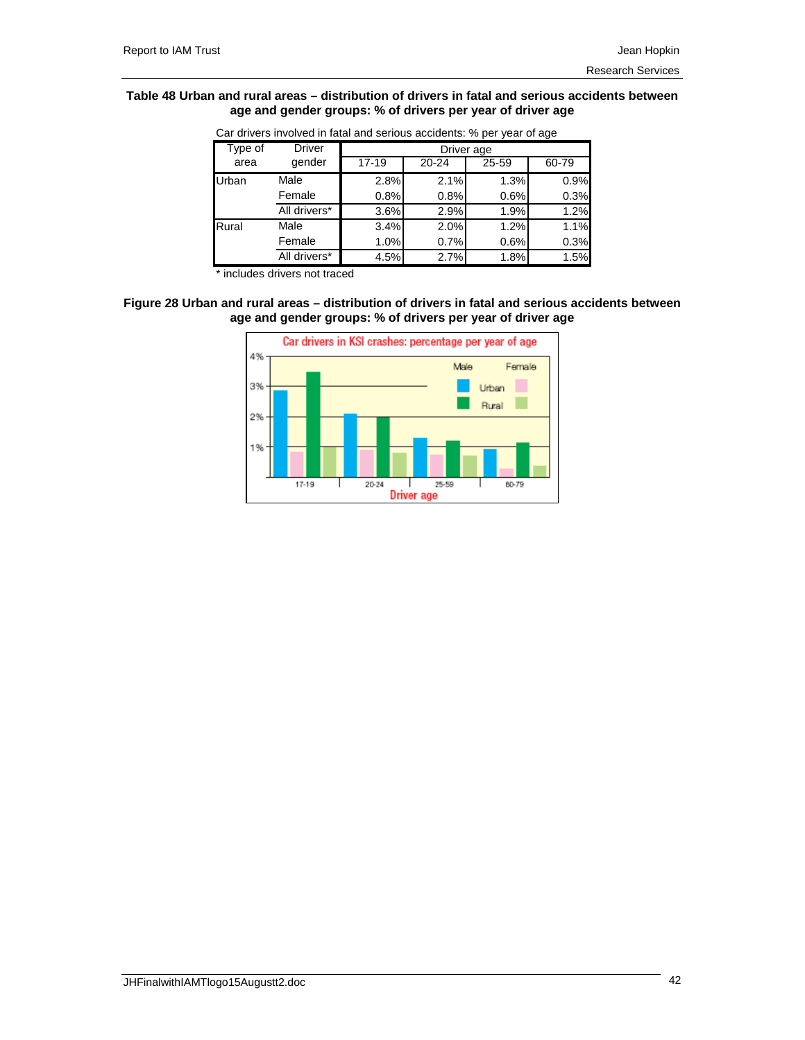**Table 48 Urban and rural areas – distribution of drivers in fatal and serious accidents between age and gender groups: % of drivers per year of driver age**

Car drivers involved in fatal and serious accidents: % per year of age

| Type of area | Driver gender | Driver age | | | |
|---|---|---|---|---|---|
| | | 17-19 | 20-24 | 25-59 | 60-79 |
| Urban | Male | 2.8% | 2.1% | 1.3% | 0.9% |
| | Female | 0.8% | 0.8% | 0.6% | 0.3% |
| | All drivers* | 3.6% | 2.9% | 1.9% | 1.2% |
| Rural | Male | 3.4% | 2.0% | 1.2% | 1.1% |
| | Female | 1.0% | 0.7% | 0.6% | 0.3% |
| | All drivers* | 4.5% | 2.7% | 1.8% | 1.5% |

\* includes drivers not traced

**Figure 28 Urban and rural areas – distribution of drivers in fatal and serious accidents between age and gender groups: % of drivers per year of driver age**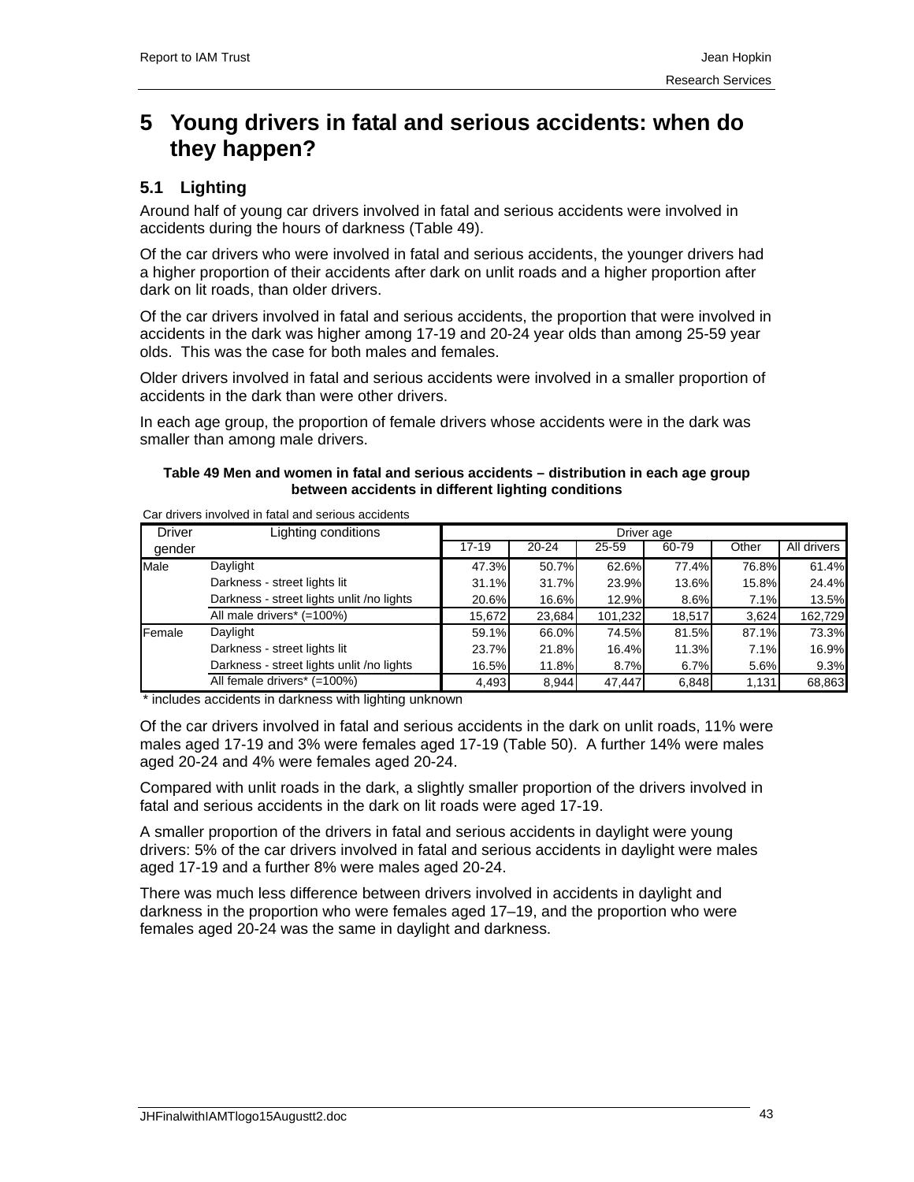# 5 Young drivers in fatal and serious accidents: when do they happen?

## 5.1 Lighting

Around half of young car drivers involved in fatal and serious accidents were involved in accidents during the hours of darkness (Table 49).

Of the car drivers who were involved in fatal and serious accidents, the younger drivers had a higher proportion of their accidents after dark on unlit roads and a higher proportion after dark on lit roads, than older drivers.

Of the car drivers involved in fatal and serious accidents, the proportion that were involved in accidents in the dark was higher among 17-19 and 20-24 year olds than among 25-59 year olds. This was the case for both males and females.

Older drivers involved in fatal and serious accidents were involved in a smaller proportion of accidents in the dark than were other drivers.

In each age group, the proportion of female drivers whose accidents were in the dark was smaller than among male drivers.

**Table 49 Men and women in fatal and serious accidents – distribution in each age group between accidents in different lighting conditions**

Car drivers involved in fatal and serious accidents

| Driver gender | Lighting conditions | Driver age | | | | | |
|---|---|---|---|---|---|---|---|
| | | 17-19 | 20-24 | 25-59 | 60-79 | Other | All drivers |
| Male | Daylight | 47.3% | 50.7% | 62.6% | 77.4% | 76.8% | 61.4% |
| | Darkness - street lights lit | 31.1% | 31.7% | 23.9% | 13.6% | 15.8% | 24.4% |
| | Darkness - street lights unlit /no lights | 20.6% | 16.6% | 12.9% | 8.6% | 7.1% | 13.5% |
| | All male drivers* (=100%) | 15,672 | 23,684 | 101,232 | 18,517 | 3,624 | 162,729 |
| Female | Daylight | 59.1% | 66.0% | 74.5% | 81.5% | 87.1% | 73.3% |
| | Darkness - street lights lit | 23.7% | 21.8% | 16.4% | 11.3% | 7.1% | 16.9% |
| | Darkness - street lights unlit /no lights | 16.5% | 11.8% | 8.7% | 6.7% | 5.6% | 9.3% |
| | All female drivers* (=100%) | 4,493 | 8,944 | 47,447 | 6,848 | 1,131 | 68,863 |

* includes accidents in darkness with lighting unknown

Of the car drivers involved in fatal and serious accidents in the dark on unlit roads, 11% were males aged 17-19 and 3% were females aged 17-19 (Table 50). A further 14% were males aged 20-24 and 4% were females aged 20-24.

Compared with unlit roads in the dark, a slightly smaller proportion of the drivers involved in fatal and serious accidents in the dark on lit roads were aged 17-19.

A smaller proportion of the drivers in fatal and serious accidents in daylight were young drivers: 5% of the car drivers involved in fatal and serious accidents in daylight were males aged 17-19 and a further 8% were males aged 20-24.

There was much less difference between drivers involved in accidents in daylight and darkness in the proportion who were females aged 17–19, and the proportion who were females aged 20-24 was the same in daylight and darkness.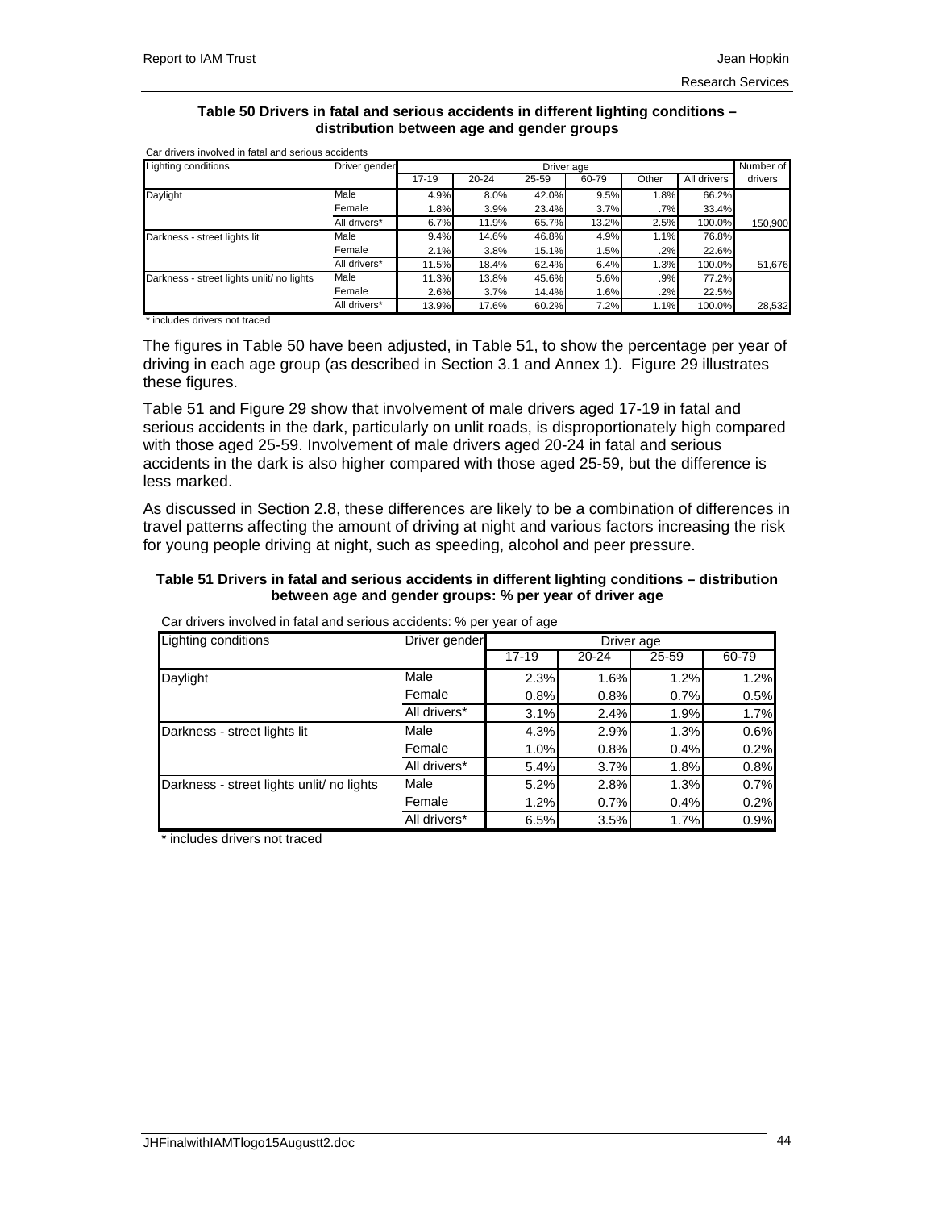**Table 50 Drivers in fatal and serious accidents in different lighting conditions – distribution between age and gender groups**

Car drivers involved in fatal and serious accidents

| Lighting conditions | Driver gender | Driver age | | | | | | Number of |
|---|---|---|---|---|---|---|---|---|
| | | 17-19 | 20-24 | 25-59 | 60-79 | Other | All drivers | drivers |
| Daylight | Male | 4.9% | 8.0% | 42.0% | 9.5% | 1.8% | 66.2% | |
| | Female | 1.8% | 3.9% | 23.4% | 3.7% | .7% | 33.4% | |
| | All drivers* | 6.7% | 11.9% | 65.7% | 13.2% | 2.5% | 100.0% | 150,900 |
| Darkness - street lights lit | Male | 9.4% | 14.6% | 46.8% | 4.9% | 1.1% | 76.8% | |
| | Female | 2.1% | 3.8% | 15.1% | 1.5% | .2% | 22.6% | |
| | All drivers* | 11.5% | 18.4% | 62.4% | 6.4% | 1.3% | 100.0% | 51,676 |
| Darkness - street lights unlit/ no lights | Male | 11.3% | 13.8% | 45.6% | 5.6% | .9% | 77.2% | |
| | Female | 2.6% | 3.7% | 14.4% | 1.6% | .2% | 22.5% | |
| | All drivers* | 13.9% | 17.6% | 60.2% | 7.2% | 1.1% | 100.0% | 28,532 |

\* includes drivers not traced

The figures in Table 50 have been adjusted, in Table 51, to show the percentage per year of driving in each age group (as described in Section 3.1 and Annex 1). Figure 29 illustrates these figures.

Table 51 and Figure 29 show that involvement of male drivers aged 17-19 in fatal and serious accidents in the dark, particularly on unlit roads, is disproportionately high compared with those aged 25-59. Involvement of male drivers aged 20-24 in fatal and serious accidents in the dark is also higher compared with those aged 25-59, but the difference is less marked.

As discussed in Section 2.8, these differences are likely to be a combination of differences in travel patterns affecting the amount of driving at night and various factors increasing the risk for young people driving at night, such as speeding, alcohol and peer pressure.

**Table 51 Drivers in fatal and serious accidents in different lighting conditions – distribution between age and gender groups: % per year of driver age**

Car drivers involved in fatal and serious accidents: % per year of age

| Lighting conditions | Driver gender | Driver age | | | |
|---|---|---|---|---|---|
| | | 17-19 | 20-24 | 25-59 | 60-79 |
| Daylight | Male | 2.3% | 1.6% | 1.2% | 1.2% |
| | Female | 0.8% | 0.8% | 0.7% | 0.5% |
| | All drivers* | 3.1% | 2.4% | 1.9% | 1.7% |
| Darkness - street lights lit | Male | 4.3% | 2.9% | 1.3% | 0.6% |
| | Female | 1.0% | 0.8% | 0.4% | 0.2% |
| | All drivers* | 5.4% | 3.7% | 1.8% | 0.8% |
| Darkness - street lights unlit/ no lights | Male | 5.2% | 2.8% | 1.3% | 0.7% |
| | Female | 1.2% | 0.7% | 0.4% | 0.2% |
| | All drivers* | 6.5% | 3.5% | 1.7% | 0.9% |

\* includes drivers not traced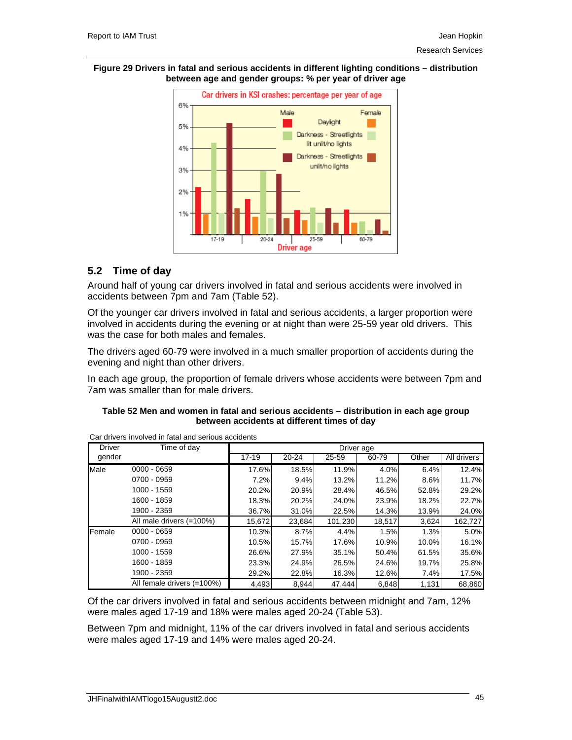**Figure 29 Drivers in fatal and serious accidents in different lighting conditions – distribution between age and gender groups: % per year of driver age**

## 5.2 Time of day

Around half of young car drivers involved in fatal and serious accidents were involved in accidents between 7pm and 7am (Table 52).

Of the younger car drivers involved in fatal and serious accidents, a larger proportion were involved in accidents during the evening or at night than were 25-59 year old drivers. This was the case for both males and females.

The drivers aged 60-79 were involved in a much smaller proportion of accidents during the evening and night than other drivers.

In each age group, the proportion of female drivers whose accidents were between 7pm and 7am was smaller than for male drivers.

**Table 52 Men and women in fatal and serious accidents – distribution in each age group between accidents at different times of day**

Car drivers involved in fatal and serious accidents

| Driver gender | Time of day | Driver age | | | | | |
|---|---|---|---|---|---|---|---|
| | | 17-19 | 20-24 | 25-59 | 60-79 | Other | All drivers |
| Male | 0000 - 0659 | 17.6% | 18.5% | 11.9% | 4.0% | 6.4% | 12.4% |
| | 0700 - 0959 | 7.2% | 9.4% | 13.2% | 11.2% | 8.6% | 11.7% |
| | 1000 - 1559 | 20.2% | 20.9% | 28.4% | 46.5% | 52.8% | 29.2% |
| | 1600 - 1859 | 18.3% | 20.2% | 24.0% | 23.9% | 18.2% | 22.7% |
| | 1900 - 2359 | 36.7% | 31.0% | 22.5% | 14.3% | 13.9% | 24.0% |
| | All male drivers (=100%) | 15,672 | 23,684 | 101,230 | 18,517 | 3,624 | 162,727 |
| Female | 0000 - 0659 | 10.3% | 8.7% | 4.4% | 1.5% | 1.3% | 5.0% |
| | 0700 - 0959 | 10.5% | 15.7% | 17.6% | 10.9% | 10.0% | 16.1% |
| | 1000 - 1559 | 26.6% | 27.9% | 35.1% | 50.4% | 61.5% | 35.6% |
| | 1600 - 1859 | 23.3% | 24.9% | 26.5% | 24.6% | 19.7% | 25.8% |
| | 1900 - 2359 | 29.2% | 22.8% | 16.3% | 12.6% | 7.4% | 17.5% |
| | All female drivers (=100%) | 4,493 | 8,944 | 47,444 | 6,848 | 1,131 | 68,860 |

Of the car drivers involved in fatal and serious accidents between midnight and 7am, 12% were males aged 17-19 and 18% were males aged 20-24 (Table 53).

Between 7pm and midnight, 11% of the car drivers involved in fatal and serious accidents were males aged 17-19 and 14% were males aged 20-24.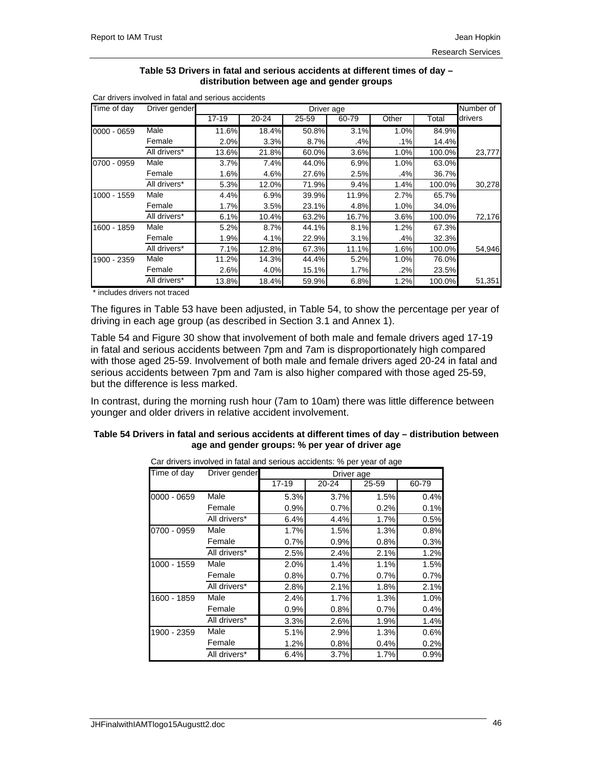**Table 53 Drivers in fatal and serious accidents at different times of day – distribution between age and gender groups**

Car drivers involved in fatal and serious accidents

| Time of day | Driver gender | Driver age | | | | | | Number of drivers |
|---|---|---|---|---|---|---|---|---|
| | | 17-19 | 20-24 | 25-59 | 60-79 | Other | Total | |
| 0000 - 0659 | Male | 11.6% | 18.4% | 50.8% | 3.1% | 1.0% | 84.9% | |
| | Female | 2.0% | 3.3% | 8.7% | .4% | .1% | 14.4% | |
| | All drivers* | 13.6% | 21.8% | 60.0% | 3.6% | 1.0% | 100.0% | 23,777 |
| 0700 - 0959 | Male | 3.7% | 7.4% | 44.0% | 6.9% | 1.0% | 63.0% | |
| | Female | 1.6% | 4.6% | 27.6% | 2.5% | .4% | 36.7% | |
| | All drivers* | 5.3% | 12.0% | 71.9% | 9.4% | 1.4% | 100.0% | 30,278 |
| 1000 - 1559 | Male | 4.4% | 6.9% | 39.9% | 11.9% | 2.7% | 65.7% | |
| | Female | 1.7% | 3.5% | 23.1% | 4.8% | 1.0% | 34.0% | |
| | All drivers* | 6.1% | 10.4% | 63.2% | 16.7% | 3.6% | 100.0% | 72,176 |
| 1600 - 1859 | Male | 5.2% | 8.7% | 44.1% | 8.1% | 1.2% | 67.3% | |
| | Female | 1.9% | 4.1% | 22.9% | 3.1% | .4% | 32.3% | |
| | All drivers* | 7.1% | 12.8% | 67.3% | 11.1% | 1.6% | 100.0% | 54,946 |
| 1900 - 2359 | Male | 11.2% | 14.3% | 44.4% | 5.2% | 1.0% | 76.0% | |
| | Female | 2.6% | 4.0% | 15.1% | 1.7% | .2% | 23.5% | |
| | All drivers* | 13.8% | 18.4% | 59.9% | 6.8% | 1.2% | 100.0% | 51,351 |

* includes drivers not traced

The figures in Table 53 have been adjusted, in Table 54, to show the percentage per year of driving in each age group (as described in Section 3.1 and Annex 1).

Table 54 and Figure 30 show that involvement of both male and female drivers aged 17-19 in fatal and serious accidents between 7pm and 7am is disproportionately high compared with those aged 25-59. Involvement of both male and female drivers aged 20-24 in fatal and serious accidents between 7pm and 7am is also higher compared with those aged 25-59, but the difference is less marked.

In contrast, during the morning rush hour (7am to 10am) there was little difference between younger and older drivers in relative accident involvement.

**Table 54 Drivers in fatal and serious accidents at different times of day – distribution between age and gender groups: % per year of driver age**

Car drivers involved in fatal and serious accidents: % per year of age

| Time of day | Driver gender | Driver age | | | |
|---|---|---|---|---|---|
| | | 17-19 | 20-24 | 25-59 | 60-79 |
| 0000 - 0659 | Male | 5.3% | 3.7% | 1.5% | 0.4% |
| | Female | 0.9% | 0.7% | 0.2% | 0.1% |
| | All drivers* | 6.4% | 4.4% | 1.7% | 0.5% |
| 0700 - 0959 | Male | 1.7% | 1.5% | 1.3% | 0.8% |
| | Female | 0.7% | 0.9% | 0.8% | 0.3% |
| | All drivers* | 2.5% | 2.4% | 2.1% | 1.2% |
| 1000 - 1559 | Male | 2.0% | 1.4% | 1.1% | 1.5% |
| | Female | 0.8% | 0.7% | 0.7% | 0.7% |
| | All drivers* | 2.8% | 2.1% | 1.8% | 2.1% |
| 1600 - 1859 | Male | 2.4% | 1.7% | 1.3% | 1.0% |
| | Female | 0.9% | 0.8% | 0.7% | 0.4% |
| | All drivers* | 3.3% | 2.6% | 1.9% | 1.4% |
| 1900 - 2359 | Male | 5.1% | 2.9% | 1.3% | 0.6% |
| | Female | 1.2% | 0.8% | 0.4% | 0.2% |
| | All drivers* | 6.4% | 3.7% | 1.7% | 0.9% |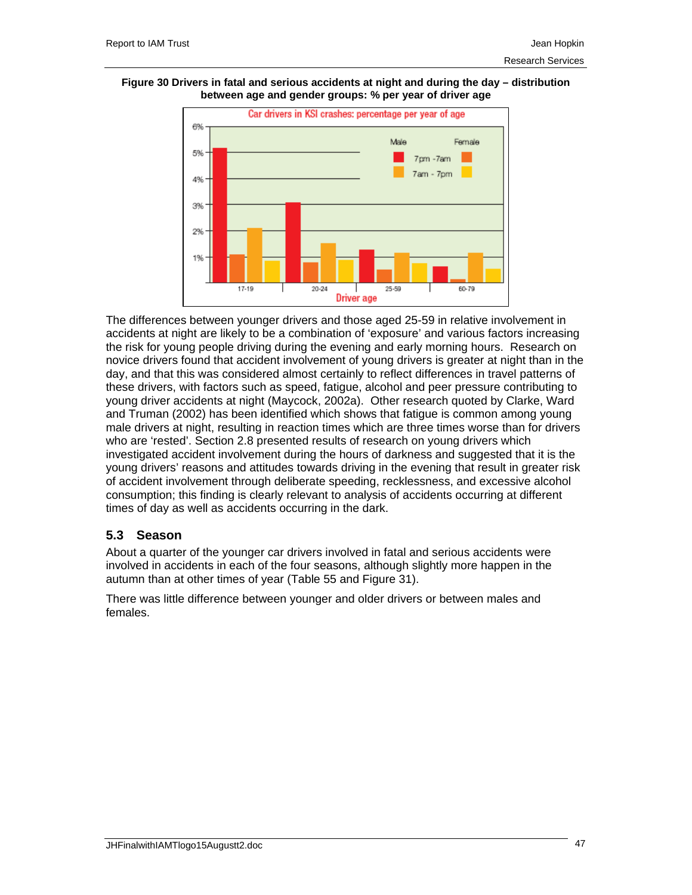**Figure 30 Drivers in fatal and serious accidents at night and during the day – distribution between age and gender groups: % per year of driver age**

The differences between younger drivers and those aged 25-59 in relative involvement in accidents at night are likely to be a combination of 'exposure' and various factors increasing the risk for young people driving during the evening and early morning hours. Research on novice drivers found that accident involvement of young drivers is greater at night than in the day, and that this was considered almost certainly to reflect differences in travel patterns of these drivers, with factors such as speed, fatigue, alcohol and peer pressure contributing to young driver accidents at night (Maycock, 2002a). Other research quoted by Clarke, Ward and Truman (2002) has been identified which shows that fatigue is common among young male drivers at night, resulting in reaction times which are three times worse than for drivers who are 'rested'. Section 2.8 presented results of research on young drivers which investigated accident involvement during the hours of darkness and suggested that it is the young drivers' reasons and attitudes towards driving in the evening that result in greater risk of accident involvement through deliberate speeding, recklessness, and excessive alcohol consumption; this finding is clearly relevant to analysis of accidents occurring at different times of day as well as accidents occurring in the dark.

## 5.3 Season

About a quarter of the younger car drivers involved in fatal and serious accidents were involved in accidents in each of the four seasons, although slightly more happen in the autumn than at other times of year (Table 55 and Figure 31).

There was little difference between younger and older drivers or between males and females.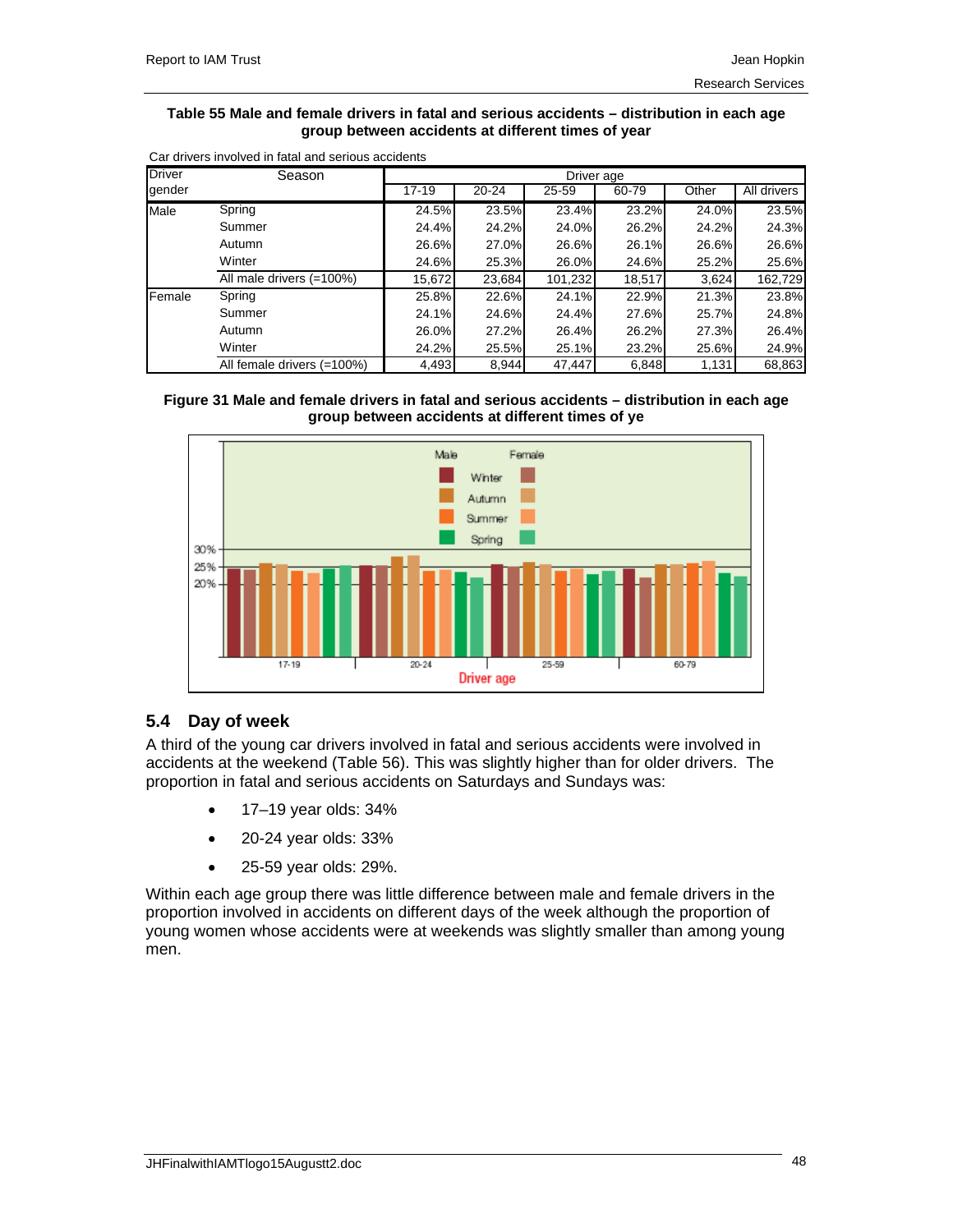**Table 55 Male and female drivers in fatal and serious accidents – distribution in each age group between accidents at different times of year**

Car drivers involved in fatal and serious accidents

| Driver gender | Season | Driver age | | | | | |
|---|---|---|---|---|---|---|---|
| | | 17-19 | 20-24 | 25-59 | 60-79 | Other | All drivers |
| Male | Spring | 24.5% | 23.5% | 23.4% | 23.2% | 24.0% | 23.5% |
| | Summer | 24.4% | 24.2% | 24.0% | 26.2% | 24.2% | 24.3% |
| | Autumn | 26.6% | 27.0% | 26.6% | 26.1% | 26.6% | 26.6% |
| | Winter | 24.6% | 25.3% | 26.0% | 24.6% | 25.2% | 25.6% |
| | All male drivers (=100%) | 15,672 | 23,684 | 101,232 | 18,517 | 3,624 | 162,729 |
| Female | Spring | 25.8% | 22.6% | 24.1% | 22.9% | 21.3% | 23.8% |
| | Summer | 24.1% | 24.6% | 24.4% | 27.6% | 25.7% | 24.8% |
| | Autumn | 26.0% | 27.2% | 26.4% | 26.2% | 27.3% | 26.4% |
| | Winter | 24.2% | 25.5% | 25.1% | 23.2% | 25.6% | 24.9% |
| | All female drivers (=100%) | 4,493 | 8,944 | 47,447 | 6,848 | 1,131 | 68,863 |

**Figure 31 Male and female drivers in fatal and serious accidents – distribution in each age group between accidents at different times of ye**

## 5.4 Day of week

A third of the young car drivers involved in fatal and serious accidents were involved in accidents at the weekend (Table 56). This was slightly higher than for older drivers. The proportion in fatal and serious accidents on Saturdays and Sundays was:

- 17–19 year olds: 34%
- 20-24 year olds: 33%
- 25-59 year olds: 29%.

Within each age group there was little difference between male and female drivers in the proportion involved in accidents on different days of the week although the proportion of young women whose accidents were at weekends was slightly smaller than among young men.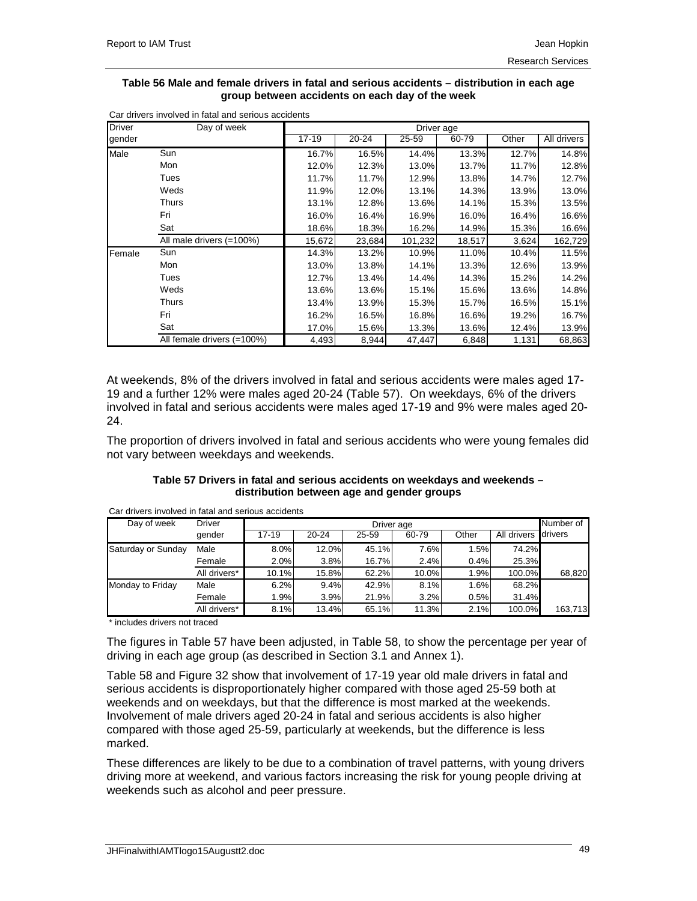**Table 56 Male and female drivers in fatal and serious accidents – distribution in each age group between accidents on each day of the week**

Car drivers involved in fatal and serious accidents

| Driver gender | Day of week | Driver age | | | | | |
|---|---|---|---|---|---|---|---|
| | | 17-19 | 20-24 | 25-59 | 60-79 | Other | All drivers |
| Male | Sun | 16.7% | 16.5% | 14.4% | 13.3% | 12.7% | 14.8% |
| | Mon | 12.0% | 12.3% | 13.0% | 13.7% | 11.7% | 12.8% |
| | Tues | 11.7% | 11.7% | 12.9% | 13.8% | 14.7% | 12.7% |
| | Weds | 11.9% | 12.0% | 13.1% | 14.3% | 13.9% | 13.0% |
| | Thurs | 13.1% | 12.8% | 13.6% | 14.1% | 15.3% | 13.5% |
| | Fri | 16.0% | 16.4% | 16.9% | 16.0% | 16.4% | 16.6% |
| | Sat | 18.6% | 18.3% | 16.2% | 14.9% | 15.3% | 16.6% |
| | All male drivers (=100%) | 15,672 | 23,684 | 101,232 | 18,517 | 3,624 | 162,729 |
| Female | Sun | 14.3% | 13.2% | 10.9% | 11.0% | 10.4% | 11.5% |
| | Mon | 13.0% | 13.8% | 14.1% | 13.3% | 12.6% | 13.9% |
| | Tues | 12.7% | 13.4% | 14.4% | 14.3% | 15.2% | 14.2% |
| | Weds | 13.6% | 13.6% | 15.1% | 15.6% | 13.6% | 14.8% |
| | Thurs | 13.4% | 13.9% | 15.3% | 15.7% | 16.5% | 15.1% |
| | Fri | 16.2% | 16.5% | 16.8% | 16.6% | 19.2% | 16.7% |
| | Sat | 17.0% | 15.6% | 13.3% | 13.6% | 12.4% | 13.9% |
| | All female drivers (=100%) | 4,493 | 8,944 | 47,447 | 6,848 | 1,131 | 68,863 |

At weekends, 8% of the drivers involved in fatal and serious accidents were males aged 17-19 and a further 12% were males aged 20-24 (Table 57). On weekdays, 6% of the drivers involved in fatal and serious accidents were males aged 17-19 and 9% were males aged 20-24.

The proportion of drivers involved in fatal and serious accidents who were young females did not vary between weekdays and weekends.

**Table 57 Drivers in fatal and serious accidents on weekdays and weekends – distribution between age and gender groups**

Car drivers involved in fatal and serious accidents

| Day of week | Driver gender | Driver age | | | | | | Number of drivers |
|---|---|---|---|---|---|---|---|---|
| | | 17-19 | 20-24 | 25-59 | 60-79 | Other | All drivers | |
| Saturday or Sunday | Male | 8.0% | 12.0% | 45.1% | 7.6% | 1.5% | 74.2% | |
| | Female | 2.0% | 3.8% | 16.7% | 2.4% | 0.4% | 25.3% | |
| | All drivers* | 10.1% | 15.8% | 62.2% | 10.0% | 1.9% | 100.0% | 68,820 |
| Monday to Friday | Male | 6.2% | 9.4% | 42.9% | 8.1% | 1.6% | 68.2% | |
| | Female | 1.9% | 3.9% | 21.9% | 3.2% | 0.5% | 31.4% | |
| | All drivers* | 8.1% | 13.4% | 65.1% | 11.3% | 2.1% | 100.0% | 163,713 |

\* includes drivers not traced

The figures in Table 57 have been adjusted, in Table 58, to show the percentage per year of driving in each age group (as described in Section 3.1 and Annex 1).

Table 58 and Figure 32 show that involvement of 17-19 year old male drivers in fatal and serious accidents is disproportionately higher compared with those aged 25-59 both at weekends and on weekdays, but that the difference is most marked at the weekends. Involvement of male drivers aged 20-24 in fatal and serious accidents is also higher compared with those aged 25-59, particularly at weekends, but the difference is less marked.

These differences are likely to be due to a combination of travel patterns, with young drivers driving more at weekend, and various factors increasing the risk for young people driving at weekends such as alcohol and peer pressure.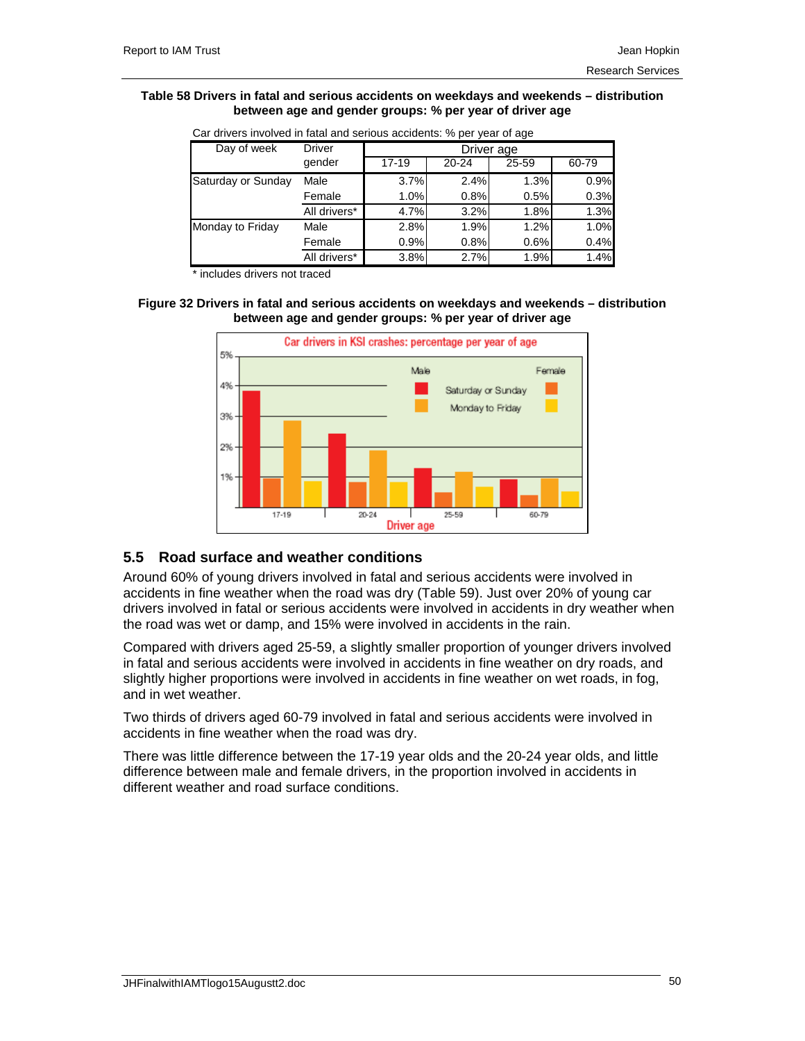**Table 58 Drivers in fatal and serious accidents on weekdays and weekends – distribution between age and gender groups: % per year of driver age**

Car drivers involved in fatal and serious accidents: % per year of age

| Day of week | Driver gender | Driver age | | | |
|---|---|---|---|---|---|
| | | 17-19 | 20-24 | 25-59 | 60-79 |
| Saturday or Sunday | Male | 3.7% | 2.4% | 1.3% | 0.9% |
| | Female | 1.0% | 0.8% | 0.5% | 0.3% |
| | All drivers* | 4.7% | 3.2% | 1.8% | 1.3% |
| Monday to Friday | Male | 2.8% | 1.9% | 1.2% | 1.0% |
| | Female | 0.9% | 0.8% | 0.6% | 0.4% |
| | All drivers* | 3.8% | 2.7% | 1.9% | 1.4% |

\* includes drivers not traced

**Figure 32 Drivers in fatal and serious accidents on weekdays and weekends – distribution between age and gender groups: % per year of driver age**

## 5.5 Road surface and weather conditions

Around 60% of young drivers involved in fatal and serious accidents were involved in accidents in fine weather when the road was dry (Table 59). Just over 20% of young car drivers involved in fatal or serious accidents were involved in accidents in dry weather when the road was wet or damp, and 15% were involved in accidents in the rain.

Compared with drivers aged 25-59, a slightly smaller proportion of younger drivers involved in fatal and serious accidents were involved in accidents in fine weather on dry roads, and slightly higher proportions were involved in accidents in fine weather on wet roads, in fog, and in wet weather.

Two thirds of drivers aged 60-79 involved in fatal and serious accidents were involved in accidents in fine weather when the road was dry.

There was little difference between the 17-19 year olds and the 20-24 year olds, and little difference between male and female drivers, in the proportion involved in accidents in different weather and road surface conditions.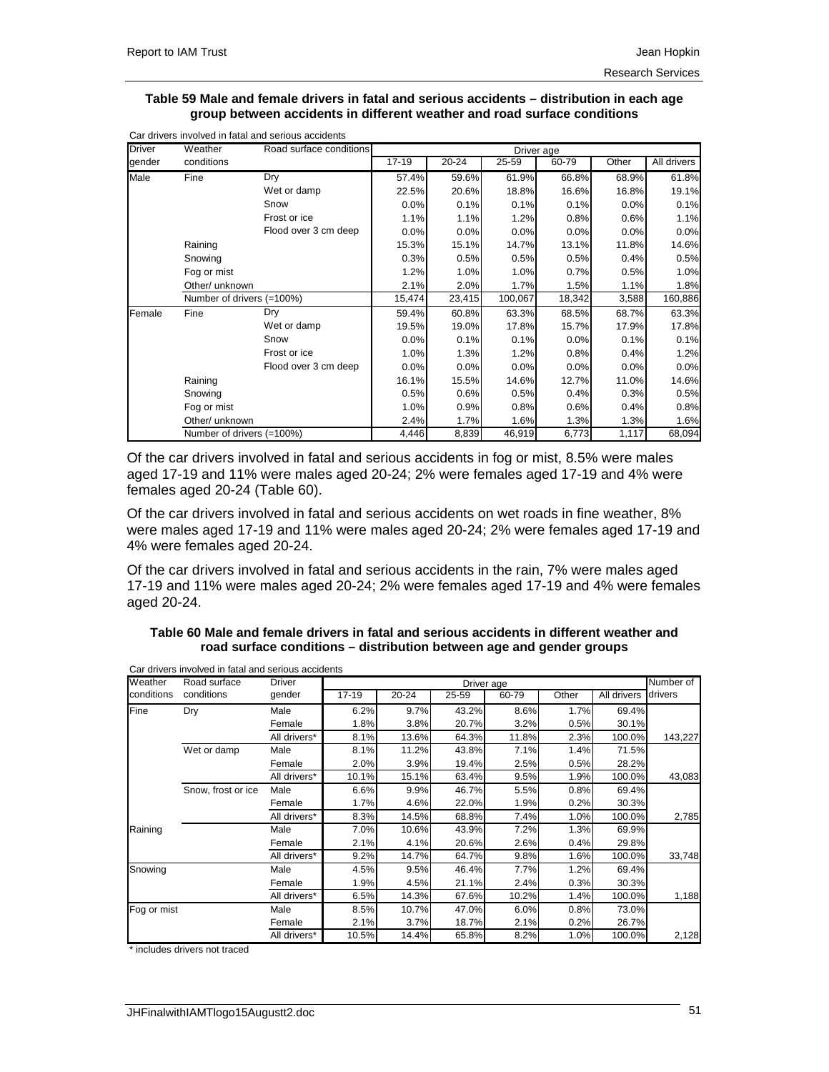**Table 59 Male and female drivers in fatal and serious accidents – distribution in each age group between accidents in different weather and road surface conditions**

Car drivers involved in fatal and serious accidents

| Driver gender | Weather conditions | Road surface conditions | Driver age | | | | | |
|---|---|---|---|---|---|---|---|---|
| | | | 17-19 | 20-24 | 25-59 | 60-79 | Other | All drivers |
| Male | Fine | Dry | 57.4% | 59.6% | 61.9% | 66.8% | 68.9% | 61.8% |
| | | Wet or damp | 22.5% | 20.6% | 18.8% | 16.6% | 16.8% | 19.1% |
| | | Snow | 0.0% | 0.1% | 0.1% | 0.1% | 0.0% | 0.1% |
| | | Frost or ice | 1.1% | 1.1% | 1.2% | 0.8% | 0.6% | 1.1% |
| | | Flood over 3 cm deep | 0.0% | 0.0% | 0.0% | 0.0% | 0.0% | 0.0% |
| | Raining | | 15.3% | 15.1% | 14.7% | 13.1% | 11.8% | 14.6% |
| | Snowing | | 0.3% | 0.5% | 0.5% | 0.5% | 0.4% | 0.5% |
| | Fog or mist | | 1.2% | 1.0% | 1.0% | 0.7% | 0.5% | 1.0% |
| | Other/ unknown | | 2.1% | 2.0% | 1.7% | 1.5% | 1.1% | 1.8% |
| | Number of drivers (=100%) | | 15,474 | 23,415 | 100,067 | 18,342 | 3,588 | 160,886 |
| Female | Fine | Dry | 59.4% | 60.8% | 63.3% | 68.5% | 68.7% | 63.3% |
| | | Wet or damp | 19.5% | 19.0% | 17.8% | 15.7% | 17.9% | 17.8% |
| | | Snow | 0.0% | 0.1% | 0.1% | 0.0% | 0.1% | 0.1% |
| | | Frost or ice | 1.0% | 1.3% | 1.2% | 0.8% | 0.4% | 1.2% |
| | | Flood over 3 cm deep | 0.0% | 0.0% | 0.0% | 0.0% | 0.0% | 0.0% |
| | Raining | | 16.1% | 15.5% | 14.6% | 12.7% | 11.0% | 14.6% |
| | Snowing | | 0.5% | 0.6% | 0.5% | 0.4% | 0.3% | 0.5% |
| | Fog or mist | | 1.0% | 0.9% | 0.8% | 0.6% | 0.4% | 0.8% |
| | Other/ unknown | | 2.4% | 1.7% | 1.6% | 1.3% | 1.3% | 1.6% |
| | Number of drivers (=100%) | | 4,446 | 8,839 | 46,919 | 6,773 | 1,117 | 68,094 |

Of the car drivers involved in fatal and serious accidents in fog or mist, 8.5% were males aged 17-19 and 11% were males aged 20-24; 2% were females aged 17-19 and 4% were females aged 20-24 (Table 60).

Of the car drivers involved in fatal and serious accidents on wet roads in fine weather, 8% were males aged 17-19 and 11% were males aged 20-24; 2% were females aged 17-19 and 4% were females aged 20-24.

Of the car drivers involved in fatal and serious accidents in the rain, 7% were males aged 17-19 and 11% were males aged 20-24; 2% were females aged 17-19 and 4% were females aged 20-24.

**Table 60 Male and female drivers in fatal and serious accidents in different weather and road surface conditions – distribution between age and gender groups**

Car drivers involved in fatal and serious accidents

| Weather conditions | Road surface conditions | Driver gender | Driver age | | | | | | Number of drivers |
|---|---|---|---|---|---|---|---|---|---|
| | | | 17-19 | 20-24 | 25-59 | 60-79 | Other | All drivers | |
| Fine | Dry | Male | 6.2% | 9.7% | 43.2% | 8.6% | 1.7% | 69.4% | |
| | | Female | 1.8% | 3.8% | 20.7% | 3.2% | 0.5% | 30.1% | |
| | | All drivers* | 8.1% | 13.6% | 64.3% | 11.8% | 2.3% | 100.0% | 143,227 |
| | Wet or damp | Male | 8.1% | 11.2% | 43.8% | 7.1% | 1.4% | 71.5% | |
| | | Female | 2.0% | 3.9% | 19.4% | 2.5% | 0.5% | 28.2% | |
| | | All drivers* | 10.1% | 15.1% | 63.4% | 9.5% | 1.9% | 100.0% | 43,083 |
| | Snow, frost or ice | Male | 6.6% | 9.9% | 46.7% | 5.5% | 0.8% | 69.4% | |
| | | Female | 1.7% | 4.6% | 22.0% | 1.9% | 0.2% | 30.3% | |
| | | All drivers* | 8.3% | 14.5% | 68.8% | 7.4% | 1.0% | 100.0% | 2,785 |
| Raining | | Male | 7.0% | 10.6% | 43.9% | 7.2% | 1.3% | 69.9% | |
| | | Female | 2.1% | 4.1% | 20.6% | 2.6% | 0.4% | 29.8% | |
| | | All drivers* | 9.2% | 14.7% | 64.7% | 9.8% | 1.6% | 100.0% | 33,748 |
| Snowing | | Male | 4.5% | 9.5% | 46.4% | 7.7% | 1.2% | 69.4% | |
| | | Female | 1.9% | 4.5% | 21.1% | 2.4% | 0.3% | 30.3% | |
| | | All drivers* | 6.5% | 14.3% | 67.6% | 10.2% | 1.4% | 100.0% | 1,188 |
| Fog or mist | | Male | 8.5% | 10.7% | 47.0% | 6.0% | 0.8% | 73.0% | |
| | | Female | 2.1% | 3.7% | 18.7% | 2.1% | 0.2% | 26.7% | |
| | | All drivers* | 10.5% | 14.4% | 65.8% | 8.2% | 1.0% | 100.0% | 2,128 |

* includes drivers not traced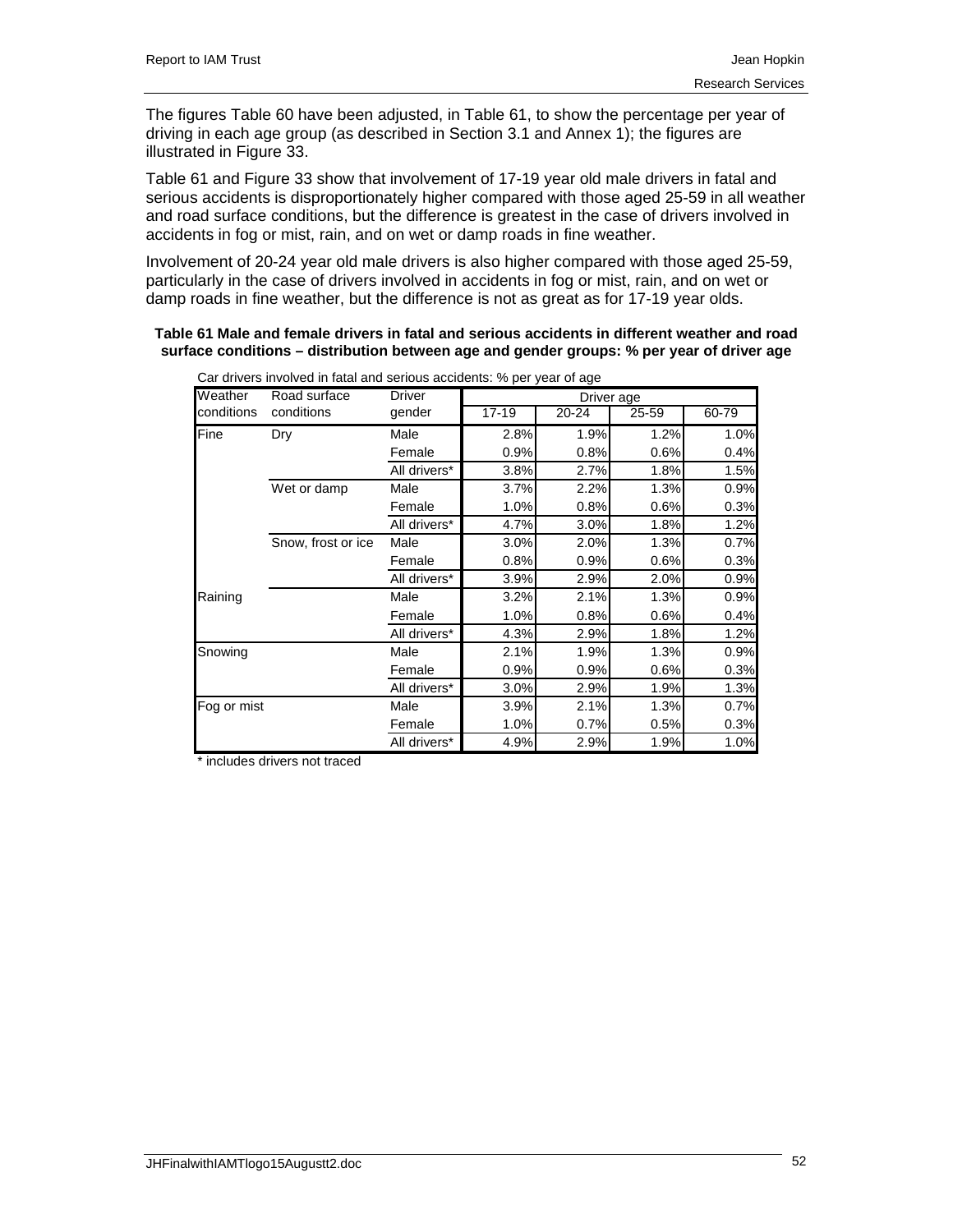The figures Table 60 have been adjusted, in Table 61, to show the percentage per year of driving in each age group (as described in Section 3.1 and Annex 1); the figures are illustrated in Figure 33.

Table 61 and Figure 33 show that involvement of 17-19 year old male drivers in fatal and serious accidents is disproportionately higher compared with those aged 25-59 in all weather and road surface conditions, but the difference is greatest in the case of drivers involved in accidents in fog or mist, rain, and on wet or damp roads in fine weather.

Involvement of 20-24 year old male drivers is also higher compared with those aged 25-59, particularly in the case of drivers involved in accidents in fog or mist, rain, and on wet or damp roads in fine weather, but the difference is not as great as for 17-19 year olds.

**Table 61 Male and female drivers in fatal and serious accidents in different weather and road surface conditions – distribution between age and gender groups: % per year of driver age**

Car drivers involved in fatal and serious accidents: % per year of age

| Weather conditions | Road surface conditions | Driver gender | Driver age | | | |
|---|---|---|---|---|---|---|
| | | | 17-19 | 20-24 | 25-59 | 60-79 |
| Fine | Dry | Male | 2.8% | 1.9% | 1.2% | 1.0% |
| | | Female | 0.9% | 0.8% | 0.6% | 0.4% |
| | | All drivers* | 3.8% | 2.7% | 1.8% | 1.5% |
| | Wet or damp | Male | 3.7% | 2.2% | 1.3% | 0.9% |
| | | Female | 1.0% | 0.8% | 0.6% | 0.3% |
| | | All drivers* | 4.7% | 3.0% | 1.8% | 1.2% |
| | Snow, frost or ice | Male | 3.0% | 2.0% | 1.3% | 0.7% |
| | | Female | 0.8% | 0.9% | 0.6% | 0.3% |
| | | All drivers* | 3.9% | 2.9% | 2.0% | 0.9% |
| Raining | | Male | 3.2% | 2.1% | 1.3% | 0.9% |
| | | Female | 1.0% | 0.8% | 0.6% | 0.4% |
| | | All drivers* | 4.3% | 2.9% | 1.8% | 1.2% |
| Snowing | | Male | 2.1% | 1.9% | 1.3% | 0.9% |
| | | Female | 0.9% | 0.9% | 0.6% | 0.3% |
| | | All drivers* | 3.0% | 2.9% | 1.9% | 1.3% |
| Fog or mist | | Male | 3.9% | 2.1% | 1.3% | 0.7% |
| | | Female | 1.0% | 0.7% | 0.5% | 0.3% |
| | | All drivers* | 4.9% | 2.9% | 1.9% | 1.0% |

* includes drivers not traced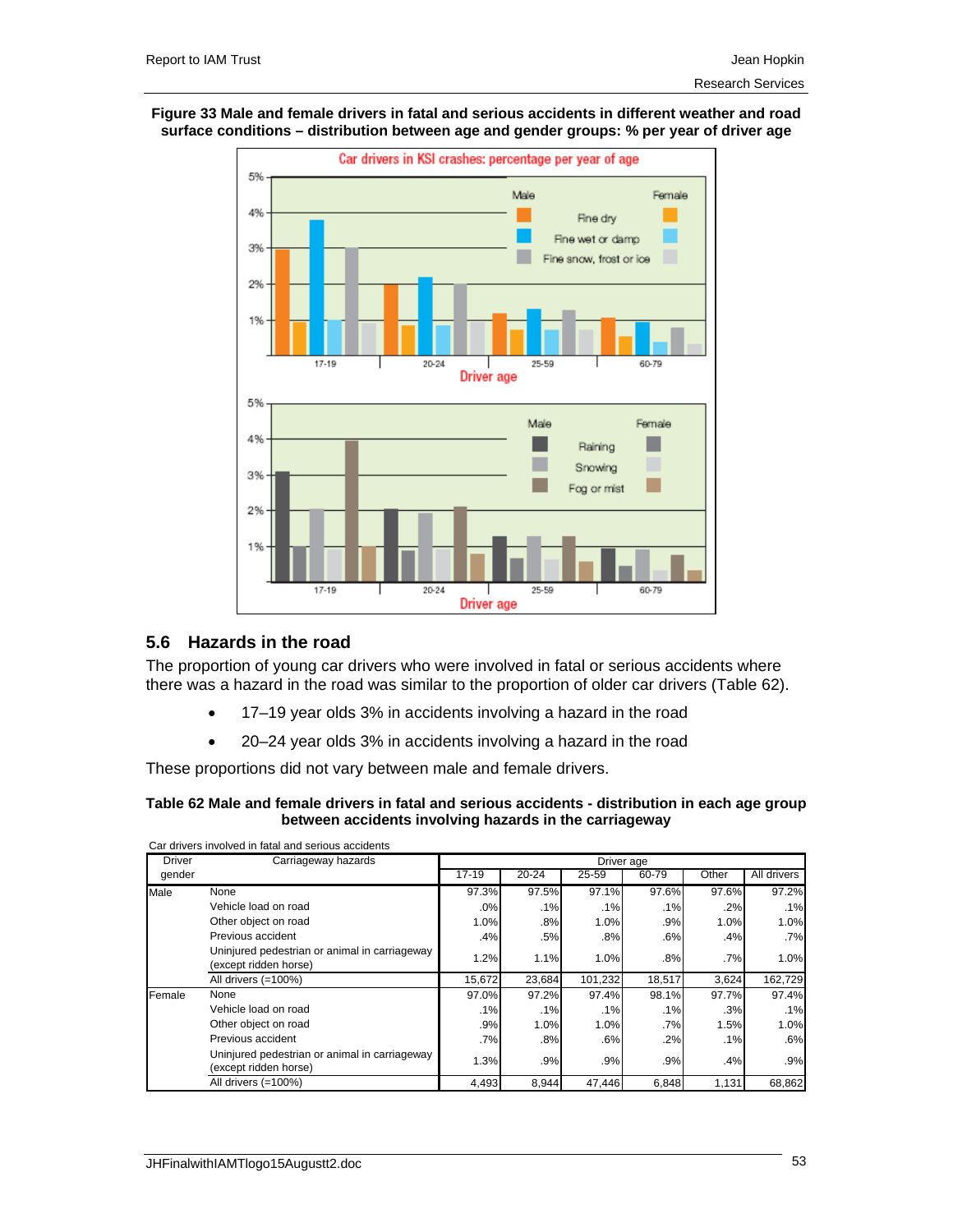**Figure 33 Male and female drivers in fatal and serious accidents in different weather and road surface conditions – distribution between age and gender groups: % per year of driver age**

## 5.6 Hazards in the road

The proportion of young car drivers who were involved in fatal or serious accidents where there was a hazard in the road was similar to the proportion of older car drivers (Table 62).

- 17–19 year olds 3% in accidents involving a hazard in the road
- 20–24 year olds 3% in accidents involving a hazard in the road

These proportions did not vary between male and female drivers.

**Table 62 Male and female drivers in fatal and serious accidents - distribution in each age group between accidents involving hazards in the carriageway**

Car drivers involved in fatal and serious accidents

| Driver gender | Carriageway hazards | Driver age 17-19 | 20-24 | 25-59 | 60-79 | Other | All drivers |
|---|---|---|---|---|---|---|---|
| Male | None | 97.3% | 97.5% | 97.1% | 97.6% | 97.6% | 97.2% |
| | Vehicle load on road | .0% | .1% | .1% | .1% | .2% | .1% |
| | Other object on road | 1.0% | .8% | 1.0% | .9% | 1.0% | 1.0% |
| | Previous accident | .4% | .5% | .8% | .6% | .4% | .7% |
| | Uninjured pedestrian or animal in carriageway (except ridden horse) | 1.2% | 1.1% | 1.0% | .8% | .7% | 1.0% |
| | All drivers (=100%) | 15,672 | 23,684 | 101,232 | 18,517 | 3,624 | 162,729 |
| Female | None | 97.0% | 97.2% | 97.4% | 98.1% | 97.7% | 97.4% |
| | Vehicle load on road | .1% | .1% | .1% | .1% | .3% | .1% |
| | Other object on road | .9% | 1.0% | 1.0% | .7% | 1.5% | 1.0% |
| | Previous accident | .7% | .8% | .6% | .2% | .1% | .6% |
| | Uninjured pedestrian or animal in carriageway (except ridden horse) | 1.3% | .9% | .9% | .9% | .4% | .9% |
| | All drivers (=100%) | 4,493 | 8,944 | 47,446 | 6,848 | 1,131 | 68,862 |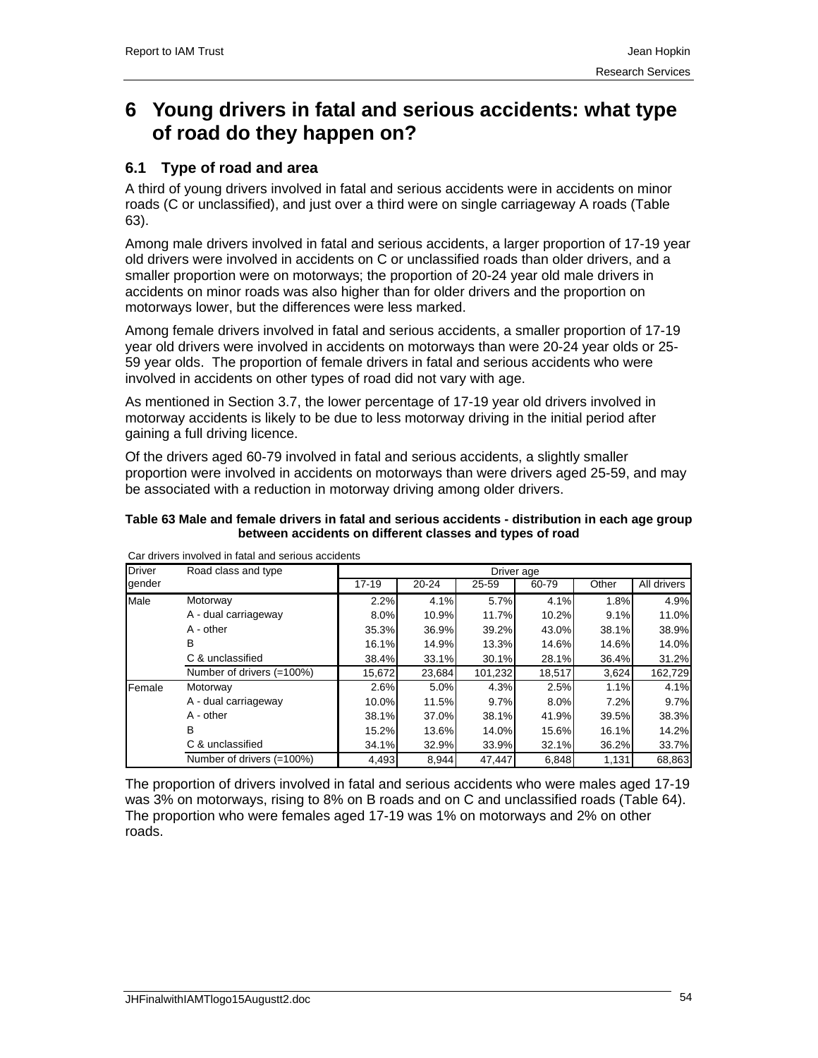# 6 Young drivers in fatal and serious accidents: what type of road do they happen on?

## 6.1 Type of road and area

A third of young drivers involved in fatal and serious accidents were in accidents on minor roads (C or unclassified), and just over a third were on single carriageway A roads (Table 63).

Among male drivers involved in fatal and serious accidents, a larger proportion of 17-19 year old drivers were involved in accidents on C or unclassified roads than older drivers, and a smaller proportion were on motorways; the proportion of 20-24 year old male drivers in accidents on minor roads was also higher than for older drivers and the proportion on motorways lower, but the differences were less marked.

Among female drivers involved in fatal and serious accidents, a smaller proportion of 17-19 year old drivers were involved in accidents on motorways than were 20-24 year olds or 25-59 year olds. The proportion of female drivers in fatal and serious accidents who were involved in accidents on other types of road did not vary with age.

As mentioned in Section 3.7, the lower percentage of 17-19 year old drivers involved in motorway accidents is likely to be due to less motorway driving in the initial period after gaining a full driving licence.

Of the drivers aged 60-79 involved in fatal and serious accidents, a slightly smaller proportion were involved in accidents on motorways than were drivers aged 25-59, and may be associated with a reduction in motorway driving among older drivers.

**Table 63 Male and female drivers in fatal and serious accidents - distribution in each age group between accidents on different classes and types of road**

Car drivers involved in fatal and serious accidents

| Driver gender | Road class and type | Driver age | | | | | |
|---|---|---|---|---|---|---|---|
| | | 17-19 | 20-24 | 25-59 | 60-79 | Other | All drivers |
| Male | Motorway | 2.2% | 4.1% | 5.7% | 4.1% | 1.8% | 4.9% |
| | A - dual carriageway | 8.0% | 10.9% | 11.7% | 10.2% | 9.1% | 11.0% |
| | A - other | 35.3% | 36.9% | 39.2% | 43.0% | 38.1% | 38.9% |
| | B | 16.1% | 14.9% | 13.3% | 14.6% | 14.6% | 14.0% |
| | C & unclassified | 38.4% | 33.1% | 30.1% | 28.1% | 36.4% | 31.2% |
| | Number of drivers (=100%) | 15,672 | 23,684 | 101,232 | 18,517 | 3,624 | 162,729 |
| Female | Motorway | 2.6% | 5.0% | 4.3% | 2.5% | 1.1% | 4.1% |
| | A - dual carriageway | 10.0% | 11.5% | 9.7% | 8.0% | 7.2% | 9.7% |
| | A - other | 38.1% | 37.0% | 38.1% | 41.9% | 39.5% | 38.3% |
| | B | 15.2% | 13.6% | 14.0% | 15.6% | 16.1% | 14.2% |
| | C & unclassified | 34.1% | 32.9% | 33.9% | 32.1% | 36.2% | 33.7% |
| | Number of drivers (=100%) | 4,493 | 8,944 | 47,447 | 6,848 | 1,131 | 68,863 |

The proportion of drivers involved in fatal and serious accidents who were males aged 17-19 was 3% on motorways, rising to 8% on B roads and on C and unclassified roads (Table 64). The proportion who were females aged 17-19 was 1% on motorways and 2% on other roads.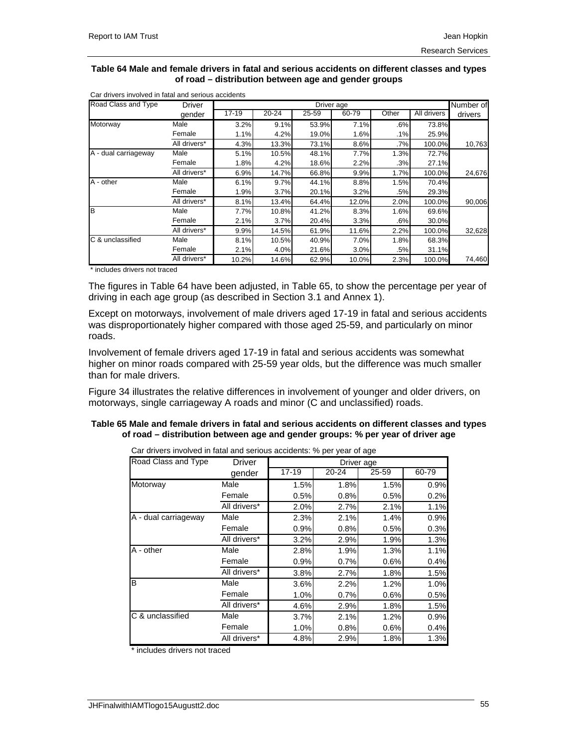**Table 64 Male and female drivers in fatal and serious accidents on different classes and types of road – distribution between age and gender groups**

Car drivers involved in fatal and serious accidents

| Road Class and Type | Driver gender | Driver age | | | | | | Number of drivers |
|---|---|---|---|---|---|---|---|---|
| | | 17-19 | 20-24 | 25-59 | 60-79 | Other | All drivers | |
| Motorway | Male | 3.2% | 9.1% | 53.9% | 7.1% | .6% | 73.8% | |
| | Female | 1.1% | 4.2% | 19.0% | 1.6% | .1% | 25.9% | |
| | All drivers* | 4.3% | 13.3% | 73.1% | 8.6% | .7% | 100.0% | 10,763 |
| A - dual carriageway | Male | 5.1% | 10.5% | 48.1% | 7.7% | 1.3% | 72.7% | |
| | Female | 1.8% | 4.2% | 18.6% | 2.2% | .3% | 27.1% | |
| | All drivers* | 6.9% | 14.7% | 66.8% | 9.9% | 1.7% | 100.0% | 24,676 |
| A - other | Male | 6.1% | 9.7% | 44.1% | 8.8% | 1.5% | 70.4% | |
| | Female | 1.9% | 3.7% | 20.1% | 3.2% | .5% | 29.3% | |
| | All drivers* | 8.1% | 13.4% | 64.4% | 12.0% | 2.0% | 100.0% | 90,006 |
| B | Male | 7.7% | 10.8% | 41.2% | 8.3% | 1.6% | 69.6% | |
| | Female | 2.1% | 3.7% | 20.4% | 3.3% | .6% | 30.0% | |
| | All drivers* | 9.9% | 14.5% | 61.9% | 11.6% | 2.2% | 100.0% | 32,628 |
| C & unclassified | Male | 8.1% | 10.5% | 40.9% | 7.0% | 1.8% | 68.3% | |
| | Female | 2.1% | 4.0% | 21.6% | 3.0% | .5% | 31.1% | |
| | All drivers* | 10.2% | 14.6% | 62.9% | 10.0% | 2.3% | 100.0% | 74,460 |

* includes drivers not traced

The figures in Table 64 have been adjusted, in Table 65, to show the percentage per year of driving in each age group (as described in Section 3.1 and Annex 1).

Except on motorways, involvement of male drivers aged 17-19 in fatal and serious accidents was disproportionately higher compared with those aged 25-59, and particularly on minor roads.

Involvement of female drivers aged 17-19 in fatal and serious accidents was somewhat higher on minor roads compared with 25-59 year olds, but the difference was much smaller than for male drivers.

Figure 34 illustrates the relative differences in involvement of younger and older drivers, on motorways, single carriageway A roads and minor (C and unclassified) roads.

**Table 65 Male and female drivers in fatal and serious accidents on different classes and types of road – distribution between age and gender groups: % per year of driver age**

Car drivers involved in fatal and serious accidents: % per year of age

| Road Class and Type | Driver gender | Driver age | | | |
|---|---|---|---|---|---|
| | | 17-19 | 20-24 | 25-59 | 60-79 |
| Motorway | Male | 1.5% | 1.8% | 1.5% | 0.9% |
| | Female | 0.5% | 0.8% | 0.5% | 0.2% |
| | All drivers* | 2.0% | 2.7% | 2.1% | 1.1% |
| A - dual carriageway | Male | 2.3% | 2.1% | 1.4% | 0.9% |
| | Female | 0.9% | 0.8% | 0.5% | 0.3% |
| | All drivers* | 3.2% | 2.9% | 1.9% | 1.3% |
| A - other | Male | 2.8% | 1.9% | 1.3% | 1.1% |
| | Female | 0.9% | 0.7% | 0.6% | 0.4% |
| | All drivers* | 3.8% | 2.7% | 1.8% | 1.5% |
| B | Male | 3.6% | 2.2% | 1.2% | 1.0% |
| | Female | 1.0% | 0.7% | 0.6% | 0.5% |
| | All drivers* | 4.6% | 2.9% | 1.8% | 1.5% |
| C & unclassified | Male | 3.7% | 2.1% | 1.2% | 0.9% |
| | Female | 1.0% | 0.8% | 0.6% | 0.4% |
| | All drivers* | 4.8% | 2.9% | 1.8% | 1.3% |

* includes drivers not traced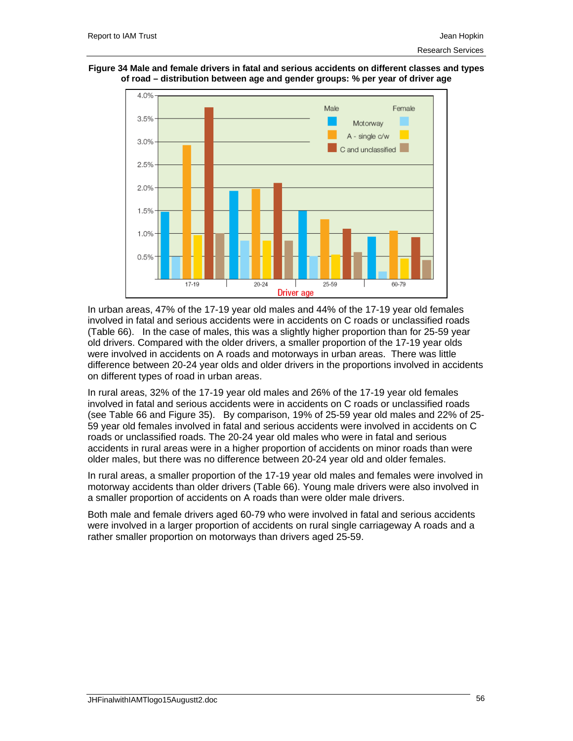**Figure 34 Male and female drivers in fatal and serious accidents on different classes and types of road – distribution between age and gender groups: % per year of driver age**

In urban areas, 47% of the 17-19 year old males and 44% of the 17-19 year old females involved in fatal and serious accidents were in accidents on C roads or unclassified roads (Table 66). In the case of males, this was a slightly higher proportion than for 25-59 year old drivers. Compared with the older drivers, a smaller proportion of the 17-19 year olds were involved in accidents on A roads and motorways in urban areas. There was little difference between 20-24 year olds and older drivers in the proportions involved in accidents on different types of road in urban areas.

In rural areas, 32% of the 17-19 year old males and 26% of the 17-19 year old females involved in fatal and serious accidents were in accidents on C roads or unclassified roads (see Table 66 and Figure 35). By comparison, 19% of 25-59 year old males and 22% of 25-59 year old females involved in fatal and serious accidents were involved in accidents on C roads or unclassified roads. The 20-24 year old males who were in fatal and serious accidents in rural areas were in a higher proportion of accidents on minor roads than were older males, but there was no difference between 20-24 year old and older females.

In rural areas, a smaller proportion of the 17-19 year old males and females were involved in motorway accidents than older drivers (Table 66). Young male drivers were also involved in a smaller proportion of accidents on A roads than were older male drivers.

Both male and female drivers aged 60-79 who were involved in fatal and serious accidents were involved in a larger proportion of accidents on rural single carriageway A roads and a rather smaller proportion on motorways than drivers aged 25-59.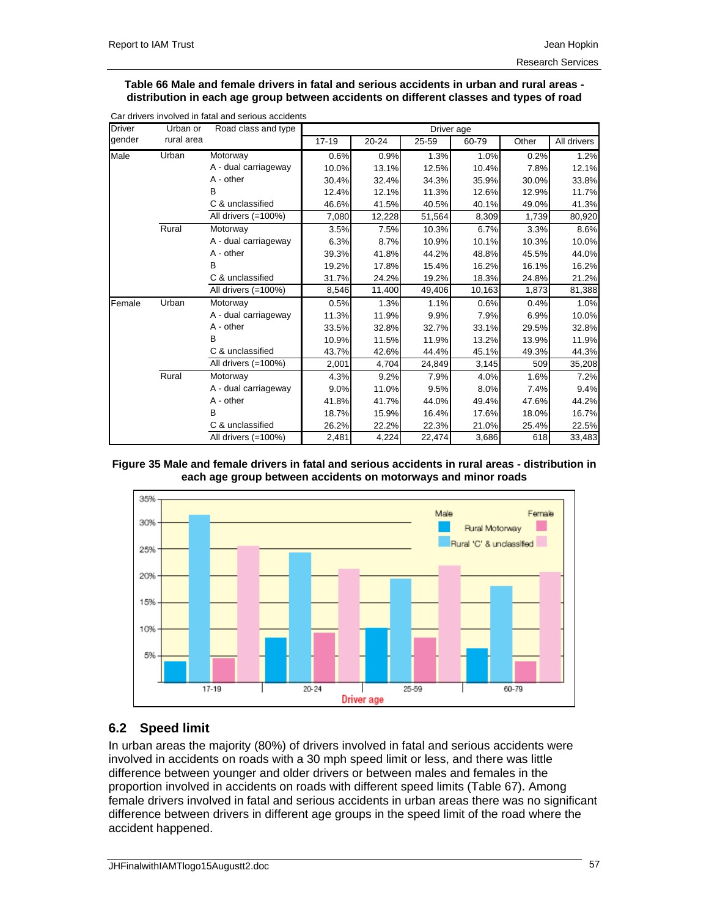**Table 66 Male and female drivers in fatal and serious accidents in urban and rural areas - distribution in each age group between accidents on different classes and types of road**

Car drivers involved in fatal and serious accidents

| Driver gender | Urban or rural area | Road class and type | Driver age | | | | | |
|---|---|---|---|---|---|---|---|---|
| | | | 17-19 | 20-24 | 25-59 | 60-79 | Other | All drivers |
| Male | Urban | Motorway | 0.6% | 0.9% | 1.3% | 1.0% | 0.2% | 1.2% |
| | | A - dual carriageway | 10.0% | 13.1% | 12.5% | 10.4% | 7.8% | 12.1% |
| | | A - other | 30.4% | 32.4% | 34.3% | 35.9% | 30.0% | 33.8% |
| | | B | 12.4% | 12.1% | 11.3% | 12.6% | 12.9% | 11.7% |
| | | C & unclassified | 46.6% | 41.5% | 40.5% | 40.1% | 49.0% | 41.3% |
| | | All drivers (=100%) | 7,080 | 12,228 | 51,564 | 8,309 | 1,739 | 80,920 |
| | Rural | Motorway | 3.5% | 7.5% | 10.3% | 6.7% | 3.3% | 8.6% |
| | | A - dual carriageway | 6.3% | 8.7% | 10.9% | 10.1% | 10.3% | 10.0% |
| | | A - other | 39.3% | 41.8% | 44.2% | 48.8% | 45.5% | 44.0% |
| | | B | 19.2% | 17.8% | 15.4% | 16.2% | 16.1% | 16.2% |
| | | C & unclassified | 31.7% | 24.2% | 19.2% | 18.3% | 24.8% | 21.2% |
| | | All drivers (=100%) | 8,546 | 11,400 | 49,406 | 10,163 | 1,873 | 81,388 |
| Female | Urban | Motorway | 0.5% | 1.3% | 1.1% | 0.6% | 0.4% | 1.0% |
| | | A - dual carriageway | 11.3% | 11.9% | 9.9% | 7.9% | 6.9% | 10.0% |
| | | A - other | 33.5% | 32.8% | 32.7% | 33.1% | 29.5% | 32.8% |
| | | B | 10.9% | 11.5% | 11.9% | 13.2% | 13.9% | 11.9% |
| | | C & unclassified | 43.7% | 42.6% | 44.4% | 45.1% | 49.3% | 44.3% |
| | | All drivers (=100%) | 2,001 | 4,704 | 24,849 | 3,145 | 509 | 35,208 |
| | Rural | Motorway | 4.3% | 9.2% | 7.9% | 4.0% | 1.6% | 7.2% |
| | | A - dual carriageway | 9.0% | 11.0% | 9.5% | 8.0% | 7.4% | 9.4% |
| | | A - other | 41.8% | 41.7% | 44.0% | 49.4% | 47.6% | 44.2% |
| | | B | 18.7% | 15.9% | 16.4% | 17.6% | 18.0% | 16.7% |
| | | C & unclassified | 26.2% | 22.2% | 22.3% | 21.0% | 25.4% | 22.5% |
| | | All drivers (=100%) | 2,481 | 4,224 | 22,474 | 3,686 | 618 | 33,483 |

**Figure 35 Male and female drivers in fatal and serious accidents in rural areas - distribution in each age group between accidents on motorways and minor roads**

## 6.2 Speed limit

In urban areas the majority (80%) of drivers involved in fatal and serious accidents were involved in accidents on roads with a 30 mph speed limit or less, and there was little difference between younger and older drivers or between males and females in the proportion involved in accidents on roads with different speed limits (Table 67). Among female drivers involved in fatal and serious accidents in urban areas there was no significant difference between drivers in different age groups in the speed limit of the road where the accident happened.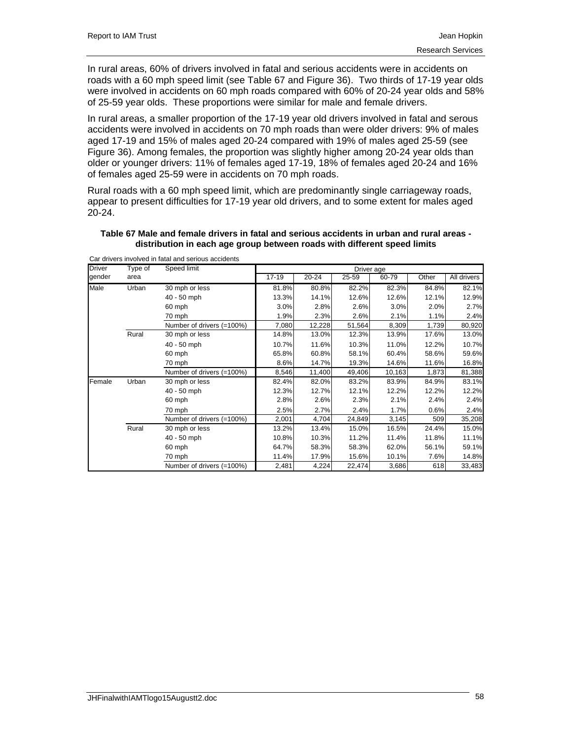In rural areas, 60% of drivers involved in fatal and serious accidents were in accidents on roads with a 60 mph speed limit (see Table 67 and Figure 36). Two thirds of 17-19 year olds were involved in accidents on 60 mph roads compared with 60% of 20-24 year olds and 58% of 25-59 year olds. These proportions were similar for male and female drivers.

In rural areas, a smaller proportion of the 17-19 year old drivers involved in fatal and serous accidents were involved in accidents on 70 mph roads than were older drivers: 9% of males aged 17-19 and 15% of males aged 20-24 compared with 19% of males aged 25-59 (see Figure 36). Among females, the proportion was slightly higher among 20-24 year olds than older or younger drivers: 11% of females aged 17-19, 18% of females aged 20-24 and 16% of females aged 25-59 were in accidents on 70 mph roads.

Rural roads with a 60 mph speed limit, which are predominantly single carriageway roads, appear to present difficulties for 17-19 year old drivers, and to some extent for males aged 20-24.

**Table 67 Male and female drivers in fatal and serious accidents in urban and rural areas - distribution in each age group between roads with different speed limits**

Car drivers involved in fatal and serious accidents

| Driver gender | Type of area | Speed limit | Driver age | | | | | |
|---|---|---|---|---|---|---|---|---|
| | | | 17-19 | 20-24 | 25-59 | 60-79 | Other | All drivers |
| Male | Urban | 30 mph or less | 81.8% | 80.8% | 82.2% | 82.3% | 84.8% | 82.1% |
| | | 40 - 50 mph | 13.3% | 14.1% | 12.6% | 12.6% | 12.1% | 12.9% |
| | | 60 mph | 3.0% | 2.8% | 2.6% | 3.0% | 2.0% | 2.7% |
| | | 70 mph | 1.9% | 2.3% | 2.6% | 2.1% | 1.1% | 2.4% |
| | | Number of drivers (=100%) | 7,080 | 12,228 | 51,564 | 8,309 | 1,739 | 80,920 |
| | Rural | 30 mph or less | 14.8% | 13.0% | 12.3% | 13.9% | 17.6% | 13.0% |
| | | 40 - 50 mph | 10.7% | 11.6% | 10.3% | 11.0% | 12.2% | 10.7% |
| | | 60 mph | 65.8% | 60.8% | 58.1% | 60.4% | 58.6% | 59.6% |
| | | 70 mph | 8.6% | 14.7% | 19.3% | 14.6% | 11.6% | 16.8% |
| | | Number of drivers (=100%) | 8,546 | 11,400 | 49,406 | 10,163 | 1,873 | 81,388 |
| Female | Urban | 30 mph or less | 82.4% | 82.0% | 83.2% | 83.9% | 84.9% | 83.1% |
| | | 40 - 50 mph | 12.3% | 12.7% | 12.1% | 12.2% | 12.2% | 12.2% |
| | | 60 mph | 2.8% | 2.6% | 2.3% | 2.1% | 2.4% | 2.4% |
| | | 70 mph | 2.5% | 2.7% | 2.4% | 1.7% | 0.6% | 2.4% |
| | | Number of drivers (=100%) | 2,001 | 4,704 | 24,849 | 3,145 | 509 | 35,208 |
| | Rural | 30 mph or less | 13.2% | 13.4% | 15.0% | 16.5% | 24.4% | 15.0% |
| | | 40 - 50 mph | 10.8% | 10.3% | 11.2% | 11.4% | 11.8% | 11.1% |
| | | 60 mph | 64.7% | 58.3% | 58.3% | 62.0% | 56.1% | 59.1% |
| | | 70 mph | 11.4% | 17.9% | 15.6% | 10.1% | 7.6% | 14.8% |
| | | Number of drivers (=100%) | 2,481 | 4,224 | 22,474 | 3,686 | 618 | 33,483 |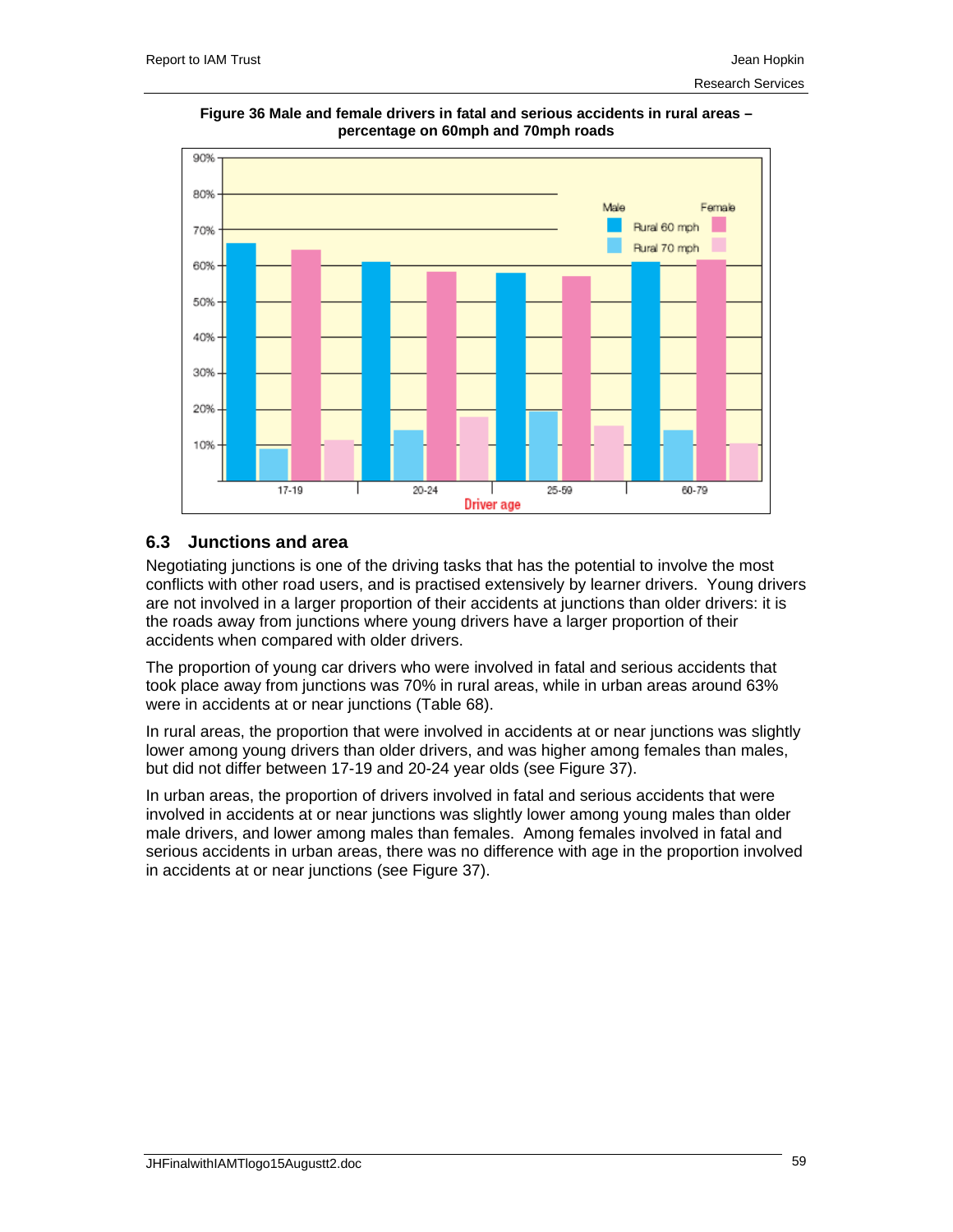**Figure 36 Male and female drivers in fatal and serious accidents in rural areas – percentage on 60mph and 70mph roads**

## 6.3 Junctions and area

Negotiating junctions is one of the driving tasks that has the potential to involve the most conflicts with other road users, and is practised extensively by learner drivers. Young drivers are not involved in a larger proportion of their accidents at junctions than older drivers: it is the roads away from junctions where young drivers have a larger proportion of their accidents when compared with older drivers.

The proportion of young car drivers who were involved in fatal and serious accidents that took place away from junctions was 70% in rural areas, while in urban areas around 63% were in accidents at or near junctions (Table 68).

In rural areas, the proportion that were involved in accidents at or near junctions was slightly lower among young drivers than older drivers, and was higher among females than males, but did not differ between 17-19 and 20-24 year olds (see Figure 37).

In urban areas, the proportion of drivers involved in fatal and serious accidents that were involved in accidents at or near junctions was slightly lower among young males than older male drivers, and lower among males than females. Among females involved in fatal and serious accidents in urban areas, there was no difference with age in the proportion involved in accidents at or near junctions (see Figure 37).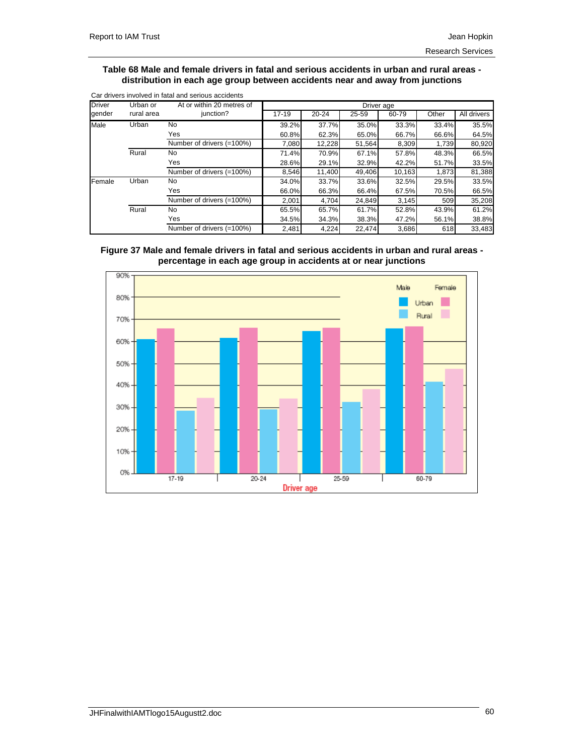**Table 68 Male and female drivers in fatal and serious accidents in urban and rural areas - distribution in each age group between accidents near and away from junctions**

Car drivers involved in fatal and serious accidents

| Driver gender | Urban or rural area | At or within 20 metres of junction? | Driver age 17-19 | 20-24 | 25-59 | 60-79 | Other | All drivers |
|---|---|---|---|---|---|---|---|---|
| Male | Urban | No | 39.2% | 37.7% | 35.0% | 33.3% | 33.4% | 35.5% |
| | | Yes | 60.8% | 62.3% | 65.0% | 66.7% | 66.6% | 64.5% |
| | | Number of drivers (=100%) | 7,080 | 12,228 | 51,564 | 8,309 | 1,739 | 80,920 |
| | Rural | No | 71.4% | 70.9% | 67.1% | 57.8% | 48.3% | 66.5% |
| | | Yes | 28.6% | 29.1% | 32.9% | 42.2% | 51.7% | 33.5% |
| | | Number of drivers (=100%) | 8,546 | 11,400 | 49,406 | 10,163 | 1,873 | 81,388 |
| Female | Urban | No | 34.0% | 33.7% | 33.6% | 32.5% | 29.5% | 33.5% |
| | | Yes | 66.0% | 66.3% | 66.4% | 67.5% | 70.5% | 66.5% |
| | | Number of drivers (=100%) | 2,001 | 4,704 | 24,849 | 3,145 | 509 | 35,208 |
| | Rural | No | 65.5% | 65.7% | 61.7% | 52.8% | 43.9% | 61.2% |
| | | Yes | 34.5% | 34.3% | 38.3% | 47.2% | 56.1% | 38.8% |
| | | Number of drivers (=100%) | 2,481 | 4,224 | 22,474 | 3,686 | 618 | 33,483 |

**Figure 37 Male and female drivers in fatal and serious accidents in urban and rural areas - percentage in each age group in accidents at or near junctions**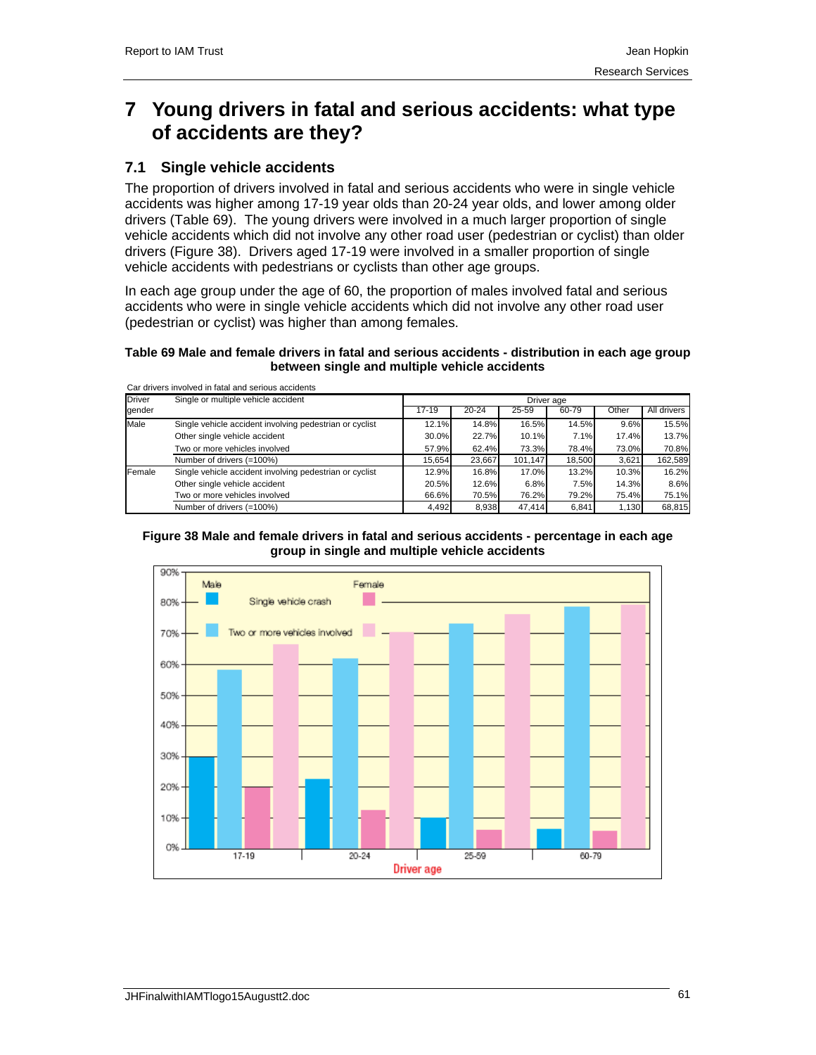# 7 Young drivers in fatal and serious accidents: what type of accidents are they?

## 7.1 Single vehicle accidents

The proportion of drivers involved in fatal and serious accidents who were in single vehicle accidents was higher among 17-19 year olds than 20-24 year olds, and lower among older drivers (Table 69). The young drivers were involved in a much larger proportion of single vehicle accidents which did not involve any other road user (pedestrian or cyclist) than older drivers (Figure 38). Drivers aged 17-19 were involved in a smaller proportion of single vehicle accidents with pedestrians or cyclists than other age groups.

In each age group under the age of 60, the proportion of males involved fatal and serious accidents who were in single vehicle accidents which did not involve any other road user (pedestrian or cyclist) was higher than among females.

**Table 69 Male and female drivers in fatal and serious accidents - distribution in each age group between single and multiple vehicle accidents**

Car drivers involved in fatal and serious accidents

| Driver gender | Single or multiple vehicle accident | Driver age | | | | | |
|---|---|---|---|---|---|---|---|
| | | 17-19 | 20-24 | 25-59 | 60-79 | Other | All drivers |
| Male | Single vehicle accident involving pedestrian or cyclist | 12.1% | 14.8% | 16.5% | 14.5% | 9.6% | 15.5% |
| | Other single vehicle accident | 30.0% | 22.7% | 10.1% | 7.1% | 17.4% | 13.7% |
| | Two or more vehicles involved | 57.9% | 62.4% | 73.3% | 78.4% | 73.0% | 70.8% |
| | Number of drivers (=100%) | 15,654 | 23,667 | 101,147 | 18,500 | 3,621 | 162,589 |
| Female | Single vehicle accident involving pedestrian or cyclist | 12.9% | 16.8% | 17.0% | 13.2% | 10.3% | 16.2% |
| | Other single vehicle accident | 20.5% | 12.6% | 6.8% | 7.5% | 14.3% | 8.6% |
| | Two or more vehicles involved | 66.6% | 70.5% | 76.2% | 79.2% | 75.4% | 75.1% |
| | Number of drivers (=100%) | 4,492 | 8,938 | 47,414 | 6,841 | 1,130 | 68,815 |

**Figure 38 Male and female drivers in fatal and serious accidents - percentage in each age group in single and multiple vehicle accidents**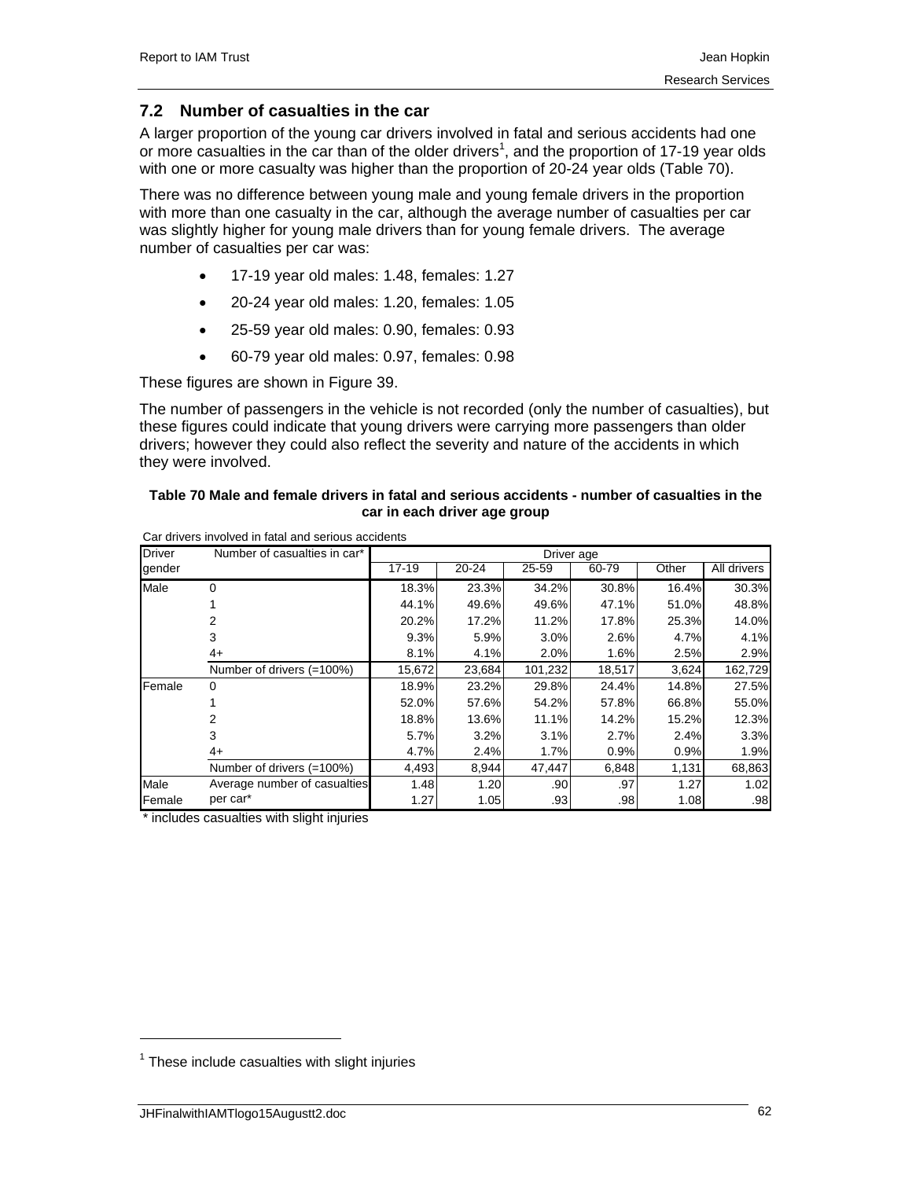## 7.2 Number of casualties in the car

A larger proportion of the young car drivers involved in fatal and serious accidents had one or more casualties in the car than of the older drivers[1], and the proportion of 17-19 year olds with one or more casualty was higher than the proportion of 20-24 year olds (Table 70).

There was no difference between young male and young female drivers in the proportion with more than one casualty in the car, although the average number of casualties per car was slightly higher for young male drivers than for young female drivers. The average number of casualties per car was:

- 17-19 year old males: 1.48, females: 1.27
- 20-24 year old males: 1.20, females: 1.05
- 25-59 year old males: 0.90, females: 0.93
- 60-79 year old males: 0.97, females: 0.98

These figures are shown in Figure 39.

The number of passengers in the vehicle is not recorded (only the number of casualties), but these figures could indicate that young drivers were carrying more passengers than older drivers; however they could also reflect the severity and nature of the accidents in which they were involved.

**Table 70 Male and female drivers in fatal and serious accidents - number of casualties in the car in each driver age group**

Car drivers involved in fatal and serious accidents

| Driver gender | Number of casualties in car* | Driver age | | | | | |
|---|---|---|---|---|---|---|---|
| | | 17-19 | 20-24 | 25-59 | 60-79 | Other | All drivers |
| Male | 0 | 18.3% | 23.3% | 34.2% | 30.8% | 16.4% | 30.3% |
| | 1 | 44.1% | 49.6% | 49.6% | 47.1% | 51.0% | 48.8% |
| | 2 | 20.2% | 17.2% | 11.2% | 17.8% | 25.3% | 14.0% |
| | 3 | 9.3% | 5.9% | 3.0% | 2.6% | 4.7% | 4.1% |
| | 4+ | 8.1% | 4.1% | 2.0% | 1.6% | 2.5% | 2.9% |
| | Number of drivers (=100%) | 15,672 | 23,684 | 101,232 | 18,517 | 3,624 | 162,729 |
| Female | 0 | 18.9% | 23.2% | 29.8% | 24.4% | 14.8% | 27.5% |
| | 1 | 52.0% | 57.6% | 54.2% | 57.8% | 66.8% | 55.0% |
| | 2 | 18.8% | 13.6% | 11.1% | 14.2% | 15.2% | 12.3% |
| | 3 | 5.7% | 3.2% | 3.1% | 2.7% | 2.4% | 3.3% |
| | 4+ | 4.7% | 2.4% | 1.7% | 0.9% | 0.9% | 1.9% |
| | Number of drivers (=100%) | 4,493 | 8,944 | 47,447 | 6,848 | 1,131 | 68,863 |
| Male | Average number of casualties per car* | 1.48 | 1.20 | .90 | .97 | 1.27 | 1.02 |
| Female | | 1.27 | 1.05 | .93 | .98 | 1.08 | .98 |

\* includes casualties with slight injuries

[1] These include casualties with slight injuries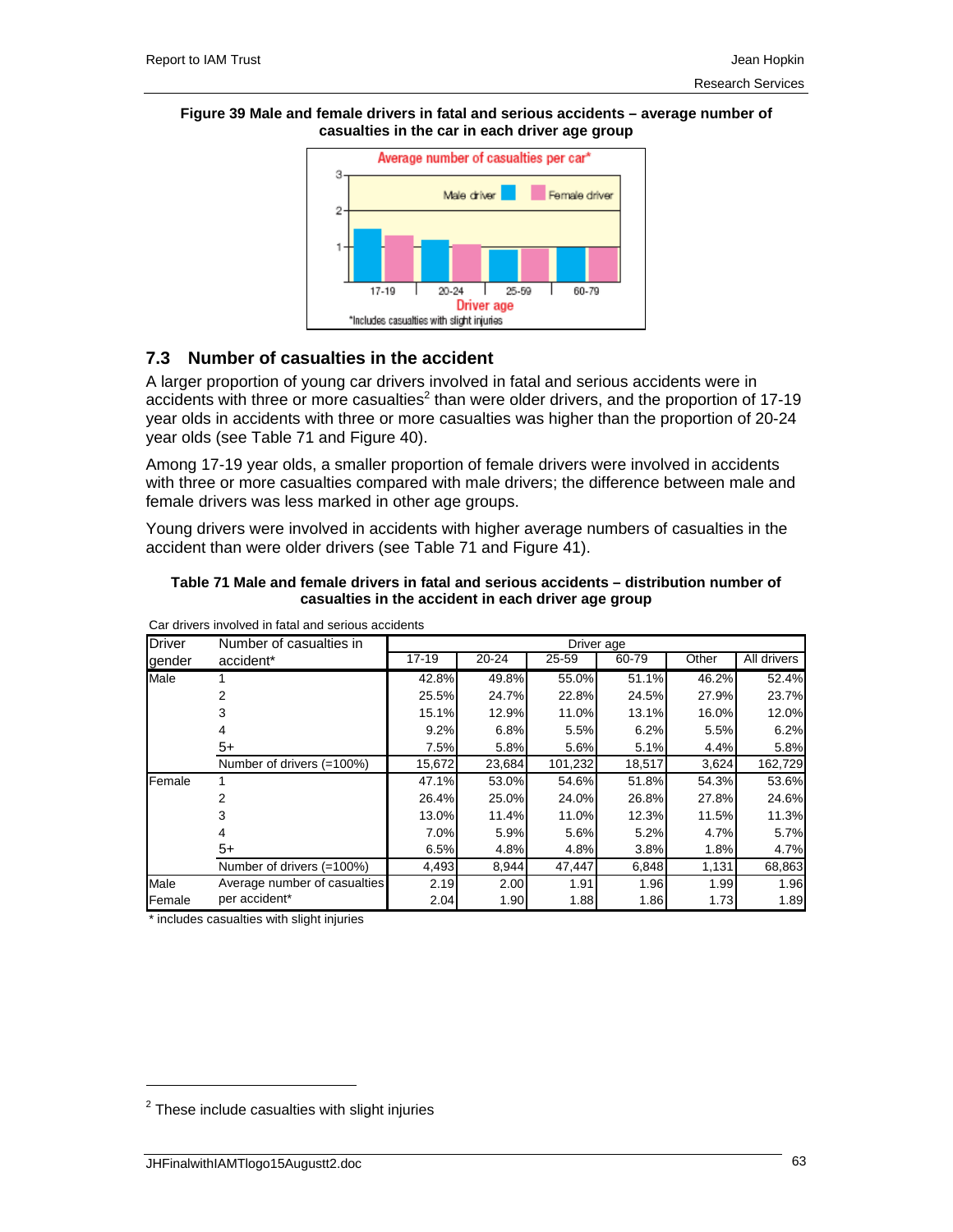**Figure 39 Male and female drivers in fatal and serious accidents – average number of casualties in the car in each driver age group**

## 7.3 Number of casualties in the accident

A larger proportion of young car drivers involved in fatal and serious accidents were in accidents with three or more casualties[2] than were older drivers, and the proportion of 17-19 year olds in accidents with three or more casualties was higher than the proportion of 20-24 year olds (see Table 71 and Figure 40).

Among 17-19 year olds, a smaller proportion of female drivers were involved in accidents with three or more casualties compared with male drivers; the difference between male and female drivers was less marked in other age groups.

Young drivers were involved in accidents with higher average numbers of casualties in the accident than were older drivers (see Table 71 and Figure 41).

**Table 71 Male and female drivers in fatal and serious accidents – distribution number of casualties in the accident in each driver age group**

Car drivers involved in fatal and serious accidents

| Driver gender | Number of casualties in accident* | Driver age | | | | | |
|---|---|---|---|---|---|---|---|
| | | 17-19 | 20-24 | 25-59 | 60-79 | Other | All drivers |
| Male | 1 | 42.8% | 49.8% | 55.0% | 51.1% | 46.2% | 52.4% |
| | 2 | 25.5% | 24.7% | 22.8% | 24.5% | 27.9% | 23.7% |
| | 3 | 15.1% | 12.9% | 11.0% | 13.1% | 16.0% | 12.0% |
| | 4 | 9.2% | 6.8% | 5.5% | 6.2% | 5.5% | 6.2% |
| | 5+ | 7.5% | 5.8% | 5.6% | 5.1% | 4.4% | 5.8% |
| | Number of drivers (=100%) | 15,672 | 23,684 | 101,232 | 18,517 | 3,624 | 162,729 |
| Female | 1 | 47.1% | 53.0% | 54.6% | 51.8% | 54.3% | 53.6% |
| | 2 | 26.4% | 25.0% | 24.0% | 26.8% | 27.8% | 24.6% |
| | 3 | 13.0% | 11.4% | 11.0% | 12.3% | 11.5% | 11.3% |
| | 4 | 7.0% | 5.9% | 5.6% | 5.2% | 4.7% | 5.7% |
| | 5+ | 6.5% | 4.8% | 4.8% | 3.8% | 1.8% | 4.7% |
| | Number of drivers (=100%) | 4,493 | 8,944 | 47,447 | 6,848 | 1,131 | 68,863 |
| Male | Average number of casualties per accident* | 2.19 | 2.00 | 1.91 | 1.96 | 1.99 | 1.96 |
| Female | | 2.04 | 1.90 | 1.88 | 1.86 | 1.73 | 1.89 |

\* includes casualties with slight injuries

[2] These include casualties with slight injuries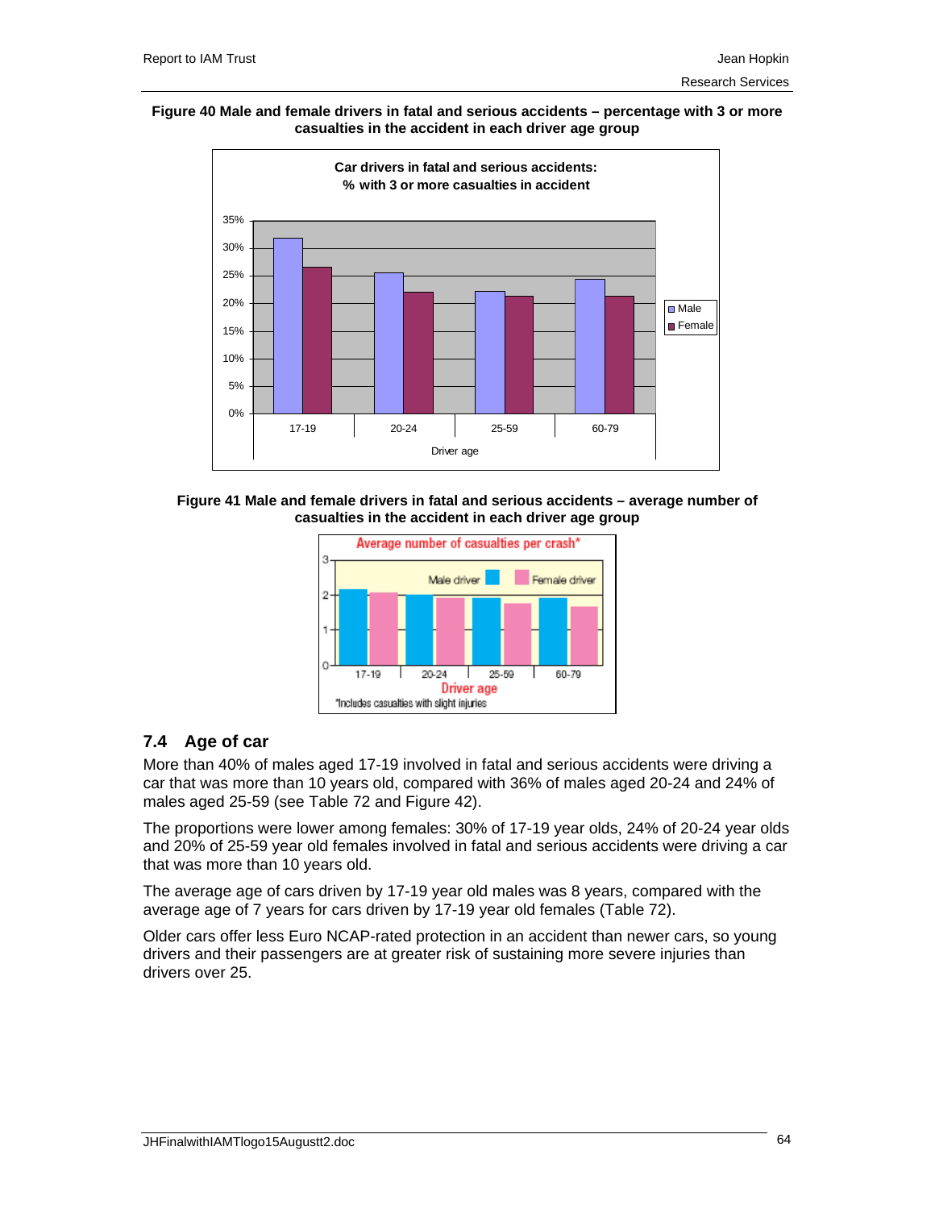**Figure 40 Male and female drivers in fatal and serious accidents – percentage with 3 or more casualties in the accident in each driver age group**

**Figure 41 Male and female drivers in fatal and serious accidents – average number of casualties in the accident in each driver age group**

## 7.4 Age of car

More than 40% of males aged 17-19 involved in fatal and serious accidents were driving a car that was more than 10 years old, compared with 36% of males aged 20-24 and 24% of males aged 25-59 (see Table 72 and Figure 42).

The proportions were lower among females: 30% of 17-19 year olds, 24% of 20-24 year olds and 20% of 25-59 year old females involved in fatal and serious accidents were driving a car that was more than 10 years old.

The average age of cars driven by 17-19 year old males was 8 years, compared with the average age of 7 years for cars driven by 17-19 year old females (Table 72).

Older cars offer less Euro NCAP-rated protection in an accident than newer cars, so young drivers and their passengers are at greater risk of sustaining more severe injuries than drivers over 25.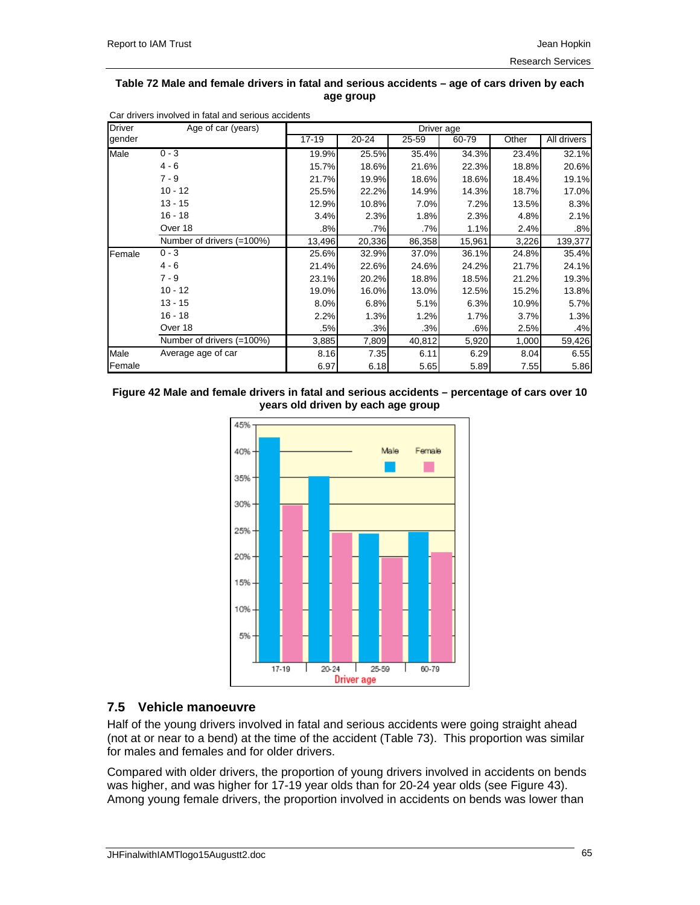**Table 72 Male and female drivers in fatal and serious accidents – age of cars driven by each age group**

Car drivers involved in fatal and serious accidents

| Driver gender | Age of car (years) | Driver age | | | | | |
|---|---|---|---|---|---|---|---|
| | | 17-19 | 20-24 | 25-59 | 60-79 | Other | All drivers |
| Male | 0 - 3 | 19.9% | 25.5% | 35.4% | 34.3% | 23.4% | 32.1% |
| | 4 - 6 | 15.7% | 18.6% | 21.6% | 22.3% | 18.8% | 20.6% |
| | 7 - 9 | 21.7% | 19.9% | 18.6% | 18.6% | 18.4% | 19.1% |
| | 10 - 12 | 25.5% | 22.2% | 14.9% | 14.3% | 18.7% | 17.0% |
| | 13 - 15 | 12.9% | 10.8% | 7.0% | 7.2% | 13.5% | 8.3% |
| | 16 - 18 | 3.4% | 2.3% | 1.8% | 2.3% | 4.8% | 2.1% |
| | Over 18 | .8% | .7% | .7% | 1.1% | 2.4% | .8% |
| | Number of drivers (=100%) | 13,496 | 20,336 | 86,358 | 15,961 | 3,226 | 139,377 |
| Female | 0 - 3 | 25.6% | 32.9% | 37.0% | 36.1% | 24.8% | 35.4% |
| | 4 - 6 | 21.4% | 22.6% | 24.6% | 24.2% | 21.7% | 24.1% |
| | 7 - 9 | 23.1% | 20.2% | 18.8% | 18.5% | 21.2% | 19.3% |
| | 10 - 12 | 19.0% | 16.0% | 13.0% | 12.5% | 15.2% | 13.8% |
| | 13 - 15 | 8.0% | 6.8% | 5.1% | 6.3% | 10.9% | 5.7% |
| | 16 - 18 | 2.2% | 1.3% | 1.2% | 1.7% | 3.7% | 1.3% |
| | Over 18 | .5% | .3% | .3% | .6% | 2.5% | .4% |
| | Number of drivers (=100%) | 3,885 | 7,809 | 40,812 | 5,920 | 1,000 | 59,426 |
| Male | Average age of car | 8.16 | 7.35 | 6.11 | 6.29 | 8.04 | 6.55 |
| Female | | 6.97 | 6.18 | 5.65 | 5.89 | 7.55 | 5.86 |

**Figure 42 Male and female drivers in fatal and serious accidents – percentage of cars over 10 years old driven by each age group**

## 7.5 Vehicle manoeuvre

Half of the young drivers involved in fatal and serious accidents were going straight ahead (not at or near to a bend) at the time of the accident (Table 73). This proportion was similar for males and females and for older drivers.

Compared with older drivers, the proportion of young drivers involved in accidents on bends was higher, and was higher for 17-19 year olds than for 20-24 year olds (see Figure 43). Among young female drivers, the proportion involved in accidents on bends was lower than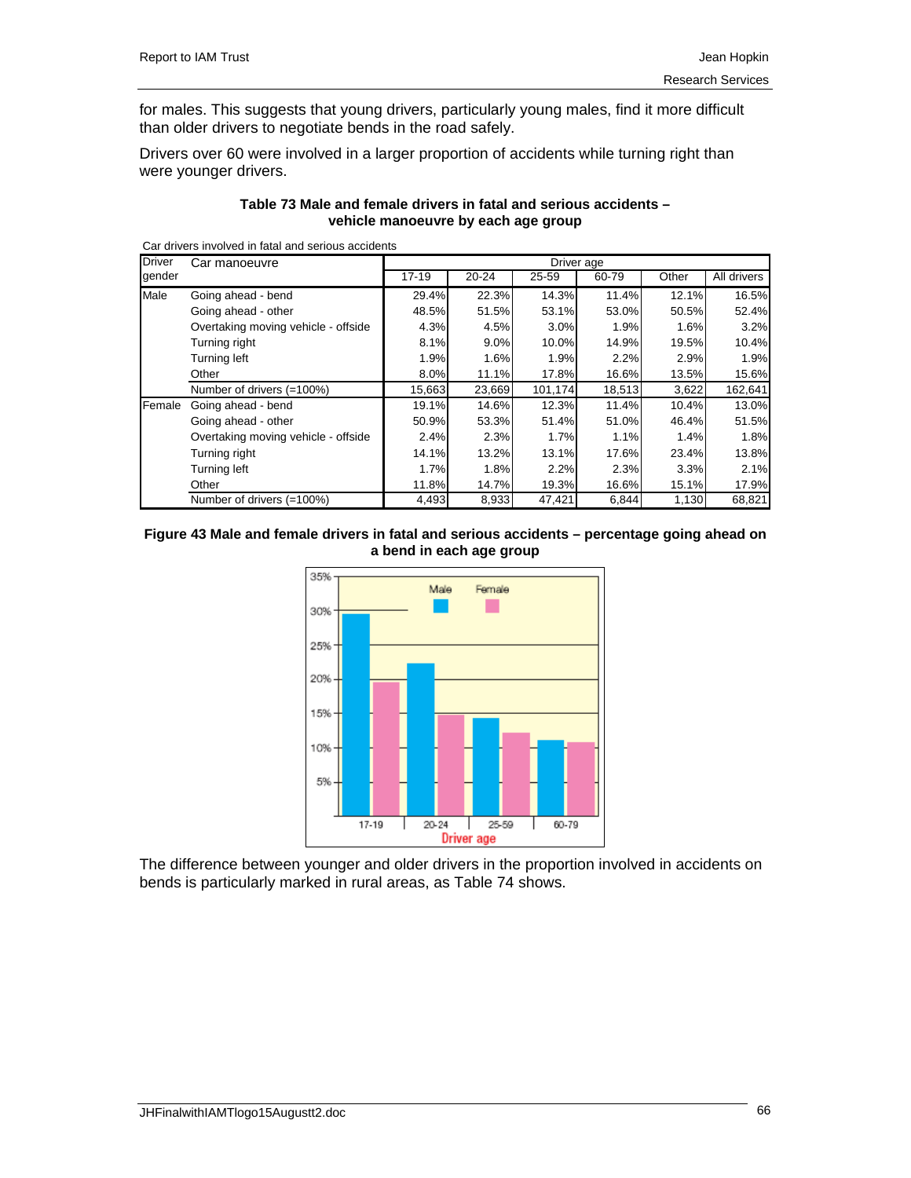for males. This suggests that young drivers, particularly young males, find it more difficult than older drivers to negotiate bends in the road safely.

Drivers over 60 were involved in a larger proportion of accidents while turning right than were younger drivers.

**Table 73 Male and female drivers in fatal and serious accidents – vehicle manoeuvre by each age group**

Car drivers involved in fatal and serious accidents

| Driver gender | Car manoeuvre | Driver age | | | | | |
|---|---|---|---|---|---|---|---|
| | | 17-19 | 20-24 | 25-59 | 60-79 | Other | All drivers |
| Male | Going ahead - bend | 29.4% | 22.3% | 14.3% | 11.4% | 12.1% | 16.5% |
| | Going ahead - other | 48.5% | 51.5% | 53.1% | 53.0% | 50.5% | 52.4% |
| | Overtaking moving vehicle - offside | 4.3% | 4.5% | 3.0% | 1.9% | 1.6% | 3.2% |
| | Turning right | 8.1% | 9.0% | 10.0% | 14.9% | 19.5% | 10.4% |
| | Turning left | 1.9% | 1.6% | 1.9% | 2.2% | 2.9% | 1.9% |
| | Other | 8.0% | 11.1% | 17.8% | 16.6% | 13.5% | 15.6% |
| | Number of drivers (=100%) | 15,663 | 23,669 | 101,174 | 18,513 | 3,622 | 162,641 |
| Female | Going ahead - bend | 19.1% | 14.6% | 12.3% | 11.4% | 10.4% | 13.0% |
| | Going ahead - other | 50.9% | 53.3% | 51.4% | 51.0% | 46.4% | 51.5% |
| | Overtaking moving vehicle - offside | 2.4% | 2.3% | 1.7% | 1.1% | 1.4% | 1.8% |
| | Turning right | 14.1% | 13.2% | 13.1% | 17.6% | 23.4% | 13.8% |
| | Turning left | 1.7% | 1.8% | 2.2% | 2.3% | 3.3% | 2.1% |
| | Other | 11.8% | 14.7% | 19.3% | 16.6% | 15.1% | 17.9% |
| | Number of drivers (=100%) | 4,493 | 8,933 | 47,421 | 6,844 | 1,130 | 68,821 |

**Figure 43 Male and female drivers in fatal and serious accidents – percentage going ahead on a bend in each age group**

The difference between younger and older drivers in the proportion involved in accidents on bends is particularly marked in rural areas, as Table 74 shows.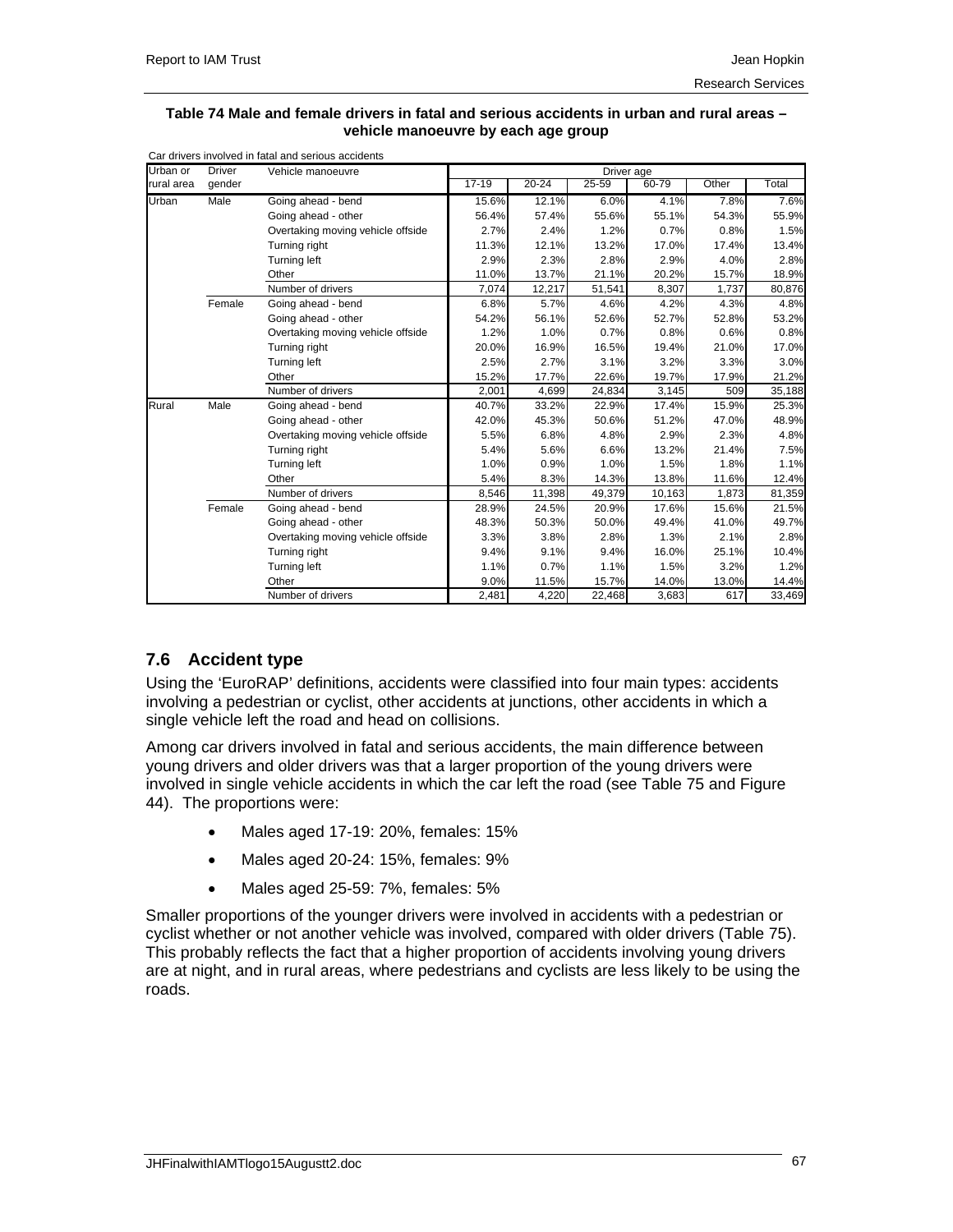**Table 74 Male and female drivers in fatal and serious accidents in urban and rural areas – vehicle manoeuvre by each age group**

Car drivers involved in fatal and serious accidents

| Urban or rural area | Driver gender | Vehicle manoeuvre | Driver age | | | | | |
|---|---|---|---|---|---|---|---|---|
| | | | 17-19 | 20-24 | 25-59 | 60-79 | Other | Total |
| Urban | Male | Going ahead - bend | 15.6% | 12.1% | 6.0% | 4.1% | 7.8% | 7.6% |
| | | Going ahead - other | 56.4% | 57.4% | 55.6% | 55.1% | 54.3% | 55.9% |
| | | Overtaking moving vehicle offside | 2.7% | 2.4% | 1.2% | 0.7% | 0.8% | 1.5% |
| | | Turning right | 11.3% | 12.1% | 13.2% | 17.0% | 17.4% | 13.4% |
| | | Turning left | 2.9% | 2.3% | 2.8% | 2.9% | 4.0% | 2.8% |
| | | Other | 11.0% | 13.7% | 21.1% | 20.2% | 15.7% | 18.9% |
| | | Number of drivers | 7,074 | 12,217 | 51,541 | 8,307 | 1,737 | 80,876 |
| | Female | Going ahead - bend | 6.8% | 5.7% | 4.6% | 4.2% | 4.3% | 4.8% |
| | | Going ahead - other | 54.2% | 56.1% | 52.6% | 52.7% | 52.8% | 53.2% |
| | | Overtaking moving vehicle offside | 1.2% | 1.0% | 0.7% | 0.8% | 0.6% | 0.8% |
| | | Turning right | 20.0% | 16.9% | 16.5% | 19.4% | 21.0% | 17.0% |
| | | Turning left | 2.5% | 2.7% | 3.1% | 3.2% | 3.3% | 3.0% |
| | | Other | 15.2% | 17.7% | 22.6% | 19.7% | 17.9% | 21.2% |
| | | Number of drivers | 2,001 | 4,699 | 24,834 | 3,145 | 509 | 35,188 |
| Rural | Male | Going ahead - bend | 40.7% | 33.2% | 22.9% | 17.4% | 15.9% | 25.3% |
| | | Going ahead - other | 42.0% | 45.3% | 50.6% | 51.2% | 47.0% | 48.9% |
| | | Overtaking moving vehicle offside | 5.5% | 6.8% | 4.8% | 2.9% | 2.3% | 4.8% |
| | | Turning right | 5.4% | 5.6% | 6.6% | 13.2% | 21.4% | 7.5% |
| | | Turning left | 1.0% | 0.9% | 1.0% | 1.5% | 1.8% | 1.1% |
| | | Other | 5.4% | 8.3% | 14.3% | 13.8% | 11.6% | 12.4% |
| | | Number of drivers | 8,546 | 11,398 | 49,379 | 10,163 | 1,873 | 81,359 |
| | Female | Going ahead - bend | 28.9% | 24.5% | 20.9% | 17.6% | 15.6% | 21.5% |
| | | Going ahead - other | 48.3% | 50.3% | 50.0% | 49.4% | 41.0% | 49.7% |
| | | Overtaking moving vehicle offside | 3.3% | 3.8% | 2.8% | 1.3% | 2.1% | 2.8% |
| | | Turning right | 9.4% | 9.1% | 9.4% | 16.0% | 25.1% | 10.4% |
| | | Turning left | 1.1% | 0.7% | 1.1% | 1.5% | 3.2% | 1.2% |
| | | Other | 9.0% | 11.5% | 15.7% | 14.0% | 13.0% | 14.4% |
| | | Number of drivers | 2,481 | 4,220 | 22,468 | 3,683 | 617 | 33,469 |

## 7.6 Accident type

Using the 'EuroRAP' definitions, accidents were classified into four main types: accidents involving a pedestrian or cyclist, other accidents at junctions, other accidents in which a single vehicle left the road and head on collisions.

Among car drivers involved in fatal and serious accidents, the main difference between young drivers and older drivers was that a larger proportion of the young drivers were involved in single vehicle accidents in which the car left the road (see Table 75 and Figure 44). The proportions were:

- Males aged 17-19: 20%, females: 15%
- Males aged 20-24: 15%, females: 9%
- Males aged 25-59: 7%, females: 5%

Smaller proportions of the younger drivers were involved in accidents with a pedestrian or cyclist whether or not another vehicle was involved, compared with older drivers (Table 75). This probably reflects the fact that a higher proportion of accidents involving young drivers are at night, and in rural areas, where pedestrians and cyclists are less likely to be using the roads.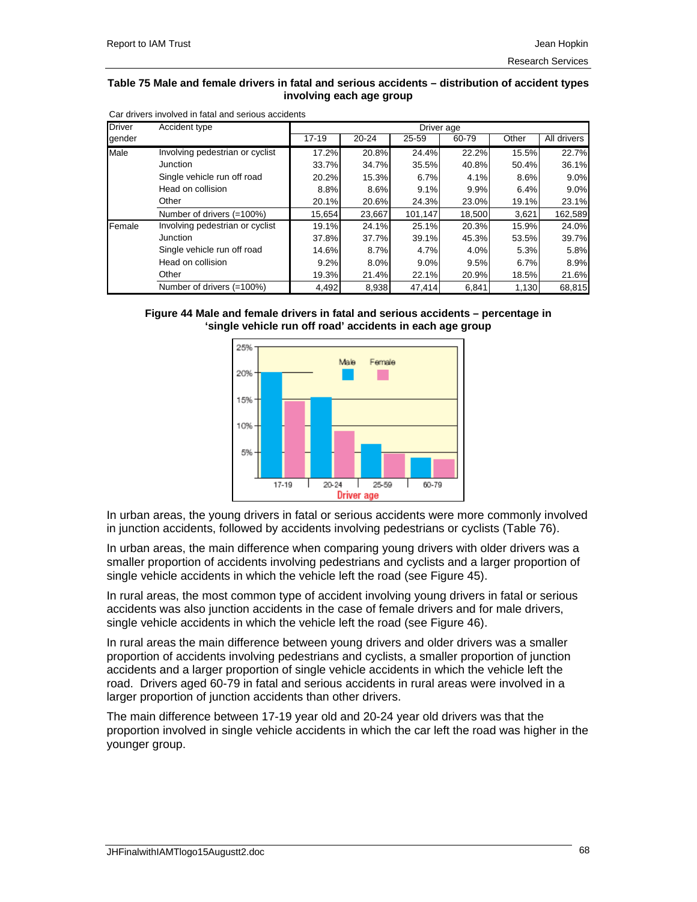**Table 75 Male and female drivers in fatal and serious accidents – distribution of accident types involving each age group**

Car drivers involved in fatal and serious accidents

| Driver gender | Accident type | Driver age | | | | | |
|---|---|---|---|---|---|---|---|
| | | 17-19 | 20-24 | 25-59 | 60-79 | Other | All drivers |
| Male | Involving pedestrian or cyclist | 17.2% | 20.8% | 24.4% | 22.2% | 15.5% | 22.7% |
| | Junction | 33.7% | 34.7% | 35.5% | 40.8% | 50.4% | 36.1% |
| | Single vehicle run off road | 20.2% | 15.3% | 6.7% | 4.1% | 8.6% | 9.0% |
| | Head on collision | 8.8% | 8.6% | 9.1% | 9.9% | 6.4% | 9.0% |
| | Other | 20.1% | 20.6% | 24.3% | 23.0% | 19.1% | 23.1% |
| | Number of drivers (=100%) | 15,654 | 23,667 | 101,147 | 18,500 | 3,621 | 162,589 |
| Female | Involving pedestrian or cyclist | 19.1% | 24.1% | 25.1% | 20.3% | 15.9% | 24.0% |
| | Junction | 37.8% | 37.7% | 39.1% | 45.3% | 53.5% | 39.7% |
| | Single vehicle run off road | 14.6% | 8.7% | 4.7% | 4.0% | 5.3% | 5.8% |
| | Head on collision | 9.2% | 8.0% | 9.0% | 9.5% | 6.7% | 8.9% |
| | Other | 19.3% | 21.4% | 22.1% | 20.9% | 18.5% | 21.6% |
| | Number of drivers (=100%) | 4,492 | 8,938 | 47,414 | 6,841 | 1,130 | 68,815 |

**Figure 44 Male and female drivers in fatal and serious accidents – percentage in 'single vehicle run off road' accidents in each age group**

In urban areas, the young drivers in fatal or serious accidents were more commonly involved in junction accidents, followed by accidents involving pedestrians or cyclists (Table 76).

In urban areas, the main difference when comparing young drivers with older drivers was a smaller proportion of accidents involving pedestrians and cyclists and a larger proportion of single vehicle accidents in which the vehicle left the road (see Figure 45).

In rural areas, the most common type of accident involving young drivers in fatal or serious accidents was also junction accidents in the case of female drivers and for male drivers, single vehicle accidents in which the vehicle left the road (see Figure 46).

In rural areas the main difference between young drivers and older drivers was a smaller proportion of accidents involving pedestrians and cyclists, a smaller proportion of junction accidents and a larger proportion of single vehicle accidents in which the vehicle left the road. Drivers aged 60-79 in fatal and serious accidents in rural areas were involved in a larger proportion of junction accidents than other drivers.

The main difference between 17-19 year old and 20-24 year old drivers was that the proportion involved in single vehicle accidents in which the car left the road was higher in the younger group.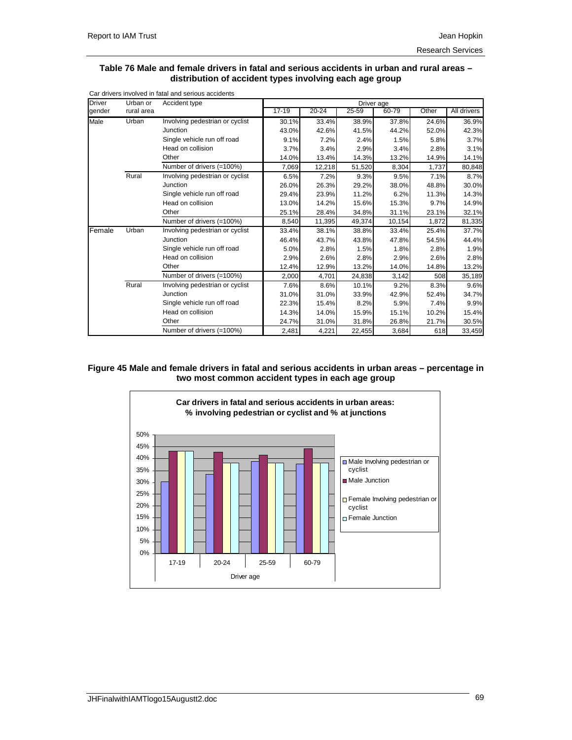**Table 76 Male and female drivers in fatal and serious accidents in urban and rural areas – distribution of accident types involving each age group**

Car drivers involved in fatal and serious accidents

| Driver gender | Urban or rural area | Accident type | Driver age | | | | | |
|---|---|---|---|---|---|---|---|---|
| | | | 17-19 | 20-24 | 25-59 | 60-79 | Other | All drivers |
| Male | Urban | Involving pedestrian or cyclist | 30.1% | 33.4% | 38.9% | 37.8% | 24.6% | 36.9% |
| | | Junction | 43.0% | 42.6% | 41.5% | 44.2% | 52.0% | 42.3% |
| | | Single vehicle run off road | 9.1% | 7.2% | 2.4% | 1.5% | 5.8% | 3.7% |
| | | Head on collision | 3.7% | 3.4% | 2.9% | 3.4% | 2.8% | 3.1% |
| | | Other | 14.0% | 13.4% | 14.3% | 13.2% | 14.9% | 14.1% |
| | | Number of drivers (=100%) | 7,069 | 12,218 | 51,520 | 8,304 | 1,737 | 80,848 |
| | Rural | Involving pedestrian or cyclist | 6.5% | 7.2% | 9.3% | 9.5% | 7.1% | 8.7% |
| | | Junction | 26.0% | 26.3% | 29.2% | 38.0% | 48.8% | 30.0% |
| | | Single vehicle run off road | 29.4% | 23.9% | 11.2% | 6.2% | 11.3% | 14.3% |
| | | Head on collision | 13.0% | 14.2% | 15.6% | 15.3% | 9.7% | 14.9% |
| | | Other | 25.1% | 28.4% | 34.8% | 31.1% | 23.1% | 32.1% |
| | | Number of drivers (=100%) | 8,540 | 11,395 | 49,374 | 10,154 | 1,872 | 81,335 |
| Female | Urban | Involving pedestrian or cyclist | 33.4% | 38.1% | 38.8% | 33.4% | 25.4% | 37.7% |
| | | Junction | 46.4% | 43.7% | 43.8% | 47.8% | 54.5% | 44.4% |
| | | Single vehicle run off road | 5.0% | 2.8% | 1.5% | 1.8% | 2.8% | 1.9% |
| | | Head on collision | 2.9% | 2.6% | 2.8% | 2.9% | 2.6% | 2.8% |
| | | Other | 12.4% | 12.9% | 13.2% | 14.0% | 14.8% | 13.2% |
| | | Number of drivers (=100%) | 2,000 | 4,701 | 24,838 | 3,142 | 508 | 35,189 |
| | Rural | Involving pedestrian or cyclist | 7.6% | 8.6% | 10.1% | 9.2% | 8.3% | 9.6% |
| | | Junction | 31.0% | 31.0% | 33.9% | 42.9% | 52.4% | 34.7% |
| | | Single vehicle run off road | 22.3% | 15.4% | 8.2% | 5.9% | 7.4% | 9.9% |
| | | Head on collision | 14.3% | 14.0% | 15.9% | 15.1% | 10.2% | 15.4% |
| | | Other | 24.7% | 31.0% | 31.8% | 26.8% | 21.7% | 30.5% |
| | | Number of drivers (=100%) | 2,481 | 4,221 | 22,455 | 3,684 | 618 | 33,459 |

**Figure 45 Male and female drivers in fatal and serious accidents in urban areas – percentage in two most common accident types in each age group**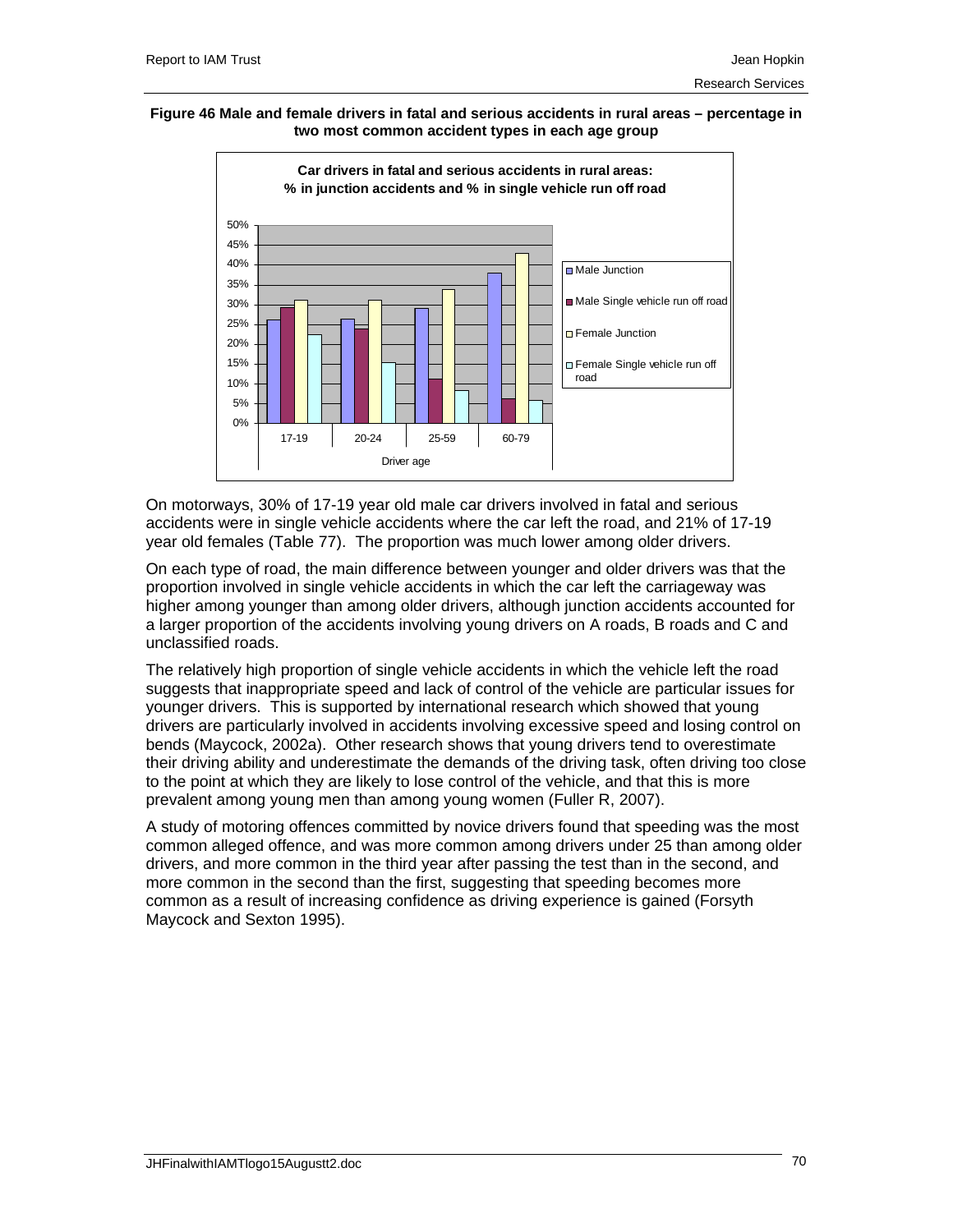**Figure 46 Male and female drivers in fatal and serious accidents in rural areas – percentage in two most common accident types in each age group**

On motorways, 30% of 17-19 year old male car drivers involved in fatal and serious accidents were in single vehicle accidents where the car left the road, and 21% of 17-19 year old females (Table 77). The proportion was much lower among older drivers.

On each type of road, the main difference between younger and older drivers was that the proportion involved in single vehicle accidents in which the car left the carriageway was higher among younger than among older drivers, although junction accidents accounted for a larger proportion of the accidents involving young drivers on A roads, B roads and C and unclassified roads.

The relatively high proportion of single vehicle accidents in which the vehicle left the road suggests that inappropriate speed and lack of control of the vehicle are particular issues for younger drivers. This is supported by international research which showed that young drivers are particularly involved in accidents involving excessive speed and losing control on bends (Maycock, 2002a). Other research shows that young drivers tend to overestimate their driving ability and underestimate the demands of the driving task, often driving too close to the point at which they are likely to lose control of the vehicle, and that this is more prevalent among young men than among young women (Fuller R, 2007).

A study of motoring offences committed by novice drivers found that speeding was the most common alleged offence, and was more common among drivers under 25 than among older drivers, and more common in the third year after passing the test than in the second, and more common in the second than the first, suggesting that speeding becomes more common as a result of increasing confidence as driving experience is gained (Forsyth Maycock and Sexton 1995).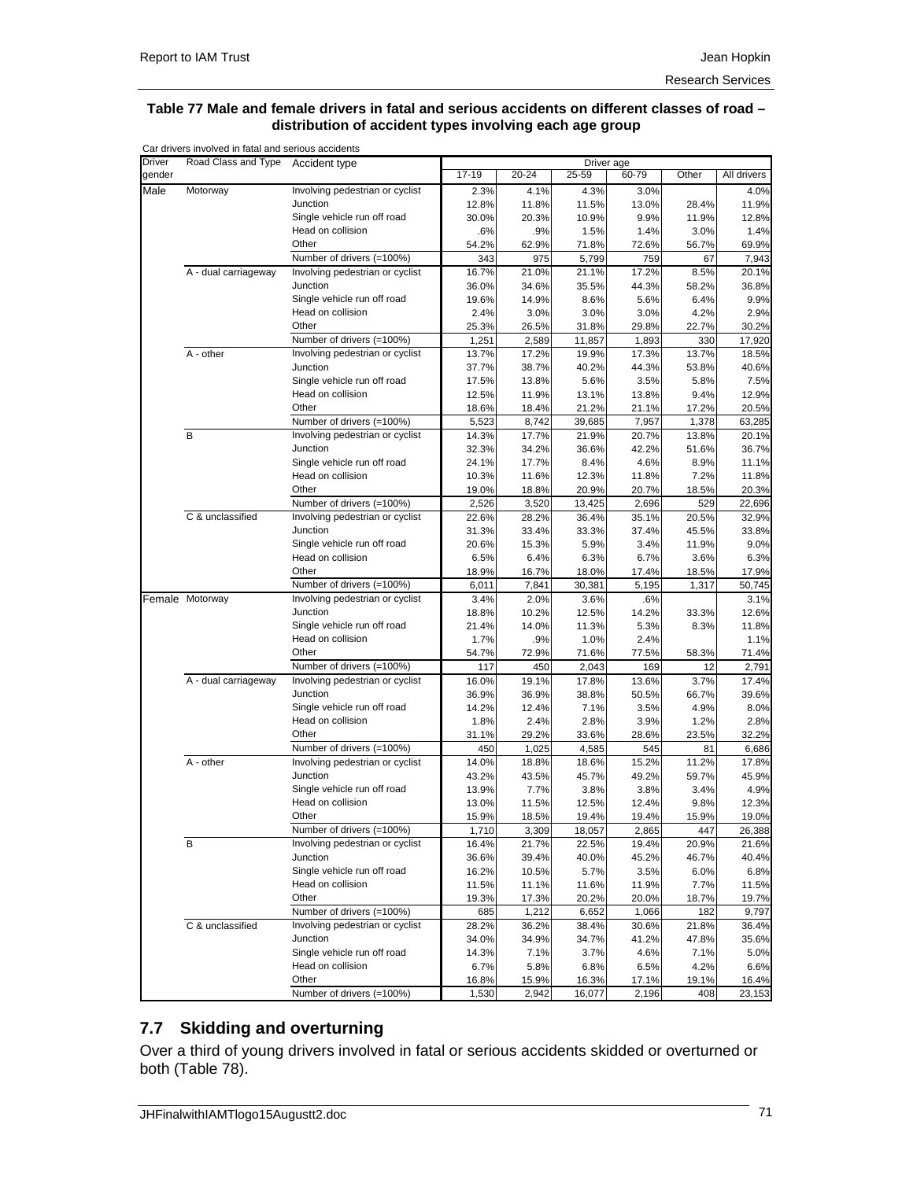**Table 77 Male and female drivers in fatal and serious accidents on different classes of road – distribution of accident types involving each age group**

Car drivers involved in fatal and serious accidents

| Driver gender | Road Class and Type | Accident type | Driver age 17-19 | 20-24 | 25-59 | 60-79 | Other | All drivers |
|---|---|---|---|---|---|---|---|---|
| Male | Motorway | Involving pedestrian or cyclist | 2.3% | 4.1% | 4.3% | 3.0% | | 4.0% |
| | | Junction | 12.8% | 11.8% | 11.5% | 13.0% | 28.4% | 11.9% |
| | | Single vehicle run off road | 30.0% | 20.3% | 10.9% | 9.9% | 11.9% | 12.8% |
| | | Head on collision | .6% | .9% | 1.5% | 1.4% | 3.0% | 1.4% |
| | | Other | 54.2% | 62.9% | 71.8% | 72.6% | 56.7% | 69.9% |
| | | Number of drivers (=100%) | 343 | 975 | 5,799 | 759 | 67 | 7,943 |
| | A - dual carriageway | Involving pedestrian or cyclist | 16.7% | 21.0% | 21.1% | 17.2% | 8.5% | 20.1% |
| | | Junction | 36.0% | 34.6% | 35.5% | 44.3% | 58.2% | 36.8% |
| | | Single vehicle run off road | 19.6% | 14.9% | 8.6% | 5.6% | 6.4% | 9.9% |
| | | Head on collision | 2.4% | 3.0% | 3.0% | 3.0% | 4.2% | 2.9% |
| | | Other | 25.3% | 26.5% | 31.8% | 29.8% | 22.7% | 30.2% |
| | | Number of drivers (=100%) | 1,251 | 2,589 | 11,857 | 1,893 | 330 | 17,920 |
| | A - other | Involving pedestrian or cyclist | 13.7% | 17.2% | 19.9% | 17.3% | 13.7% | 18.5% |
| | | Junction | 37.7% | 38.7% | 40.2% | 44.3% | 53.8% | 40.6% |
| | | Single vehicle run off road | 17.5% | 13.8% | 5.6% | 3.5% | 5.8% | 7.5% |
| | | Head on collision | 12.5% | 11.9% | 13.1% | 13.8% | 9.4% | 12.9% |
| | | Other | 18.6% | 18.4% | 21.2% | 21.1% | 17.2% | 20.5% |
| | | Number of drivers (=100%) | 5,523 | 8,742 | 39,685 | 7,957 | 1,378 | 63,285 |
| | B | Involving pedestrian or cyclist | 14.3% | 17.7% | 21.9% | 20.7% | 13.8% | 20.1% |
| | | Junction | 32.3% | 34.2% | 36.6% | 42.2% | 51.6% | 36.7% |
| | | Single vehicle run off road | 24.1% | 17.7% | 8.4% | 4.6% | 8.9% | 11.1% |
| | | Head on collision | 10.3% | 11.6% | 12.3% | 11.8% | 7.2% | 11.8% |
| | | Other | 19.0% | 18.8% | 20.9% | 20.7% | 18.5% | 20.3% |
| | | Number of drivers (=100%) | 2,526 | 3,520 | 13,425 | 2,696 | 529 | 22,696 |
| | C & unclassified | Involving pedestrian or cyclist | 22.6% | 28.2% | 36.4% | 35.1% | 20.5% | 32.9% |
| | | Junction | 31.3% | 33.4% | 33.3% | 37.4% | 45.5% | 33.8% |
| | | Single vehicle run off road | 20.6% | 15.3% | 5.9% | 3.4% | 11.9% | 9.0% |
| | | Head on collision | 6.5% | 6.4% | 6.3% | 6.7% | 3.6% | 6.3% |
| | | Other | 18.9% | 16.7% | 18.0% | 17.4% | 18.5% | 17.9% |
| | | Number of drivers (=100%) | 6,011 | 7,841 | 30,381 | 5,195 | 1,317 | 50,745 |
| Female | Motorway | Involving pedestrian or cyclist | 3.4% | 2.0% | 3.6% | .6% | | 3.1% |
| | | Junction | 18.8% | 10.2% | 12.5% | 14.2% | 33.3% | 12.6% |
| | | Single vehicle run off road | 21.4% | 14.0% | 11.3% | 5.3% | 8.3% | 11.8% |
| | | Head on collision | 1.7% | .9% | 1.0% | 2.4% | | 1.1% |
| | | Other | 54.7% | 72.9% | 71.6% | 77.5% | 58.3% | 71.4% |
| | | Number of drivers (=100%) | 117 | 450 | 2,043 | 169 | 12 | 2,791 |
| | A - dual carriageway | Involving pedestrian or cyclist | 16.0% | 19.1% | 17.8% | 13.6% | 3.7% | 17.4% |
| | | Junction | 36.9% | 36.9% | 38.8% | 50.5% | 66.7% | 39.6% |
| | | Single vehicle run off road | 14.2% | 12.4% | 7.1% | 3.5% | 4.9% | 8.0% |
| | | Head on collision | 1.8% | 2.4% | 2.8% | 3.9% | 1.2% | 2.8% |
| | | Other | 31.1% | 29.2% | 33.6% | 28.6% | 23.5% | 32.2% |
| | | Number of drivers (=100%) | 450 | 1,025 | 4,585 | 545 | 81 | 6,686 |
| | A - other | Involving pedestrian or cyclist | 14.0% | 18.8% | 18.6% | 15.2% | 11.2% | 17.8% |
| | | Junction | 43.2% | 43.5% | 45.7% | 49.2% | 59.7% | 45.9% |
| | | Single vehicle run off road | 13.9% | 7.7% | 3.8% | 3.8% | 3.4% | 4.9% |
| | | Head on collision | 13.0% | 11.5% | 12.5% | 12.4% | 9.8% | 12.3% |
| | | Other | 15.9% | 18.5% | 19.4% | 19.4% | 15.9% | 19.0% |
| | | Number of drivers (=100%) | 1,710 | 3,309 | 18,057 | 2,865 | 447 | 26,388 |
| | B | Involving pedestrian or cyclist | 16.4% | 21.7% | 22.5% | 19.4% | 20.9% | 21.6% |
| | | Junction | 36.6% | 39.4% | 40.0% | 45.2% | 46.7% | 40.4% |
| | | Single vehicle run off road | 16.2% | 10.5% | 5.7% | 3.5% | 6.0% | 6.8% |
| | | Head on collision | 11.5% | 11.1% | 11.6% | 11.9% | 7.7% | 11.5% |
| | | Other | 19.3% | 17.3% | 20.2% | 20.0% | 18.7% | 19.7% |
| | | Number of drivers (=100%) | 685 | 1,212 | 6,652 | 1,066 | 182 | 9,797 |
| | C & unclassified | Involving pedestrian or cyclist | 28.2% | 36.2% | 38.4% | 30.6% | 21.8% | 36.4% |
| | | Junction | 34.0% | 34.9% | 34.7% | 41.2% | 47.8% | 35.6% |
| | | Single vehicle run off road | 14.3% | 7.1% | 3.7% | 4.6% | 7.1% | 5.0% |
| | | Head on collision | 6.7% | 5.8% | 6.8% | 6.5% | 4.2% | 6.6% |
| | | Other | 16.8% | 15.9% | 16.3% | 17.1% | 19.1% | 16.4% |
| | | Number of drivers (=100%) | 1,530 | 2,942 | 16,077 | 2,196 | 408 | 23,153 |

## 7.7 Skidding and overturning

Over a third of young drivers involved in fatal or serious accidents skidded or overturned or both (Table 78).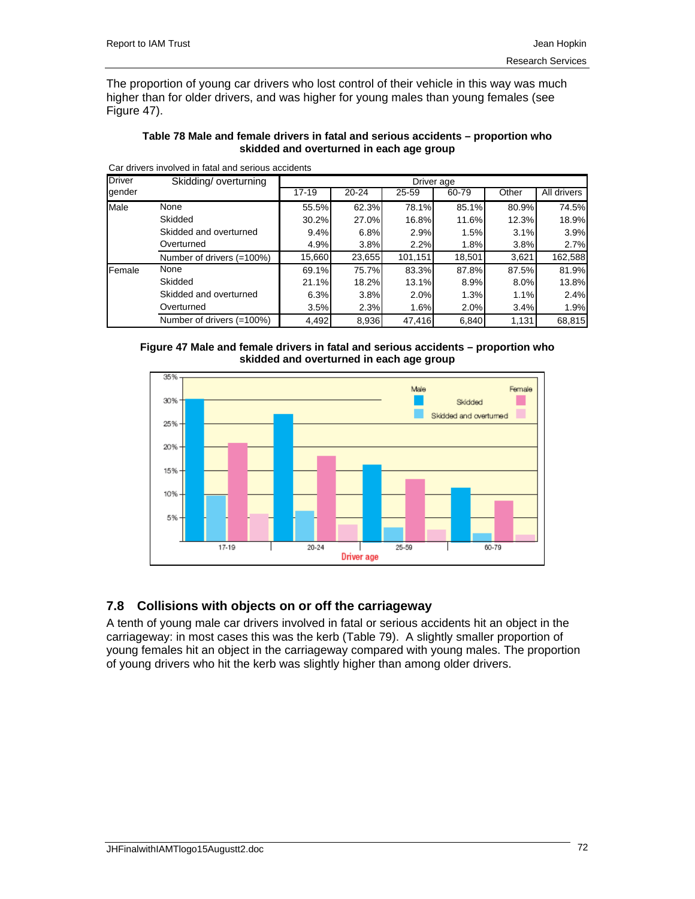The proportion of young car drivers who lost control of their vehicle in this way was much higher than for older drivers, and was higher for young males than young females (see Figure 47).

**Table 78 Male and female drivers in fatal and serious accidents – proportion who skidded and overturned in each age group**

Car drivers involved in fatal and serious accidents

| Driver gender | Skidding/ overturning | Driver age | | | | | |
|---|---|---|---|---|---|---|---|
| | | 17-19 | 20-24 | 25-59 | 60-79 | Other | All drivers |
| Male | None | 55.5% | 62.3% | 78.1% | 85.1% | 80.9% | 74.5% |
| | Skidded | 30.2% | 27.0% | 16.8% | 11.6% | 12.3% | 18.9% |
| | Skidded and overturned | 9.4% | 6.8% | 2.9% | 1.5% | 3.1% | 3.9% |
| | Overturned | 4.9% | 3.8% | 2.2% | 1.8% | 3.8% | 2.7% |
| | Number of drivers (=100%) | 15,660 | 23,655 | 101,151 | 18,501 | 3,621 | 162,588 |
| Female | None | 69.1% | 75.7% | 83.3% | 87.8% | 87.5% | 81.9% |
| | Skidded | 21.1% | 18.2% | 13.1% | 8.9% | 8.0% | 13.8% |
| | Skidded and overturned | 6.3% | 3.8% | 2.0% | 1.3% | 1.1% | 2.4% |
| | Overturned | 3.5% | 2.3% | 1.6% | 2.0% | 3.4% | 1.9% |
| | Number of drivers (=100%) | 4,492 | 8,936 | 47,416 | 6,840 | 1,131 | 68,815 |

**Figure 47 Male and female drivers in fatal and serious accidents – proportion who skidded and overturned in each age group**

## 7.8 Collisions with objects on or off the carriageway

A tenth of young male car drivers involved in fatal or serious accidents hit an object in the carriageway: in most cases this was the kerb (Table 79). A slightly smaller proportion of young females hit an object in the carriageway compared with young males. The proportion of young drivers who hit the kerb was slightly higher than among older drivers.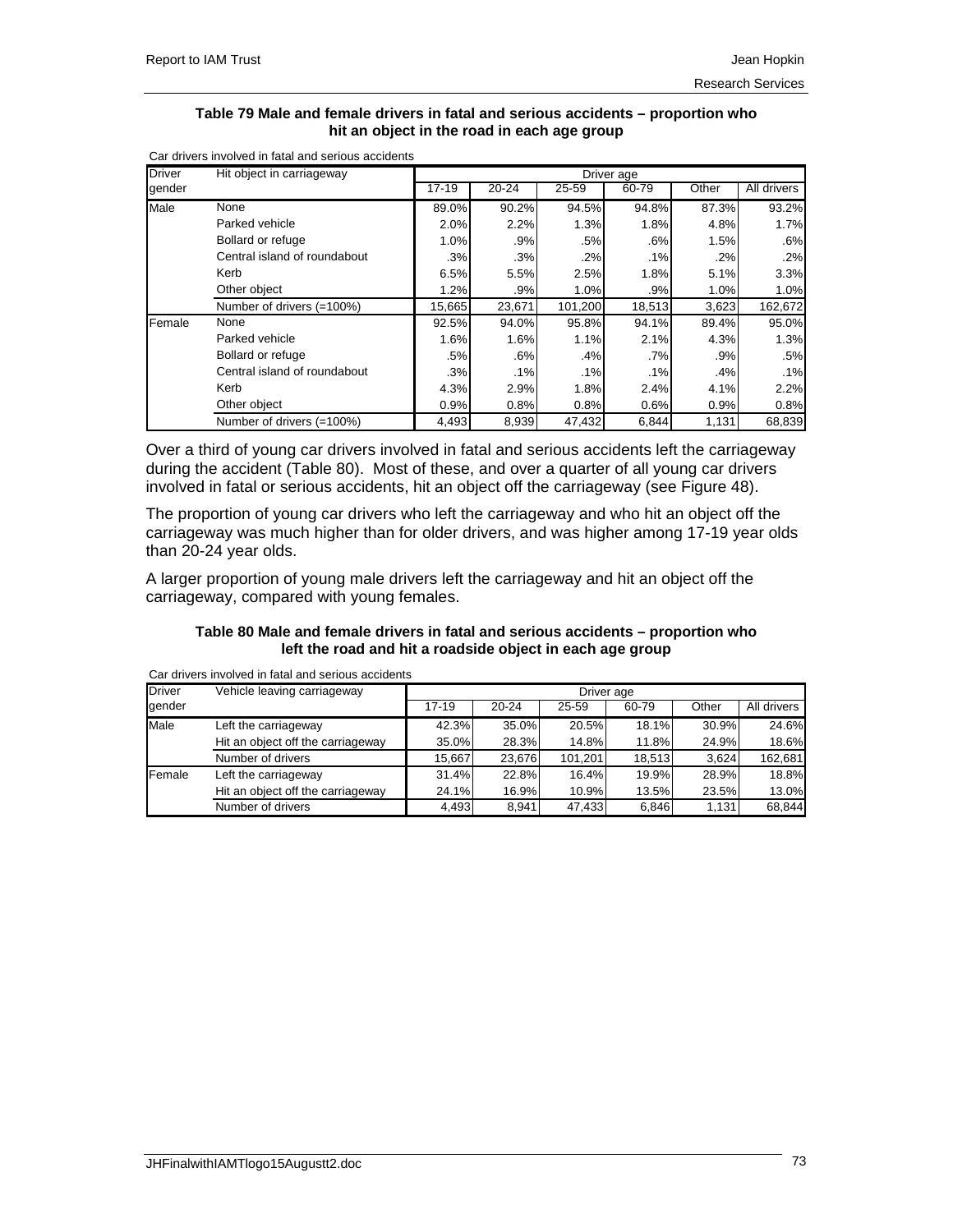**Table 79 Male and female drivers in fatal and serious accidents – proportion who hit an object in the road in each age group**

Car drivers involved in fatal and serious accidents

| Driver gender | Hit object in carriageway | Driver age | | | | | |
|---|---|---|---|---|---|---|---|
| | | 17-19 | 20-24 | 25-59 | 60-79 | Other | All drivers |
| Male | None | 89.0% | 90.2% | 94.5% | 94.8% | 87.3% | 93.2% |
| | Parked vehicle | 2.0% | 2.2% | 1.3% | 1.8% | 4.8% | 1.7% |
| | Bollard or refuge | 1.0% | .9% | .5% | .6% | 1.5% | .6% |
| | Central island of roundabout | .3% | .3% | .2% | .1% | .2% | .2% |
| | Kerb | 6.5% | 5.5% | 2.5% | 1.8% | 5.1% | 3.3% |
| | Other object | 1.2% | .9% | 1.0% | .9% | 1.0% | 1.0% |
| | Number of drivers (=100%) | 15,665 | 23,671 | 101,200 | 18,513 | 3,623 | 162,672 |
| Female | None | 92.5% | 94.0% | 95.8% | 94.1% | 89.4% | 95.0% |
| | Parked vehicle | 1.6% | 1.6% | 1.1% | 2.1% | 4.3% | 1.3% |
| | Bollard or refuge | .5% | .6% | .4% | .7% | .9% | .5% |
| | Central island of roundabout | .3% | .1% | .1% | .1% | .4% | .1% |
| | Kerb | 4.3% | 2.9% | 1.8% | 2.4% | 4.1% | 2.2% |
| | Other object | 0.9% | 0.8% | 0.8% | 0.6% | 0.9% | 0.8% |
| | Number of drivers (=100%) | 4,493 | 8,939 | 47,432 | 6,844 | 1,131 | 68,839 |

Over a third of young car drivers involved in fatal and serious accidents left the carriageway during the accident (Table 80). Most of these, and over a quarter of all young car drivers involved in fatal or serious accidents, hit an object off the carriageway (see Figure 48).

The proportion of young car drivers who left the carriageway and who hit an object off the carriageway was much higher than for older drivers, and was higher among 17-19 year olds than 20-24 year olds.

A larger proportion of young male drivers left the carriageway and hit an object off the carriageway, compared with young females.

**Table 80 Male and female drivers in fatal and serious accidents – proportion who left the road and hit a roadside object in each age group**

Car drivers involved in fatal and serious accidents

| Driver gender | Vehicle leaving carriageway | Driver age | | | | | |
|---|---|---|---|---|---|---|---|
| | | 17-19 | 20-24 | 25-59 | 60-79 | Other | All drivers |
| Male | Left the carriageway | 42.3% | 35.0% | 20.5% | 18.1% | 30.9% | 24.6% |
| | Hit an object off the carriageway | 35.0% | 28.3% | 14.8% | 11.8% | 24.9% | 18.6% |
| | Number of drivers | 15,667 | 23,676 | 101,201 | 18,513 | 3,624 | 162,681 |
| Female | Left the carriageway | 31.4% | 22.8% | 16.4% | 19.9% | 28.9% | 18.8% |
| | Hit an object off the carriageway | 24.1% | 16.9% | 10.9% | 13.5% | 23.5% | 13.0% |
| | Number of drivers | 4,493 | 8,941 | 47,433 | 6,846 | 1,131 | 68,844 |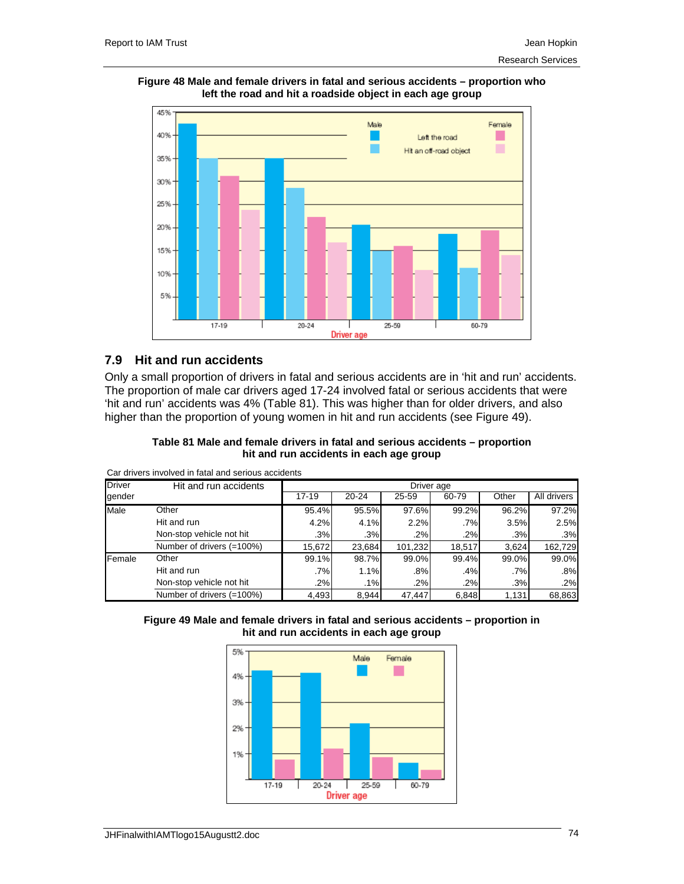**Figure 48 Male and female drivers in fatal and serious accidents – proportion who left the road and hit a roadside object in each age group**

## 7.9 Hit and run accidents

Only a small proportion of drivers in fatal and serious accidents are in 'hit and run' accidents. The proportion of male car drivers aged 17-24 involved fatal or serious accidents that were 'hit and run' accidents was 4% (Table 81). This was higher than for older drivers, and also higher than the proportion of young women in hit and run accidents (see Figure 49).

**Table 81 Male and female drivers in fatal and serious accidents – proportion hit and run accidents in each age group**

Car drivers involved in fatal and serious accidents

| Driver gender | Hit and run accidents | Driver age | | | | | |
|---|---|---|---|---|---|---|---|
| | | 17-19 | 20-24 | 25-59 | 60-79 | Other | All drivers |
| Male | Other | 95.4% | 95.5% | 97.6% | 99.2% | 96.2% | 97.2% |
| | Hit and run | 4.2% | 4.1% | 2.2% | .7% | 3.5% | 2.5% |
| | Non-stop vehicle not hit | .3% | .3% | .2% | .2% | .3% | .3% |
| | Number of drivers (=100%) | 15,672 | 23,684 | 101,232 | 18,517 | 3,624 | 162,729 |
| Female | Other | 99.1% | 98.7% | 99.0% | 99.4% | 99.0% | 99.0% |
| | Hit and run | .7% | 1.1% | .8% | .4% | .7% | .8% |
| | Non-stop vehicle not hit | .2% | .1% | .2% | .2% | .3% | .2% |
| | Number of drivers (=100%) | 4,493 | 8,944 | 47,447 | 6,848 | 1,131 | 68,863 |

**Figure 49 Male and female drivers in fatal and serious accidents – proportion in hit and run accidents in each age group**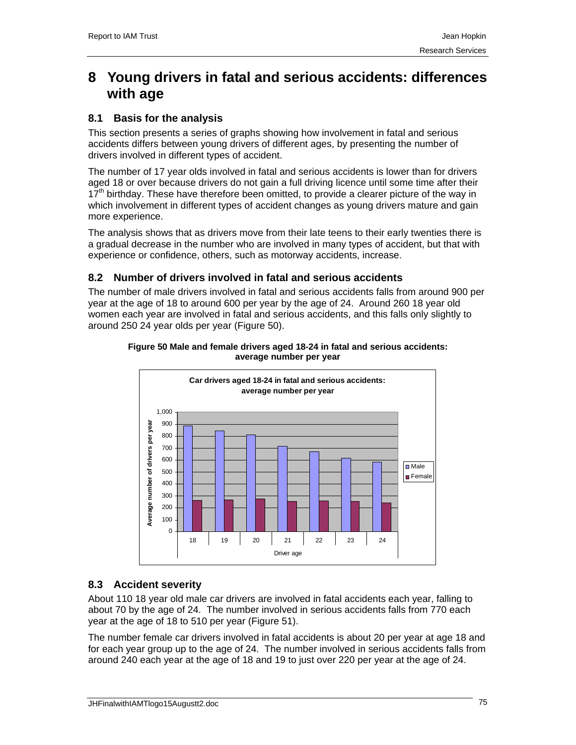# 8 Young drivers in fatal and serious accidents: differences with age

## 8.1 Basis for the analysis

This section presents a series of graphs showing how involvement in fatal and serious accidents differs between young drivers of different ages, by presenting the number of drivers involved in different types of accident.

The number of 17 year olds involved in fatal and serious accidents is lower than for drivers aged 18 or over because drivers do not gain a full driving licence until some time after their 17th birthday. These have therefore been omitted, to provide a clearer picture of the way in which involvement in different types of accident changes as young drivers mature and gain more experience.

The analysis shows that as drivers move from their late teens to their early twenties there is a gradual decrease in the number who are involved in many types of accident, but that with experience or confidence, others, such as motorway accidents, increase.

## 8.2 Number of drivers involved in fatal and serious accidents

The number of male drivers involved in fatal and serious accidents falls from around 900 per year at the age of 18 to around 600 per year by the age of 24. Around 260 18 year old women each year are involved in fatal and serious accidents, and this falls only slightly to around 250 24 year olds per year (Figure 50).

**Figure 50 Male and female drivers aged 18-24 in fatal and serious accidents: average number per year**

## 8.3 Accident severity

About 110 18 year old male car drivers are involved in fatal accidents each year, falling to about 70 by the age of 24. The number involved in serious accidents falls from 770 each year at the age of 18 to 510 per year (Figure 51).

The number female car drivers involved in fatal accidents is about 20 per year at age 18 and for each year group up to the age of 24. The number involved in serious accidents falls from around 240 each year at the age of 18 and 19 to just over 220 per year at the age of 24.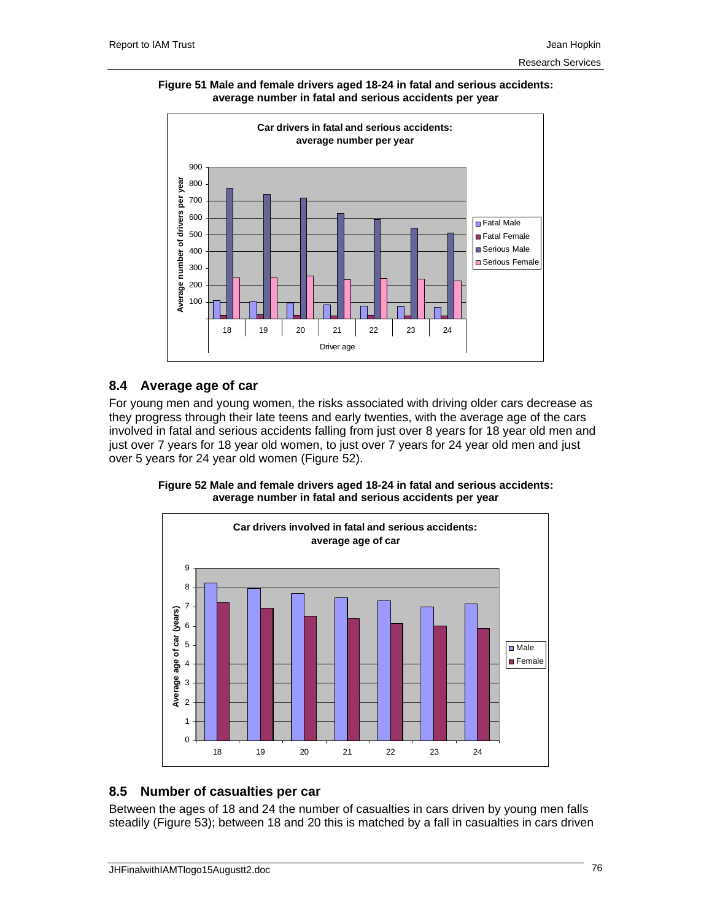**Figure 51 Male and female drivers aged 18-24 in fatal and serious accidents: average number in fatal and serious accidents per year**

## 8.4 Average age of car

For young men and young women, the risks associated with driving older cars decrease as they progress through their late teens and early twenties, with the average age of the cars involved in fatal and serious accidents falling from just over 8 years for 18 year old men and just over 7 years for 18 year old women, to just over 7 years for 24 year old men and just over 5 years for 24 year old women (Figure 52).

**Figure 52 Male and female drivers aged 18-24 in fatal and serious accidents: average number in fatal and serious accidents per year**

## 8.5 Number of casualties per car

Between the ages of 18 and 24 the number of casualties in cars driven by young men falls steadily (Figure 53); between 18 and 20 this is matched by a fall in casualties in cars driven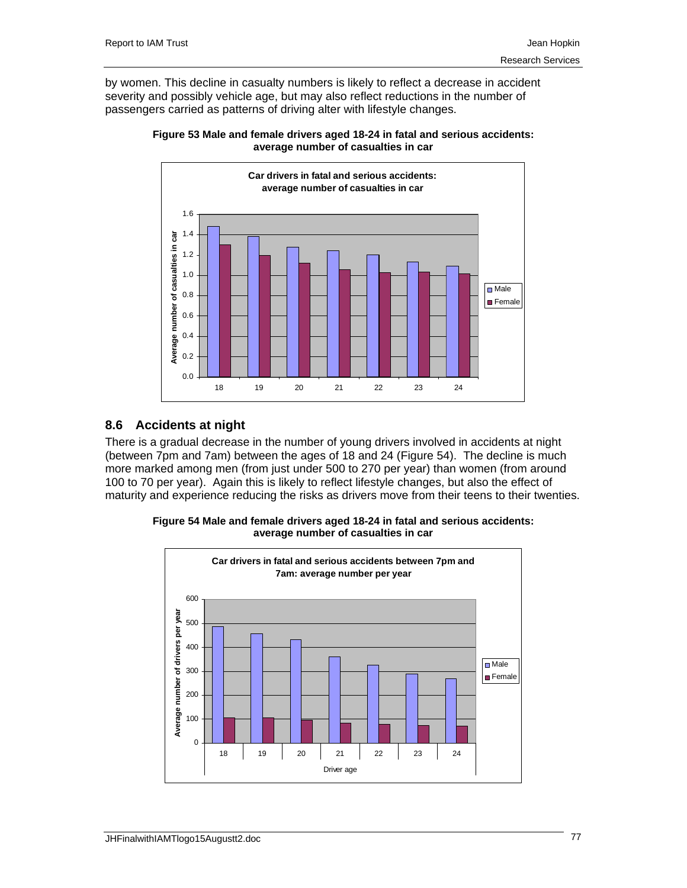by women. This decline in casualty numbers is likely to reflect a decrease in accident severity and possibly vehicle age, but may also reflect reductions in the number of passengers carried as patterns of driving alter with lifestyle changes.

**Figure 53 Male and female drivers aged 18-24 in fatal and serious accidents: average number of casualties in car**

## 8.6 Accidents at night

There is a gradual decrease in the number of young drivers involved in accidents at night (between 7pm and 7am) between the ages of 18 and 24 (Figure 54). The decline is much more marked among men (from just under 500 to 270 per year) than women (from around 100 to 70 per year). Again this is likely to reflect lifestyle changes, but also the effect of maturity and experience reducing the risks as drivers move from their teens to their twenties.

**Figure 54 Male and female drivers aged 18-24 in fatal and serious accidents: average number of casualties in car**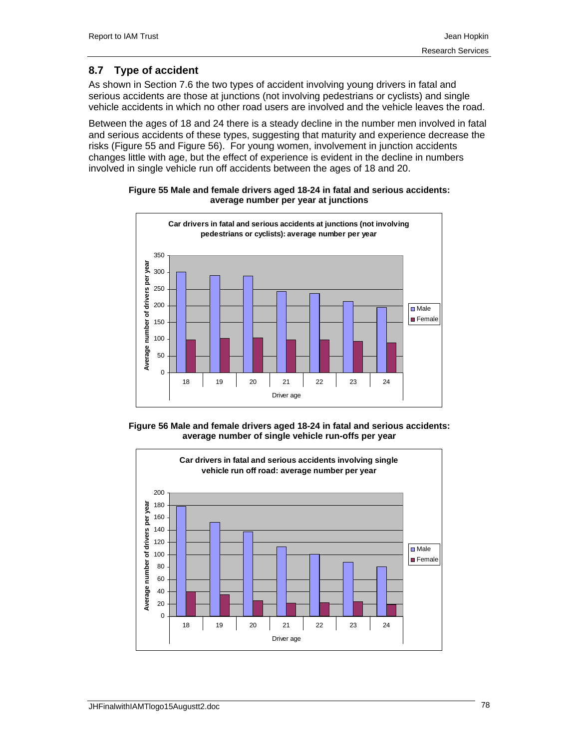## 8.7 Type of accident

As shown in Section 7.6 the two types of accident involving young drivers in fatal and serious accidents are those at junctions (not involving pedestrians or cyclists) and single vehicle accidents in which no other road users are involved and the vehicle leaves the road.

Between the ages of 18 and 24 there is a steady decline in the number men involved in fatal and serious accidents of these types, suggesting that maturity and experience decrease the risks (Figure 55 and Figure 56). For young women, involvement in junction accidents changes little with age, but the effect of experience is evident in the decline in numbers involved in single vehicle run off accidents between the ages of 18 and 20.

**Figure 55 Male and female drivers aged 18-24 in fatal and serious accidents: average number per year at junctions**

**Figure 56 Male and female drivers aged 18-24 in fatal and serious accidents: average number of single vehicle run-offs per year**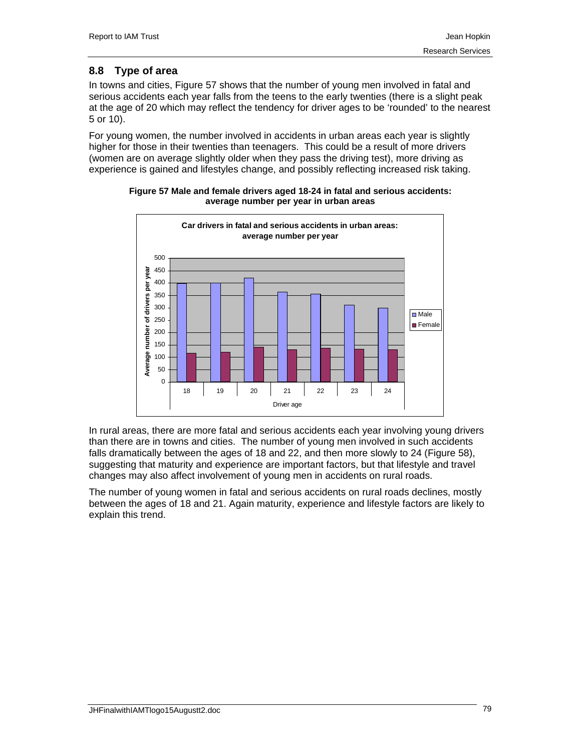## 8.8 Type of area

In towns and cities, Figure 57 shows that the number of young men involved in fatal and serious accidents each year falls from the teens to the early twenties (there is a slight peak at the age of 20 which may reflect the tendency for driver ages to be 'rounded' to the nearest 5 or 10).

For young women, the number involved in accidents in urban areas each year is slightly higher for those in their twenties than teenagers. This could be a result of more drivers (women are on average slightly older when they pass the driving test), more driving as experience is gained and lifestyles change, and possibly reflecting increased risk taking.

**Figure 57 Male and female drivers aged 18-24 in fatal and serious accidents: average number per year in urban areas**

In rural areas, there are more fatal and serious accidents each year involving young drivers than there are in towns and cities. The number of young men involved in such accidents falls dramatically between the ages of 18 and 22, and then more slowly to 24 (Figure 58), suggesting that maturity and experience are important factors, but that lifestyle and travel changes may also affect involvement of young men in accidents on rural roads.

The number of young women in fatal and serious accidents on rural roads declines, mostly between the ages of 18 and 21. Again maturity, experience and lifestyle factors are likely to explain this trend.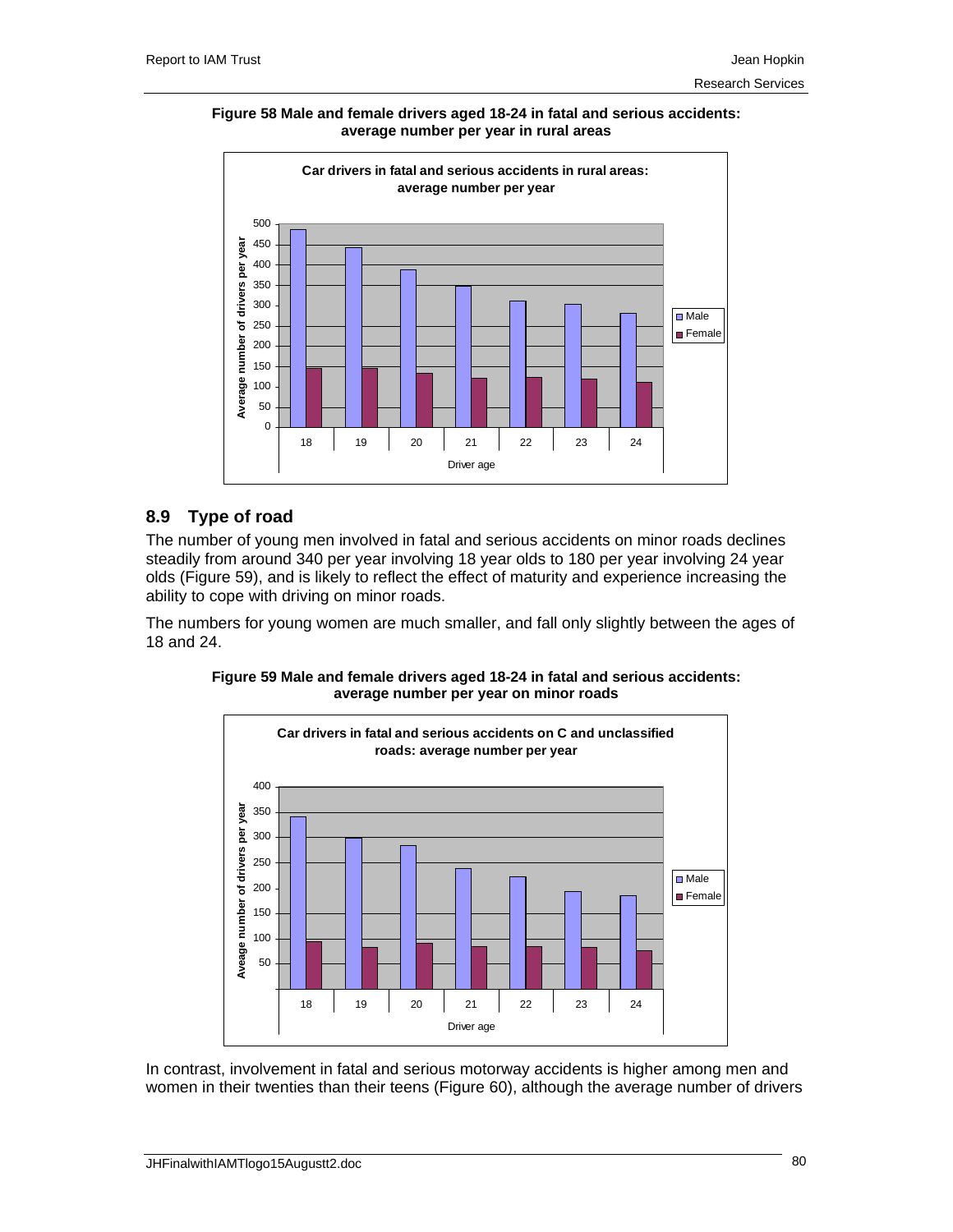**Figure 58 Male and female drivers aged 18-24 in fatal and serious accidents: average number per year in rural areas**

## 8.9 Type of road

The number of young men involved in fatal and serious accidents on minor roads declines steadily from around 340 per year involving 18 year olds to 180 per year involving 24 year olds (Figure 59), and is likely to reflect the effect of maturity and experience increasing the ability to cope with driving on minor roads.

The numbers for young women are much smaller, and fall only slightly between the ages of 18 and 24.

**Figure 59 Male and female drivers aged 18-24 in fatal and serious accidents: average number per year on minor roads**

In contrast, involvement in fatal and serious motorway accidents is higher among men and women in their twenties than their teens (Figure 60), although the average number of drivers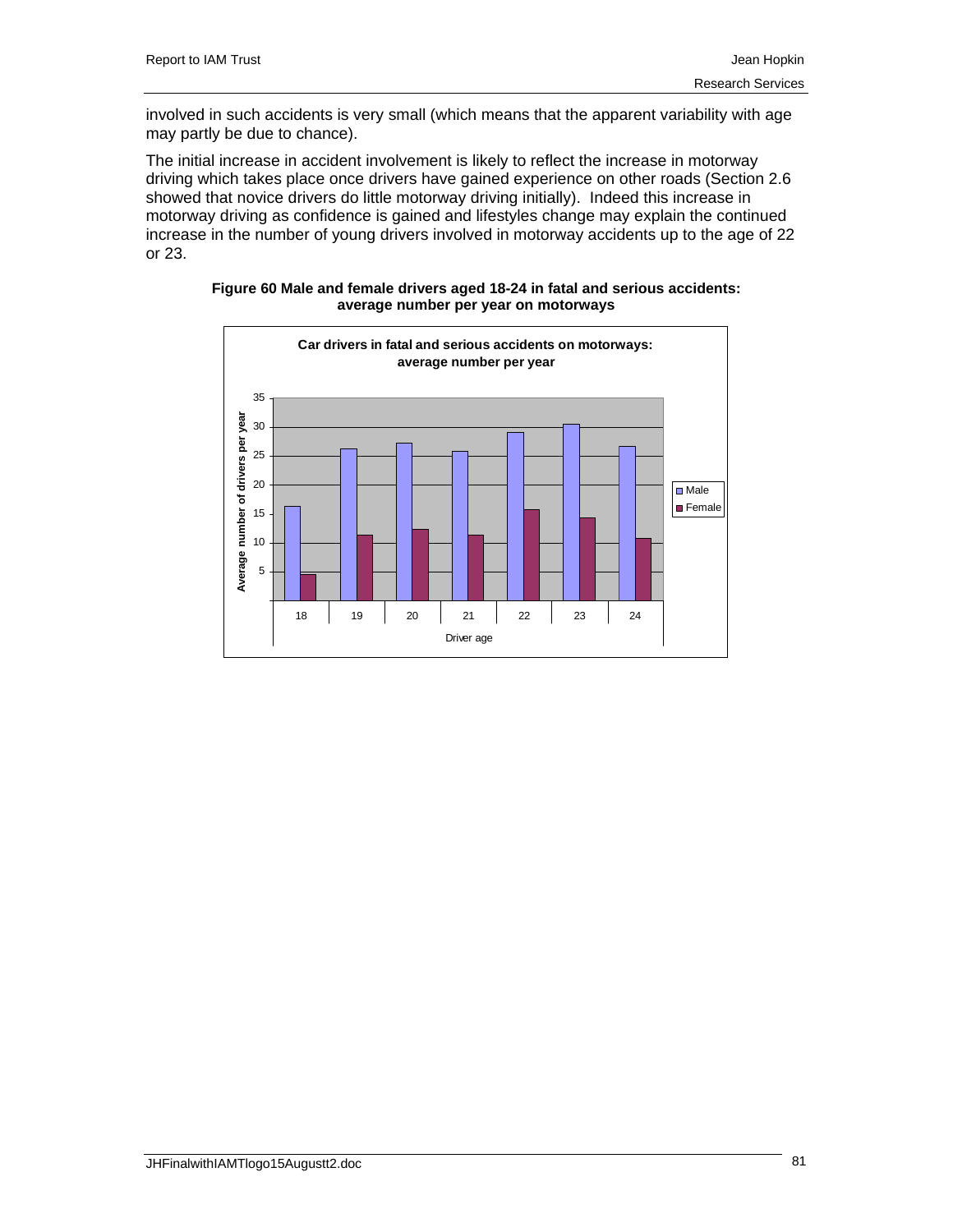involved in such accidents is very small (which means that the apparent variability with age may partly be due to chance).

The initial increase in accident involvement is likely to reflect the increase in motorway driving which takes place once drivers have gained experience on other roads (Section 2.6 showed that novice drivers do little motorway driving initially). Indeed this increase in motorway driving as confidence is gained and lifestyles change may explain the continued increase in the number of young drivers involved in motorway accidents up to the age of 22 or 23.

**Figure 60 Male and female drivers aged 18-24 in fatal and serious accidents: average number per year on motorways**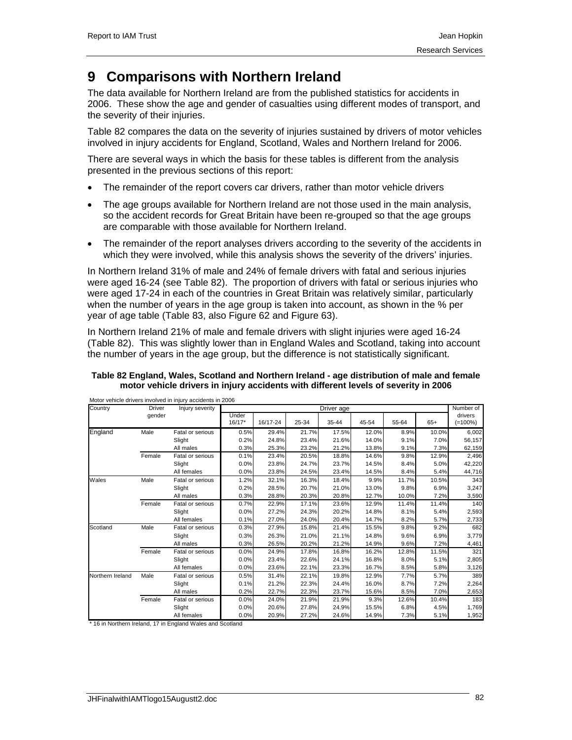# 9 Comparisons with Northern Ireland

The data available for Northern Ireland are from the published statistics for accidents in 2006. These show the age and gender of casualties using different modes of transport, and the severity of their injuries.

Table 82 compares the data on the severity of injuries sustained by drivers of motor vehicles involved in injury accidents for England, Scotland, Wales and Northern Ireland for 2006.

There are several ways in which the basis for these tables is different from the analysis presented in the previous sections of this report:

- The remainder of the report covers car drivers, rather than motor vehicle drivers
- The age groups available for Northern Ireland are not those used in the main analysis, so the accident records for Great Britain have been re-grouped so that the age groups are comparable with those available for Northern Ireland.
- The remainder of the report analyses drivers according to the severity of the accidents in which they were involved, while this analysis shows the severity of the drivers' injuries.

In Northern Ireland 31% of male and 24% of female drivers with fatal and serious injuries were aged 16-24 (see Table 82). The proportion of drivers with fatal or serious injuries who were aged 17-24 in each of the countries in Great Britain was relatively similar, particularly when the number of years in the age group is taken into account, as shown in the % per year of age table (Table 83, also Figure 62 and Figure 63).

In Northern Ireland 21% of male and female drivers with slight injuries were aged 16-24 (Table 82). This was slightly lower than in England Wales and Scotland, taking into account the number of years in the age group, but the difference is not statistically significant.

**Table 82 England, Wales, Scotland and Northern Ireland - age distribution of male and female motor vehicle drivers in injury accidents with different levels of severity in 2006**

Motor vehicle drivers involved in injury accidents in 2006

| Country | Driver gender | Injury severity | Driver age | | | | | | | Number of drivers |
|---|---|---|---|---|---|---|---|---|---|---|
| | | | Under 16/17* | 16/17-24 | 25-34 | 35-44 | 45-54 | 55-64 | 65+ | (=100%) |
| England | Male | Fatal or serious | 0.5% | 29.4% | 21.7% | 17.5% | 12.0% | 8.9% | 10.0% | 6,002 |
| | | Slight | 0.2% | 24.8% | 23.4% | 21.6% | 14.0% | 9.1% | 7.0% | 56,157 |
| | | All males | 0.3% | 25.3% | 23.2% | 21.2% | 13.8% | 9.1% | 7.3% | 62,159 |
| | Female | Fatal or serious | 0.1% | 23.4% | 20.5% | 18.8% | 14.6% | 9.8% | 12.9% | 2,496 |
| | | Slight | 0.0% | 23.8% | 24.7% | 23.7% | 14.5% | 8.4% | 5.0% | 42,220 |
| | | All females | 0.0% | 23.8% | 24.5% | 23.4% | 14.5% | 8.4% | 5.4% | 44,716 |
| Wales | Male | Fatal or serious | 1.2% | 32.1% | 16.3% | 18.4% | 9.9% | 11.7% | 10.5% | 343 |
| | | Slight | 0.2% | 28.5% | 20.7% | 21.0% | 13.0% | 9.8% | 6.9% | 3,247 |
| | | All males | 0.3% | 28.8% | 20.3% | 20.8% | 12.7% | 10.0% | 7.2% | 3,590 |
| | Female | Fatal or serious | 0.7% | 22.9% | 17.1% | 23.6% | 12.9% | 11.4% | 11.4% | 140 |
| | | Slight | 0.0% | 27.2% | 24.3% | 20.2% | 14.8% | 8.1% | 5.4% | 2,593 |
| | | All females | 0.1% | 27.0% | 24.0% | 20.4% | 14.7% | 8.2% | 5.7% | 2,733 |
| Scotland | Male | Fatal or serious | 0.3% | 27.9% | 15.8% | 21.4% | 15.5% | 9.8% | 9.2% | 682 |
| | | Slight | 0.3% | 26.3% | 21.0% | 21.1% | 14.8% | 9.6% | 6.9% | 3,779 |
| | | All males | 0.3% | 26.5% | 20.2% | 21.2% | 14.9% | 9.6% | 7.2% | 4,461 |
| | Female | Fatal or serious | 0.0% | 24.9% | 17.8% | 16.8% | 16.2% | 12.8% | 11.5% | 321 |
| | | Slight | 0.0% | 23.4% | 22.6% | 24.1% | 16.8% | 8.0% | 5.1% | 2,805 |
| | | All females | 0.0% | 23.6% | 22.1% | 23.3% | 16.7% | 8.5% | 5.8% | 3,126 |
| Northern Ireland | Male | Fatal or serious | 0.5% | 31.4% | 22.1% | 19.8% | 12.9% | 7.7% | 5.7% | 389 |
| | | Slight | 0.1% | 21.2% | 22.3% | 24.4% | 16.0% | 8.7% | 7.2% | 2,264 |
| | | All males | 0.2% | 22.7% | 22.3% | 23.7% | 15.6% | 8.5% | 7.0% | 2,653 |
| | Female | Fatal or serious | 0.0% | 24.0% | 21.9% | 21.9% | 9.3% | 12.6% | 10.4% | 183 |
| | | Slight | 0.0% | 20.6% | 27.8% | 24.9% | 15.5% | 6.8% | 4.5% | 1,769 |
| | | All females | 0.0% | 20.9% | 27.2% | 24.6% | 14.9% | 7.3% | 5.1% | 1,952 |

\* 16 in Northern Ireland, 17 in England Wales and Scotland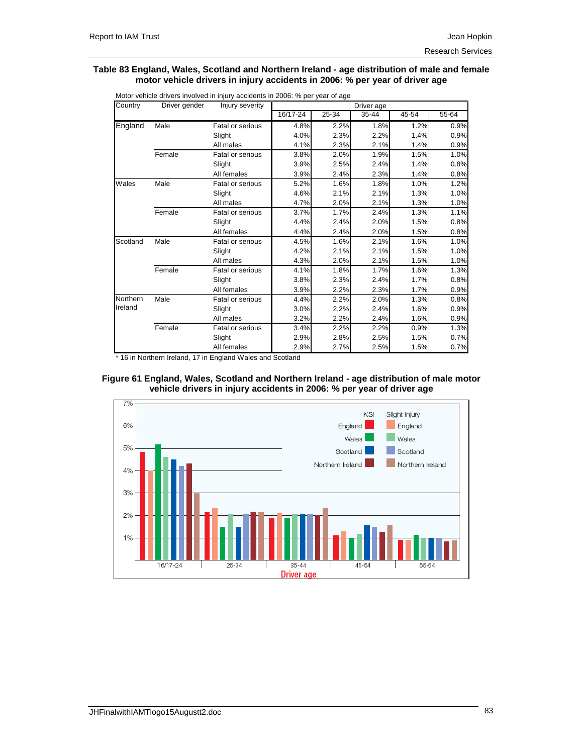**Table 83 England, Wales, Scotland and Northern Ireland - age distribution of male and female motor vehicle drivers in injury accidents in 2006: % per year of driver age**

Motor vehicle drivers involved in injury accidents in 2006: % per year of age

| Country | Driver gender | Injury severity | Driver age | | | | |
|---|---|---|---|---|---|---|---|
| | | | 16/17-24 | 25-34 | 35-44 | 45-54 | 55-64 |
| England | Male | Fatal or serious | 4.8% | 2.2% | 1.8% | 1.2% | 0.9% |
| | | Slight | 4.0% | 2.3% | 2.2% | 1.4% | 0.9% |
| | | All males | 4.1% | 2.3% | 2.1% | 1.4% | 0.9% |
| | Female | Fatal or serious | 3.8% | 2.0% | 1.9% | 1.5% | 1.0% |
| | | Slight | 3.9% | 2.5% | 2.4% | 1.4% | 0.8% |
| | | All females | 3.9% | 2.4% | 2.3% | 1.4% | 0.8% |
| Wales | Male | Fatal or serious | 5.2% | 1.6% | 1.8% | 1.0% | 1.2% |
| | | Slight | 4.6% | 2.1% | 2.1% | 1.3% | 1.0% |
| | | All males | 4.7% | 2.0% | 2.1% | 1.3% | 1.0% |
| | Female | Fatal or serious | 3.7% | 1.7% | 2.4% | 1.3% | 1.1% |
| | | Slight | 4.4% | 2.4% | 2.0% | 1.5% | 0.8% |
| | | All females | 4.4% | 2.4% | 2.0% | 1.5% | 0.8% |
| Scotland | Male | Fatal or serious | 4.5% | 1.6% | 2.1% | 1.6% | 1.0% |
| | | Slight | 4.2% | 2.1% | 2.1% | 1.5% | 1.0% |
| | | All males | 4.3% | 2.0% | 2.1% | 1.5% | 1.0% |
| | Female | Fatal or serious | 4.1% | 1.8% | 1.7% | 1.6% | 1.3% |
| | | Slight | 3.8% | 2.3% | 2.4% | 1.7% | 0.8% |
| | | All females | 3.9% | 2.2% | 2.3% | 1.7% | 0.9% |
| Northern Ireland | Male | Fatal or serious | 4.4% | 2.2% | 2.0% | 1.3% | 0.8% |
| | | Slight | 3.0% | 2.2% | 2.4% | 1.6% | 0.9% |
| | | All males | 3.2% | 2.2% | 2.4% | 1.6% | 0.9% |
| | Female | Fatal or serious | 3.4% | 2.2% | 2.2% | 0.9% | 1.3% |
| | | Slight | 2.9% | 2.8% | 2.5% | 1.5% | 0.7% |
| | | All females | 2.9% | 2.7% | 2.5% | 1.5% | 0.7% |

* 16 in Northern Ireland, 17 in England Wales and Scotland

**Figure 61 England, Wales, Scotland and Northern Ireland - age distribution of male motor vehicle drivers in injury accidents in 2006: % per year of driver age**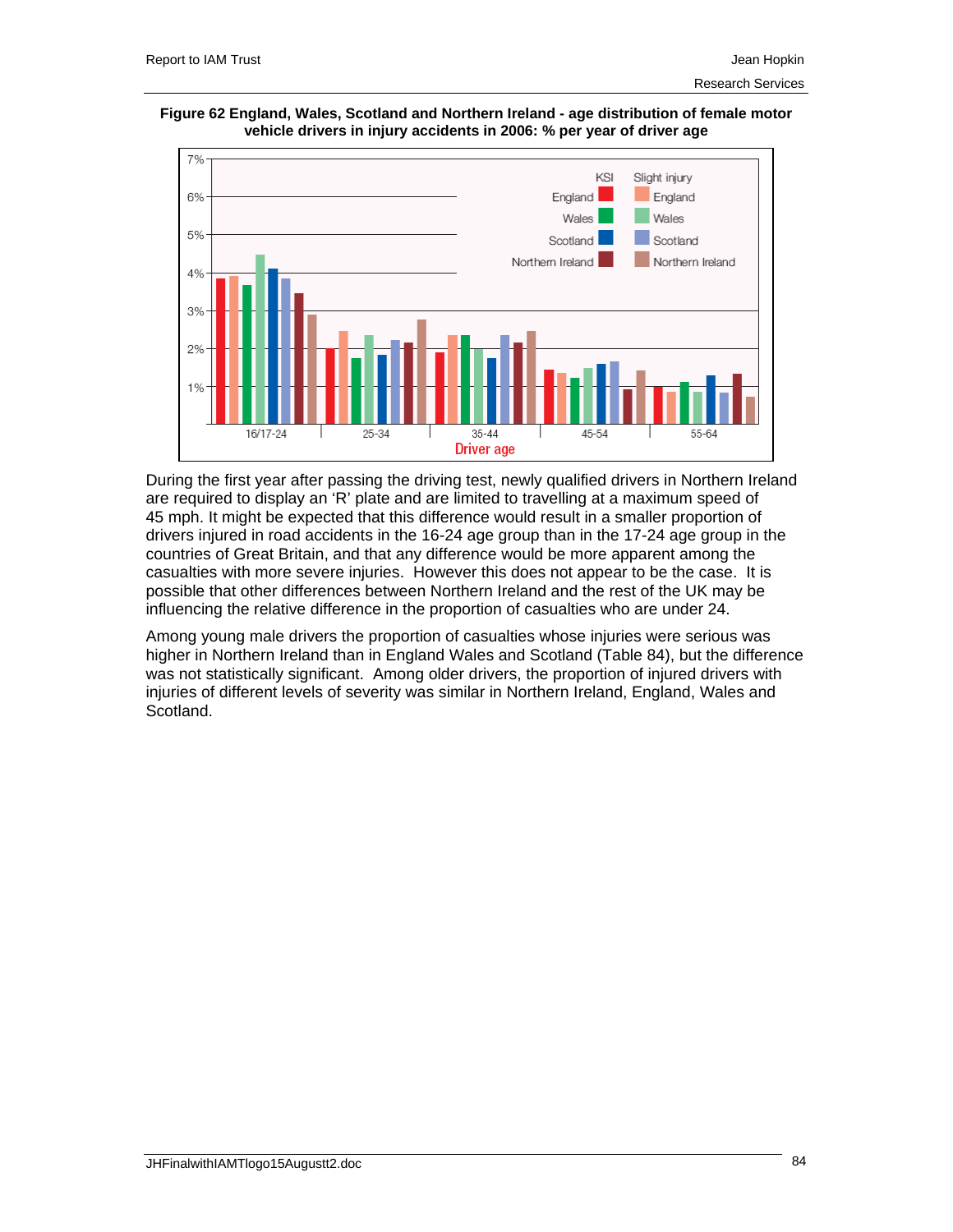**Figure 62 England, Wales, Scotland and Northern Ireland - age distribution of female motor vehicle drivers in injury accidents in 2006: % per year of driver age**

During the first year after passing the driving test, newly qualified drivers in Northern Ireland are required to display an 'R' plate and are limited to travelling at a maximum speed of 45 mph. It might be expected that this difference would result in a smaller proportion of drivers injured in road accidents in the 16-24 age group than in the 17-24 age group in the countries of Great Britain, and that any difference would be more apparent among the casualties with more severe injuries. However this does not appear to be the case. It is possible that other differences between Northern Ireland and the rest of the UK may be influencing the relative difference in the proportion of casualties who are under 24.

Among young male drivers the proportion of casualties whose injuries were serious was higher in Northern Ireland than in England Wales and Scotland (Table 84), but the difference was not statistically significant. Among older drivers, the proportion of injured drivers with injuries of different levels of severity was similar in Northern Ireland, England, Wales and Scotland.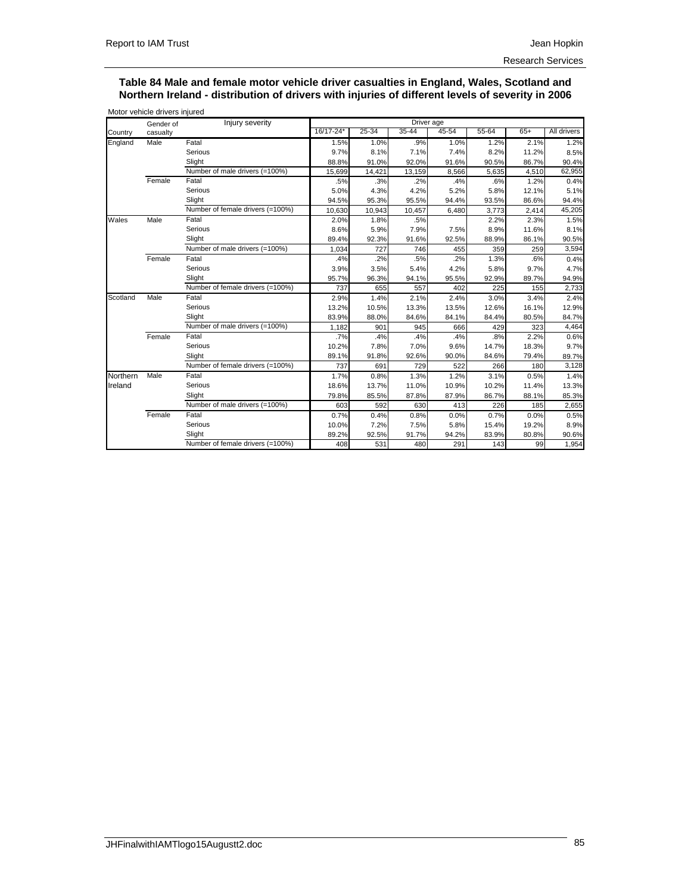**Table 84 Male and female motor vehicle driver casualties in England, Wales, Scotland and Northern Ireland - distribution of drivers with injuries of different levels of severity in 2006**

Motor vehicle drivers injured

| Country | Gender of casualty | Injury severity | Driver age | | | | | | |
|---|---|---|---|---|---|---|---|---|---|
| | | | 16/17-24* | 25-34 | 35-44 | 45-54 | 55-64 | 65+ | All drivers |
| England | Male | Fatal | 1.5% | 1.0% | .9% | 1.0% | 1.2% | 2.1% | 1.2% |
| | | Serious | 9.7% | 8.1% | 7.1% | 7.4% | 8.2% | 11.2% | 8.5% |
| | | Slight | 88.8% | 91.0% | 92.0% | 91.6% | 90.5% | 86.7% | 90.4% |
| | | Number of male drivers (=100%) | 15,699 | 14,421 | 13,159 | 8,566 | 5,635 | 4,510 | 62,955 |
| | Female | Fatal | .5% | .3% | .2% | .4% | .6% | 1.2% | 0.4% |
| | | Serious | 5.0% | 4.3% | 4.2% | 5.2% | 5.8% | 12.1% | 5.1% |
| | | Slight | 94.5% | 95.3% | 95.5% | 94.4% | 93.5% | 86.6% | 94.4% |
| | | Number of female drivers (=100%) | 10,630 | 10,943 | 10,457 | 6,480 | 3,773 | 2,414 | 45,205 |
| Wales | Male | Fatal | 2.0% | 1.8% | .5% | | 2.2% | 2.3% | 1.5% |
| | | Serious | 8.6% | 5.9% | 7.9% | 7.5% | 8.9% | 11.6% | 8.1% |
| | | Slight | 89.4% | 92.3% | 91.6% | 92.5% | 88.9% | 86.1% | 90.5% |
| | | Number of male drivers (=100%) | 1,034 | 727 | 746 | 455 | 359 | 259 | 3,594 |
| | Female | Fatal | .4% | .2% | .5% | .2% | 1.3% | .6% | 0.4% |
| | | Serious | 3.9% | 3.5% | 5.4% | 4.2% | 5.8% | 9.7% | 4.7% |
| | | Slight | 95.7% | 96.3% | 94.1% | 95.5% | 92.9% | 89.7% | 94.9% |
| | | Number of female drivers (=100%) | 737 | 655 | 557 | 402 | 225 | 155 | 2,733 |
| Scotland | Male | Fatal | 2.9% | 1.4% | 2.1% | 2.4% | 3.0% | 3.4% | 2.4% |
| | | Serious | 13.2% | 10.5% | 13.3% | 13.5% | 12.6% | 16.1% | 12.9% |
| | | Slight | 83.9% | 88.0% | 84.6% | 84.1% | 84.4% | 80.5% | 84.7% |
| | | Number of male drivers (=100%) | 1,182 | 901 | 945 | 666 | 429 | 323 | 4,464 |
| | Female | Fatal | .7% | .4% | .4% | .4% | .8% | 2.2% | 0.6% |
| | | Serious | 10.2% | 7.8% | 7.0% | 9.6% | 14.7% | 18.3% | 9.7% |
| | | Slight | 89.1% | 91.8% | 92.6% | 90.0% | 84.6% | 79.4% | 89.7% |
| | | Number of female drivers (=100%) | 737 | 691 | 729 | 522 | 266 | 180 | 3,128 |
| Northern Ireland | Male | Fatal | 1.7% | 0.8% | 1.3% | 1.2% | 3.1% | 0.5% | 1.4% |
| | | Serious | 18.6% | 13.7% | 11.0% | 10.9% | 10.2% | 11.4% | 13.3% |
| | | Slight | 79.8% | 85.5% | 87.8% | 87.9% | 86.7% | 88.1% | 85.3% |
| | | Number of male drivers (=100%) | 603 | 592 | 630 | 413 | 226 | 185 | 2,655 |
| | Female | Fatal | 0.7% | 0.4% | 0.8% | 0.0% | 0.7% | 0.0% | 0.5% |
| | | Serious | 10.0% | 7.2% | 7.5% | 5.8% | 15.4% | 19.2% | 8.9% |
| | | Slight | 89.2% | 92.5% | 91.7% | 94.2% | 83.9% | 80.8% | 90.6% |
| | | Number of female drivers (=100%) | 408 | 531 | 480 | 291 | 143 | 99 | 1,954 |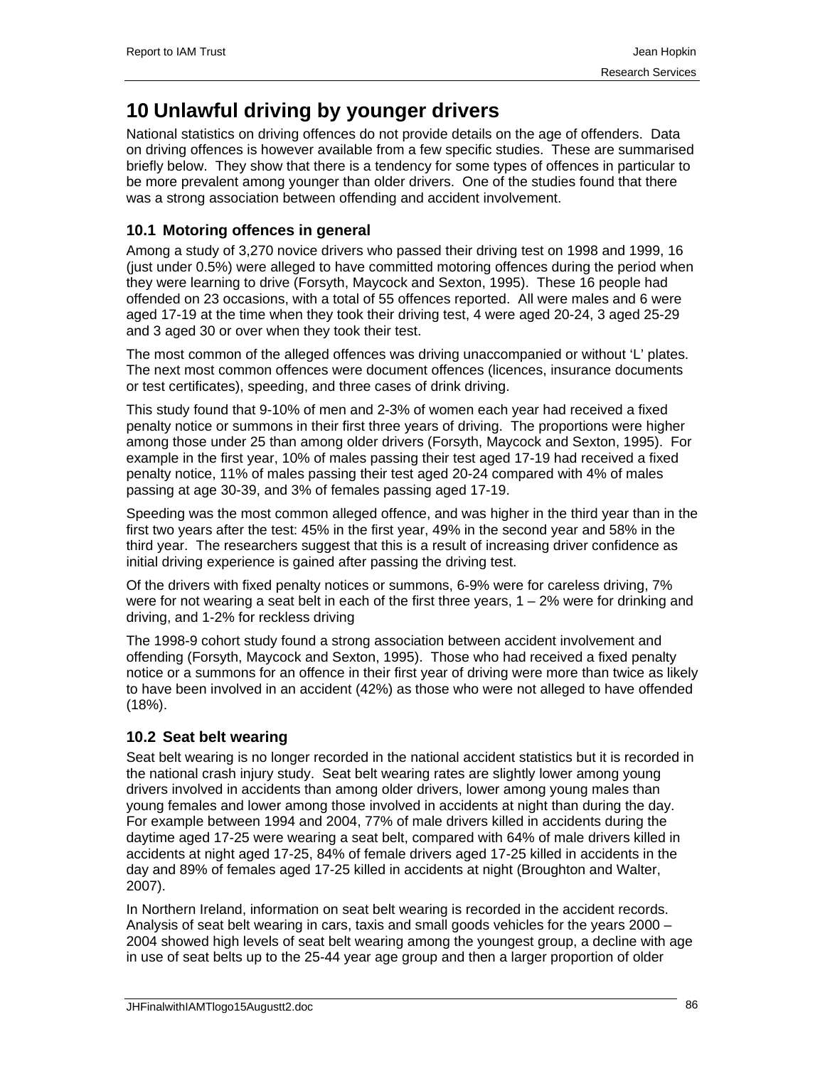# 10 Unlawful driving by younger drivers

National statistics on driving offences do not provide details on the age of offenders. Data on driving offences is however available from a few specific studies. These are summarised briefly below. They show that there is a tendency for some types of offences in particular to be more prevalent among younger than older drivers. One of the studies found that there was a strong association between offending and accident involvement.

## 10.1 Motoring offences in general

Among a study of 3,270 novice drivers who passed their driving test on 1998 and 1999, 16 (just under 0.5%) were alleged to have committed motoring offences during the period when they were learning to drive (Forsyth, Maycock and Sexton, 1995). These 16 people had offended on 23 occasions, with a total of 55 offences reported. All were males and 6 were aged 17-19 at the time when they took their driving test, 4 were aged 20-24, 3 aged 25-29 and 3 aged 30 or over when they took their test.

The most common of the alleged offences was driving unaccompanied or without 'L' plates. The next most common offences were document offences (licences, insurance documents or test certificates), speeding, and three cases of drink driving.

This study found that 9-10% of men and 2-3% of women each year had received a fixed penalty notice or summons in their first three years of driving. The proportions were higher among those under 25 than among older drivers (Forsyth, Maycock and Sexton, 1995). For example in the first year, 10% of males passing their test aged 17-19 had received a fixed penalty notice, 11% of males passing their test aged 20-24 compared with 4% of males passing at age 30-39, and 3% of females passing aged 17-19.

Speeding was the most common alleged offence, and was higher in the third year than in the first two years after the test: 45% in the first year, 49% in the second year and 58% in the third year. The researchers suggest that this is a result of increasing driver confidence as initial driving experience is gained after passing the driving test.

Of the drivers with fixed penalty notices or summons, 6-9% were for careless driving, 7% were for not wearing a seat belt in each of the first three years, 1 – 2% were for drinking and driving, and 1-2% for reckless driving

The 1998-9 cohort study found a strong association between accident involvement and offending (Forsyth, Maycock and Sexton, 1995). Those who had received a fixed penalty notice or a summons for an offence in their first year of driving were more than twice as likely to have been involved in an accident (42%) as those who were not alleged to have offended (18%).

## 10.2 Seat belt wearing

Seat belt wearing is no longer recorded in the national accident statistics but it is recorded in the national crash injury study. Seat belt wearing rates are slightly lower among young drivers involved in accidents than among older drivers, lower among young males than young females and lower among those involved in accidents at night than during the day. For example between 1994 and 2004, 77% of male drivers killed in accidents during the daytime aged 17-25 were wearing a seat belt, compared with 64% of male drivers killed in accidents at night aged 17-25, 84% of female drivers aged 17-25 killed in accidents in the day and 89% of females aged 17-25 killed in accidents at night (Broughton and Walter, 2007).

In Northern Ireland, information on seat belt wearing is recorded in the accident records. Analysis of seat belt wearing in cars, taxis and small goods vehicles for the years 2000 – 2004 showed high levels of seat belt wearing among the youngest group, a decline with age in use of seat belts up to the 25-44 year age group and then a larger proportion of older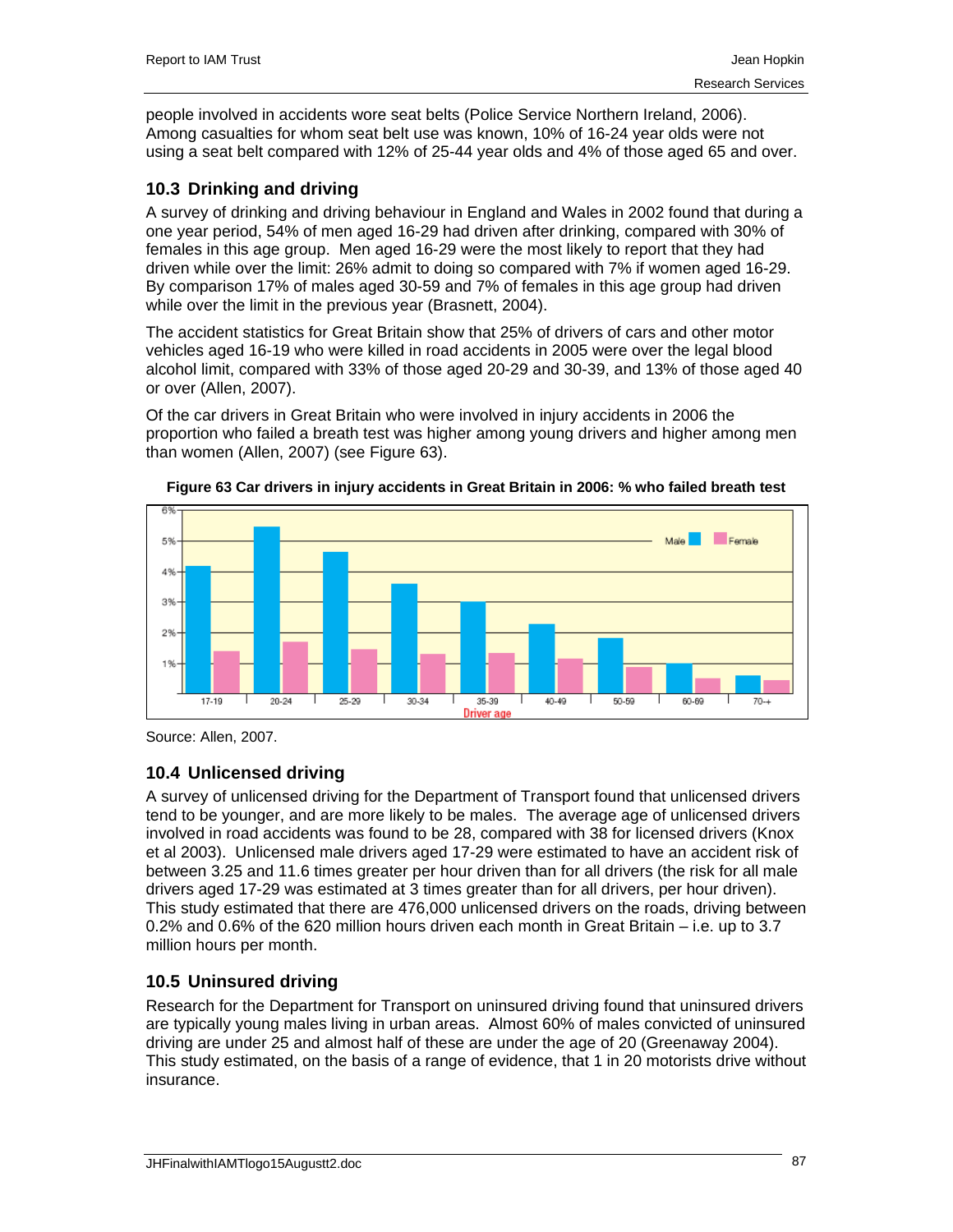people involved in accidents wore seat belts (Police Service Northern Ireland, 2006). Among casualties for whom seat belt use was known, 10% of 16-24 year olds were not using a seat belt compared with 12% of 25-44 year olds and 4% of those aged 65 and over.

## 10.3 Drinking and driving

A survey of drinking and driving behaviour in England and Wales in 2002 found that during a one year period, 54% of men aged 16-29 had driven after drinking, compared with 30% of females in this age group. Men aged 16-29 were the most likely to report that they had driven while over the limit: 26% admit to doing so compared with 7% if women aged 16-29. By comparison 17% of males aged 30-59 and 7% of females in this age group had driven while over the limit in the previous year (Brasnett, 2004).

The accident statistics for Great Britain show that 25% of drivers of cars and other motor vehicles aged 16-19 who were killed in road accidents in 2005 were over the legal blood alcohol limit, compared with 33% of those aged 20-29 and 30-39, and 13% of those aged 40 or over (Allen, 2007).

Of the car drivers in Great Britain who were involved in injury accidents in 2006 the proportion who failed a breath test was higher among young drivers and higher among men than women (Allen, 2007) (see Figure 63).

**Figure 63 Car drivers in injury accidents in Great Britain in 2006: % who failed breath test**

Source: Allen, 2007.

## 10.4 Unlicensed driving

A survey of unlicensed driving for the Department of Transport found that unlicensed drivers tend to be younger, and are more likely to be males. The average age of unlicensed drivers involved in road accidents was found to be 28, compared with 38 for licensed drivers (Knox et al 2003). Unlicensed male drivers aged 17-29 were estimated to have an accident risk of between 3.25 and 11.6 times greater per hour driven than for all drivers (the risk for all male drivers aged 17-29 was estimated at 3 times greater than for all drivers, per hour driven). This study estimated that there are 476,000 unlicensed drivers on the roads, driving between 0.2% and 0.6% of the 620 million hours driven each month in Great Britain – i.e. up to 3.7 million hours per month.

## 10.5 Uninsured driving

Research for the Department for Transport on uninsured driving found that uninsured drivers are typically young males living in urban areas. Almost 60% of males convicted of uninsured driving are under 25 and almost half of these are under the age of 20 (Greenaway 2004). This study estimated, on the basis of a range of evidence, that 1 in 20 motorists drive without insurance.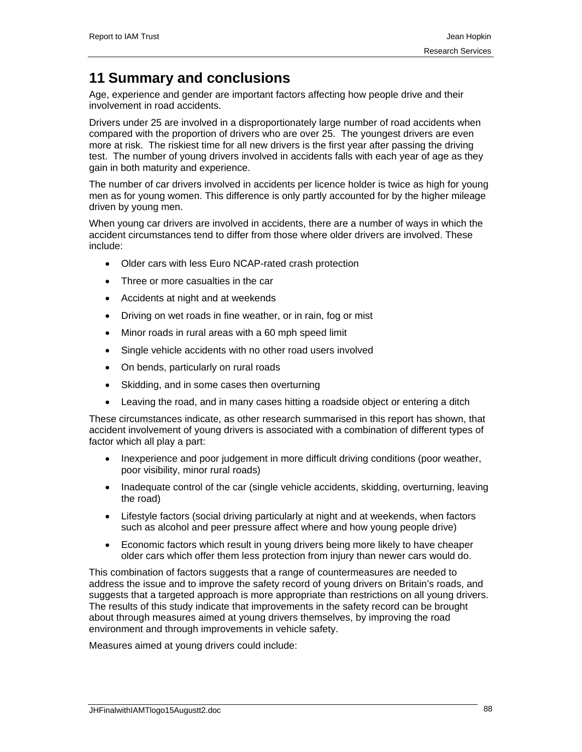# 11 Summary and conclusions

Age, experience and gender are important factors affecting how people drive and their involvement in road accidents.

Drivers under 25 are involved in a disproportionately large number of road accidents when compared with the proportion of drivers who are over 25. The youngest drivers are even more at risk. The riskiest time for all new drivers is the first year after passing the driving test. The number of young drivers involved in accidents falls with each year of age as they gain in both maturity and experience.

The number of car drivers involved in accidents per licence holder is twice as high for young men as for young women. This difference is only partly accounted for by the higher mileage driven by young men.

When young car drivers are involved in accidents, there are a number of ways in which the accident circumstances tend to differ from those where older drivers are involved. These include:

- Older cars with less Euro NCAP-rated crash protection
- Three or more casualties in the car
- Accidents at night and at weekends
- Driving on wet roads in fine weather, or in rain, fog or mist
- Minor roads in rural areas with a 60 mph speed limit
- Single vehicle accidents with no other road users involved
- On bends, particularly on rural roads
- Skidding, and in some cases then overturning
- Leaving the road, and in many cases hitting a roadside object or entering a ditch

These circumstances indicate, as other research summarised in this report has shown, that accident involvement of young drivers is associated with a combination of different types of factor which all play a part:

- Inexperience and poor judgement in more difficult driving conditions (poor weather, poor visibility, minor rural roads)
- Inadequate control of the car (single vehicle accidents, skidding, overturning, leaving the road)
- Lifestyle factors (social driving particularly at night and at weekends, when factors such as alcohol and peer pressure affect where and how young people drive)
- Economic factors which result in young drivers being more likely to have cheaper older cars which offer them less protection from injury than newer cars would do.

This combination of factors suggests that a range of countermeasures are needed to address the issue and to improve the safety record of young drivers on Britain's roads, and suggests that a targeted approach is more appropriate than restrictions on all young drivers. The results of this study indicate that improvements in the safety record can be brought about through measures aimed at young drivers themselves, by improving the road environment and through improvements in vehicle safety.

Measures aimed at young drivers could include: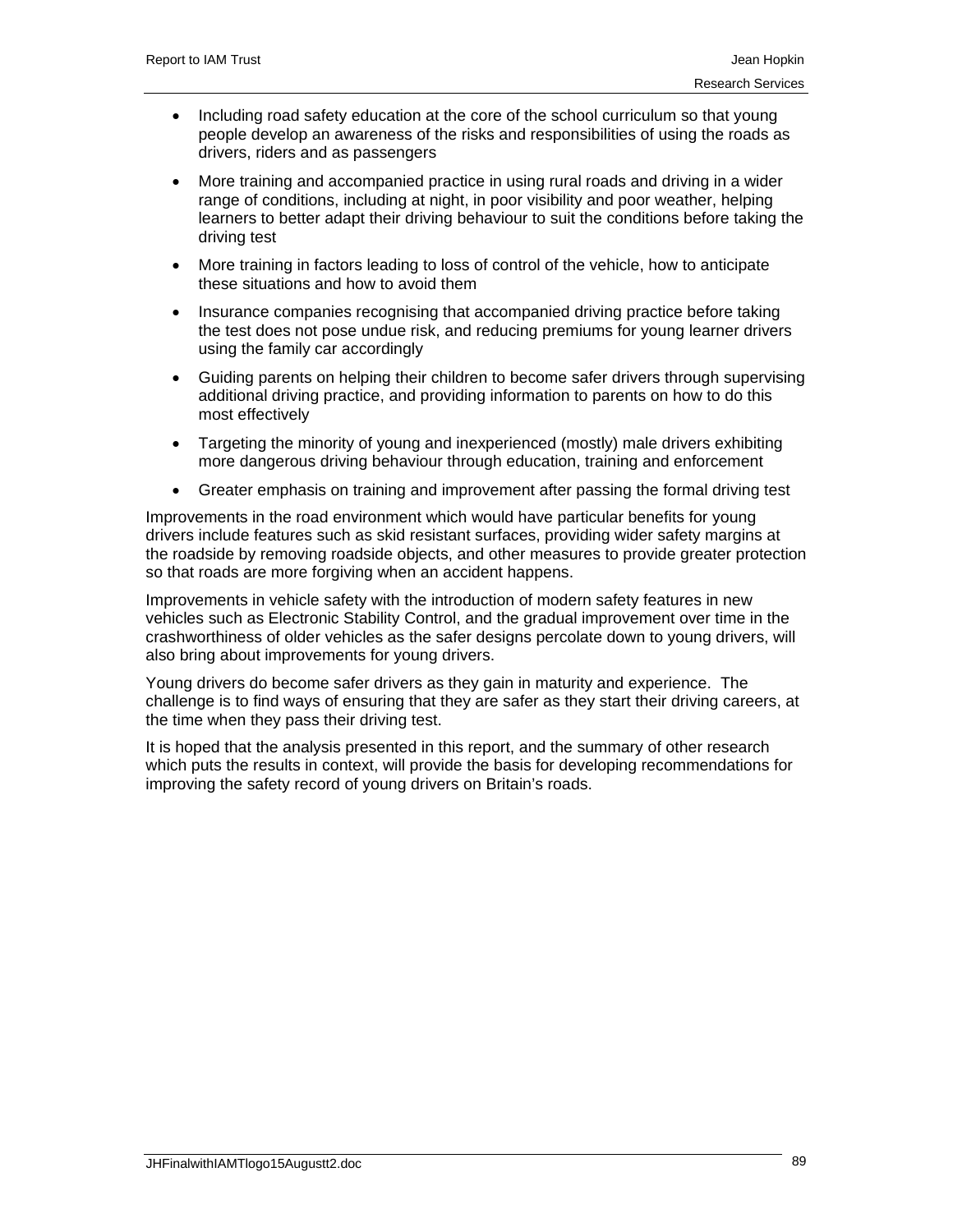- Including road safety education at the core of the school curriculum so that young people develop an awareness of the risks and responsibilities of using the roads as drivers, riders and as passengers
- More training and accompanied practice in using rural roads and driving in a wider range of conditions, including at night, in poor visibility and poor weather, helping learners to better adapt their driving behaviour to suit the conditions before taking the driving test
- More training in factors leading to loss of control of the vehicle, how to anticipate these situations and how to avoid them
- Insurance companies recognising that accompanied driving practice before taking the test does not pose undue risk, and reducing premiums for young learner drivers using the family car accordingly
- Guiding parents on helping their children to become safer drivers through supervising additional driving practice, and providing information to parents on how to do this most effectively
- Targeting the minority of young and inexperienced (mostly) male drivers exhibiting more dangerous driving behaviour through education, training and enforcement
- Greater emphasis on training and improvement after passing the formal driving test

Improvements in the road environment which would have particular benefits for young drivers include features such as skid resistant surfaces, providing wider safety margins at the roadside by removing roadside objects, and other measures to provide greater protection so that roads are more forgiving when an accident happens.

Improvements in vehicle safety with the introduction of modern safety features in new vehicles such as Electronic Stability Control, and the gradual improvement over time in the crashworthiness of older vehicles as the safer designs percolate down to young drivers, will also bring about improvements for young drivers.

Young drivers do become safer drivers as they gain in maturity and experience. The challenge is to find ways of ensuring that they are safer as they start their driving careers, at the time when they pass their driving test.

It is hoped that the analysis presented in this report, and the summary of other research which puts the results in context, will provide the basis for developing recommendations for improving the safety record of young drivers on Britain's roads.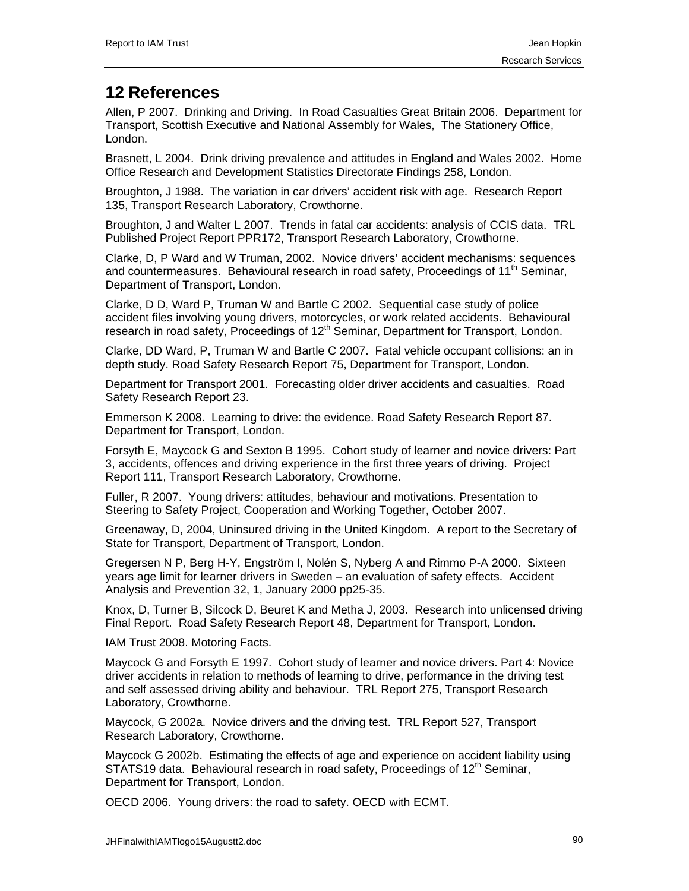# 12 References

Allen, P 2007. Drinking and Driving. In Road Casualties Great Britain 2006. Department for Transport, Scottish Executive and National Assembly for Wales, The Stationery Office, London.

Brasnett, L 2004. Drink driving prevalence and attitudes in England and Wales 2002. Home Office Research and Development Statistics Directorate Findings 258, London.

Broughton, J 1988. The variation in car drivers' accident risk with age. Research Report 135, Transport Research Laboratory, Crowthorne.

Broughton, J and Walter L 2007. Trends in fatal car accidents: analysis of CCIS data. TRL Published Project Report PPR172, Transport Research Laboratory, Crowthorne.

Clarke, D, P Ward and W Truman, 2002. Novice drivers' accident mechanisms: sequences and countermeasures. Behavioural research in road safety, Proceedings of 11th Seminar, Department of Transport, London.

Clarke, D D, Ward P, Truman W and Bartle C 2002. Sequential case study of police accident files involving young drivers, motorcycles, or work related accidents. Behavioural research in road safety, Proceedings of 12th Seminar, Department for Transport, London.

Clarke, DD Ward, P, Truman W and Bartle C 2007. Fatal vehicle occupant collisions: an in depth study. Road Safety Research Report 75, Department for Transport, London.

Department for Transport 2001. Forecasting older driver accidents and casualties. Road Safety Research Report 23.

Emmerson K 2008. Learning to drive: the evidence. Road Safety Research Report 87. Department for Transport, London.

Forsyth E, Maycock G and Sexton B 1995. Cohort study of learner and novice drivers: Part 3, accidents, offences and driving experience in the first three years of driving. Project Report 111, Transport Research Laboratory, Crowthorne.

Fuller, R 2007. Young drivers: attitudes, behaviour and motivations. Presentation to Steering to Safety Project, Cooperation and Working Together, October 2007.

Greenaway, D, 2004, Uninsured driving in the United Kingdom. A report to the Secretary of State for Transport, Department of Transport, London.

Gregersen N P, Berg H-Y, Engström I, Nolén S, Nyberg A and Rimmo P-A 2000. Sixteen years age limit for learner drivers in Sweden – an evaluation of safety effects. Accident Analysis and Prevention 32, 1, January 2000 pp25-35.

Knox, D, Turner B, Silcock D, Beuret K and Metha J, 2003. Research into unlicensed driving Final Report. Road Safety Research Report 48, Department for Transport, London.

IAM Trust 2008. Motoring Facts.

Maycock G and Forsyth E 1997. Cohort study of learner and novice drivers. Part 4: Novice driver accidents in relation to methods of learning to drive, performance in the driving test and self assessed driving ability and behaviour. TRL Report 275, Transport Research Laboratory, Crowthorne.

Maycock, G 2002a. Novice drivers and the driving test. TRL Report 527, Transport Research Laboratory, Crowthorne.

Maycock G 2002b. Estimating the effects of age and experience on accident liability using STATS19 data. Behavioural research in road safety, Proceedings of 12th Seminar, Department for Transport, London.

OECD 2006. Young drivers: the road to safety. OECD with ECMT.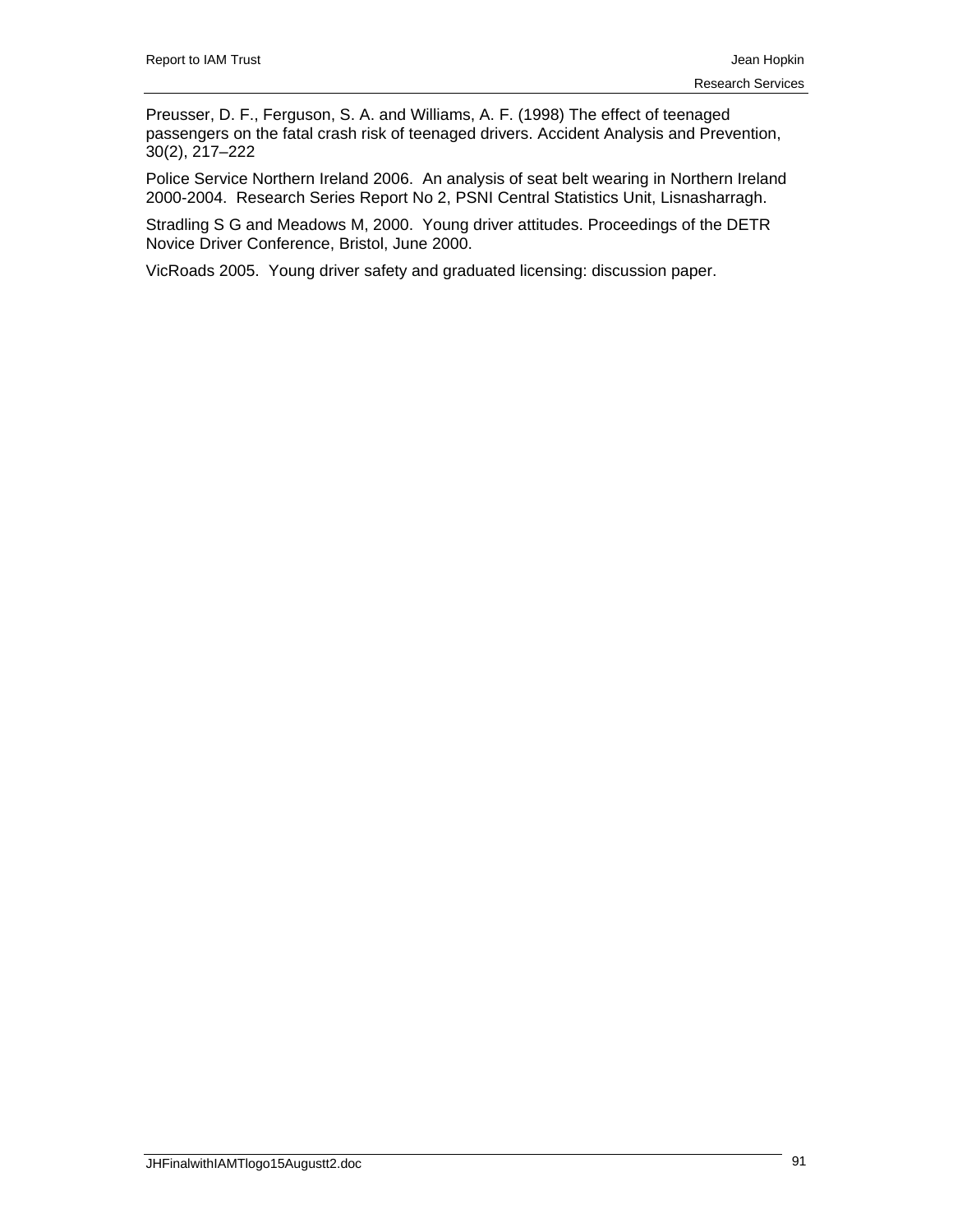Preusser, D. F., Ferguson, S. A. and Williams, A. F. (1998) The effect of teenaged passengers on the fatal crash risk of teenaged drivers. Accident Analysis and Prevention, 30(2), 217–222

Police Service Northern Ireland 2006. An analysis of seat belt wearing in Northern Ireland 2000-2004. Research Series Report No 2, PSNI Central Statistics Unit, Lisnasharragh.

Stradling S G and Meadows M, 2000. Young driver attitudes. Proceedings of the DETR Novice Driver Conference, Bristol, June 2000.

VicRoads 2005. Young driver safety and graduated licensing: discussion paper.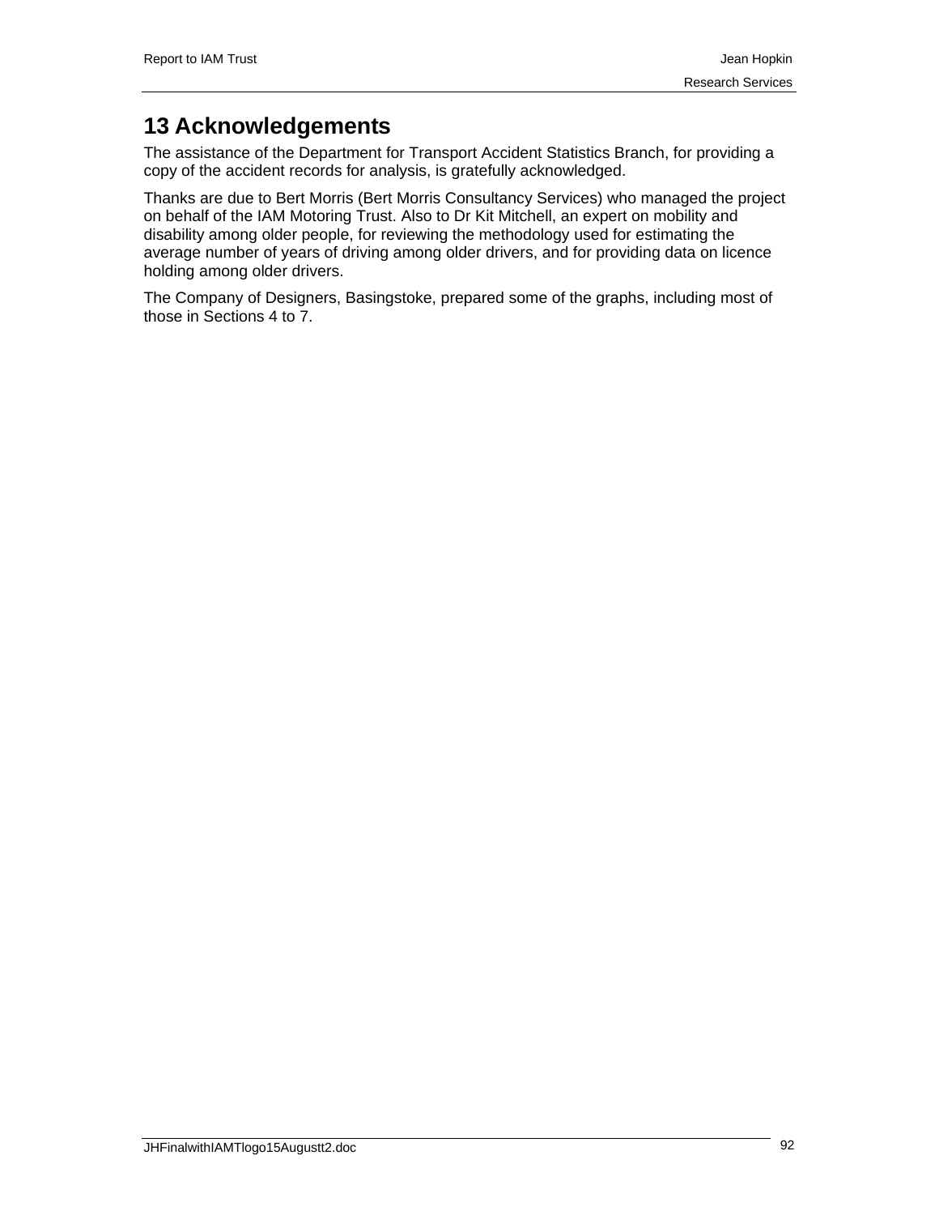# 13 Acknowledgements

The assistance of the Department for Transport Accident Statistics Branch, for providing a copy of the accident records for analysis, is gratefully acknowledged.

Thanks are due to Bert Morris (Bert Morris Consultancy Services) who managed the project on behalf of the IAM Motoring Trust. Also to Dr Kit Mitchell, an expert on mobility and disability among older people, for reviewing the methodology used for estimating the average number of years of driving among older drivers, and for providing data on licence holding among older drivers.

The Company of Designers, Basingstoke, prepared some of the graphs, including most of those in Sections 4 to 7.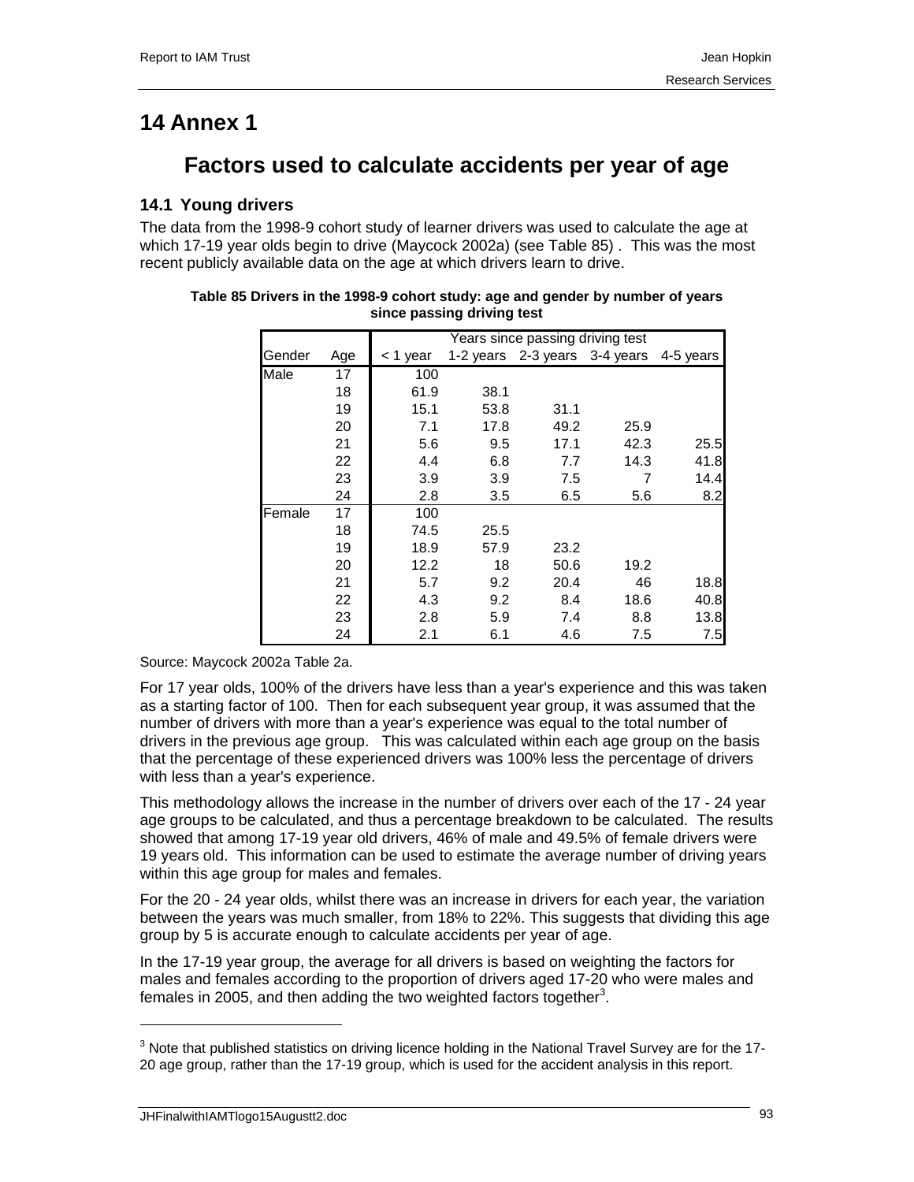# 14 Annex 1

## Factors used to calculate accidents per year of age

### 14.1 Young drivers

The data from the 1998-9 cohort study of learner drivers was used to calculate the age at which 17-19 year olds begin to drive (Maycock 2002a) (see Table 85) . This was the most recent publicly available data on the age at which drivers learn to drive.

**Table 85 Drivers in the 1998-9 cohort study: age and gender by number of years since passing driving test**

| | | Years since passing driving test | | | | |
|---|---|---|---|---|---|---|
| Gender | Age | < 1 year | 1-2 years | 2-3 years | 3-4 years | 4-5 years |
| Male | 17 | 100 | | | | |
| | 18 | 61.9 | 38.1 | | | |
| | 19 | 15.1 | 53.8 | 31.1 | | |
| | 20 | 7.1 | 17.8 | 49.2 | 25.9 | |
| | 21 | 5.6 | 9.5 | 17.1 | 42.3 | 25.5 |
| | 22 | 4.4 | 6.8 | 7.7 | 14.3 | 41.8 |
| | 23 | 3.9 | 3.9 | 7.5 | 7 | 14.4 |
| | 24 | 2.8 | 3.5 | 6.5 | 5.6 | 8.2 |
| Female | 17 | 100 | | | | |
| | 18 | 74.5 | 25.5 | | | |
| | 19 | 18.9 | 57.9 | 23.2 | | |
| | 20 | 12.2 | 18 | 50.6 | 19.2 | |
| | 21 | 5.7 | 9.2 | 20.4 | 46 | 18.8 |
| | 22 | 4.3 | 9.2 | 8.4 | 18.6 | 40.8 |
| | 23 | 2.8 | 5.9 | 7.4 | 8.8 | 13.8 |
| | 24 | 2.1 | 6.1 | 4.6 | 7.5 | 7.5 |

Source: Maycock 2002a Table 2a.

For 17 year olds, 100% of the drivers have less than a year's experience and this was taken as a starting factor of 100. Then for each subsequent year group, it was assumed that the number of drivers with more than a year's experience was equal to the total number of drivers in the previous age group. This was calculated within each age group on the basis that the percentage of these experienced drivers was 100% less the percentage of drivers with less than a year's experience.

This methodology allows the increase in the number of drivers over each of the 17 - 24 year age groups to be calculated, and thus a percentage breakdown to be calculated. The results showed that among 17-19 year old drivers, 46% of male and 49.5% of female drivers were 19 years old. This information can be used to estimate the average number of driving years within this age group for males and females.

For the 20 - 24 year olds, whilst there was an increase in drivers for each year, the variation between the years was much smaller, from 18% to 22%. This suggests that dividing this age group by 5 is accurate enough to calculate accidents per year of age.

In the 17-19 year group, the average for all drivers is based on weighting the factors for males and females according to the proportion of drivers aged 17-20 who were males and females in 2005, and then adding the two weighted factors together[3].

[3] Note that published statistics on driving licence holding in the National Travel Survey are for the 17-20 age group, rather than the 17-19 group, which is used for the accident analysis in this report.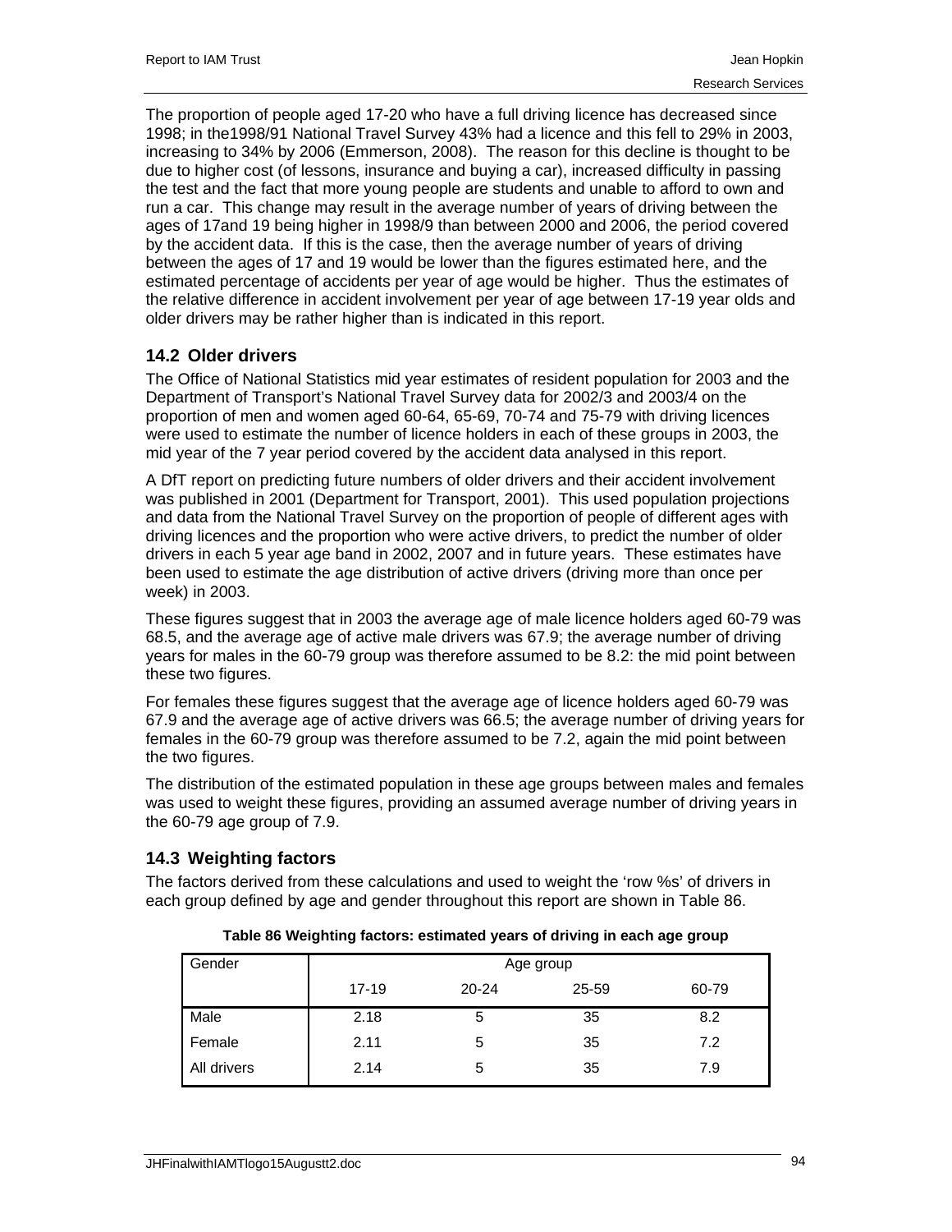The proportion of people aged 17-20 who have a full driving licence has decreased since 1998; in the1998/91 National Travel Survey 43% had a licence and this fell to 29% in 2003, increasing to 34% by 2006 (Emmerson, 2008). The reason for this decline is thought to be due to higher cost (of lessons, insurance and buying a car), increased difficulty in passing the test and the fact that more young people are students and unable to afford to own and run a car. This change may result in the average number of years of driving between the ages of 17and 19 being higher in 1998/9 than between 2000 and 2006, the period covered by the accident data. If this is the case, then the average number of years of driving between the ages of 17 and 19 would be lower than the figures estimated here, and the estimated percentage of accidents per year of age would be higher. Thus the estimates of the relative difference in accident involvement per year of age between 17-19 year olds and older drivers may be rather higher than is indicated in this report.

## 14.2 Older drivers

The Office of National Statistics mid year estimates of resident population for 2003 and the Department of Transport's National Travel Survey data for 2002/3 and 2003/4 on the proportion of men and women aged 60-64, 65-69, 70-74 and 75-79 with driving licences were used to estimate the number of licence holders in each of these groups in 2003, the mid year of the 7 year period covered by the accident data analysed in this report.

A DfT report on predicting future numbers of older drivers and their accident involvement was published in 2001 (Department for Transport, 2001). This used population projections and data from the National Travel Survey on the proportion of people of different ages with driving licences and the proportion who were active drivers, to predict the number of older drivers in each 5 year age band in 2002, 2007 and in future years. These estimates have been used to estimate the age distribution of active drivers (driving more than once per week) in 2003.

These figures suggest that in 2003 the average age of male licence holders aged 60-79 was 68.5, and the average age of active male drivers was 67.9; the average number of driving years for males in the 60-79 group was therefore assumed to be 8.2: the mid point between these two figures.

For females these figures suggest that the average age of licence holders aged 60-79 was 67.9 and the average age of active drivers was 66.5; the average number of driving years for females in the 60-79 group was therefore assumed to be 7.2, again the mid point between the two figures.

The distribution of the estimated population in these age groups between males and females was used to weight these figures, providing an assumed average number of driving years in the 60-79 age group of 7.9.

## 14.3 Weighting factors

The factors derived from these calculations and used to weight the 'row %s' of drivers in each group defined by age and gender throughout this report are shown in Table 86.

**Table 86 Weighting factors: estimated years of driving in each age group**

| Gender | Age group | | | |
|---|---|---|---|---|
| | 17-19 | 20-24 | 25-59 | 60-79 |
| Male | 2.18 | 5 | 35 | 8.2 |
| Female | 2.11 | 5 | 35 | 7.2 |
| All drivers | 2.14 | 5 | 35 | 7.9 |